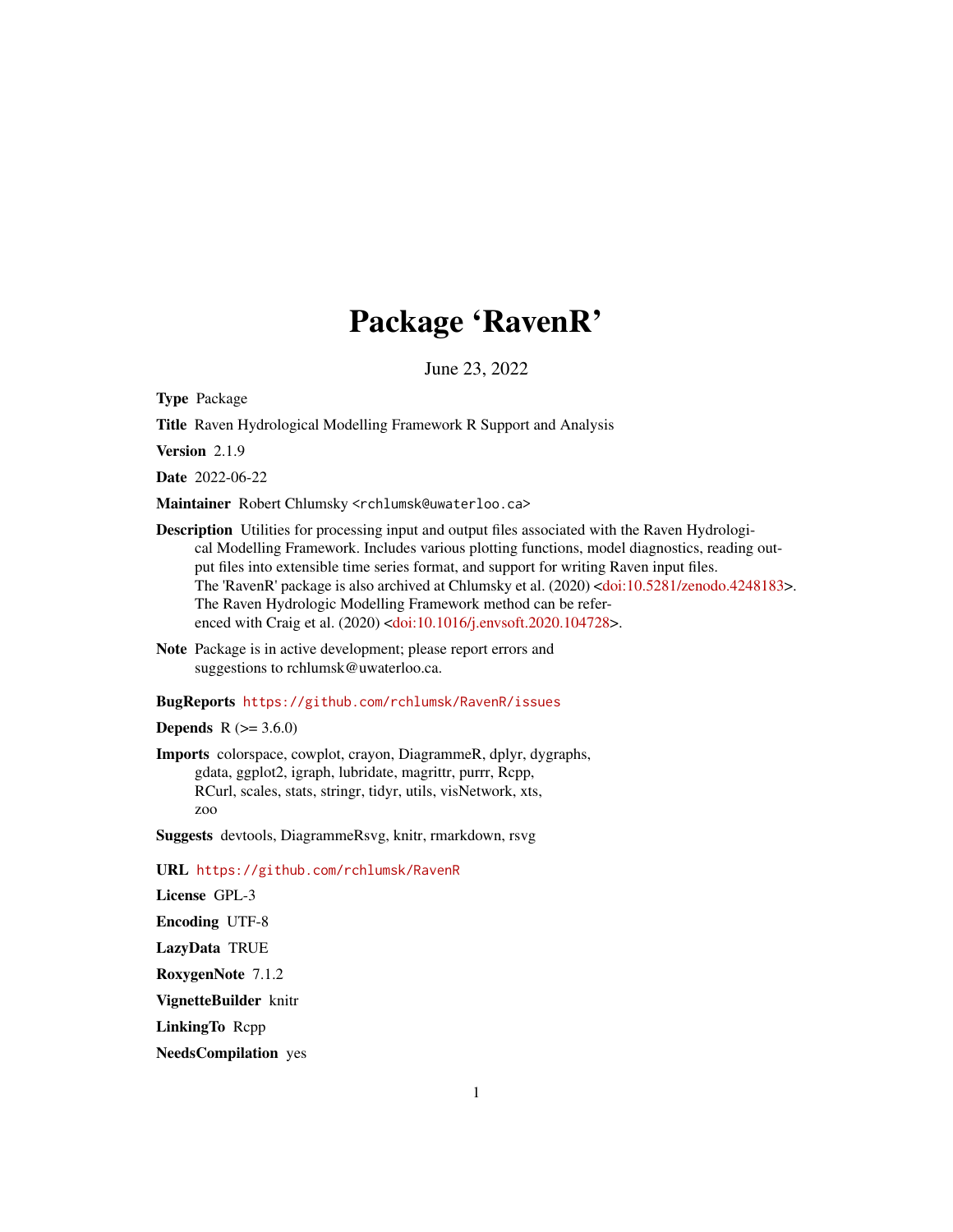# Package 'RavenR'

June 23, 2022

**Type** Package

**Title** Raven Hydrological Modelling Framework R Support and Analysis

**Version** 2.1.9

**Date** 2022-06-22

**Maintainer** Robert Chlumsky <rchlumsk@uwaterloo.ca>

**Description** Utilities for processing input and output files associated with the Raven Hydrological Modelling Framework. Includes various plotting functions, model diagnostics, reading output files into extensible time series format, and support for writing Raven input files. The 'RavenR' package is also archived at Chlumsky et al. (2020) <doi:10.5281/zenodo.4248183>. The Raven Hydrologic Modelling Framework method can be referenced with Craig et al. (2020) <doi:10.1016/j.envsoft.2020.104728>.

**Note** Package is in active development; please report errors and suggestions to rchlumsk@uwaterloo.ca.

**BugReports** https://github.com/rchlumsk/RavenR/issues

**Depends** R (>= 3.6.0)

**Imports** colorspace, cowplot, crayon, DiagrammeR, dplyr, dygraphs, gdata, ggplot2, igraph, lubridate, magrittr, purrr, Rcpp, RCurl, scales, stats, stringr, tidyr, utils, visNetwork, xts, zoo

**Suggests** devtools, DiagrammeRsvg, knitr, rmarkdown, rsvg

**URL** https://github.com/rchlumsk/RavenR

**License** GPL-3

**Encoding** UTF-8

**LazyData** TRUE

**RoxygenNote** 7.1.2

**VignetteBuilder** knitr

**LinkingTo** Rcpp

**NeedsCompilation** yes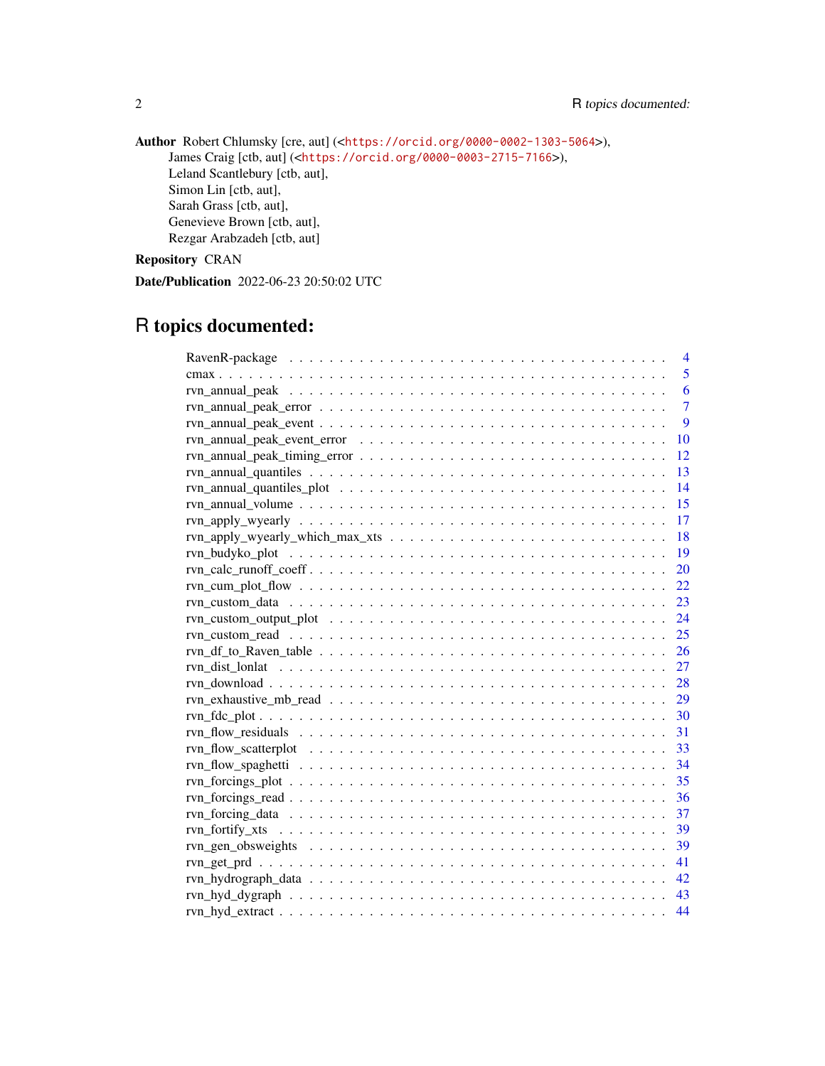**Author** Robert Chlumsky [cre, aut] (<https://orcid.org/0000-0002-1303-5064>),
James Craig [ctb, aut] (<https://orcid.org/0000-0003-2715-7166>),
Leland Scantlebury [ctb, aut],
Simon Lin [ctb, aut],
Sarah Grass [ctb, aut],
Genevieve Brown [ctb, aut],
Rezgar Arabzadeh [ctb, aut]

**Repository** CRAN

**Date/Publication** 2022-06-23 20:50:02 UTC

# R topics documented:

| | |
|---|---|
| RavenR-package | 4 |
| cmax | 5 |
| rvn_annual_peak | 6 |
| rvn_annual_peak_error | 7 |
| rvn_annual_peak_event | 9 |
| rvn_annual_peak_event_error | 10 |
| rvn_annual_peak_timing_error | 12 |
| rvn_annual_quantiles | 13 |
| rvn_annual_quantiles_plot | 14 |
| rvn_annual_volume | 15 |
| rvn_apply_wyearly | 17 |
| rvn_apply_wyearly_which_max_xts | 18 |
| rvn_budyko_plot | 19 |
| rvn_calc_runoff_coeff | 20 |
| rvn_cum_plot_flow | 22 |
| rvn_custom_data | 23 |
| rvn_custom_output_plot | 24 |
| rvn_custom_read | 25 |
| rvn_df_to_Raven_table | 26 |
| rvn_dist_lonlat | 27 |
| rvn_download | 28 |
| rvn_exhaustive_mb_read | 29 |
| rvn_fdc_plot | 30 |
| rvn_flow_residuals | 31 |
| rvn_flow_scatterplot | 33 |
| rvn_flow_spaghetti | 34 |
| rvn_forcings_plot | 35 |
| rvn_forcings_read | 36 |
| rvn_forcing_data | 37 |
| rvn_fortify_xts | 39 |
| rvn_gen_obsweights | 39 |
| rvn_get_prd | 41 |
| rvn_hydrograph_data | 42 |
| rvn_hyd_dygraph | 43 |
| rvn_hyd_extract | 44 |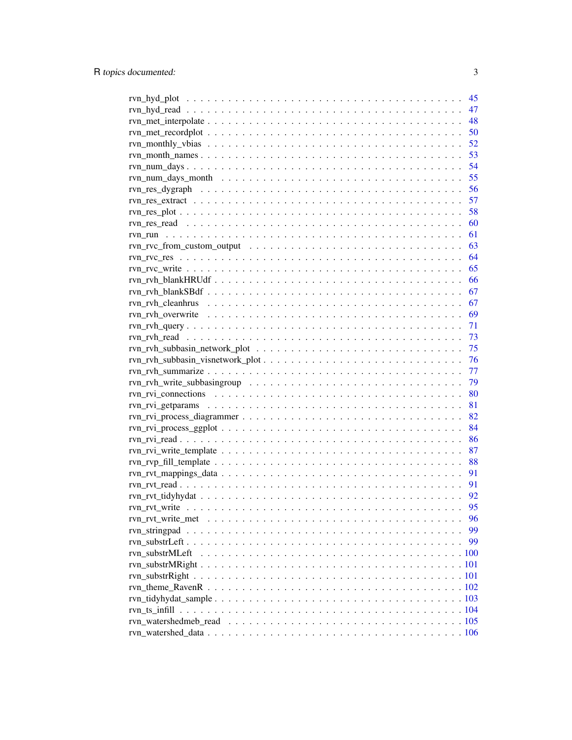rvn_hyd_plot . . . . . . . . . . . . . . . . . . . . . . . . . . . . . . . . . . . . 45
rvn_hyd_read . . . . . . . . . . . . . . . . . . . . . . . . . . . . . . . . . . . . 47
rvn_met_interpolate . . . . . . . . . . . . . . . . . . . . . . . . . . . . . . . . . 48
rvn_met_recordplot . . . . . . . . . . . . . . . . . . . . . . . . . . . . . . . . . 50
rvn_monthly_vbias . . . . . . . . . . . . . . . . . . . . . . . . . . . . . . . . . 52
rvn_month_names . . . . . . . . . . . . . . . . . . . . . . . . . . . . . . . . . . 53
rvn_num_days . . . . . . . . . . . . . . . . . . . . . . . . . . . . . . . . . . . . 54
rvn_num_days_month . . . . . . . . . . . . . . . . . . . . . . . . . . . . . . . . 55
rvn_res_dygraph . . . . . . . . . . . . . . . . . . . . . . . . . . . . . . . . . . 56
rvn_res_extract . . . . . . . . . . . . . . . . . . . . . . . . . . . . . . . . . . . 57
rvn_res_plot . . . . . . . . . . . . . . . . . . . . . . . . . . . . . . . . . . . . 58
rvn_res_read . . . . . . . . . . . . . . . . . . . . . . . . . . . . . . . . . . . . 60
rvn_run . . . . . . . . . . . . . . . . . . . . . . . . . . . . . . . . . . . . . . . 61
rvn_rvc_from_custom_output . . . . . . . . . . . . . . . . . . . . . . . . . . . . 63
rvn_rvc_res . . . . . . . . . . . . . . . . . . . . . . . . . . . . . . . . . . . . . 64
rvn_rvc_write . . . . . . . . . . . . . . . . . . . . . . . . . . . . . . . . . . . . 65
rvn_rvh_blankHRUdf . . . . . . . . . . . . . . . . . . . . . . . . . . . . . . . . . 66
rvn_rvh_blankSBdf . . . . . . . . . . . . . . . . . . . . . . . . . . . . . . . . . 67
rvn_rvh_cleanhrus . . . . . . . . . . . . . . . . . . . . . . . . . . . . . . . . . 67
rvn_rvh_overwrite . . . . . . . . . . . . . . . . . . . . . . . . . . . . . . . . . 69
rvn_rvh_query . . . . . . . . . . . . . . . . . . . . . . . . . . . . . . . . . . . 71
rvn_rvh_read . . . . . . . . . . . . . . . . . . . . . . . . . . . . . . . . . . . . 73
rvn_rvh_subbasin_network_plot . . . . . . . . . . . . . . . . . . . . . . . . . . . 75
rvn_rvh_subbasin_visnetwork_plot . . . . . . . . . . . . . . . . . . . . . . . . . 76
rvn_rvh_summarize . . . . . . . . . . . . . . . . . . . . . . . . . . . . . . . . . 77
rvn_rvh_write_subbasingroup . . . . . . . . . . . . . . . . . . . . . . . . . . . . 79
rvn_rvi_connections . . . . . . . . . . . . . . . . . . . . . . . . . . . . . . . . 80
rvn_rvi_getparams . . . . . . . . . . . . . . . . . . . . . . . . . . . . . . . . . 81
rvn_rvi_process_diagrammer . . . . . . . . . . . . . . . . . . . . . . . . . . . . 82
rvn_rvi_process_ggplot . . . . . . . . . . . . . . . . . . . . . . . . . . . . . . . 84
rvn_rvi_read . . . . . . . . . . . . . . . . . . . . . . . . . . . . . . . . . . . . 86
rvn_rvi_write_template . . . . . . . . . . . . . . . . . . . . . . . . . . . . . . . 87
rvn_rvp_fill_template . . . . . . . . . . . . . . . . . . . . . . . . . . . . . . . 88
rvn_rvt_mappings_data . . . . . . . . . . . . . . . . . . . . . . . . . . . . . . . 91
rvn_rvt_read . . . . . . . . . . . . . . . . . . . . . . . . . . . . . . . . . . . . 91
rvn_rvt_tidyhydat . . . . . . . . . . . . . . . . . . . . . . . . . . . . . . . . . 92
rvn_rvt_write . . . . . . . . . . . . . . . . . . . . . . . . . . . . . . . . . . . . 95
rvn_rvt_write_met . . . . . . . . . . . . . . . . . . . . . . . . . . . . . . . . . 96
rvn_stringpad . . . . . . . . . . . . . . . . . . . . . . . . . . . . . . . . . . . 99
rvn_substrLeft . . . . . . . . . . . . . . . . . . . . . . . . . . . . . . . . . . . 99
rvn_substrMLeft . . . . . . . . . . . . . . . . . . . . . . . . . . . . . . . . . . 100
rvn_substrMRight . . . . . . . . . . . . . . . . . . . . . . . . . . . . . . . . . 101
rvn_substrRight . . . . . . . . . . . . . . . . . . . . . . . . . . . . . . . . . . 101
rvn_theme_RavenR . . . . . . . . . . . . . . . . . . . . . . . . . . . . . . . . . 102
rvn_tidyhydat_sample . . . . . . . . . . . . . . . . . . . . . . . . . . . . . . . 103
rvn_ts_infill . . . . . . . . . . . . . . . . . . . . . . . . . . . . . . . . . . . . 104
rvn_watershedmeb_read . . . . . . . . . . . . . . . . . . . . . . . . . . . . . . 105
rvn_watershed_data . . . . . . . . . . . . . . . . . . . . . . . . . . . . . . . . 106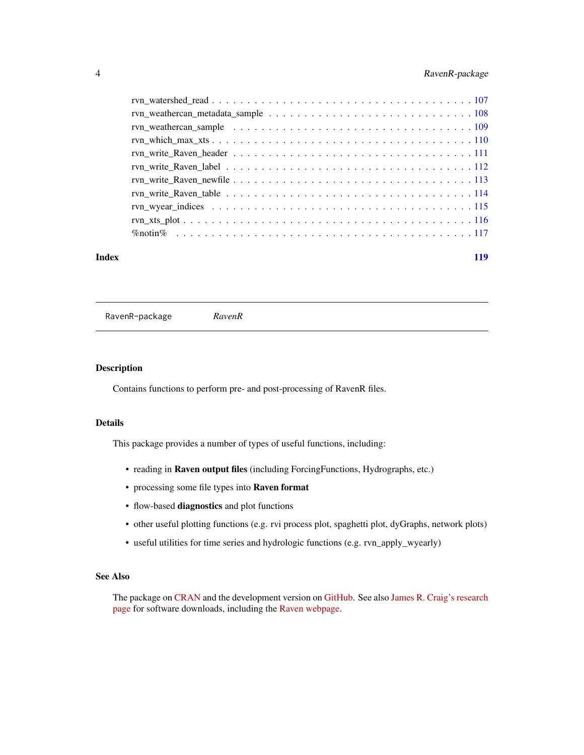rvn_watershed_read . . . . . . . . . . . . . . . . . . . . . . . . . . . . . . . . . . 107
rvn_weathercan_metadata_sample . . . . . . . . . . . . . . . . . . . . . . . . . . . . 108
rvn_weathercan_sample . . . . . . . . . . . . . . . . . . . . . . . . . . . . . . . . 109
rvn_which_max_xts . . . . . . . . . . . . . . . . . . . . . . . . . . . . . . . . . . 110
rvn_write_Raven_header . . . . . . . . . . . . . . . . . . . . . . . . . . . . . . . 111
rvn_write_Raven_label . . . . . . . . . . . . . . . . . . . . . . . . . . . . . . . . 112
rvn_write_Raven_newfile . . . . . . . . . . . . . . . . . . . . . . . . . . . . . . . 113
rvn_write_Raven_table . . . . . . . . . . . . . . . . . . . . . . . . . . . . . . . . 114
rvn_wyear_indices . . . . . . . . . . . . . . . . . . . . . . . . . . . . . . . . . . 115
rvn_xts_plot . . . . . . . . . . . . . . . . . . . . . . . . . . . . . . . . . . . . . 116
%notin% . . . . . . . . . . . . . . . . . . . . . . . . . . . . . . . . . . . . . . . 117

**Index** **119**

---

## RavenR-package *RavenR*

---

### Description

Contains functions to perform pre- and post-processing of RavenR files.

### Details

This package provides a number of types of useful functions, including:

- reading in **Raven output files** (including ForcingFunctions, Hydrographs, etc.)
- processing some file types into **Raven format**
- flow-based **diagnostics** and plot functions
- other useful plotting functions (e.g. rvi process plot, spaghetti plot, dyGraphs, network plots)
- useful utilities for time series and hydrologic functions (e.g. rvn_apply_wyearly)

### See Also

The package on CRAN and the development version on GitHub. See also James R. Craig's research page for software downloads, including the Raven webpage.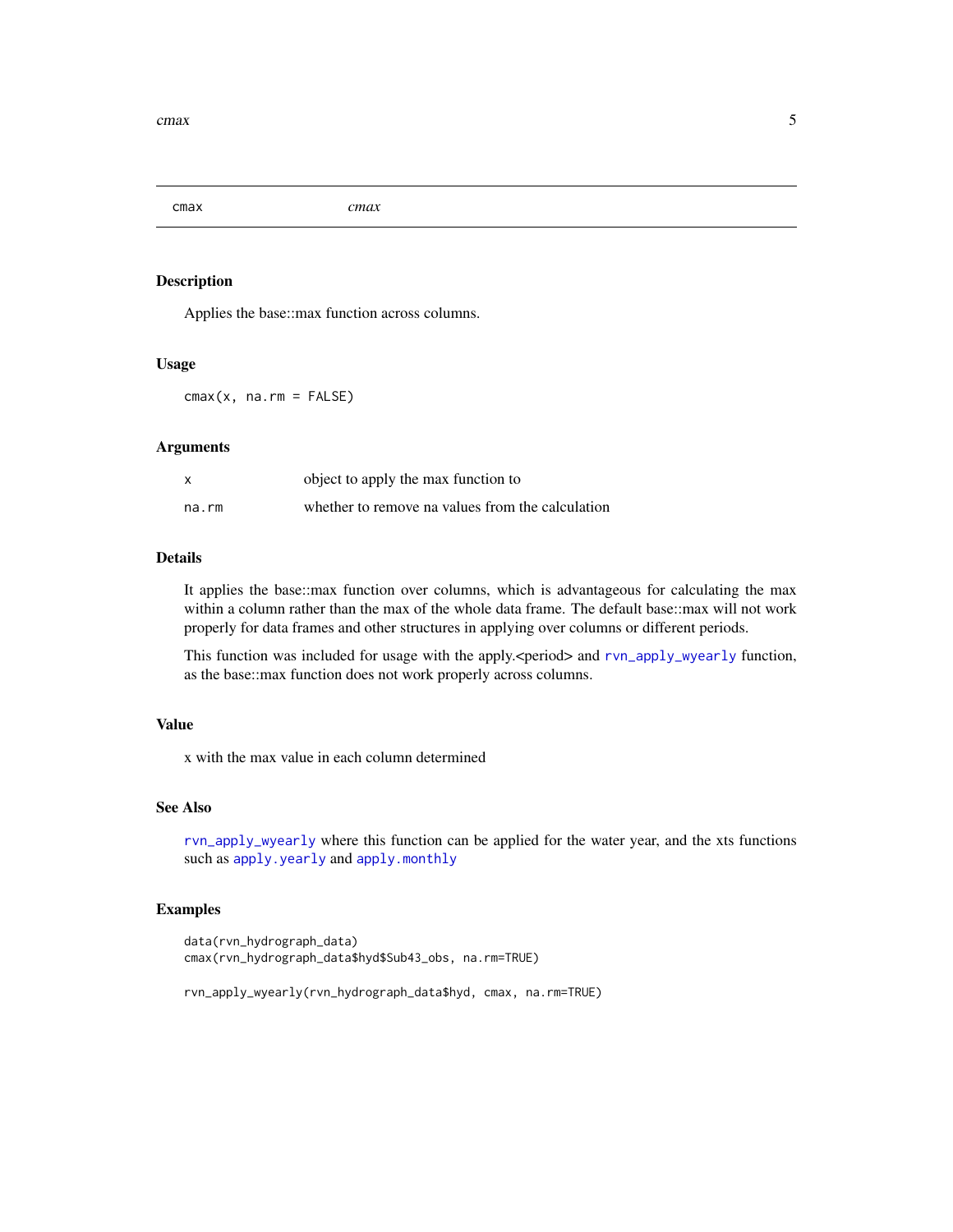## cmax — *cmax*

### Description

Applies the base::max function across columns.

### Usage

```
cmax(x, na.rm = FALSE)
```

### Arguments

| | |
|---|---|
| x | object to apply the max function to |
| na.rm | whether to remove na values from the calculation |

### Details

It applies the base::max function over columns, which is advantageous for calculating the max within a column rather than the max of the whole data frame. The default base::max will not work properly for data frames and other structures in applying over columns or different periods.

This function was included for usage with the apply.<period> and `rvn_apply_wyearly` function, as the base::max function does not work properly across columns.

### Value

x with the max value in each column determined

### See Also

`rvn_apply_wyearly` where this function can be applied for the water year, and the xts functions such as `apply.yearly` and `apply.monthly`

### Examples

```
data(rvn_hydrograph_data)
cmax(rvn_hydrograph_data$hyd$Sub43_obs, na.rm=TRUE)

rvn_apply_wyearly(rvn_hydrograph_data$hyd, cmax, na.rm=TRUE)
```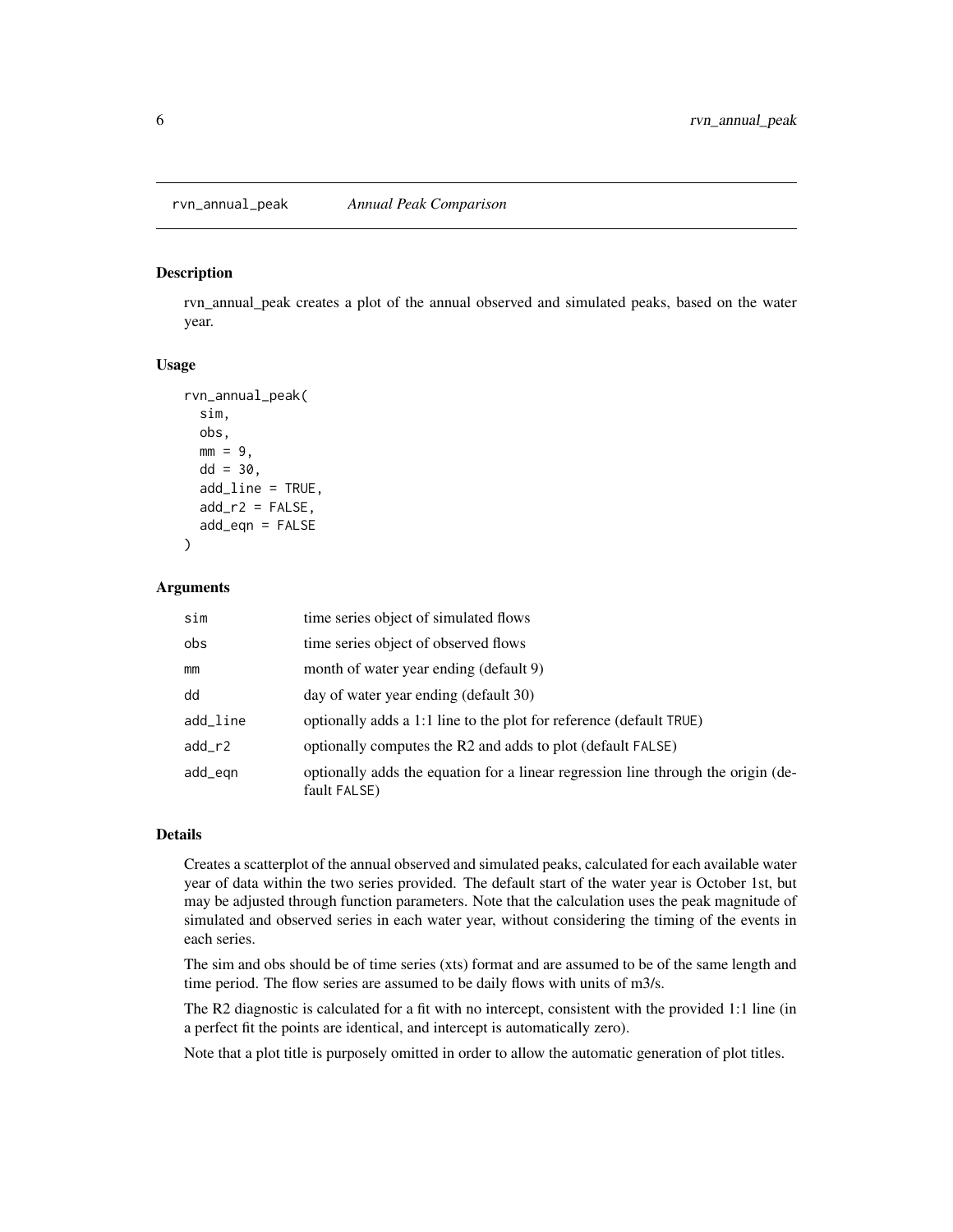rvn_annual_peak *Annual Peak Comparison*

## Description

rvn_annual_peak creates a plot of the annual observed and simulated peaks, based on the water year.

## Usage

```
rvn_annual_peak(
  sim,
  obs,
  mm = 9,
  dd = 30,
  add_line = TRUE,
  add_r2 = FALSE,
  add_eqn = FALSE
)
```

## Arguments

| | |
|---|---|
| sim | time series object of simulated flows |
| obs | time series object of observed flows |
| mm | month of water year ending (default 9) |
| dd | day of water year ending (default 30) |
| add_line | optionally adds a 1:1 line to the plot for reference (default TRUE) |
| add_r2 | optionally computes the R2 and adds to plot (default FALSE) |
| add_eqn | optionally adds the equation for a linear regression line through the origin (default FALSE) |

## Details

Creates a scatterplot of the annual observed and simulated peaks, calculated for each available water year of data within the two series provided. The default start of the water year is October 1st, but may be adjusted through function parameters. Note that the calculation uses the peak magnitude of simulated and observed series in each water year, without considering the timing of the events in each series.

The sim and obs should be of time series (xts) format and are assumed to be of the same length and time period. The flow series are assumed to be daily flows with units of m3/s.

The R2 diagnostic is calculated for a fit with no intercept, consistent with the provided 1:1 line (in a perfect fit the points are identical, and intercept is automatically zero).

Note that a plot title is purposely omitted in order to allow the automatic generation of plot titles.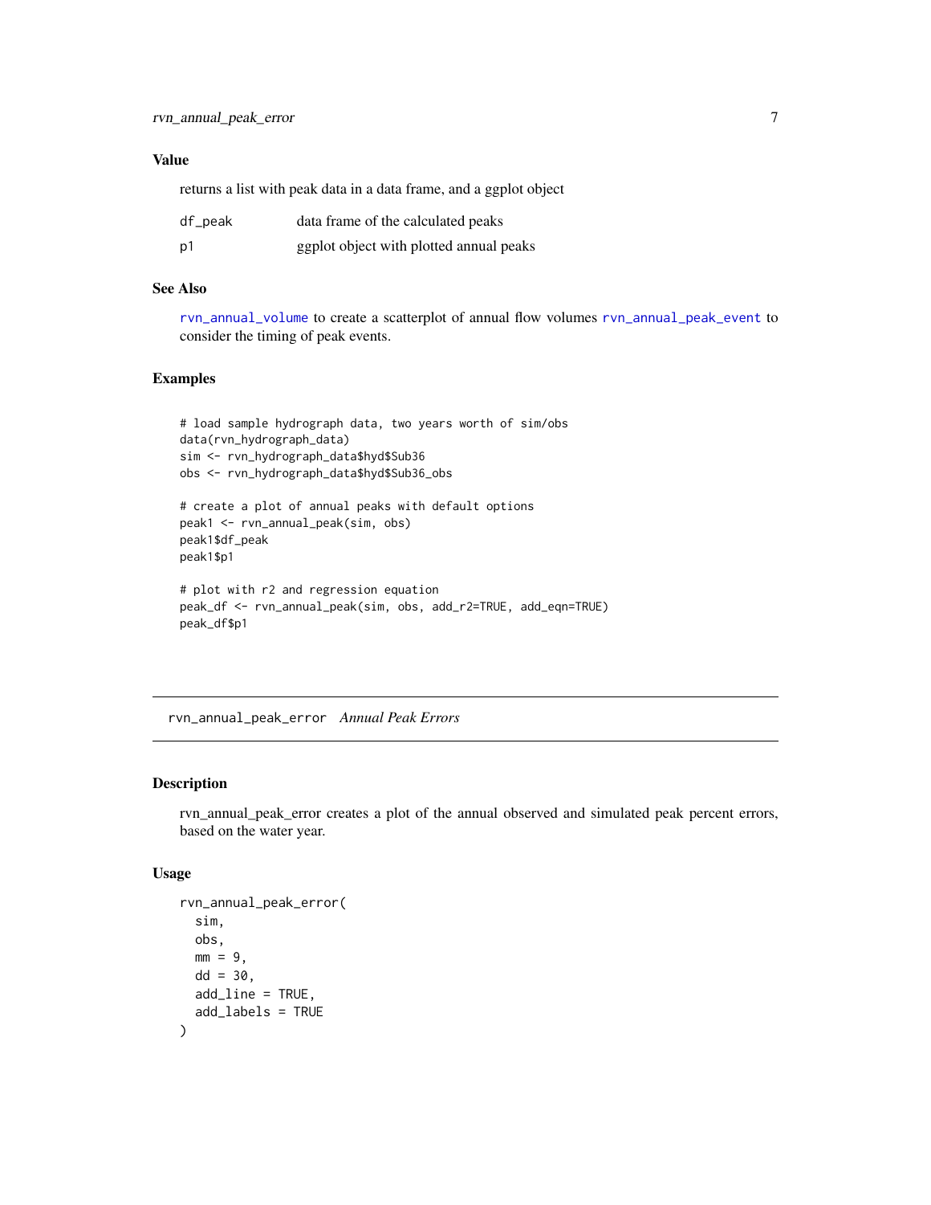### Value

returns a list with peak data in a data frame, and a ggplot object

| | |
|---|---|
| df_peak | data frame of the calculated peaks |
| p1 | ggplot object with plotted annual peaks |

### See Also

`rvn_annual_volume` to create a scatterplot of annual flow volumes `rvn_annual_peak_event` to consider the timing of peak events.

### Examples

```
# load sample hydrograph data, two years worth of sim/obs
data(rvn_hydrograph_data)
sim <- rvn_hydrograph_data$hyd$Sub36
obs <- rvn_hydrograph_data$hyd$Sub36_obs

# create a plot of annual peaks with default options
peak1 <- rvn_annual_peak(sim, obs)
peak1$df_peak
peak1$p1

# plot with r2 and regression equation
peak_df <- rvn_annual_peak(sim, obs, add_r2=TRUE, add_eqn=TRUE)
peak_df$p1
```

---

## rvn_annual_peak_error *Annual Peak Errors*

---

### Description

rvn_annual_peak_error creates a plot of the annual observed and simulated peak percent errors, based on the water year.

### Usage

```
rvn_annual_peak_error(
  sim,
  obs,
  mm = 9,
  dd = 30,
  add_line = TRUE,
  add_labels = TRUE
)
```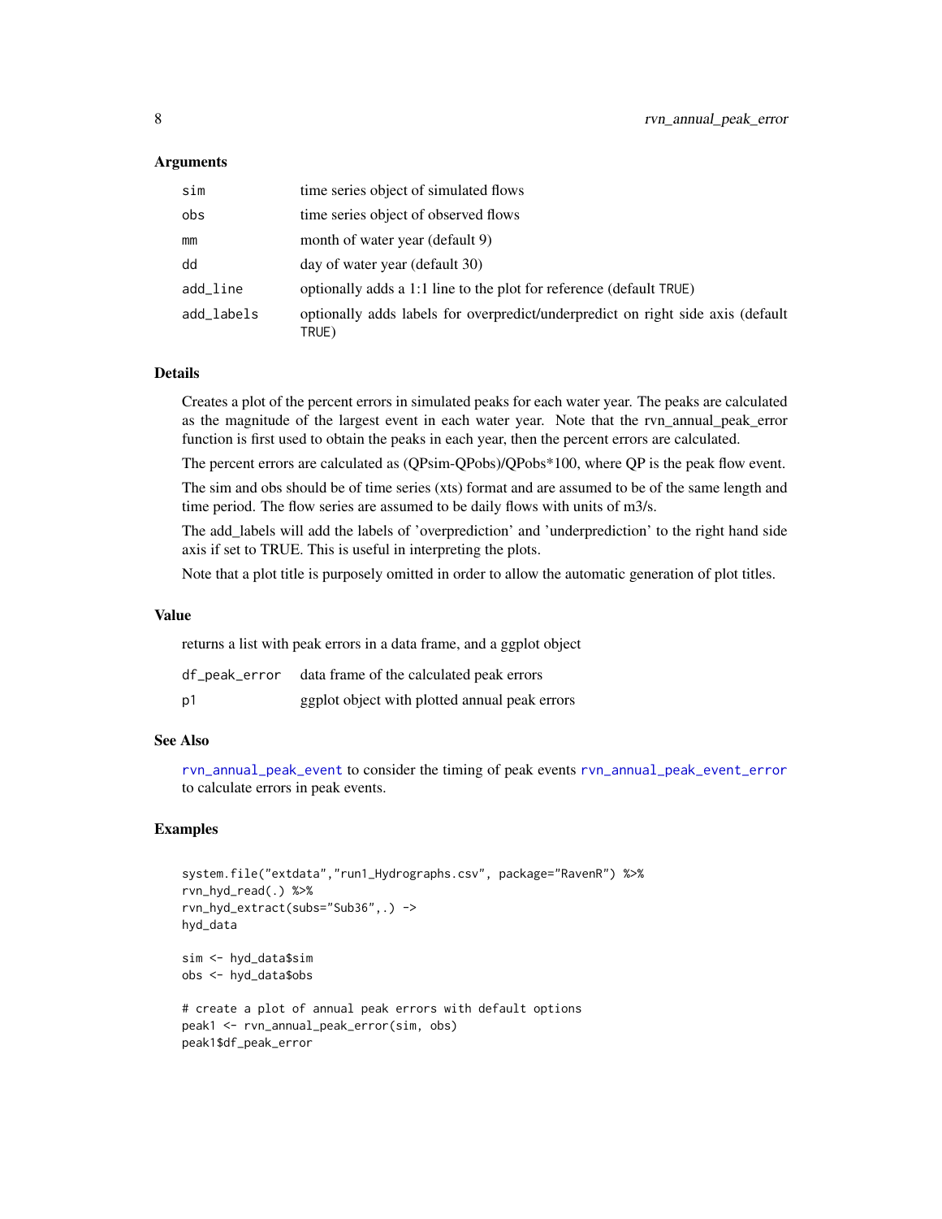### Arguments

| | |
|---|---|
| sim | time series object of simulated flows |
| obs | time series object of observed flows |
| mm | month of water year (default 9) |
| dd | day of water year (default 30) |
| add_line | optionally adds a 1:1 line to the plot for reference (default TRUE) |
| add_labels | optionally adds labels for overpredict/underpredict on right side axis (default TRUE) |

### Details

Creates a plot of the percent errors in simulated peaks for each water year. The peaks are calculated as the magnitude of the largest event in each water year. Note that the rvn_annual_peak_error function is first used to obtain the peaks in each year, then the percent errors are calculated.

The percent errors are calculated as (QPsim-QPobs)/QPobs*100, where QP is the peak flow event.

The sim and obs should be of time series (xts) format and are assumed to be of the same length and time period. The flow series are assumed to be daily flows with units of m3/s.

The add_labels will add the labels of 'overprediction' and 'underprediction' to the right hand side axis if set to TRUE. This is useful in interpreting the plots.

Note that a plot title is purposely omitted in order to allow the automatic generation of plot titles.

### Value

returns a list with peak errors in a data frame, and a ggplot object

| | |
|---|---|
| df_peak_error | data frame of the calculated peak errors |
| p1 | ggplot object with plotted annual peak errors |

### See Also

rvn_annual_peak_event to consider the timing of peak events rvn_annual_peak_event_error to calculate errors in peak events.

### Examples

```
system.file("extdata","run1_Hydrographs.csv", package="RavenR") %>%
rvn_hyd_read(.) %>%
rvn_hyd_extract(subs="Sub36",.) ->
hyd_data

sim <- hyd_data$sim
obs <- hyd_data$obs

# create a plot of annual peak errors with default options
peak1 <- rvn_annual_peak_error(sim, obs)
peak1$df_peak_error
```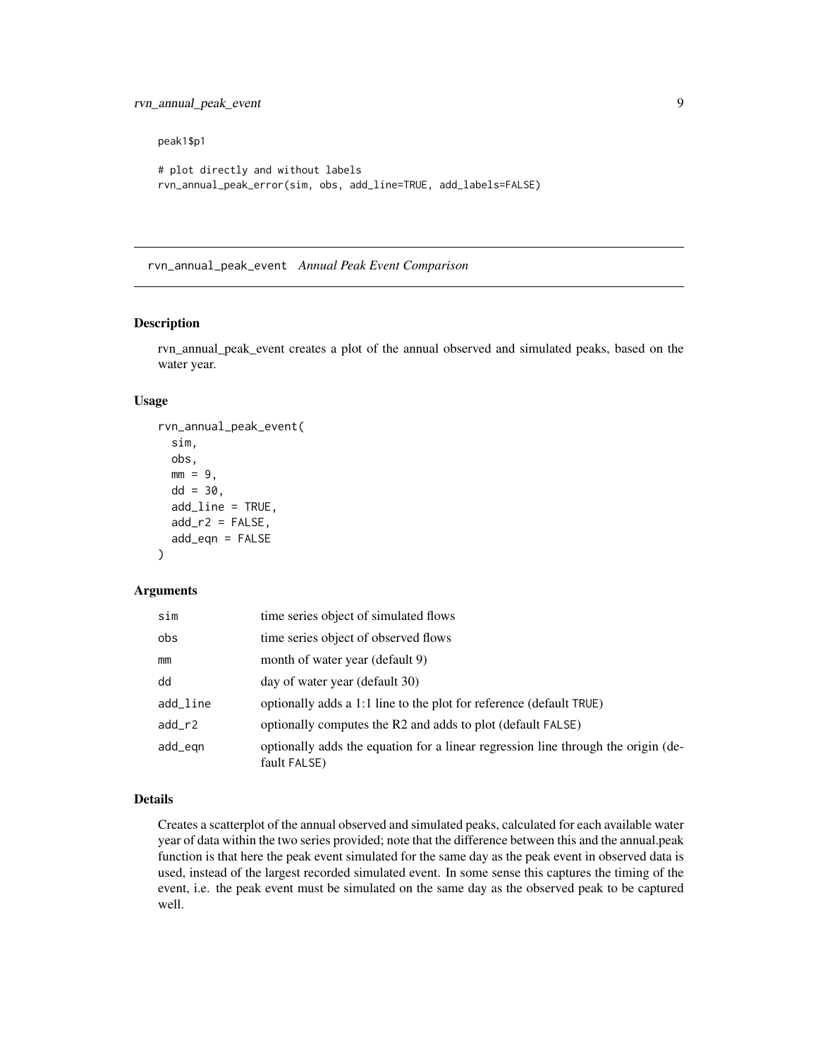```
peak1$p1

# plot directly and without labels
rvn_annual_peak_error(sim, obs, add_line=TRUE, add_labels=FALSE)
```

## rvn_annual_peak_event *Annual Peak Event Comparison*

### Description

rvn_annual_peak_event creates a plot of the annual observed and simulated peaks, based on the water year.

### Usage

```
rvn_annual_peak_event(
  sim,
  obs,
  mm = 9,
  dd = 30,
  add_line = TRUE,
  add_r2 = FALSE,
  add_eqn = FALSE
)
```

### Arguments

| | |
|---|---|
| sim | time series object of simulated flows |
| obs | time series object of observed flows |
| mm | month of water year (default 9) |
| dd | day of water year (default 30) |
| add_line | optionally adds a 1:1 line to the plot for reference (default TRUE) |
| add_r2 | optionally computes the R2 and adds to plot (default FALSE) |
| add_eqn | optionally adds the equation for a linear regression line through the origin (default FALSE) |

### Details

Creates a scatterplot of the annual observed and simulated peaks, calculated for each available water year of data within the two series provided; note that the difference between this and the annual.peak function is that here the peak event simulated for the same day as the peak event in observed data is used, instead of the largest recorded simulated event. In some sense this captures the timing of the event, i.e. the peak event must be simulated on the same day as the observed peak to be captured well.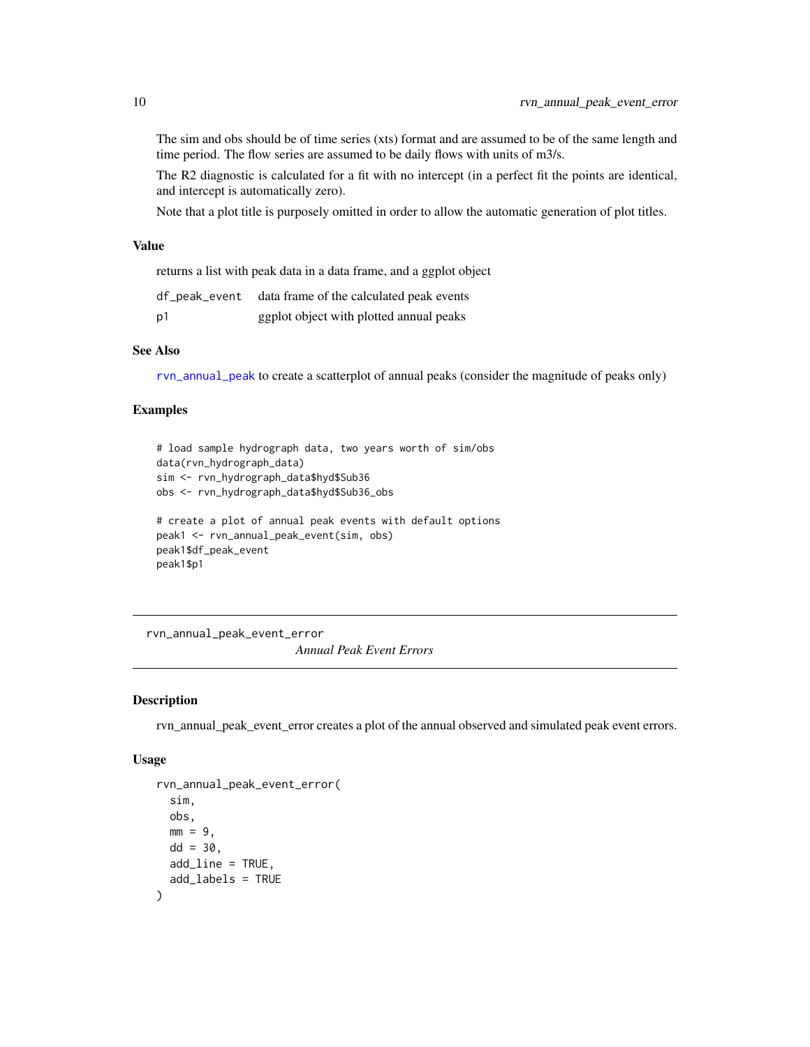The sim and obs should be of time series (xts) format and are assumed to be of the same length and time period. The flow series are assumed to be daily flows with units of m3/s.

The R2 diagnostic is calculated for a fit with no intercept (in a perfect fit the points are identical, and intercept is automatically zero).

Note that a plot title is purposely omitted in order to allow the automatic generation of plot titles.

### Value

returns a list with peak data in a data frame, and a ggplot object

| | |
|---|---|
| `df_peak_event` | data frame of the calculated peak events |
| `p1` | ggplot object with plotted annual peaks |

### See Also

`rvn_annual_peak` to create a scatterplot of annual peaks (consider the magnitude of peaks only)

### Examples

```
# load sample hydrograph data, two years worth of sim/obs
data(rvn_hydrograph_data)
sim <- rvn_hydrograph_data$hyd$Sub36
obs <- rvn_hydrograph_data$hyd$Sub36_obs

# create a plot of annual peak events with default options
peak1 <- rvn_annual_peak_event(sim, obs)
peak1$df_peak_event
peak1$p1
```

---

## rvn_annual_peak_event_error

*Annual Peak Event Errors*

---

### Description

rvn_annual_peak_event_error creates a plot of the annual observed and simulated peak event errors.

### Usage

```
rvn_annual_peak_event_error(
  sim,
  obs,
  mm = 9,
  dd = 30,
  add_line = TRUE,
  add_labels = TRUE
)
```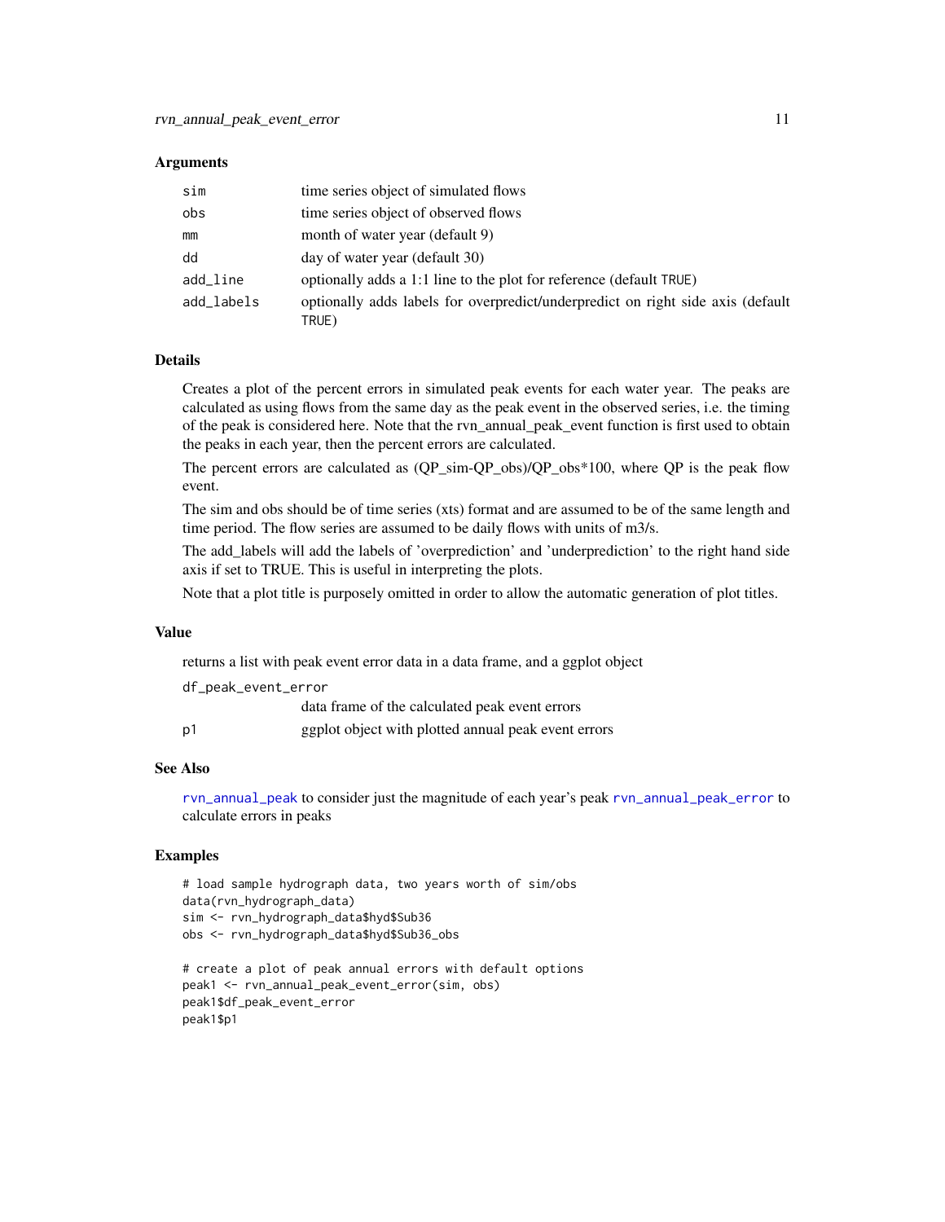### Arguments

| | |
|---|---|
| sim | time series object of simulated flows |
| obs | time series object of observed flows |
| mm | month of water year (default 9) |
| dd | day of water year (default 30) |
| add_line | optionally adds a 1:1 line to the plot for reference (default TRUE) |
| add_labels | optionally adds labels for overpredict/underpredict on right side axis (default TRUE) |

### Details

Creates a plot of the percent errors in simulated peak events for each water year. The peaks are calculated as using flows from the same day as the peak event in the observed series, i.e. the timing of the peak is considered here. Note that the rvn_annual_peak_event function is first used to obtain the peaks in each year, then the percent errors are calculated.

The percent errors are calculated as (QP_sim-QP_obs)/QP_obs*100, where QP is the peak flow event.

The sim and obs should be of time series (xts) format and are assumed to be of the same length and time period. The flow series are assumed to be daily flows with units of m3/s.

The add_labels will add the labels of 'overprediction' and 'underprediction' to the right hand side axis if set to TRUE. This is useful in interpreting the plots.

Note that a plot title is purposely omitted in order to allow the automatic generation of plot titles.

### Value

returns a list with peak event error data in a data frame, and a ggplot object

| | |
|---|---|
| df_peak_event_error | data frame of the calculated peak event errors |
| p1 | ggplot object with plotted annual peak event errors |

### See Also

rvn_annual_peak to consider just the magnitude of each year's peak rvn_annual_peak_error to calculate errors in peaks

### Examples

```
# load sample hydrograph data, two years worth of sim/obs
data(rvn_hydrograph_data)
sim <- rvn_hydrograph_data$hyd$Sub36
obs <- rvn_hydrograph_data$hyd$Sub36_obs

# create a plot of peak annual errors with default options
peak1 <- rvn_annual_peak_event_error(sim, obs)
peak1$df_peak_event_error
peak1$p1
```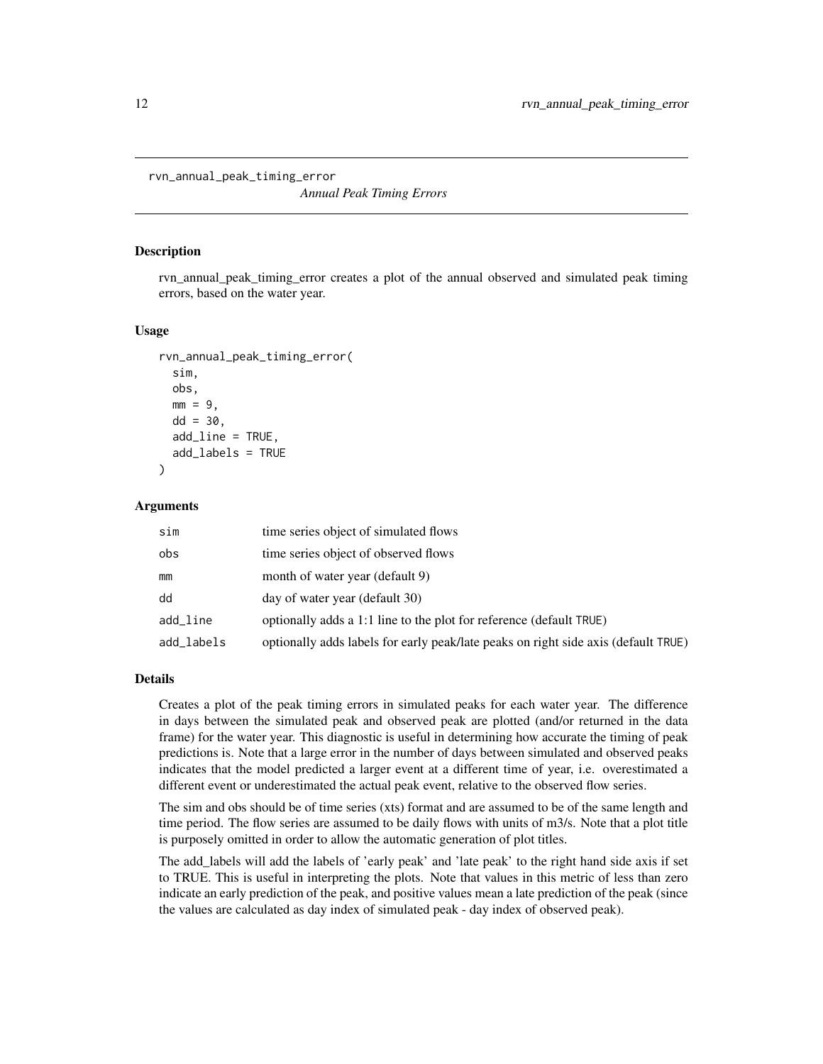rvn_annual_peak_timing_error

*Annual Peak Timing Errors*

## Description

rvn_annual_peak_timing_error creates a plot of the annual observed and simulated peak timing errors, based on the water year.

## Usage

```
rvn_annual_peak_timing_error(
  sim,
  obs,
  mm = 9,
  dd = 30,
  add_line = TRUE,
  add_labels = TRUE
)
```

## Arguments

| | |
|---|---|
| sim | time series object of simulated flows |
| obs | time series object of observed flows |
| mm | month of water year (default 9) |
| dd | day of water year (default 30) |
| add_line | optionally adds a 1:1 line to the plot for reference (default TRUE) |
| add_labels | optionally adds labels for early peak/late peaks on right side axis (default TRUE) |

## Details

Creates a plot of the peak timing errors in simulated peaks for each water year. The difference in days between the simulated peak and observed peak are plotted (and/or returned in the data frame) for the water year. This diagnostic is useful in determining how accurate the timing of peak predictions is. Note that a large error in the number of days between simulated and observed peaks indicates that the model predicted a larger event at a different time of year, i.e. overestimated a different event or underestimated the actual peak event, relative to the observed flow series.

The sim and obs should be of time series (xts) format and are assumed to be of the same length and time period. The flow series are assumed to be daily flows with units of m3/s. Note that a plot title is purposely omitted in order to allow the automatic generation of plot titles.

The add_labels will add the labels of 'early peak' and 'late peak' to the right hand side axis if set to TRUE. This is useful in interpreting the plots. Note that values in this metric of less than zero indicate an early prediction of the peak, and positive values mean a late prediction of the peak (since the values are calculated as day index of simulated peak - day index of observed peak).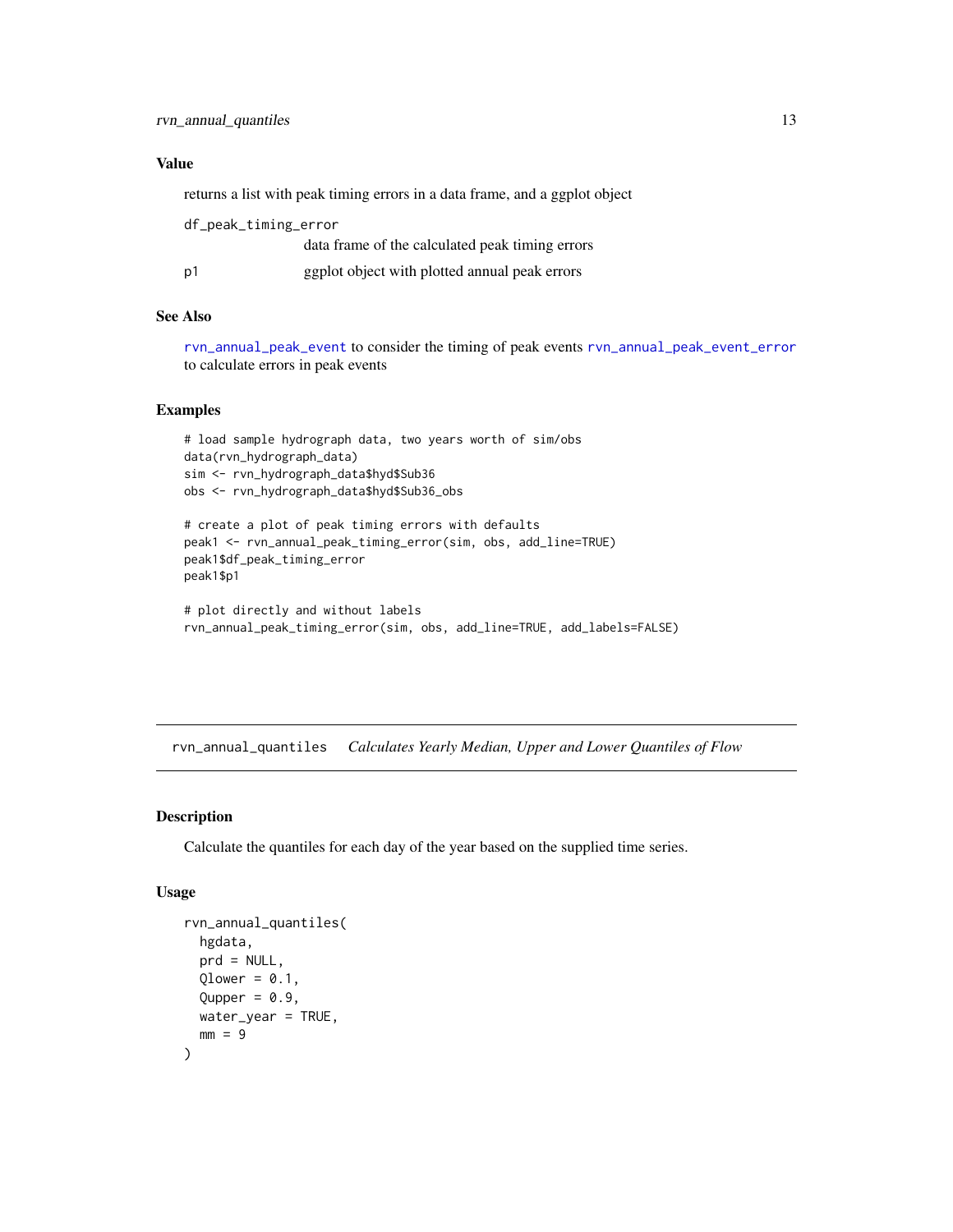### Value

returns a list with peak timing errors in a data frame, and a ggplot object

| | |
|---|---|
| df_peak_timing_error | data frame of the calculated peak timing errors |
| p1 | ggplot object with plotted annual peak errors |

### See Also

rvn_annual_peak_event to consider the timing of peak events rvn_annual_peak_event_error to calculate errors in peak events

### Examples

```
# load sample hydrograph data, two years worth of sim/obs
data(rvn_hydrograph_data)
sim <- rvn_hydrograph_data$hyd$Sub36
obs <- rvn_hydrograph_data$hyd$Sub36_obs

# create a plot of peak timing errors with defaults
peak1 <- rvn_annual_peak_timing_error(sim, obs, add_line=TRUE)
peak1$df_peak_timing_error
peak1$p1

# plot directly and without labels
rvn_annual_peak_timing_error(sim, obs, add_line=TRUE, add_labels=FALSE)
```

---

## rvn_annual_quantiles *Calculates Yearly Median, Upper and Lower Quantiles of Flow*

### Description

Calculate the quantiles for each day of the year based on the supplied time series.

### Usage

```
rvn_annual_quantiles(
  hgdata,
  prd = NULL,
  Qlower = 0.1,
  Qupper = 0.9,
  water_year = TRUE,
  mm = 9
)
```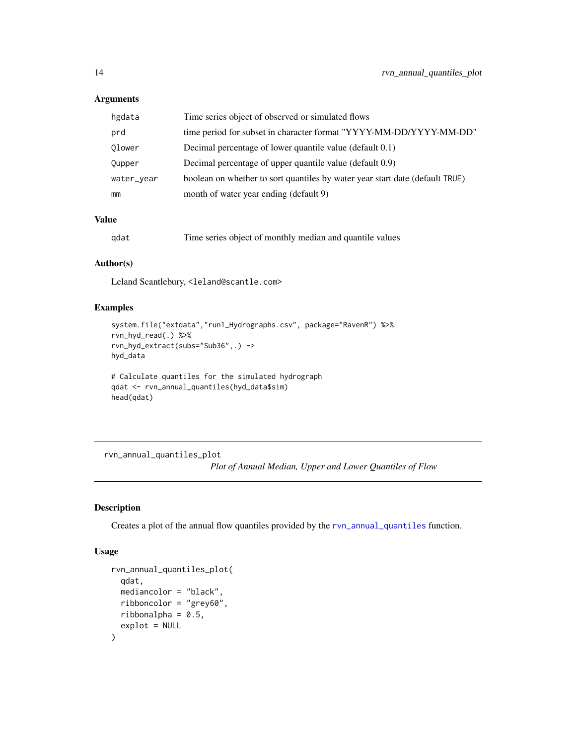### Arguments

| | |
|---|---|
| hgdata | Time series object of observed or simulated flows |
| prd | time period for subset in character format "YYYY-MM-DD/YYYY-MM-DD" |
| Qlower | Decimal percentage of lower quantile value (default 0.1) |
| Qupper | Decimal percentage of upper quantile value (default 0.9) |
| water_year | boolean on whether to sort quantiles by water year start date (default TRUE) |
| mm | month of water year ending (default 9) |

### Value

| | |
|---|---|
| qdat | Time series object of monthly median and quantile values |

### Author(s)

Leland Scantlebury, <leland@scantle.com>

### Examples

```
system.file("extdata","run1_Hydrographs.csv", package="RavenR") %>%
rvn_hyd_read(.) %>%
rvn_hyd_extract(subs="Sub36",.) ->
hyd_data

# Calculate quantiles for the simulated hydrograph
qdat <- rvn_annual_quantiles(hyd_data$sim)
head(qdat)
```

---

## rvn_annual_quantiles_plot

*Plot of Annual Median, Upper and Lower Quantiles of Flow*

### Description

Creates a plot of the annual flow quantiles provided by the rvn_annual_quantiles function.

### Usage

```
rvn_annual_quantiles_plot(
  qdat,
  mediancolor = "black",
  ribboncolor = "grey60",
  ribbonalpha = 0.5,
  explot = NULL
)
```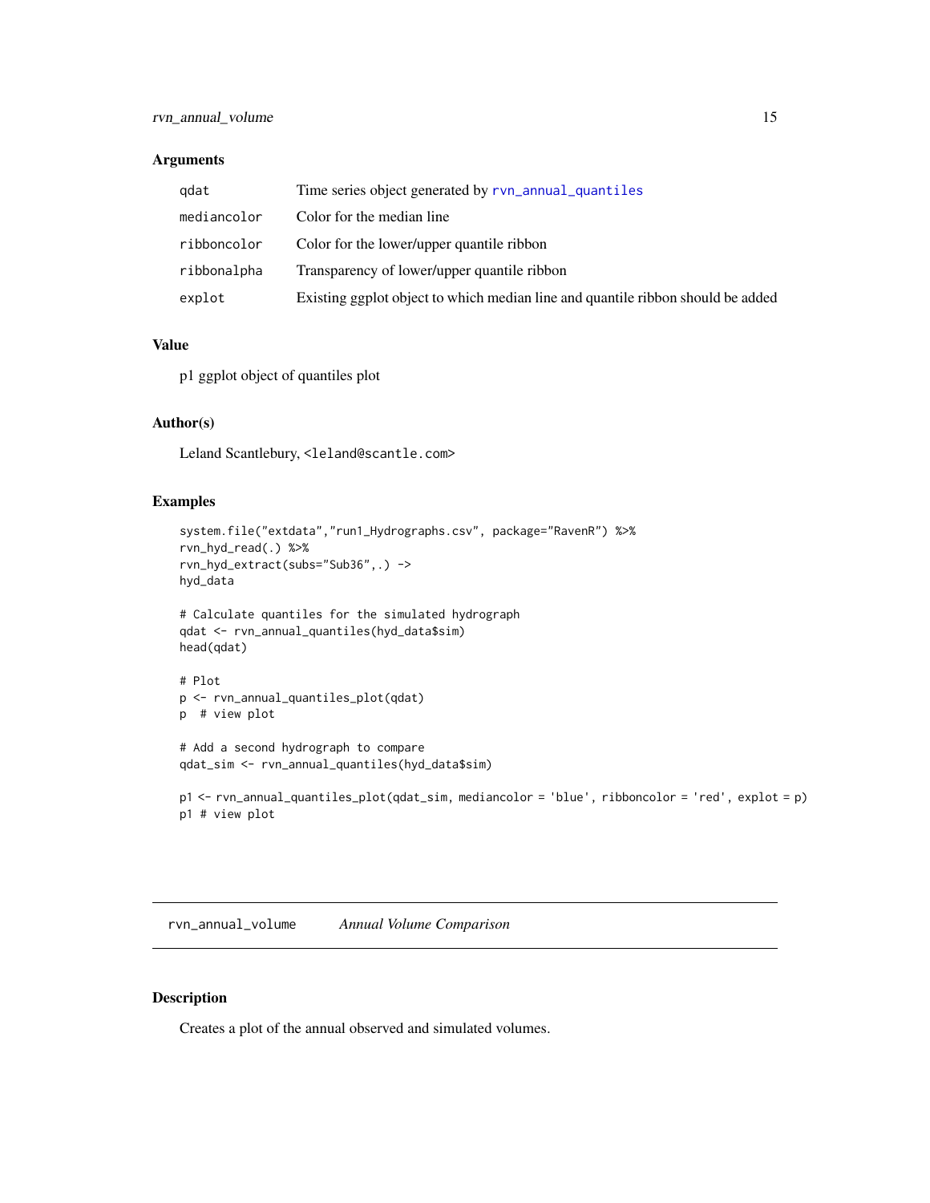### Arguments

| | |
|---|---|
| qdat | Time series object generated by rvn_annual_quantiles |
| mediancolor | Color for the median line |
| ribboncolor | Color for the lower/upper quantile ribbon |
| ribbonalpha | Transparency of lower/upper quantile ribbon |
| explot | Existing ggplot object to which median line and quantile ribbon should be added |

### Value

p1 ggplot object of quantiles plot

### Author(s)

Leland Scantlebury, <leland@scantle.com>

### Examples

```
system.file("extdata","run1_Hydrographs.csv", package="RavenR") %>%
rvn_hyd_read(.) %>%
rvn_hyd_extract(subs="Sub36",.) ->
hyd_data

# Calculate quantiles for the simulated hydrograph
qdat <- rvn_annual_quantiles(hyd_data$sim)
head(qdat)

# Plot
p <- rvn_annual_quantiles_plot(qdat)
p  # view plot

# Add a second hydrograph to compare
qdat_sim <- rvn_annual_quantiles(hyd_data$sim)

p1 <- rvn_annual_quantiles_plot(qdat_sim, mediancolor = 'blue', ribboncolor = 'red', explot = p)
p1 # view plot
```

---

## rvn_annual_volume *Annual Volume Comparison*

---

### Description

Creates a plot of the annual observed and simulated volumes.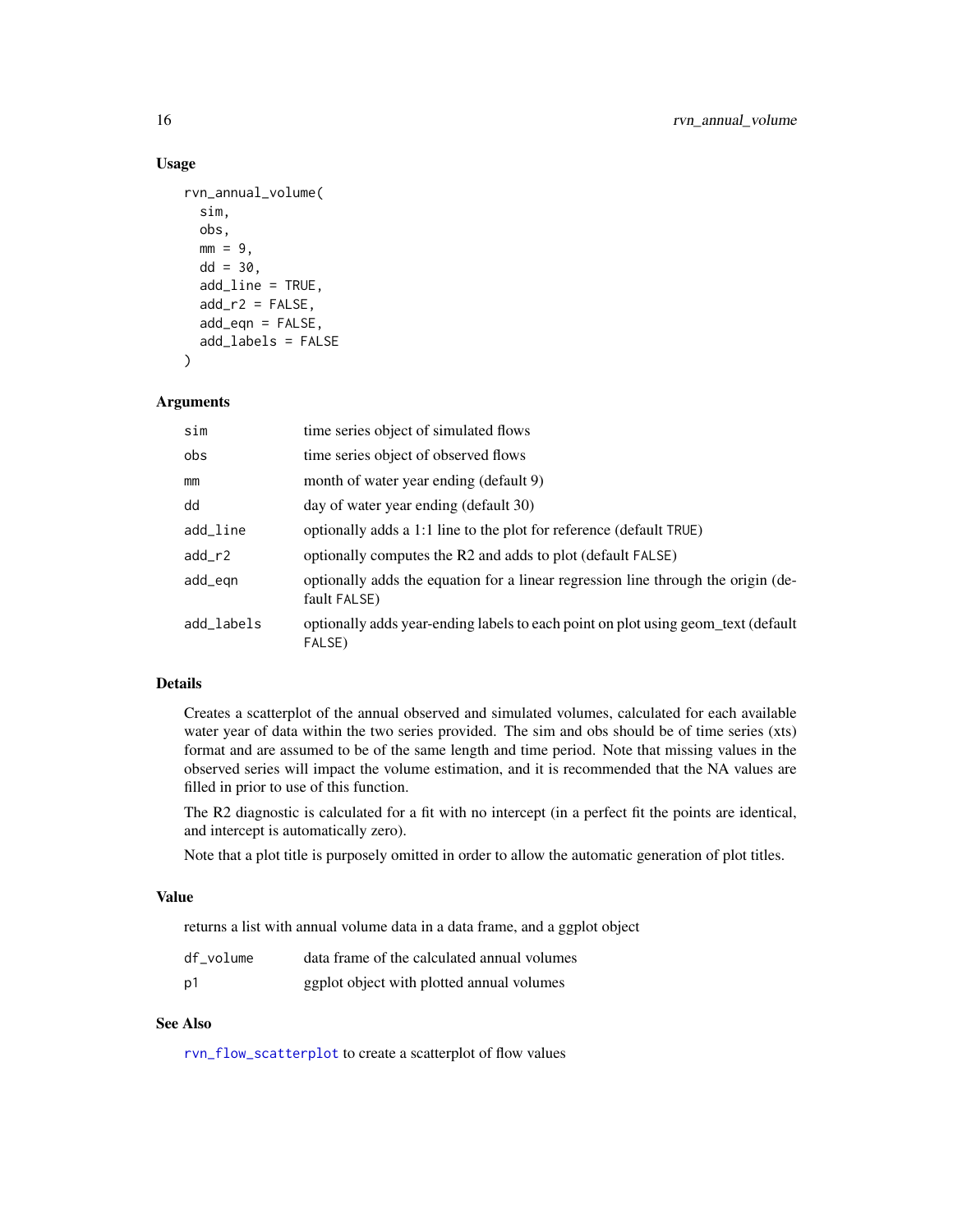### Usage

```
rvn_annual_volume(
  sim,
  obs,
  mm = 9,
  dd = 30,
  add_line = TRUE,
  add_r2 = FALSE,
  add_eqn = FALSE,
  add_labels = FALSE
)
```

### Arguments

| | |
|---|---|
| sim | time series object of simulated flows |
| obs | time series object of observed flows |
| mm | month of water year ending (default 9) |
| dd | day of water year ending (default 30) |
| add_line | optionally adds a 1:1 line to the plot for reference (default TRUE) |
| add_r2 | optionally computes the R2 and adds to plot (default FALSE) |
| add_eqn | optionally adds the equation for a linear regression line through the origin (default FALSE) |
| add_labels | optionally adds year-ending labels to each point on plot using geom_text (default FALSE) |

### Details

Creates a scatterplot of the annual observed and simulated volumes, calculated for each available water year of data within the two series provided. The sim and obs should be of time series (xts) format and are assumed to be of the same length and time period. Note that missing values in the observed series will impact the volume estimation, and it is recommended that the NA values are filled in prior to use of this function.

The R2 diagnostic is calculated for a fit with no intercept (in a perfect fit the points are identical, and intercept is automatically zero).

Note that a plot title is purposely omitted in order to allow the automatic generation of plot titles.

### Value

returns a list with annual volume data in a data frame, and a ggplot object

| | |
|---|---|
| df_volume | data frame of the calculated annual volumes |
| p1 | ggplot object with plotted annual volumes |

### See Also

rvn_flow_scatterplot to create a scatterplot of flow values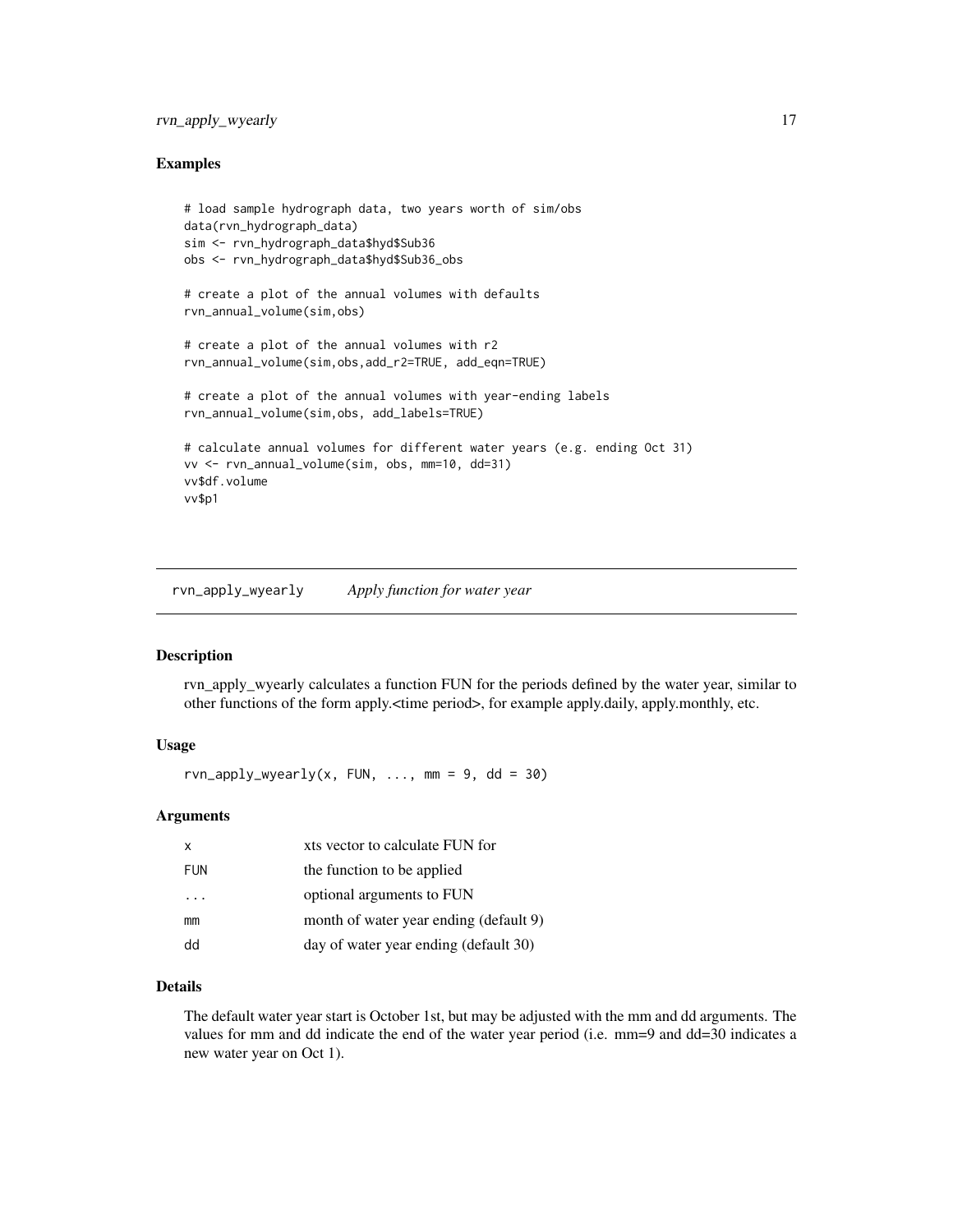## Examples

```
# load sample hydrograph data, two years worth of sim/obs
data(rvn_hydrograph_data)
sim <- rvn_hydrograph_data$hyd$Sub36
obs <- rvn_hydrograph_data$hyd$Sub36_obs

# create a plot of the annual volumes with defaults
rvn_annual_volume(sim,obs)

# create a plot of the annual volumes with r2
rvn_annual_volume(sim,obs,add_r2=TRUE, add_eqn=TRUE)

# create a plot of the annual volumes with year-ending labels
rvn_annual_volume(sim,obs, add_labels=TRUE)

# calculate annual volumes for different water years (e.g. ending Oct 31)
vv <- rvn_annual_volume(sim, obs, mm=10, dd=31)
vv$df.volume
vv$p1
```

---

# rvn_apply_wyearly    *Apply function for water year*

## Description

rvn_apply_wyearly calculates a function FUN for the periods defined by the water year, similar to other functions of the form apply.<time period>, for example apply.daily, apply.monthly, etc.

## Usage

```
rvn_apply_wyearly(x, FUN, ..., mm = 9, dd = 30)
```

## Arguments

| | |
|---|---|
| x | xts vector to calculate FUN for |
| FUN | the function to be applied |
| ... | optional arguments to FUN |
| mm | month of water year ending (default 9) |
| dd | day of water year ending (default 30) |

## Details

The default water year start is October 1st, but may be adjusted with the mm and dd arguments. The values for mm and dd indicate the end of the water year period (i.e. mm=9 and dd=30 indicates a new water year on Oct 1).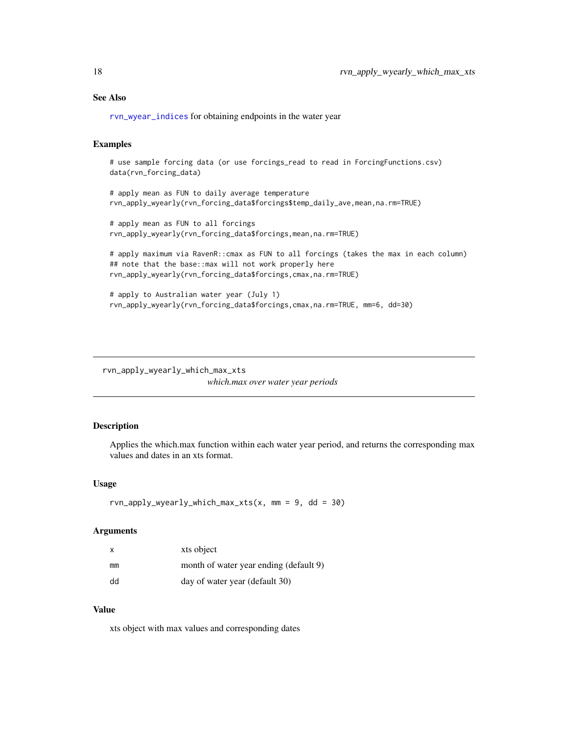### See Also

rvn_wyear_indices for obtaining endpoints in the water year

### Examples

```
# use sample forcing data (or use forcings_read to read in ForcingFunctions.csv)
data(rvn_forcing_data)

# apply mean as FUN to daily average temperature
rvn_apply_wyearly(rvn_forcing_data$forcings$temp_daily_ave,mean,na.rm=TRUE)

# apply mean as FUN to all forcings
rvn_apply_wyearly(rvn_forcing_data$forcings,mean,na.rm=TRUE)

# apply maximum via RavenR::cmax as FUN to all forcings (takes the max in each column)
## note that the base::max will not work properly here
rvn_apply_wyearly(rvn_forcing_data$forcings,cmax,na.rm=TRUE)

# apply to Australian water year (July 1)
rvn_apply_wyearly(rvn_forcing_data$forcings,cmax,na.rm=TRUE, mm=6, dd=30)
```

---

## rvn_apply_wyearly_which_max_xts

*which.max over water year periods*

### Description

Applies the which.max function within each water year period, and returns the corresponding max values and dates in an xts format.

### Usage

```
rvn_apply_wyearly_which_max_xts(x, mm = 9, dd = 30)
```

### Arguments

| | |
|---|---|
| x | xts object |
| mm | month of water year ending (default 9) |
| dd | day of water year (default 30) |

### Value

xts object with max values and corresponding dates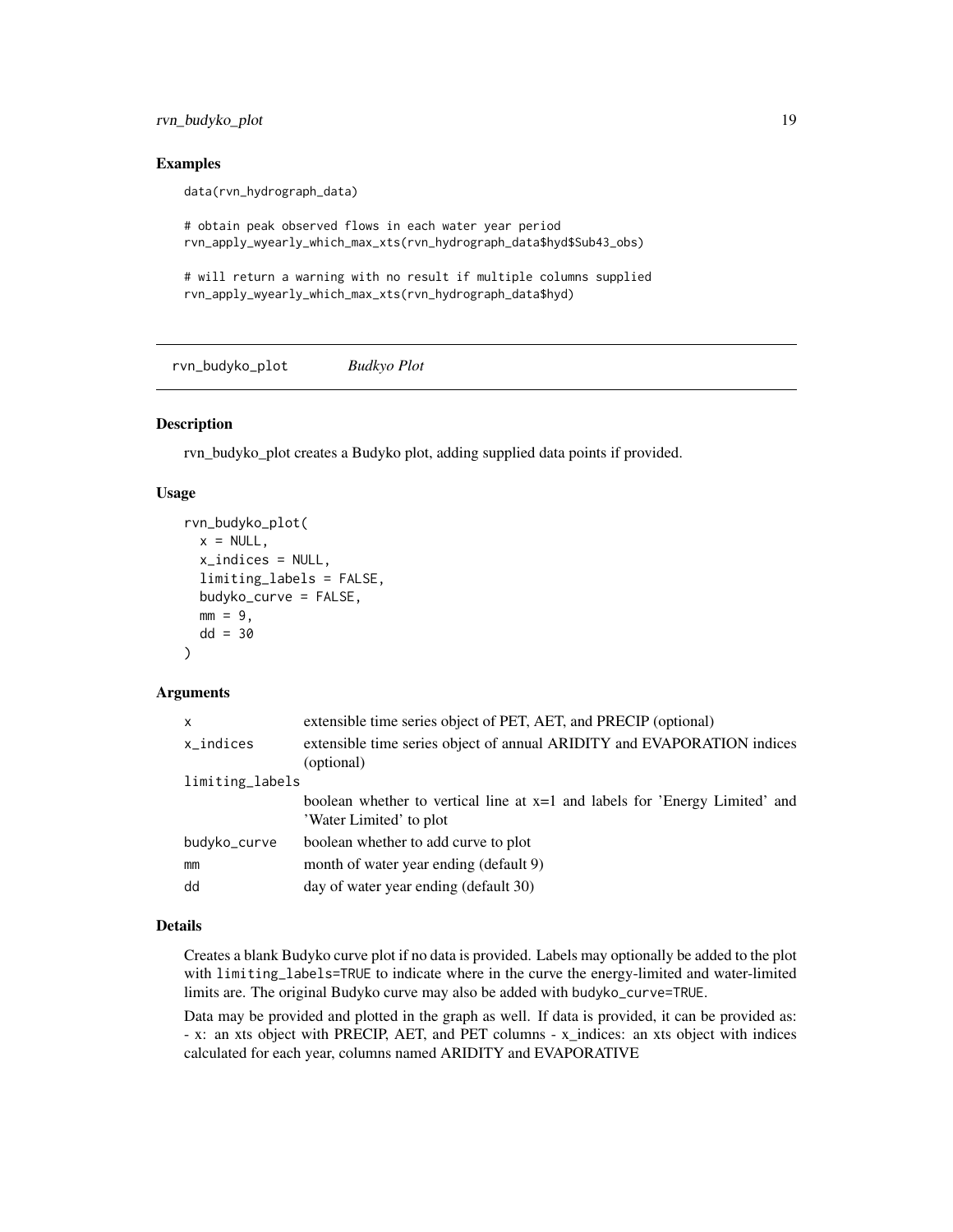## Examples

```
data(rvn_hydrograph_data)

# obtain peak observed flows in each water year period
rvn_apply_wyearly_which_max_xts(rvn_hydrograph_data$hyd$Sub43_obs)

# will return a warning with no result if multiple columns supplied
rvn_apply_wyearly_which_max_xts(rvn_hydrograph_data$hyd)
```

---

# rvn_budyko_plot *Budkyo Plot*

## Description

rvn_budyko_plot creates a Budyko plot, adding supplied data points if provided.

## Usage

```
rvn_budyko_plot(
  x = NULL,
  x_indices = NULL,
  limiting_labels = FALSE,
  budyko_curve = FALSE,
  mm = 9,
  dd = 30
)
```

## Arguments

| | |
|---|---|
| x | extensible time series object of PET, AET, and PRECIP (optional) |
| x_indices | extensible time series object of annual ARIDITY and EVAPORATION indices (optional) |
| limiting_labels | boolean whether to vertical line at x=1 and labels for 'Energy Limited' and 'Water Limited' to plot |
| budyko_curve | boolean whether to add curve to plot |
| mm | month of water year ending (default 9) |
| dd | day of water year ending (default 30) |

## Details

Creates a blank Budyko curve plot if no data is provided. Labels may optionally be added to the plot with `limiting_labels=TRUE` to indicate where in the curve the energy-limited and water-limited limits are. The original Budyko curve may also be added with `budyko_curve=TRUE`.

Data may be provided and plotted in the graph as well. If data is provided, it can be provided as: - x: an xts object with PRECIP, AET, and PET columns - x_indices: an xts object with indices calculated for each year, columns named ARIDITY and EVAPORATIVE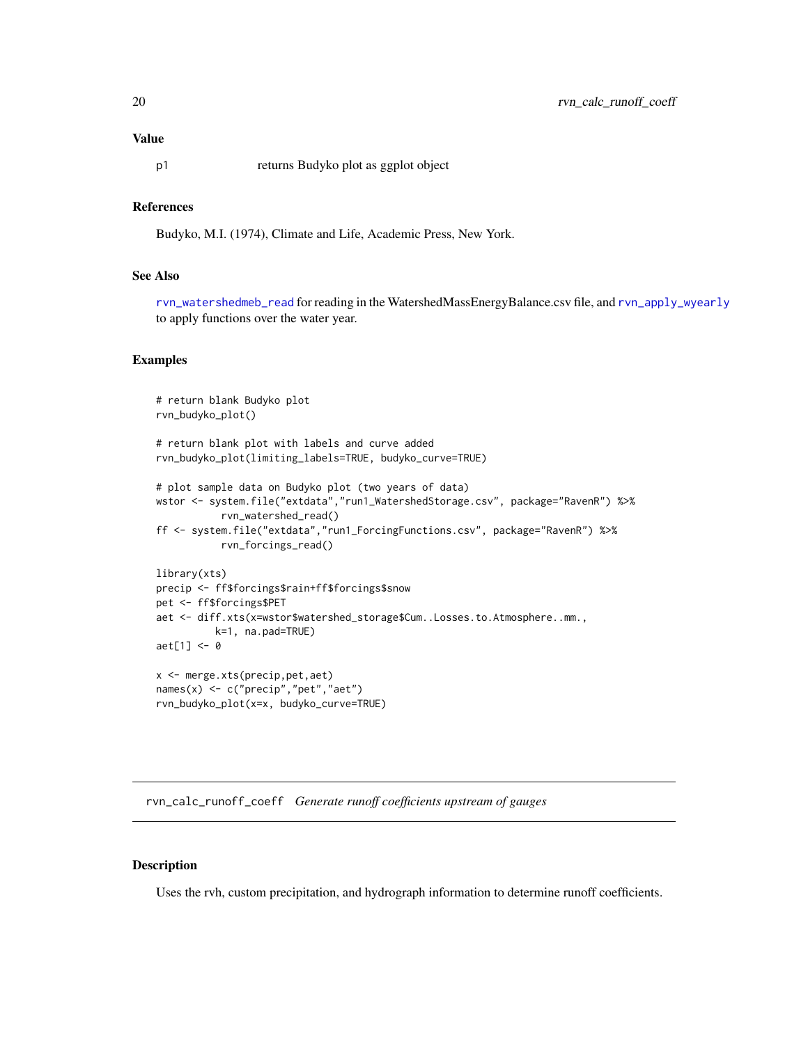### Value

p1 returns Budyko plot as ggplot object

### References

Budyko, M.I. (1974), Climate and Life, Academic Press, New York.

### See Also

rvn_watershedmeb_read for reading in the WatershedMassEnergyBalance.csv file, and rvn_apply_wyearly to apply functions over the water year.

### Examples

```
# return blank Budyko plot
rvn_budyko_plot()

# return blank plot with labels and curve added
rvn_budyko_plot(limiting_labels=TRUE, budyko_curve=TRUE)

# plot sample data on Budyko plot (two years of data)
wstor <- system.file("extdata","run1_WatershedStorage.csv", package="RavenR") %>%
           rvn_watershed_read()
ff <- system.file("extdata","run1_ForcingFunctions.csv", package="RavenR") %>%
           rvn_forcings_read()

library(xts)
precip <- ff$forcings$rain+ff$forcings$snow
pet <- ff$forcings$PET
aet <- diff.xts(x=wstor$watershed_storage$Cum..Losses.to.Atmosphere..mm.,
          k=1, na.pad=TRUE)
aet[1] <- 0

x <- merge.xts(precip,pet,aet)
names(x) <- c("precip","pet","aet")
rvn_budyko_plot(x=x, budyko_curve=TRUE)
```

---

## rvn_calc_runoff_coeff *Generate runoff coefficients upstream of gauges*

### Description

Uses the rvh, custom precipitation, and hydrograph information to determine runoff coefficients.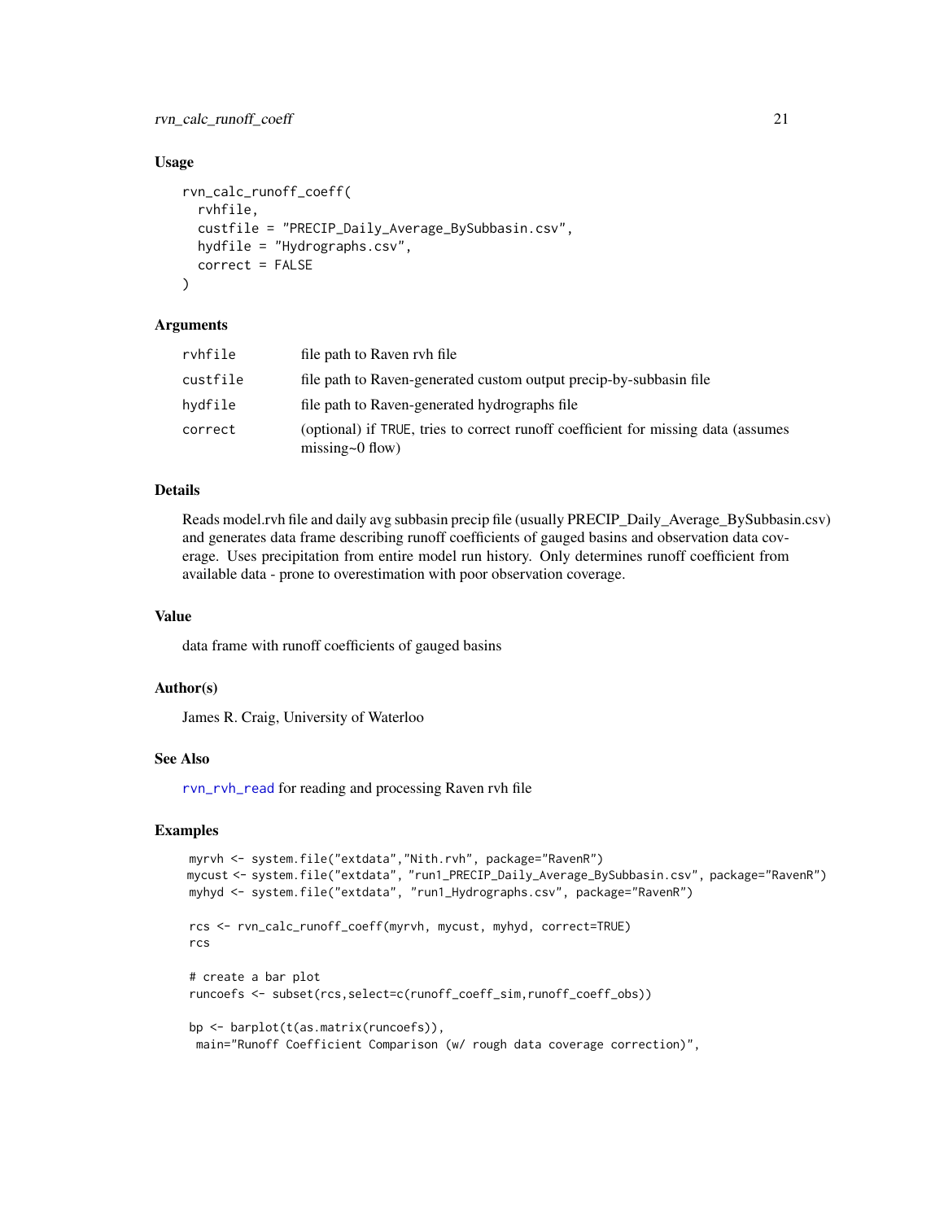### Usage

```
rvn_calc_runoff_coeff(
  rvhfile,
  custfile = "PRECIP_Daily_Average_BySubbasin.csv",
  hydfile = "Hydrographs.csv",
  correct = FALSE
)
```

### Arguments

| | |
|---|---|
| rvhfile | file path to Raven rvh file |
| custfile | file path to Raven-generated custom output precip-by-subbasin file |
| hydfile | file path to Raven-generated hydrographs file |
| correct | (optional) if TRUE, tries to correct runoff coefficient for missing data (assumes missing~0 flow) |

### Details

Reads model.rvh file and daily avg subbasin precip file (usually PRECIP_Daily_Average_BySubbasin.csv) and generates data frame describing runoff coefficients of gauged basins and observation data coverage. Uses precipitation from entire model run history. Only determines runoff coefficient from available data - prone to overestimation with poor observation coverage.

### Value

data frame with runoff coefficients of gauged basins

### Author(s)

James R. Craig, University of Waterloo

### See Also

rvn_rvh_read for reading and processing Raven rvh file

### Examples

```
myrvh <- system.file("extdata","Nith.rvh", package="RavenR")
mycust <- system.file("extdata", "run1_PRECIP_Daily_Average_BySubbasin.csv", package="RavenR")
myhyd <- system.file("extdata", "run1_Hydrographs.csv", package="RavenR")

rcs <- rvn_calc_runoff_coeff(myrvh, mycust, myhyd, correct=TRUE)
rcs

# create a bar plot
runcoefs <- subset(rcs,select=c(runoff_coeff_sim,runoff_coeff_obs))

bp <- barplot(t(as.matrix(runcoefs)),
 main="Runoff Coefficient Comparison (w/ rough data coverage correction)",
```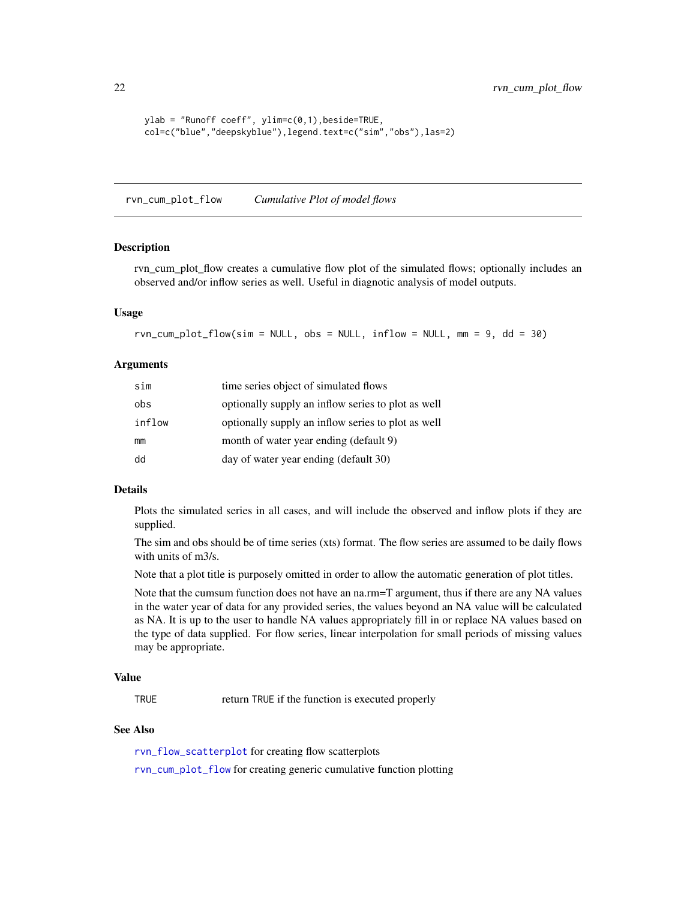```
ylab = "Runoff coeff", ylim=c(0,1),beside=TRUE,
col=c("blue","deepskyblue"),legend.text=c("sim","obs"),las=2)
```

---

## rvn_cum_plot_flow &nbsp;&nbsp;&nbsp;&nbsp; *Cumulative Plot of model flows*

---

### Description

rvn_cum_plot_flow creates a cumulative flow plot of the simulated flows; optionally includes an observed and/or inflow series as well. Useful in diagnotic analysis of model outputs.

### Usage

```
rvn_cum_plot_flow(sim = NULL, obs = NULL, inflow = NULL, mm = 9, dd = 30)
```

### Arguments

| | |
|---|---|
| `sim` | time series object of simulated flows |
| `obs` | optionally supply an inflow series to plot as well |
| `inflow` | optionally supply an inflow series to plot as well |
| `mm` | month of water year ending (default 9) |
| `dd` | day of water year ending (default 30) |

### Details

Plots the simulated series in all cases, and will include the observed and inflow plots if they are supplied.

The sim and obs should be of time series (xts) format. The flow series are assumed to be daily flows with units of m3/s.

Note that a plot title is purposely omitted in order to allow the automatic generation of plot titles.

Note that the cumsum function does not have an na.rm=T argument, thus if there are any NA values in the water year of data for any provided series, the values beyond an NA value will be calculated as NA. It is up to the user to handle NA values appropriately fill in or replace NA values based on the type of data supplied. For flow series, linear interpolation for small periods of missing values may be appropriate.

### Value

| | |
|---|---|
| `TRUE` | return `TRUE` if the function is executed properly |

### See Also

`rvn_flow_scatterplot` for creating flow scatterplots

`rvn_cum_plot_flow` for creating generic cumulative function plotting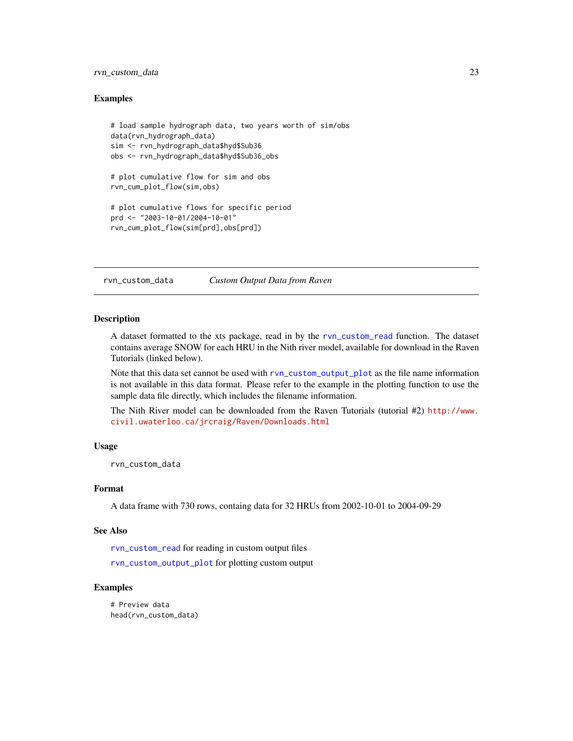### Examples

```
# load sample hydrograph data, two years worth of sim/obs
data(rvn_hydrograph_data)
sim <- rvn_hydrograph_data$hyd$Sub36
obs <- rvn_hydrograph_data$hyd$Sub36_obs

# plot cumulative flow for sim and obs
rvn_cum_plot_flow(sim,obs)

# plot cumulative flows for specific period
prd <- "2003-10-01/2004-10-01"
rvn_cum_plot_flow(sim[prd],obs[prd])
```

---

## rvn_custom_data    *Custom Output Data from Raven*

---

### Description

A dataset formatted to the xts package, read in by the `rvn_custom_read` function. The dataset contains average SNOW for each HRU in the Nith river model, available for download in the Raven Tutorials (linked below).

Note that this data set cannot be used with `rvn_custom_output_plot` as the file name information is not available in this data format. Please refer to the example in the plotting function to use the sample data file directly, which includes the filename information.

The Nith River model can be downloaded from the Raven Tutorials (tutorial #2) http://www.civil.uwaterloo.ca/jrcraig/Raven/Downloads.html

### Usage

```
rvn_custom_data
```

### Format

A data frame with 730 rows, containg data for 32 HRUs from 2002-10-01 to 2004-09-29

### See Also

`rvn_custom_read` for reading in custom output files

`rvn_custom_output_plot` for plotting custom output

### Examples

```
# Preview data
head(rvn_custom_data)
```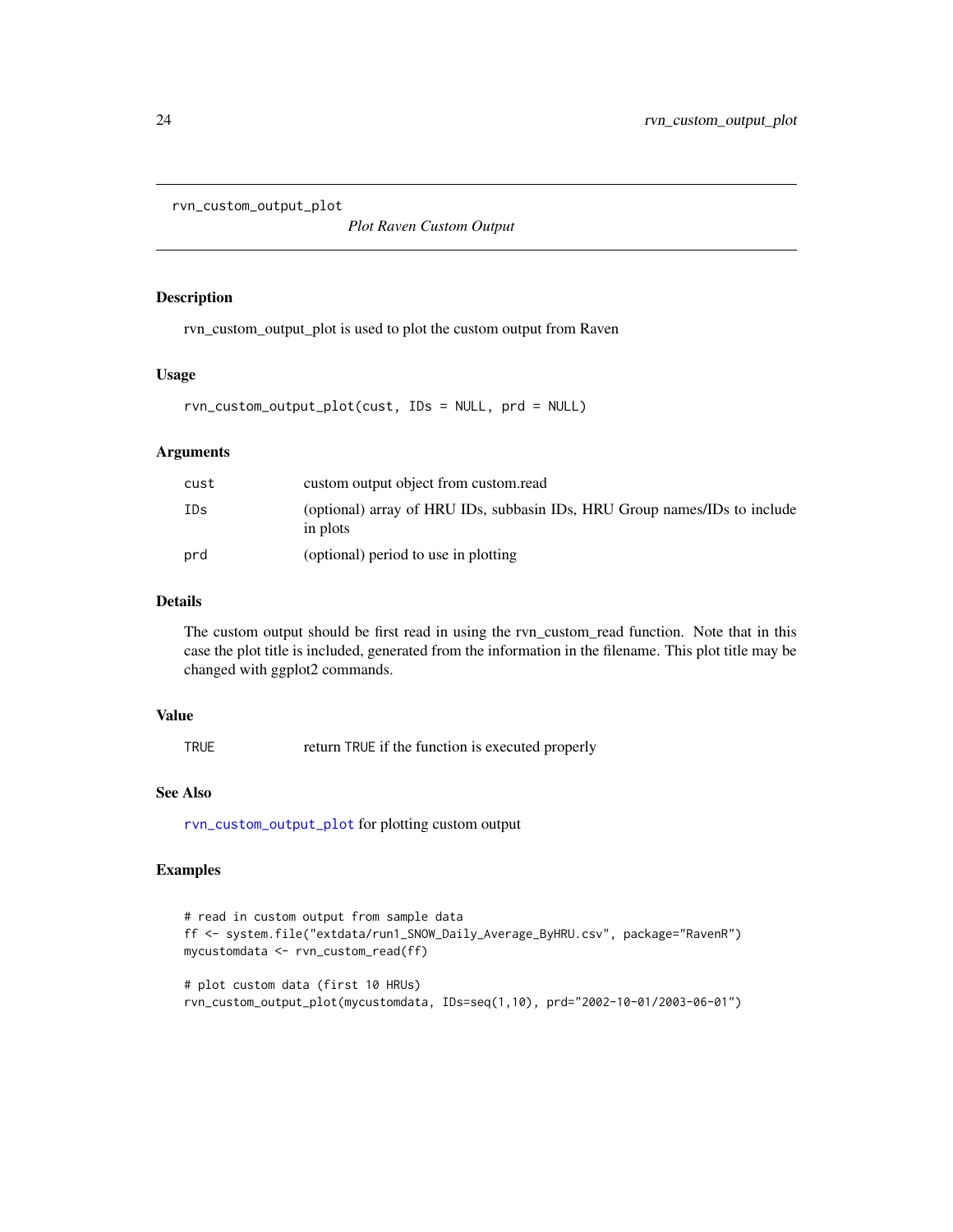rvn_custom_output_plot

*Plot Raven Custom Output*

## Description

rvn_custom_output_plot is used to plot the custom output from Raven

## Usage

```
rvn_custom_output_plot(cust, IDs = NULL, prd = NULL)
```

## Arguments

| | |
|---|---|
| cust | custom output object from custom.read |
| IDs | (optional) array of HRU IDs, subbasin IDs, HRU Group names/IDs to include in plots |
| prd | (optional) period to use in plotting |

## Details

The custom output should be first read in using the rvn_custom_read function. Note that in this case the plot title is included, generated from the information in the filename. This plot title may be changed with ggplot2 commands.

## Value

| | |
|---|---|
| TRUE | return TRUE if the function is executed properly |

## See Also

rvn_custom_output_plot for plotting custom output

## Examples

```
# read in custom output from sample data
ff <- system.file("extdata/run1_SNOW_Daily_Average_ByHRU.csv", package="RavenR")
mycustomdata <- rvn_custom_read(ff)

# plot custom data (first 10 HRUs)
rvn_custom_output_plot(mycustomdata, IDs=seq(1,10), prd="2002-10-01/2003-06-01")
```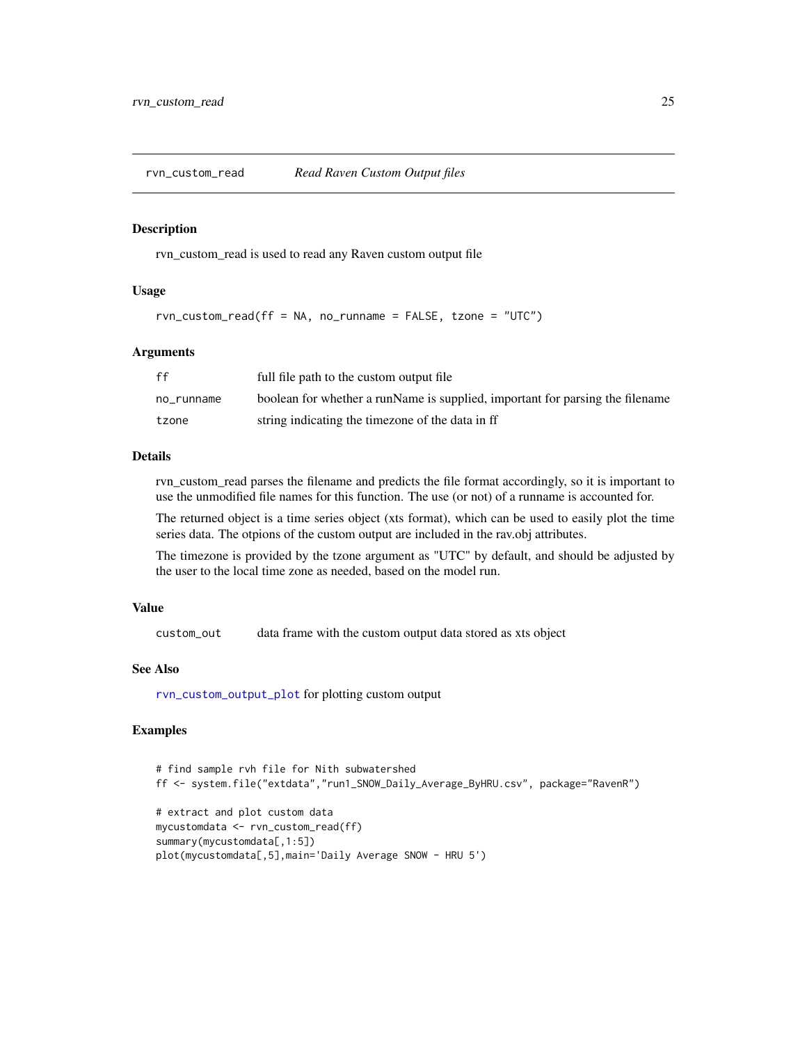# rvn_custom_read — *Read Raven Custom Output files*

## Description

rvn_custom_read is used to read any Raven custom output file

## Usage

```
rvn_custom_read(ff = NA, no_runname = FALSE, tzone = "UTC")
```

## Arguments

| | |
|---|---|
| ff | full file path to the custom output file |
| no_runname | boolean for whether a runName is supplied, important for parsing the filename |
| tzone | string indicating the timezone of the data in ff |

## Details

rvn_custom_read parses the filename and predicts the file format accordingly, so it is important to use the unmodified file names for this function. The use (or not) of a runname is accounted for.

The returned object is a time series object (xts format), which can be used to easily plot the time series data. The otpions of the custom output are included in the rav.obj attributes.

The timezone is provided by the tzone argument as "UTC" by default, and should be adjusted by the user to the local time zone as needed, based on the model run.

## Value

| | |
|---|---|
| custom_out | data frame with the custom output data stored as xts object |

## See Also

rvn_custom_output_plot for plotting custom output

## Examples

```
# find sample rvh file for Nith subwatershed
ff <- system.file("extdata","run1_SNOW_Daily_Average_ByHRU.csv", package="RavenR")

# extract and plot custom data
mycustomdata <- rvn_custom_read(ff)
summary(mycustomdata[,1:5])
plot(mycustomdata[,5],main='Daily Average SNOW - HRU 5')
```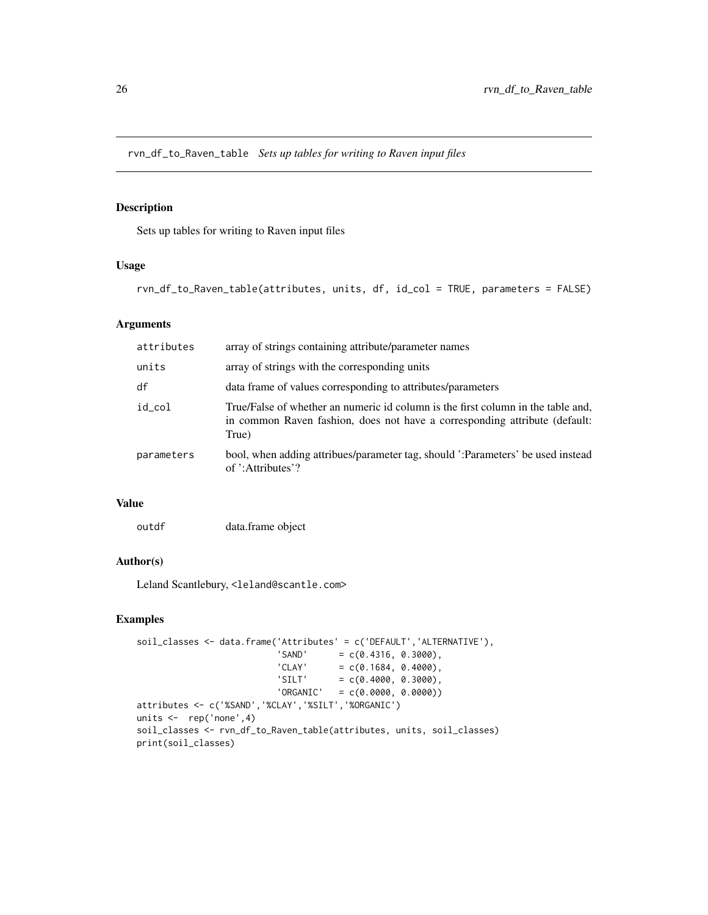## rvn_df_to_Raven_table *Sets up tables for writing to Raven input files*

### Description

Sets up tables for writing to Raven input files

### Usage

```
rvn_df_to_Raven_table(attributes, units, df, id_col = TRUE, parameters = FALSE)
```

### Arguments

| | |
|---|---|
| attributes | array of strings containing attribute/parameter names |
| units | array of strings with the corresponding units |
| df | data frame of values corresponding to attributes/parameters |
| id_col | True/False of whether an numeric id column is the first column in the table and, in common Raven fashion, does not have a corresponding attribute (default: True) |
| parameters | bool, when adding attribues/parameter tag, should ':Parameters' be used instead of ':Attributes'? |

### Value

| | |
|---|---|
| outdf | data.frame object |

### Author(s)

Leland Scantlebury, <leland@scantle.com>

### Examples

```
soil_classes <- data.frame('Attributes' = c('DEFAULT','ALTERNATIVE'),
                           'SAND'      = c(0.4316, 0.3000),
                           'CLAY'      = c(0.1684, 0.4000),
                           'SILT'      = c(0.4000, 0.3000),
                           'ORGANIC'   = c(0.0000, 0.0000))
attributes <- c('%SAND','%CLAY','%SILT','%ORGANIC')
units <-  rep('none',4)
soil_classes <- rvn_df_to_Raven_table(attributes, units, soil_classes)
print(soil_classes)
```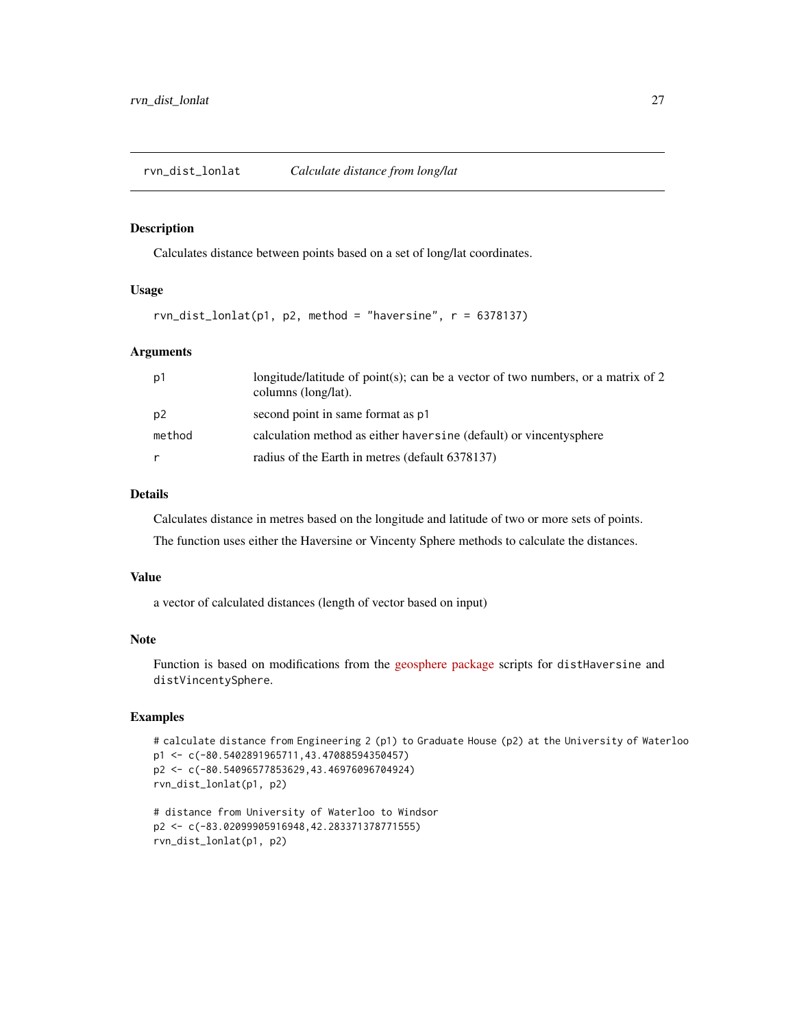## rvn_dist_lonlat — *Calculate distance from long/lat*

### Description

Calculates distance between points based on a set of long/lat coordinates.

### Usage

```
rvn_dist_lonlat(p1, p2, method = "haversine", r = 6378137)
```

### Arguments

| | |
|---|---|
| p1 | longitude/latitude of point(s); can be a vector of two numbers, or a matrix of 2 columns (long/lat). |
| p2 | second point in same format as p1 |
| method | calculation method as either haversine (default) or vincentysphere |
| r | radius of the Earth in metres (default 6378137) |

### Details

Calculates distance in metres based on the longitude and latitude of two or more sets of points.

The function uses either the Haversine or Vincenty Sphere methods to calculate the distances.

### Value

a vector of calculated distances (length of vector based on input)

### Note

Function is based on modifications from the geosphere package scripts for distHaversine and distVincentySphere.

### Examples

```
# calculate distance from Engineering 2 (p1) to Graduate House (p2) at the University of Waterloo
p1 <- c(-80.5402891965711,43.47088594350457)
p2 <- c(-80.54096577853629,43.46976096704924)
rvn_dist_lonlat(p1, p2)

# distance from University of Waterloo to Windsor
p2 <- c(-83.02099905916948,42.283371378771555)
rvn_dist_lonlat(p1, p2)
```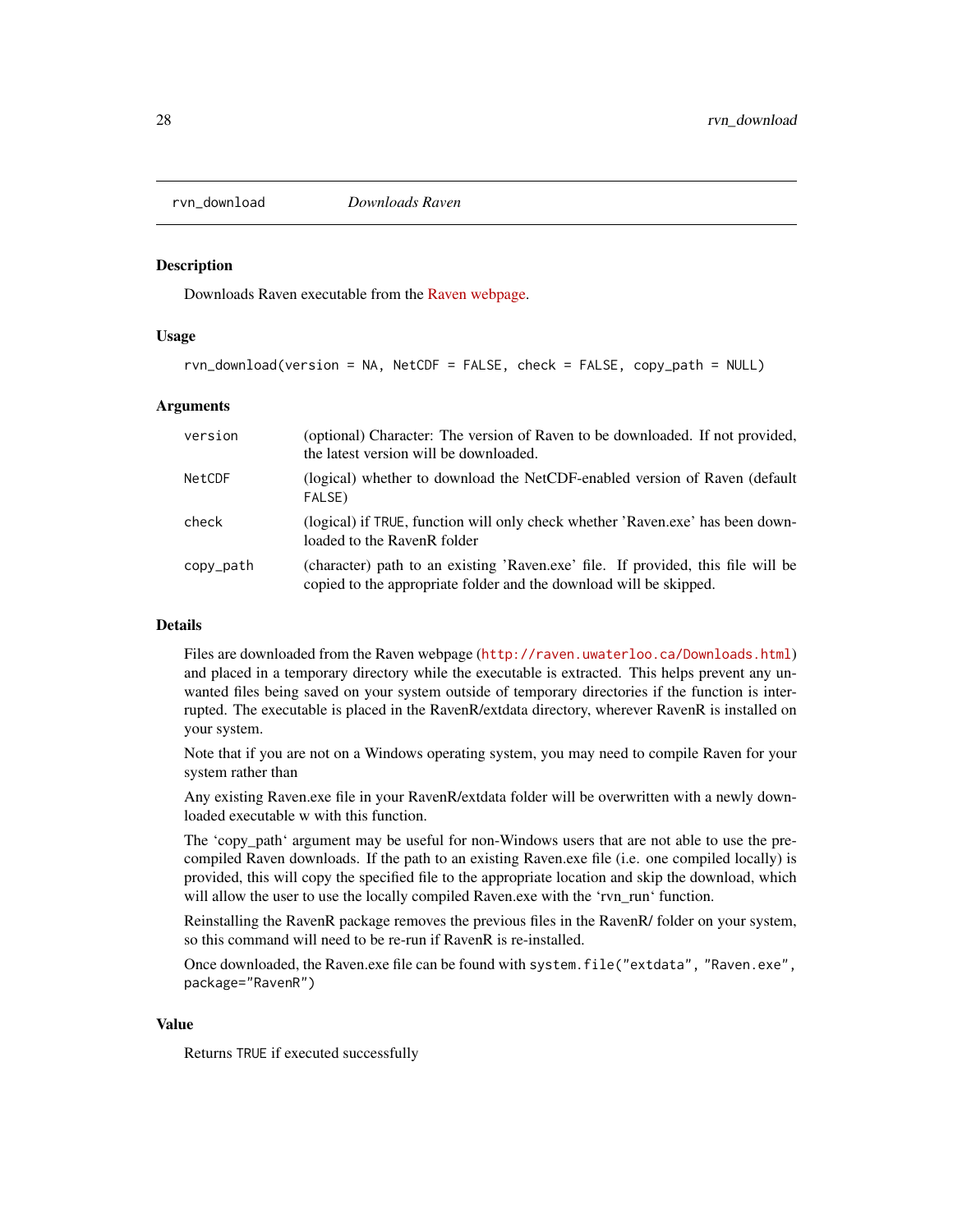## rvn_download — *Downloads Raven*

### Description

Downloads Raven executable from the Raven webpage.

### Usage

```
rvn_download(version = NA, NetCDF = FALSE, check = FALSE, copy_path = NULL)
```

### Arguments

| | |
|---|---|
| version | (optional) Character: The version of Raven to be downloaded. If not provided, the latest version will be downloaded. |
| NetCDF | (logical) whether to download the NetCDF-enabled version of Raven (default FALSE) |
| check | (logical) if TRUE, function will only check whether 'Raven.exe' has been downloaded to the RavenR folder |
| copy_path | (character) path to an existing 'Raven.exe' file. If provided, this file will be copied to the appropriate folder and the download will be skipped. |

### Details

Files are downloaded from the Raven webpage (http://raven.uwaterloo.ca/Downloads.html) and placed in a temporary directory while the executable is extracted. This helps prevent any unwanted files being saved on your system outside of temporary directories if the function is interrupted. The executable is placed in the RavenR/extdata directory, wherever RavenR is installed on your system.

Note that if you are not on a Windows operating system, you may need to compile Raven for your system rather than

Any existing Raven.exe file in your RavenR/extdata folder will be overwritten with a newly downloaded executable w with this function.

The 'copy_path' argument may be useful for non-Windows users that are not able to use the pre-compiled Raven downloads. If the path to an existing Raven.exe file (i.e. one compiled locally) is provided, this will copy the specified file to the appropriate location and skip the download, which will allow the user to use the locally compiled Raven.exe with the 'rvn_run' function.

Reinstalling the RavenR package removes the previous files in the RavenR/ folder on your system, so this command will need to be re-run if RavenR is re-installed.

Once downloaded, the Raven.exe file can be found with `system.file("extdata", "Raven.exe", package="RavenR")`

### Value

Returns TRUE if executed successfully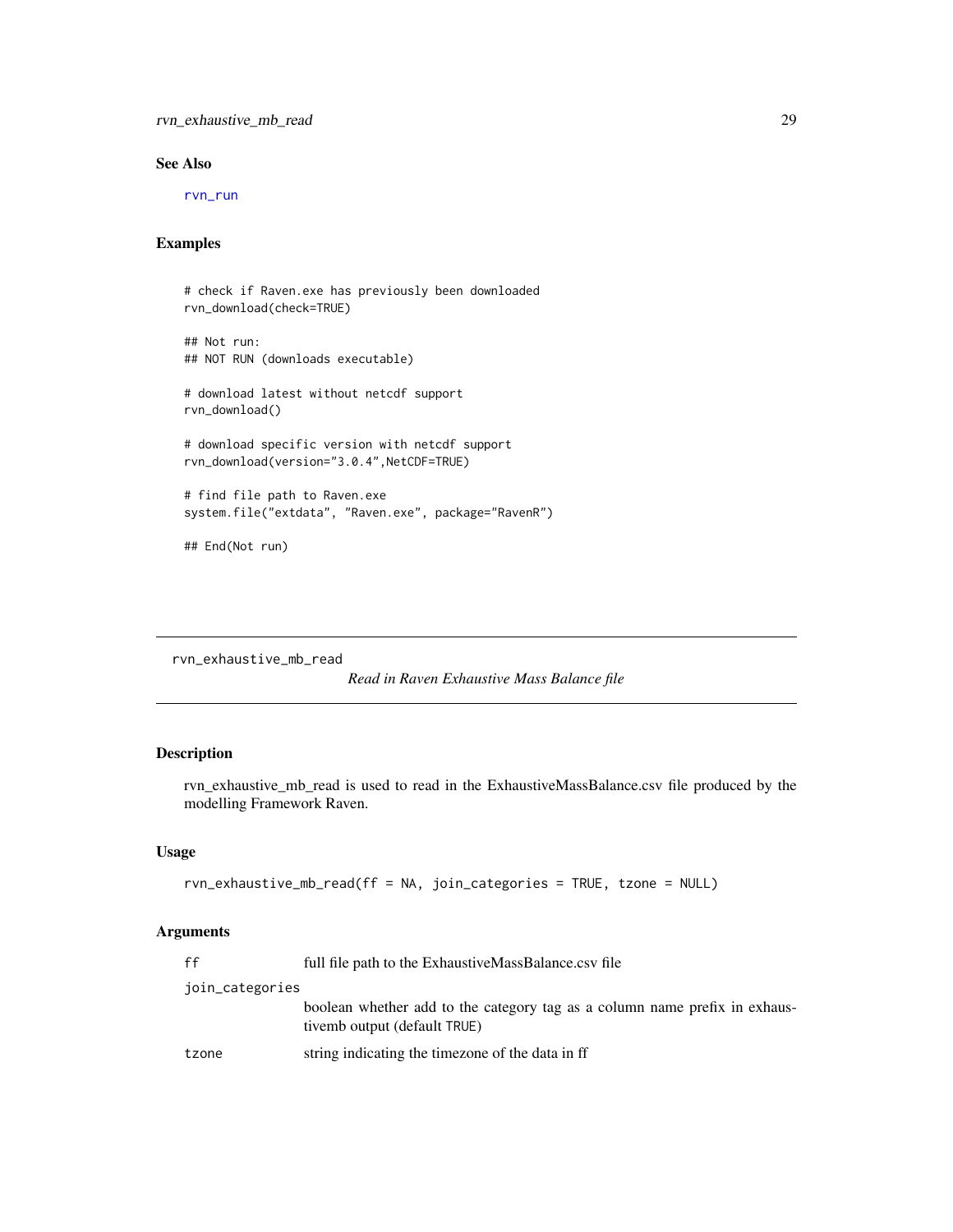## See Also

rvn_run

## Examples

```
# check if Raven.exe has previously been downloaded
rvn_download(check=TRUE)

## Not run:
## NOT RUN (downloads executable)

# download latest without netcdf support
rvn_download()

# download specific version with netcdf support
rvn_download(version="3.0.4",NetCDF=TRUE)

# find file path to Raven.exe
system.file("extdata", "Raven.exe", package="RavenR")

## End(Not run)
```

---

# rvn_exhaustive_mb_read

*Read in Raven Exhaustive Mass Balance file*

## Description

rvn_exhaustive_mb_read is used to read in the ExhaustiveMassBalance.csv file produced by the modelling Framework Raven.

## Usage

```
rvn_exhaustive_mb_read(ff = NA, join_categories = TRUE, tzone = NULL)
```

## Arguments

| Argument | Description |
|---|---|
| ff | full file path to the ExhaustiveMassBalance.csv file |
| join_categories | boolean whether add to the category tag as a column name prefix in exhaustivemb output (default TRUE) |
| tzone | string indicating the timezone of the data in ff |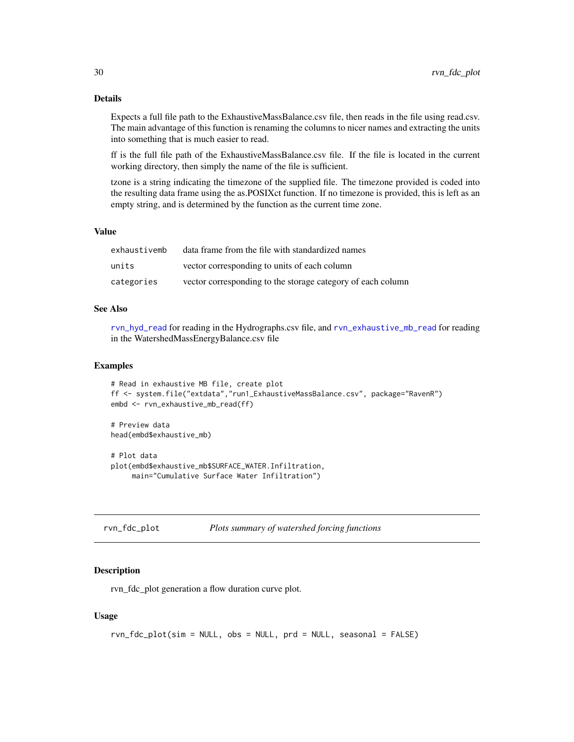## Details

Expects a full file path to the ExhaustiveMassBalance.csv file, then reads in the file using read.csv. The main advantage of this function is renaming the columns to nicer names and extracting the units into something that is much easier to read.

ff is the full file path of the ExhaustiveMassBalance.csv file. If the file is located in the current working directory, then simply the name of the file is sufficient.

tzone is a string indicating the timezone of the supplied file. The timezone provided is coded into the resulting data frame using the as.POSIXct function. If no timezone is provided, this is left as an empty string, and is determined by the function as the current time zone.

## Value

| | |
|---|---|
| `exhaustivemb` | data frame from the file with standardized names |
| `units` | vector corresponding to units of each column |
| `categories` | vector corresponding to the storage category of each column |

## See Also

`rvn_hyd_read` for reading in the Hydrographs.csv file, and `rvn_exhaustive_mb_read` for reading in the WatershedMassEnergyBalance.csv file

## Examples

```
# Read in exhaustive MB file, create plot
ff <- system.file("extdata","run1_ExhaustiveMassBalance.csv", package="RavenR")
embd <- rvn_exhaustive_mb_read(ff)

# Preview data
head(embd$exhaustive_mb)

# Plot data
plot(embd$exhaustive_mb$SURFACE_WATER.Infiltration,
     main="Cumulative Surface Water Infiltration")
```

---

# `rvn_fdc_plot` *Plots summary of watershed forcing functions*

## Description

rvn_fdc_plot generation a flow duration curve plot.

## Usage

```
rvn_fdc_plot(sim = NULL, obs = NULL, prd = NULL, seasonal = FALSE)
```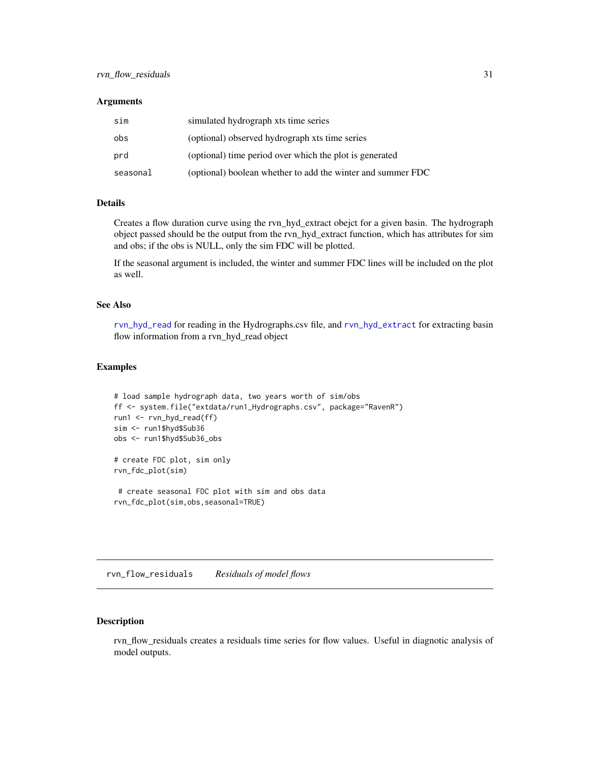### Arguments

| | |
|---|---|
| sim | simulated hydrograph xts time series |
| obs | (optional) observed hydrograph xts time series |
| prd | (optional) time period over which the plot is generated |
| seasonal | (optional) boolean whether to add the winter and summer FDC |

### Details

Creates a flow duration curve using the rvn_hyd_extract obejct for a given basin. The hydrograph object passed should be the output from the rvn_hyd_extract function, which has attributes for sim and obs; if the obs is NULL, only the sim FDC will be plotted.

If the seasonal argument is included, the winter and summer FDC lines will be included on the plot as well.

### See Also

rvn_hyd_read for reading in the Hydrographs.csv file, and rvn_hyd_extract for extracting basin flow information from a rvn_hyd_read object

### Examples

```
# load sample hydrograph data, two years worth of sim/obs
ff <- system.file("extdata/run1_Hydrographs.csv", package="RavenR")
run1 <- rvn_hyd_read(ff)
sim <- run1$hyd$Sub36
obs <- run1$hyd$Sub36_obs

# create FDC plot, sim only
rvn_fdc_plot(sim)

 # create seasonal FDC plot with sim and obs data
rvn_fdc_plot(sim,obs,seasonal=TRUE)
```

---

## rvn_flow_residuals    *Residuals of model flows*

### Description

rvn_flow_residuals creates a residuals time series for flow values. Useful in diagnotic analysis of model outputs.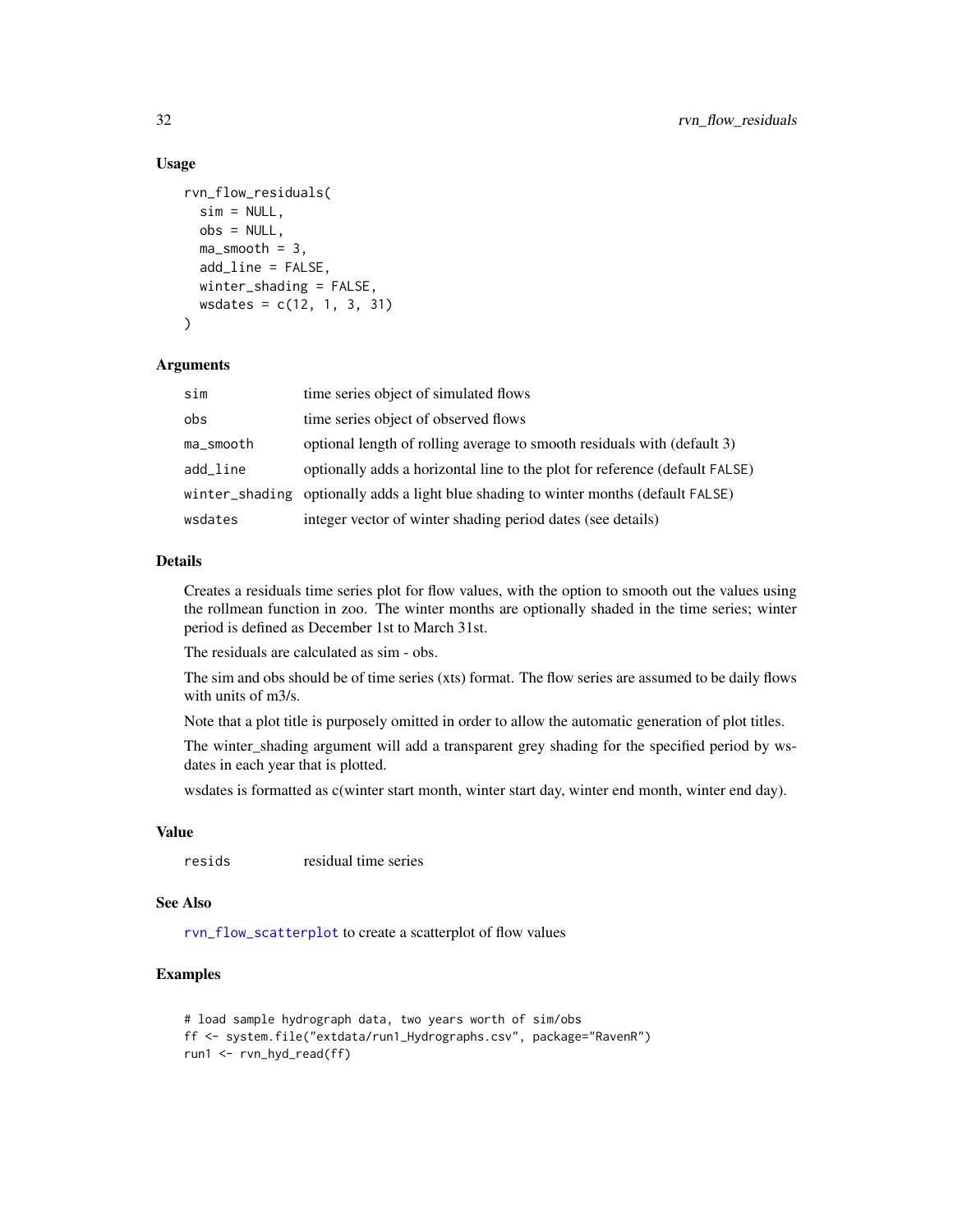### Usage

```
rvn_flow_residuals(
  sim = NULL,
  obs = NULL,
  ma_smooth = 3,
  add_line = FALSE,
  winter_shading = FALSE,
  wsdates = c(12, 1, 3, 31)
)
```

### Arguments

| | |
|---|---|
| sim | time series object of simulated flows |
| obs | time series object of observed flows |
| ma_smooth | optional length of rolling average to smooth residuals with (default 3) |
| add_line | optionally adds a horizontal line to the plot for reference (default FALSE) |
| winter_shading | optionally adds a light blue shading to winter months (default FALSE) |
| wsdates | integer vector of winter shading period dates (see details) |

### Details

Creates a residuals time series plot for flow values, with the option to smooth out the values using the rollmean function in zoo. The winter months are optionally shaded in the time series; winter period is defined as December 1st to March 31st.

The residuals are calculated as sim - obs.

The sim and obs should be of time series (xts) format. The flow series are assumed to be daily flows with units of m3/s.

Note that a plot title is purposely omitted in order to allow the automatic generation of plot titles.

The winter_shading argument will add a transparent grey shading for the specified period by wsdates in each year that is plotted.

wsdates is formatted as c(winter start month, winter start day, winter end month, winter end day).

### Value

| | |
|---|---|
| resids | residual time series |

### See Also

rvn_flow_scatterplot to create a scatterplot of flow values

### Examples

```
# load sample hydrograph data, two years worth of sim/obs
ff <- system.file("extdata/run1_Hydrographs.csv", package="RavenR")
run1 <- rvn_hyd_read(ff)
```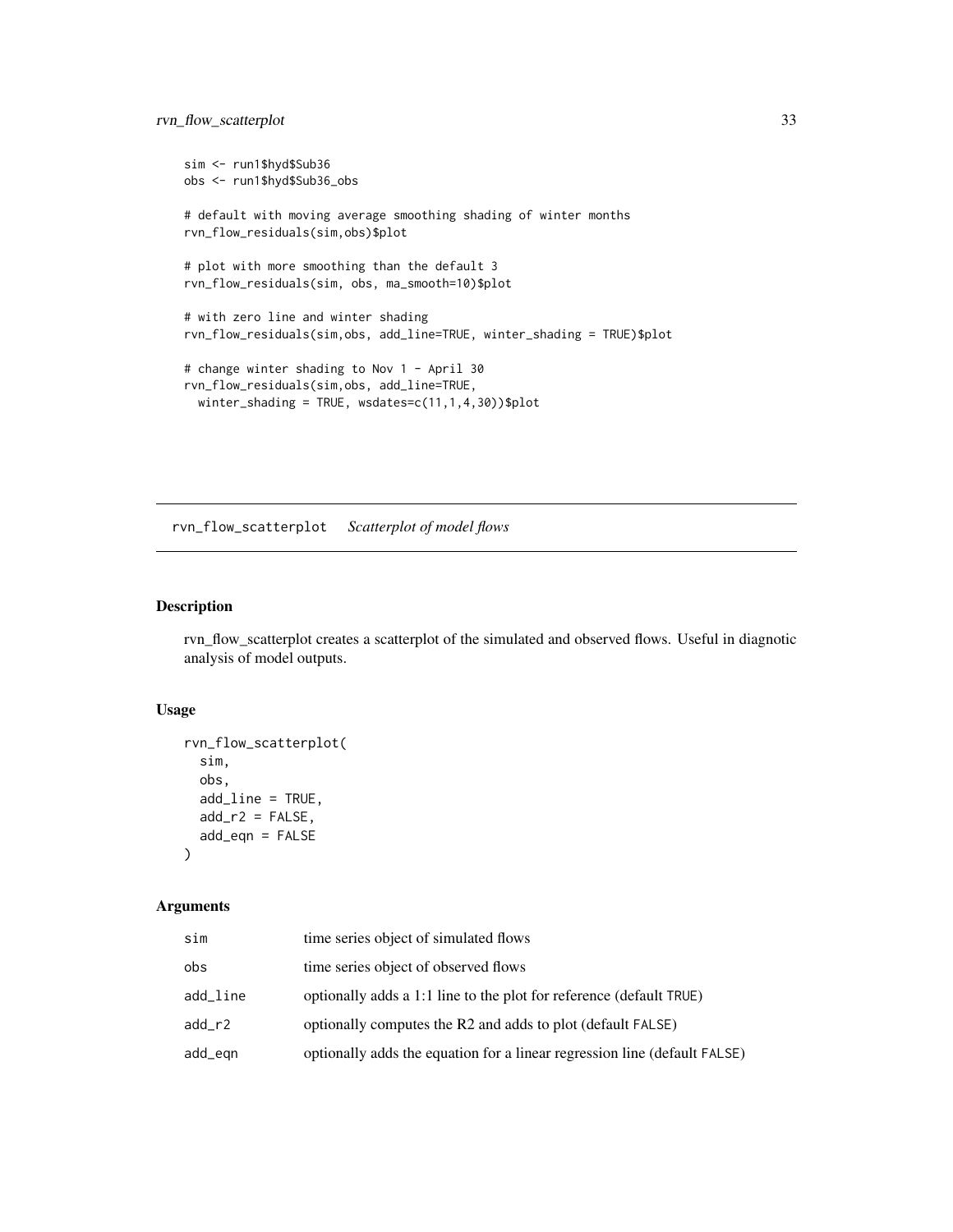```
sim <- run1$hyd$Sub36
obs <- run1$hyd$Sub36_obs

# default with moving average smoothing shading of winter months
rvn_flow_residuals(sim,obs)$plot

# plot with more smoothing than the default 3
rvn_flow_residuals(sim, obs, ma_smooth=10)$plot

# with zero line and winter shading
rvn_flow_residuals(sim,obs, add_line=TRUE, winter_shading = TRUE)$plot

# change winter shading to Nov 1 - April 30
rvn_flow_residuals(sim,obs, add_line=TRUE,
  winter_shading = TRUE, wsdates=c(11,1,4,30))$plot
```

## rvn_flow_scatterplot *Scatterplot of model flows*

### Description

rvn_flow_scatterplot creates a scatterplot of the simulated and observed flows. Useful in diagnotic analysis of model outputs.

### Usage

```
rvn_flow_scatterplot(
  sim,
  obs,
  add_line = TRUE,
  add_r2 = FALSE,
  add_eqn = FALSE
)
```

### Arguments

| | |
|---|---|
| sim | time series object of simulated flows |
| obs | time series object of observed flows |
| add_line | optionally adds a 1:1 line to the plot for reference (default TRUE) |
| add_r2 | optionally computes the R2 and adds to plot (default FALSE) |
| add_eqn | optionally adds the equation for a linear regression line (default FALSE) |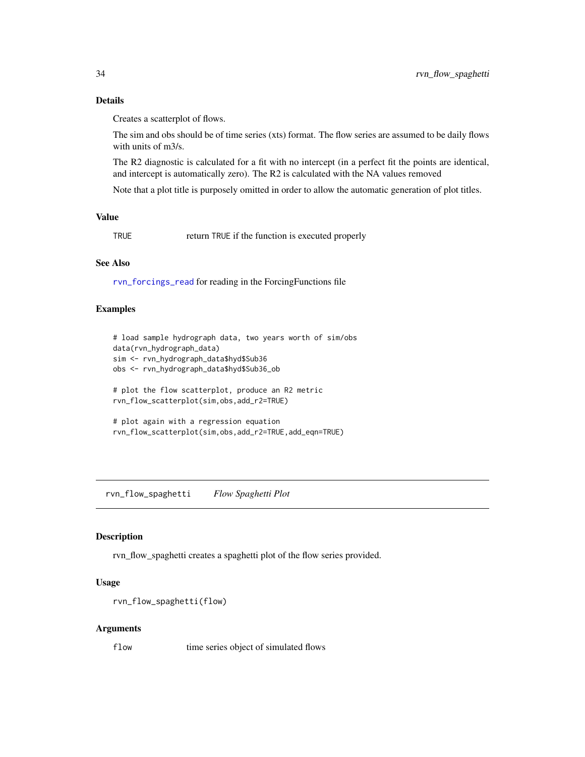### Details

Creates a scatterplot of flows.

The sim and obs should be of time series (xts) format. The flow series are assumed to be daily flows with units of m3/s.

The R2 diagnostic is calculated for a fit with no intercept (in a perfect fit the points are identical, and intercept is automatically zero). The R2 is calculated with the NA values removed

Note that a plot title is purposely omitted in order to allow the automatic generation of plot titles.

### Value

| | |
|---|---|
| TRUE | return TRUE if the function is executed properly |

### See Also

`rvn_forcings_read` for reading in the ForcingFunctions file

### Examples

```
# load sample hydrograph data, two years worth of sim/obs
data(rvn_hydrograph_data)
sim <- rvn_hydrograph_data$hyd$Sub36
obs <- rvn_hydrograph_data$hyd$Sub36_ob

# plot the flow scatterplot, produce an R2 metric
rvn_flow_scatterplot(sim,obs,add_r2=TRUE)

# plot again with a regression equation
rvn_flow_scatterplot(sim,obs,add_r2=TRUE,add_eqn=TRUE)
```

---

## rvn_flow_spaghetti *Flow Spaghetti Plot*

---

### Description

rvn_flow_spaghetti creates a spaghetti plot of the flow series provided.

### Usage

```
rvn_flow_spaghetti(flow)
```

### Arguments

| | |
|---|---|
| flow | time series object of simulated flows |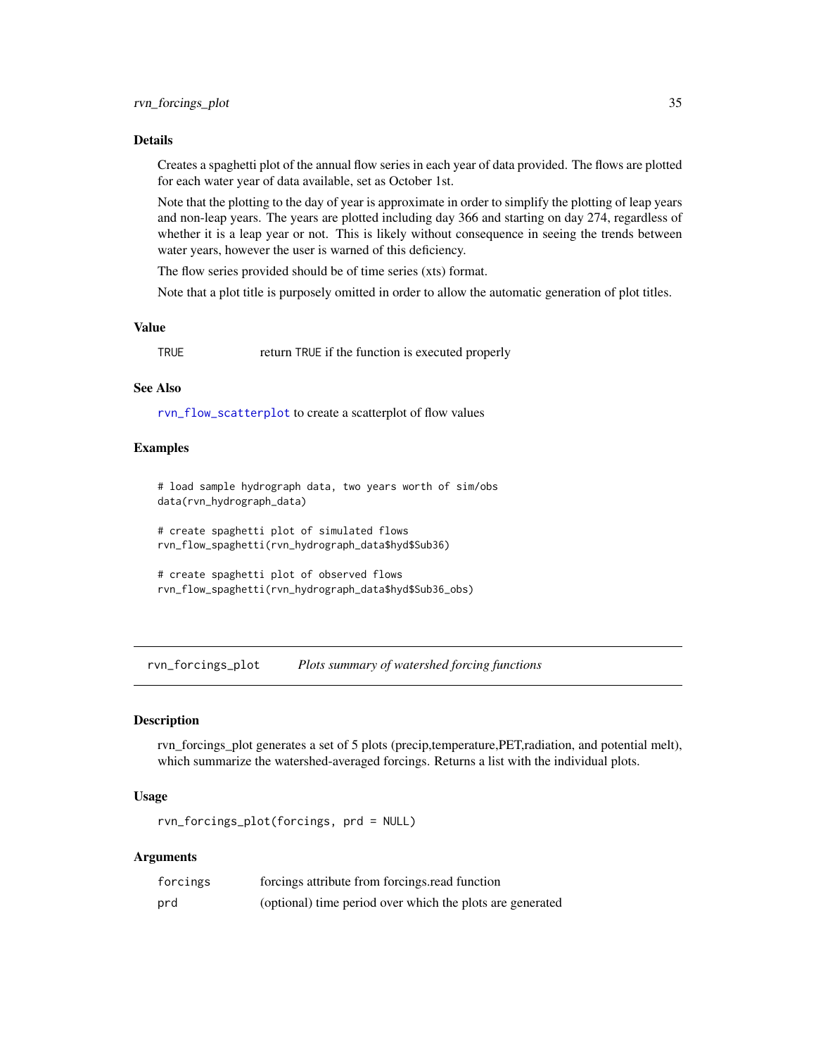### Details

Creates a spaghetti plot of the annual flow series in each year of data provided. The flows are plotted for each water year of data available, set as October 1st.

Note that the plotting to the day of year is approximate in order to simplify the plotting of leap years and non-leap years. The years are plotted including day 366 and starting on day 274, regardless of whether it is a leap year or not. This is likely without consequence in seeing the trends between water years, however the user is warned of this deficiency.

The flow series provided should be of time series (xts) format.

Note that a plot title is purposely omitted in order to allow the automatic generation of plot titles.

### Value

| | |
|---|---|
| `TRUE` | return `TRUE` if the function is executed properly |

### See Also

`rvn_flow_scatterplot` to create a scatterplot of flow values

### Examples

```
# load sample hydrograph data, two years worth of sim/obs
data(rvn_hydrograph_data)

# create spaghetti plot of simulated flows
rvn_flow_spaghetti(rvn_hydrograph_data$hyd$Sub36)

# create spaghetti plot of observed flows
rvn_flow_spaghetti(rvn_hydrograph_data$hyd$Sub36_obs)
```

---

## rvn_forcings_plot — *Plots summary of watershed forcing functions*

### Description

rvn_forcings_plot generates a set of 5 plots (precip,temperature,PET,radiation, and potential melt), which summarize the watershed-averaged forcings. Returns a list with the individual plots.

### Usage

```
rvn_forcings_plot(forcings, prd = NULL)
```

### Arguments

| | |
|---|---|
| `forcings` | forcings attribute from forcings.read function |
| `prd` | (optional) time period over which the plots are generated |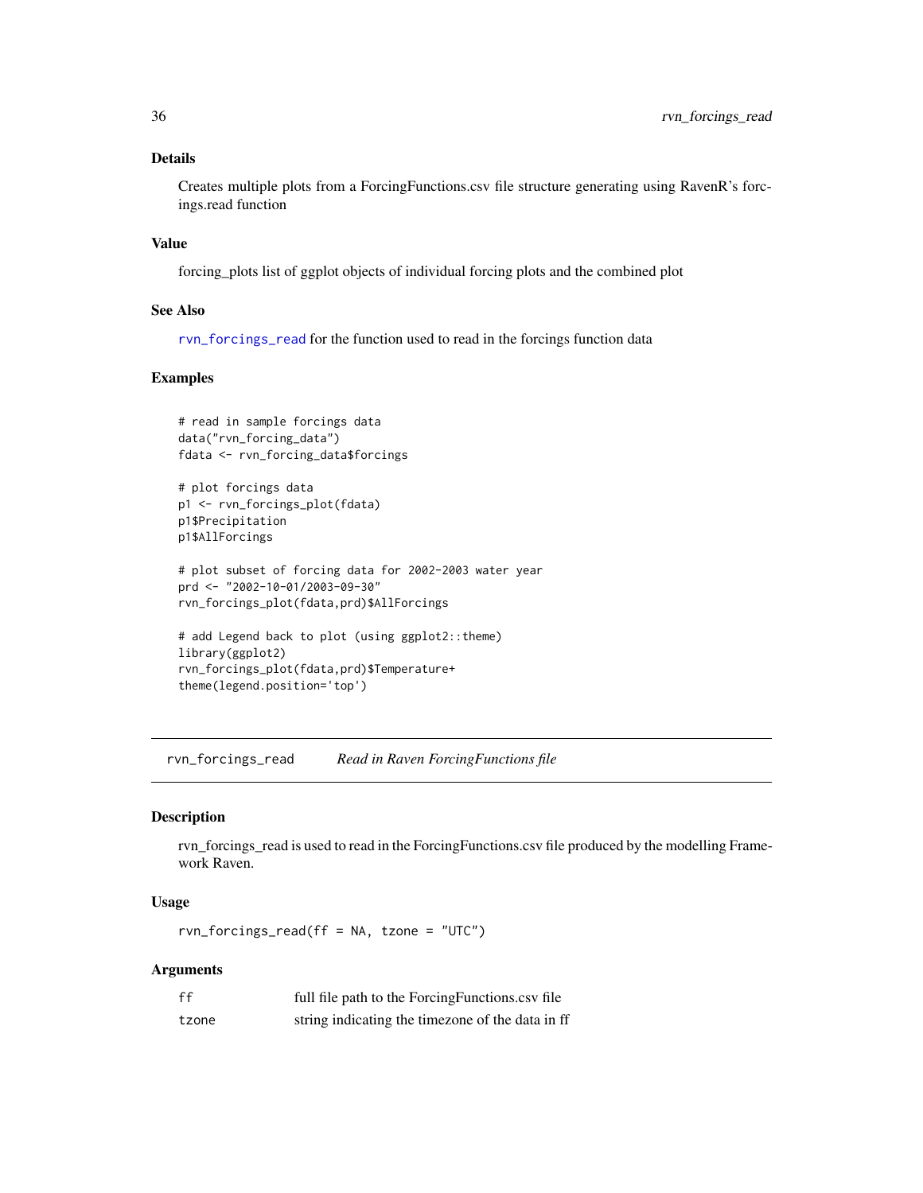### Details

Creates multiple plots from a ForcingFunctions.csv file structure generating using RavenR's forcings.read function

### Value

forcing_plots list of ggplot objects of individual forcing plots and the combined plot

### See Also

rvn_forcings_read for the function used to read in the forcings function data

### Examples

```
# read in sample forcings data
data("rvn_forcing_data")
fdata <- rvn_forcing_data$forcings

# plot forcings data
p1 <- rvn_forcings_plot(fdata)
p1$Precipitation
p1$AllForcings

# plot subset of forcing data for 2002-2003 water year
prd <- "2002-10-01/2003-09-30"
rvn_forcings_plot(fdata,prd)$AllForcings

# add Legend back to plot (using ggplot2::theme)
library(ggplot2)
rvn_forcings_plot(fdata,prd)$Temperature+
theme(legend.position='top')
```

---

## rvn_forcings_read — *Read in Raven ForcingFunctions file*

### Description

rvn_forcings_read is used to read in the ForcingFunctions.csv file produced by the modelling Framework Raven.

### Usage

```
rvn_forcings_read(ff = NA, tzone = "UTC")
```

### Arguments

| | |
|---|---|
| ff | full file path to the ForcingFunctions.csv file |
| tzone | string indicating the timezone of the data in ff |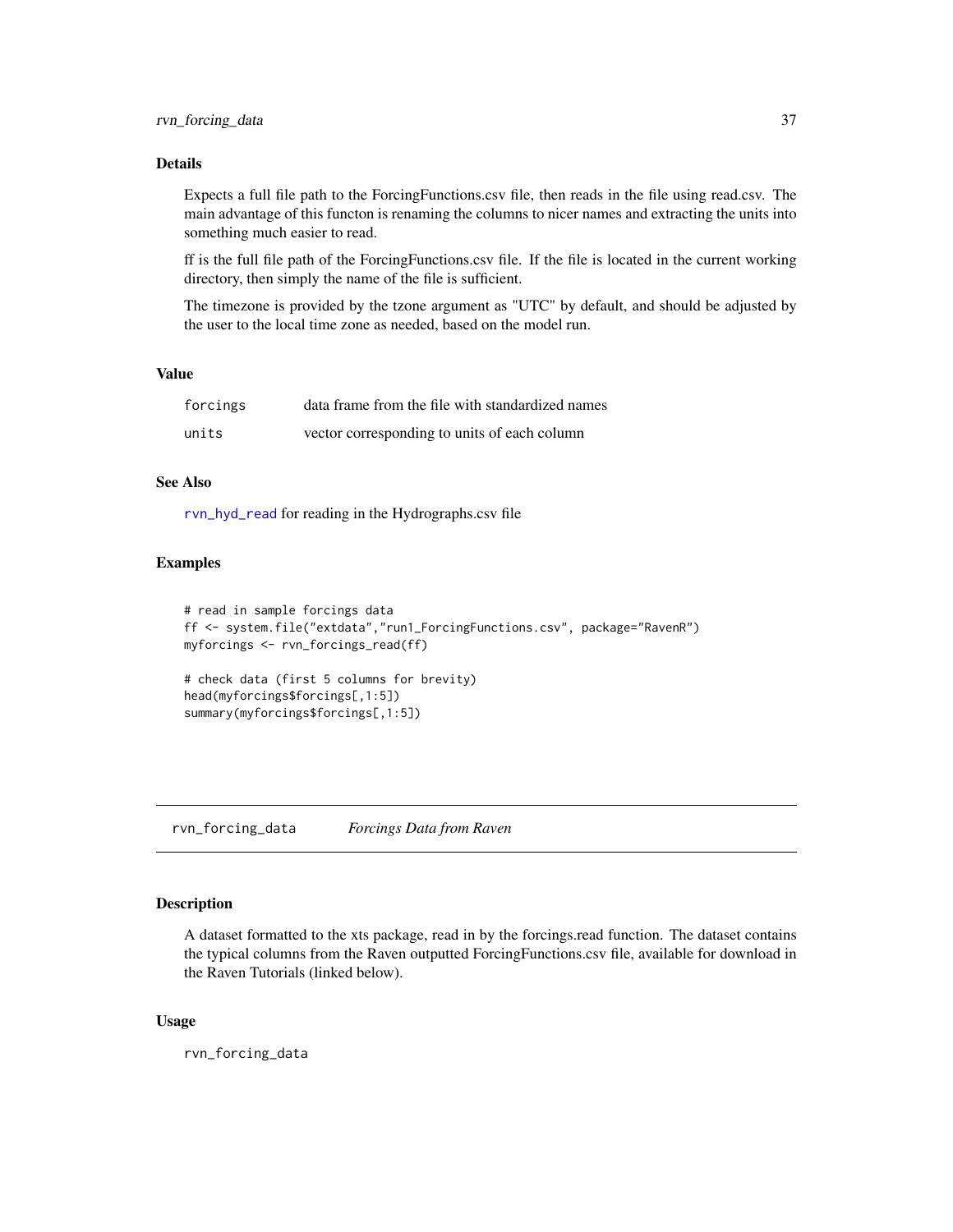### Details

Expects a full file path to the ForcingFunctions.csv file, then reads in the file using read.csv. The main advantage of this functon is renaming the columns to nicer names and extracting the units into something much easier to read.

ff is the full file path of the ForcingFunctions.csv file. If the file is located in the current working directory, then simply the name of the file is sufficient.

The timezone is provided by the tzone argument as "UTC" by default, and should be adjusted by the user to the local time zone as needed, based on the model run.

### Value

| | |
|---|---|
| forcings | data frame from the file with standardized names |
| units | vector corresponding to units of each column |

### See Also

rvn_hyd_read for reading in the Hydrographs.csv file

### Examples

```
# read in sample forcings data
ff <- system.file("extdata","run1_ForcingFunctions.csv", package="RavenR")
myforcings <- rvn_forcings_read(ff)

# check data (first 5 columns for brevity)
head(myforcings$forcings[,1:5])
summary(myforcings$forcings[,1:5])
```

---

## rvn_forcing_data *Forcings Data from Raven*

### Description

A dataset formatted to the xts package, read in by the forcings.read function. The dataset contains the typical columns from the Raven outputted ForcingFunctions.csv file, available for download in the Raven Tutorials (linked below).

### Usage

```
rvn_forcing_data
```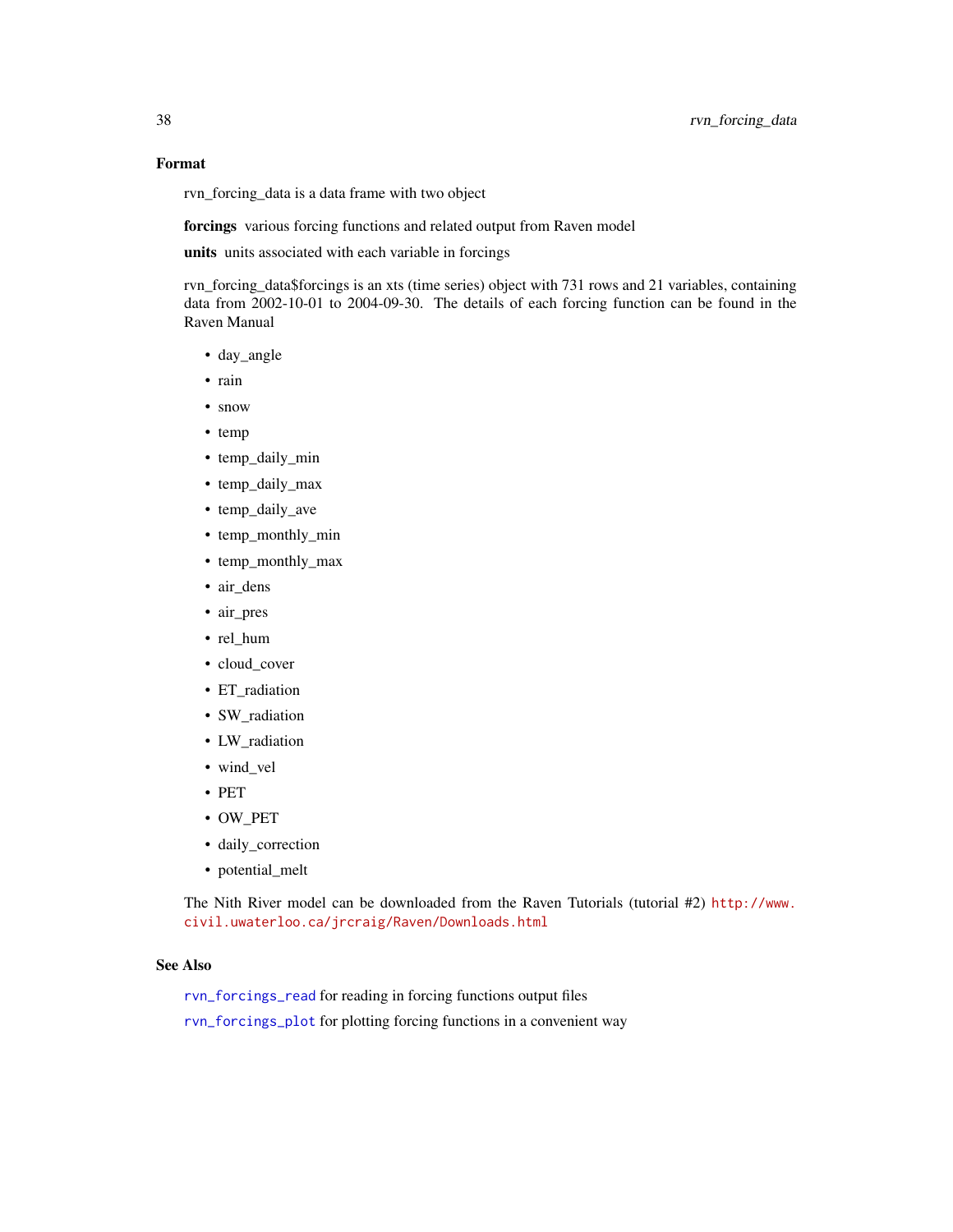### Format

rvn_forcing_data is a data frame with two object

**forcings** various forcing functions and related output from Raven model

**units** units associated with each variable in forcings

rvn_forcing_data$forcings is an xts (time series) object with 731 rows and 21 variables, containing data from 2002-10-01 to 2004-09-30. The details of each forcing function can be found in the Raven Manual

- day_angle
- rain
- snow
- temp
- temp_daily_min
- temp_daily_max
- temp_daily_ave
- temp_monthly_min
- temp_monthly_max
- air_dens
- air_pres
- rel_hum
- cloud_cover
- ET_radiation
- SW_radiation
- LW_radiation
- wind_vel
- PET
- OW_PET
- daily_correction
- potential_melt

The Nith River model can be downloaded from the Raven Tutorials (tutorial #2) http://www.civil.uwaterloo.ca/jrcraig/Raven/Downloads.html

### See Also

rvn_forcings_read for reading in forcing functions output files

rvn_forcings_plot for plotting forcing functions in a convenient way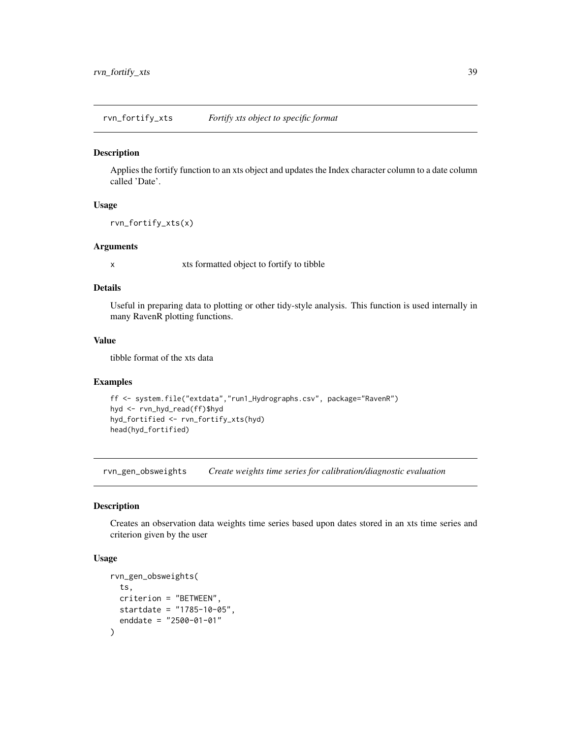## rvn_fortify_xts *Fortify xts object to specific format*

### Description

Applies the fortify function to an xts object and updates the Index character column to a date column called 'Date'.

### Usage

```
rvn_fortify_xts(x)
```

### Arguments

x xts formatted object to fortify to tibble

### Details

Useful in preparing data to plotting or other tidy-style analysis. This function is used internally in many RavenR plotting functions.

### Value

tibble format of the xts data

### Examples

```
ff <- system.file("extdata","run1_Hydrographs.csv", package="RavenR")
hyd <- rvn_hyd_read(ff)$hyd
hyd_fortified <- rvn_fortify_xts(hyd)
head(hyd_fortified)
```

## rvn_gen_obsweights *Create weights time series for calibration/diagnostic evaluation*

### Description

Creates an observation data weights time series based upon dates stored in an xts time series and criterion given by the user

### Usage

```
rvn_gen_obsweights(
  ts,
  criterion = "BETWEEN",
  startdate = "1785-10-05",
  enddate = "2500-01-01"
)
```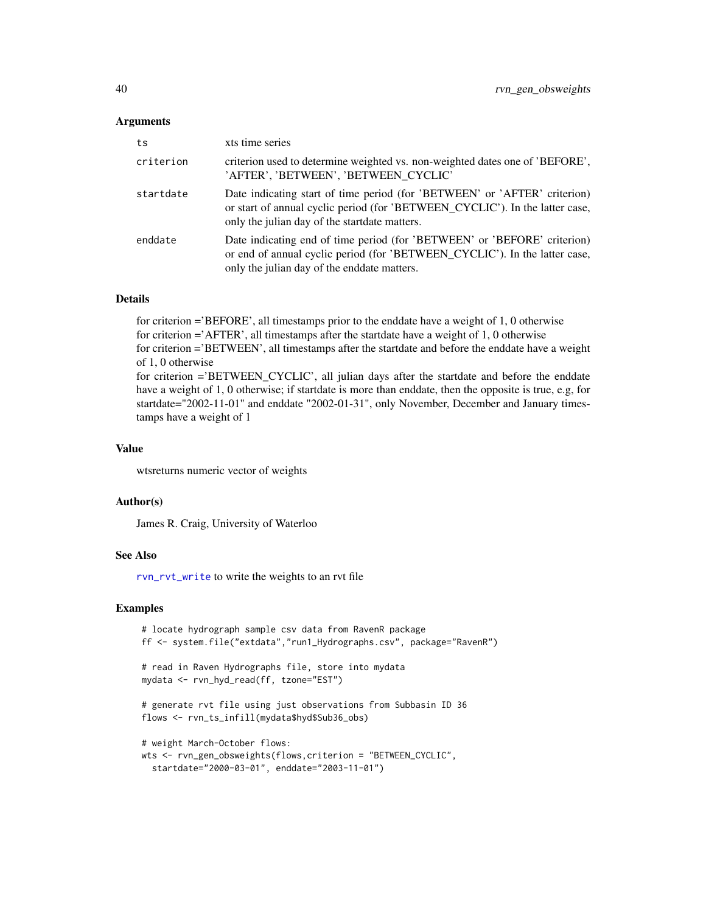### Arguments

| | |
|---|---|
| ts | xts time series |
| criterion | criterion used to determine weighted vs. non-weighted dates one of 'BEFORE', 'AFTER', 'BETWEEN', 'BETWEEN_CYCLIC' |
| startdate | Date indicating start of time period (for 'BETWEEN' or 'AFTER' criterion) or start of annual cyclic period (for 'BETWEEN_CYCLIC'). In the latter case, only the julian day of the startdate matters. |
| enddate | Date indicating end of time period (for 'BETWEEN' or 'BEFORE' criterion) or end of annual cyclic period (for 'BETWEEN_CYCLIC'). In the latter case, only the julian day of the enddate matters. |

### Details

for criterion ='BEFORE', all timestamps prior to the enddate have a weight of 1, 0 otherwise
for criterion ='AFTER', all timestamps after the startdate have a weight of 1, 0 otherwise
for criterion ='BETWEEN', all timestamps after the startdate and before the enddate have a weight of 1, 0 otherwise
for criterion ='BETWEEN_CYCLIC', all julian days after the startdate and before the enddate have a weight of 1, 0 otherwise; if startdate is more than enddate, then the opposite is true, e.g, for startdate="2002-11-01" and enddate "2002-01-31", only November, December and January timestamps have a weight of 1

### Value

wtsreturns numeric vector of weights

### Author(s)

James R. Craig, University of Waterloo

### See Also

rvn_rvt_write to write the weights to an rvt file

### Examples

```
# locate hydrograph sample csv data from RavenR package
ff <- system.file("extdata","run1_Hydrographs.csv", package="RavenR")

# read in Raven Hydrographs file, store into mydata
mydata <- rvn_hyd_read(ff, tzone="EST")

# generate rvt file using just observations from Subbasin ID 36
flows <- rvn_ts_infill(mydata$hyd$Sub36_obs)

# weight March-October flows:
wts <- rvn_gen_obsweights(flows,criterion = "BETWEEN_CYCLIC",
  startdate="2000-03-01", enddate="2003-11-01")
```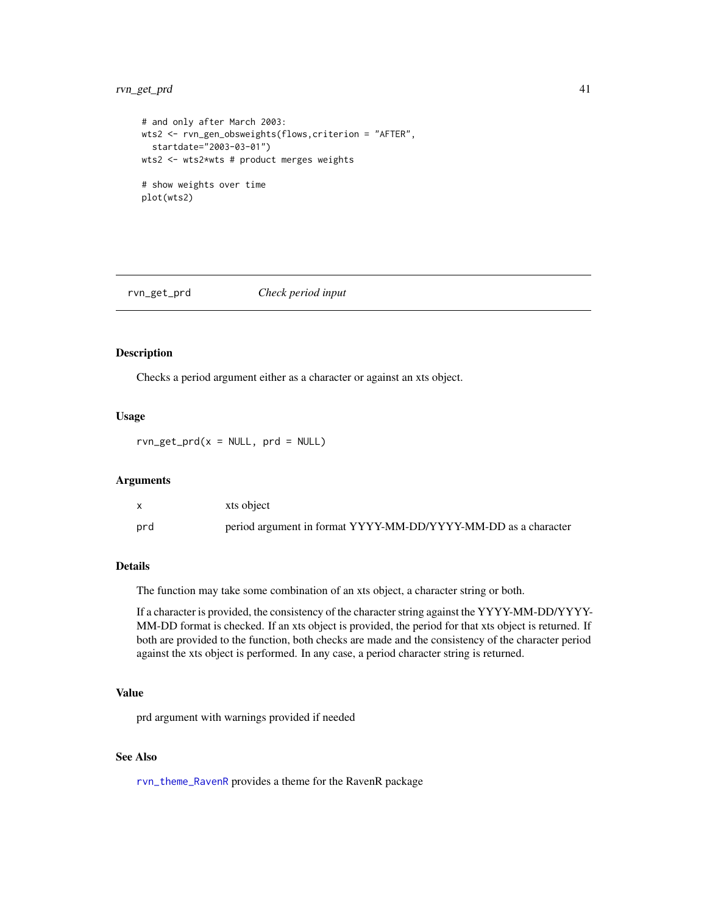```
# and only after March 2003:
wts2 <- rvn_gen_obsweights(flows,criterion = "AFTER",
  startdate="2003-03-01")
wts2 <- wts2*wts # product merges weights

# show weights over time
plot(wts2)
```

---

## rvn_get_prd — *Check period input*

### Description

Checks a period argument either as a character or against an xts object.

### Usage

```
rvn_get_prd(x = NULL, prd = NULL)
```

### Arguments

| | |
|---|---|
| `x` | xts object |
| `prd` | period argument in format YYYY-MM-DD/YYYY-MM-DD as a character |

### Details

The function may take some combination of an xts object, a character string or both.

If a character is provided, the consistency of the character string against the YYYY-MM-DD/YYYY-MM-DD format is checked. If an xts object is provided, the period for that xts object is returned. If both are provided to the function, both checks are made and the consistency of the character period against the xts object is performed. In any case, a period character string is returned.

### Value

prd argument with warnings provided if needed

### See Also

`rvn_theme_RavenR` provides a theme for the RavenR package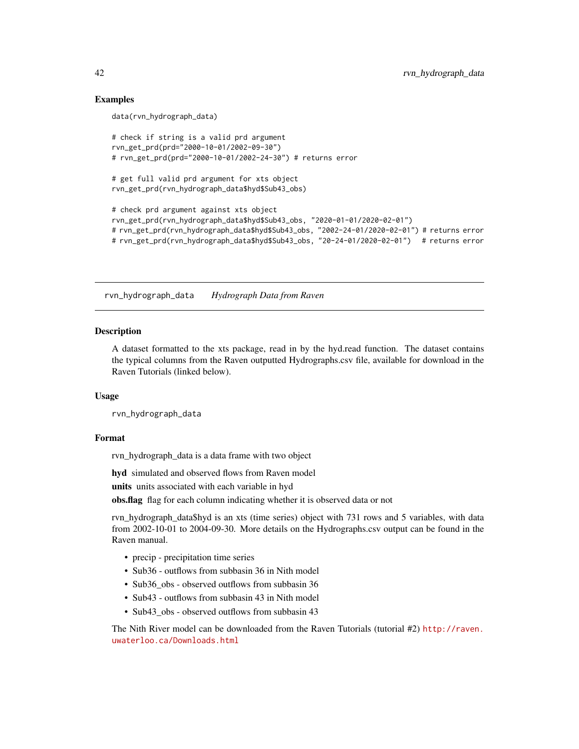## Examples

```
data(rvn_hydrograph_data)

# check if string is a valid prd argument
rvn_get_prd(prd="2000-10-01/2002-09-30")
# rvn_get_prd(prd="2000-10-01/2002-24-30") # returns error

# get full valid prd argument for xts object
rvn_get_prd(rvn_hydrograph_data$hyd$Sub43_obs)

# check prd argument against xts object
rvn_get_prd(rvn_hydrograph_data$hyd$Sub43_obs, "2020-01-01/2020-02-01")
# rvn_get_prd(rvn_hydrograph_data$hyd$Sub43_obs, "2002-24-01/2020-02-01") # returns error
# rvn_get_prd(rvn_hydrograph_data$hyd$Sub43_obs, "20-24-01/2020-02-01")   # returns error
```

---

# rvn_hydrograph_data    *Hydrograph Data from Raven*

## Description

A dataset formatted to the xts package, read in by the hyd.read function. The dataset contains the typical columns from the Raven outputted Hydrographs.csv file, available for download in the Raven Tutorials (linked below).

## Usage

```
rvn_hydrograph_data
```

## Format

rvn_hydrograph_data is a data frame with two object

**hyd** simulated and observed flows from Raven model

**units** units associated with each variable in hyd

**obs.flag** flag for each column indicating whether it is observed data or not

rvn_hydrograph_data$hyd is an xts (time series) object with 731 rows and 5 variables, with data from 2002-10-01 to 2004-09-30. More details on the Hydrographs.csv output can be found in the Raven manual.

- precip - precipitation time series
- Sub36 - outflows from subbasin 36 in Nith model
- Sub36_obs - observed outflows from subbasin 36
- Sub43 - outflows from subbasin 43 in Nith model
- Sub43_obs - observed outflows from subbasin 43

The Nith River model can be downloaded from the Raven Tutorials (tutorial #2) http://raven.uwaterloo.ca/Downloads.html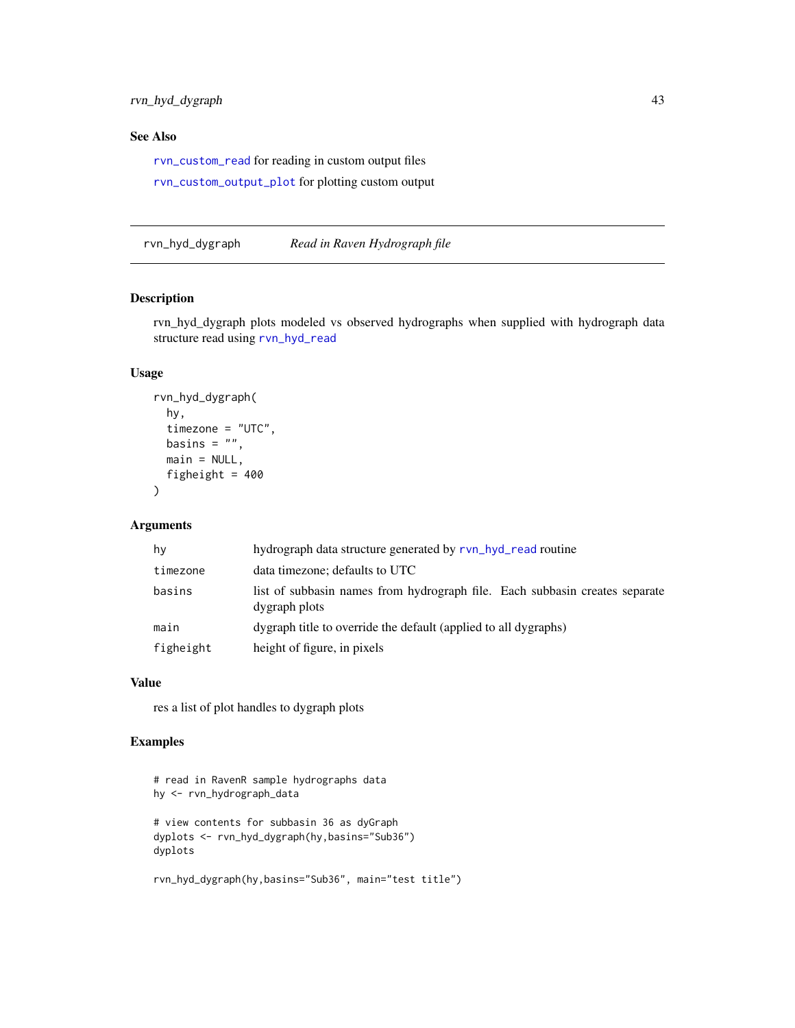### See Also

`rvn_custom_read` for reading in custom output files

`rvn_custom_output_plot` for plotting custom output

---

## rvn_hyd_dygraph    *Read in Raven Hydrograph file*

### Description

rvn_hyd_dygraph plots modeled vs observed hydrographs when supplied with hydrograph data structure read using `rvn_hyd_read`

### Usage

```
rvn_hyd_dygraph(
  hy,
  timezone = "UTC",
  basins = "",
  main = NULL,
  figheight = 400
)
```

### Arguments

| | |
|---|---|
| `hy` | hydrograph data structure generated by `rvn_hyd_read` routine |
| `timezone` | data timezone; defaults to UTC |
| `basins` | list of subbasin names from hydrograph file. Each subbasin creates separate dygraph plots |
| `main` | dygraph title to override the default (applied to all dygraphs) |
| `figheight` | height of figure, in pixels |

### Value

res a list of plot handles to dygraph plots

### Examples

```
# read in RavenR sample hydrographs data
hy <- rvn_hydrograph_data

# view contents for subbasin 36 as dyGraph
dyplots <- rvn_hyd_dygraph(hy,basins="Sub36")
dyplots

rvn_hyd_dygraph(hy,basins="Sub36", main="test title")
```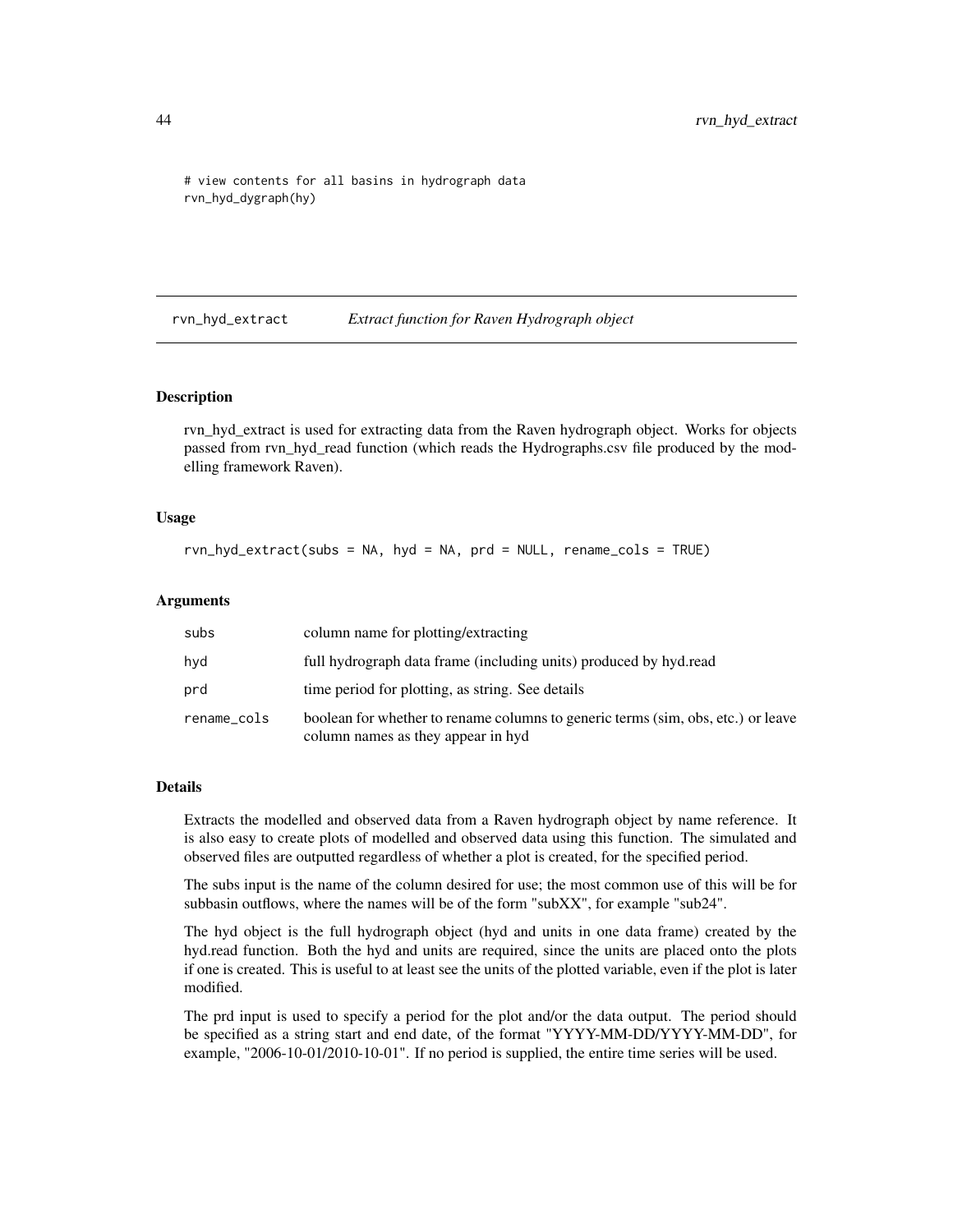```
# view contents for all basins in hydrograph data
rvn_hyd_dygraph(hy)
```

## rvn_hyd_extract *Extract function for Raven Hydrograph object*

### Description

rvn_hyd_extract is used for extracting data from the Raven hydrograph object. Works for objects passed from rvn_hyd_read function (which reads the Hydrographs.csv file produced by the modelling framework Raven).

### Usage

```
rvn_hyd_extract(subs = NA, hyd = NA, prd = NULL, rename_cols = TRUE)
```

### Arguments

| | |
|---|---|
| subs | column name for plotting/extracting |
| hyd | full hydrograph data frame (including units) produced by hyd.read |
| prd | time period for plotting, as string. See details |
| rename_cols | boolean for whether to rename columns to generic terms (sim, obs, etc.) or leave column names as they appear in hyd |

### Details

Extracts the modelled and observed data from a Raven hydrograph object by name reference. It is also easy to create plots of modelled and observed data using this function. The simulated and observed files are outputted regardless of whether a plot is created, for the specified period.

The subs input is the name of the column desired for use; the most common use of this will be for subbasin outflows, where the names will be of the form "subXX", for example "sub24".

The hyd object is the full hydrograph object (hyd and units in one data frame) created by the hyd.read function. Both the hyd and units are required, since the units are placed onto the plots if one is created. This is useful to at least see the units of the plotted variable, even if the plot is later modified.

The prd input is used to specify a period for the plot and/or the data output. The period should be specified as a string start and end date, of the format "YYYY-MM-DD/YYYY-MM-DD", for example, "2006-10-01/2010-10-01". If no period is supplied, the entire time series will be used.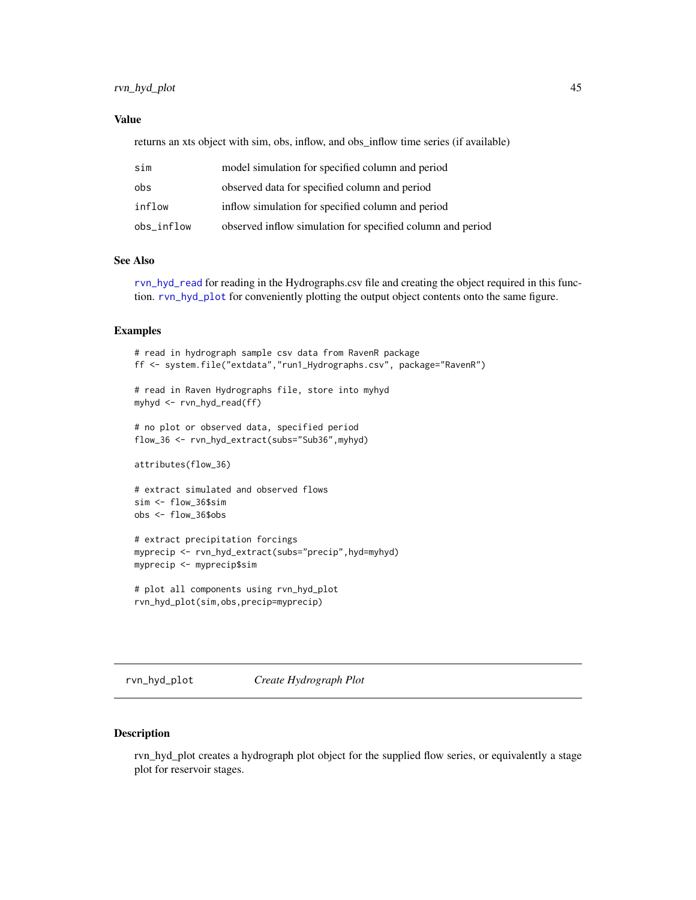### Value

returns an xts object with sim, obs, inflow, and obs_inflow time series (if available)

| | |
|---|---|
| `sim` | model simulation for specified column and period |
| `obs` | observed data for specified column and period |
| `inflow` | inflow simulation for specified column and period |
| `obs_inflow` | observed inflow simulation for specified column and period |

### See Also

`rvn_hyd_read` for reading in the Hydrographs.csv file and creating the object required in this function. `rvn_hyd_plot` for conveniently plotting the output object contents onto the same figure.

### Examples

```
# read in hydrograph sample csv data from RavenR package
ff <- system.file("extdata","run1_Hydrographs.csv", package="RavenR")

# read in Raven Hydrographs file, store into myhyd
myhyd <- rvn_hyd_read(ff)

# no plot or observed data, specified period
flow_36 <- rvn_hyd_extract(subs="Sub36",myhyd)

attributes(flow_36)

# extract simulated and observed flows
sim <- flow_36$sim
obs <- flow_36$obs

# extract precipitation forcings
myprecip <- rvn_hyd_extract(subs="precip",hyd=myhyd)
myprecip <- myprecip$sim

# plot all components using rvn_hyd_plot
rvn_hyd_plot(sim,obs,precip=myprecip)
```

---

## rvn_hyd_plot *Create Hydrograph Plot*

### Description

rvn_hyd_plot creates a hydrograph plot object for the supplied flow series, or equivalently a stage plot for reservoir stages.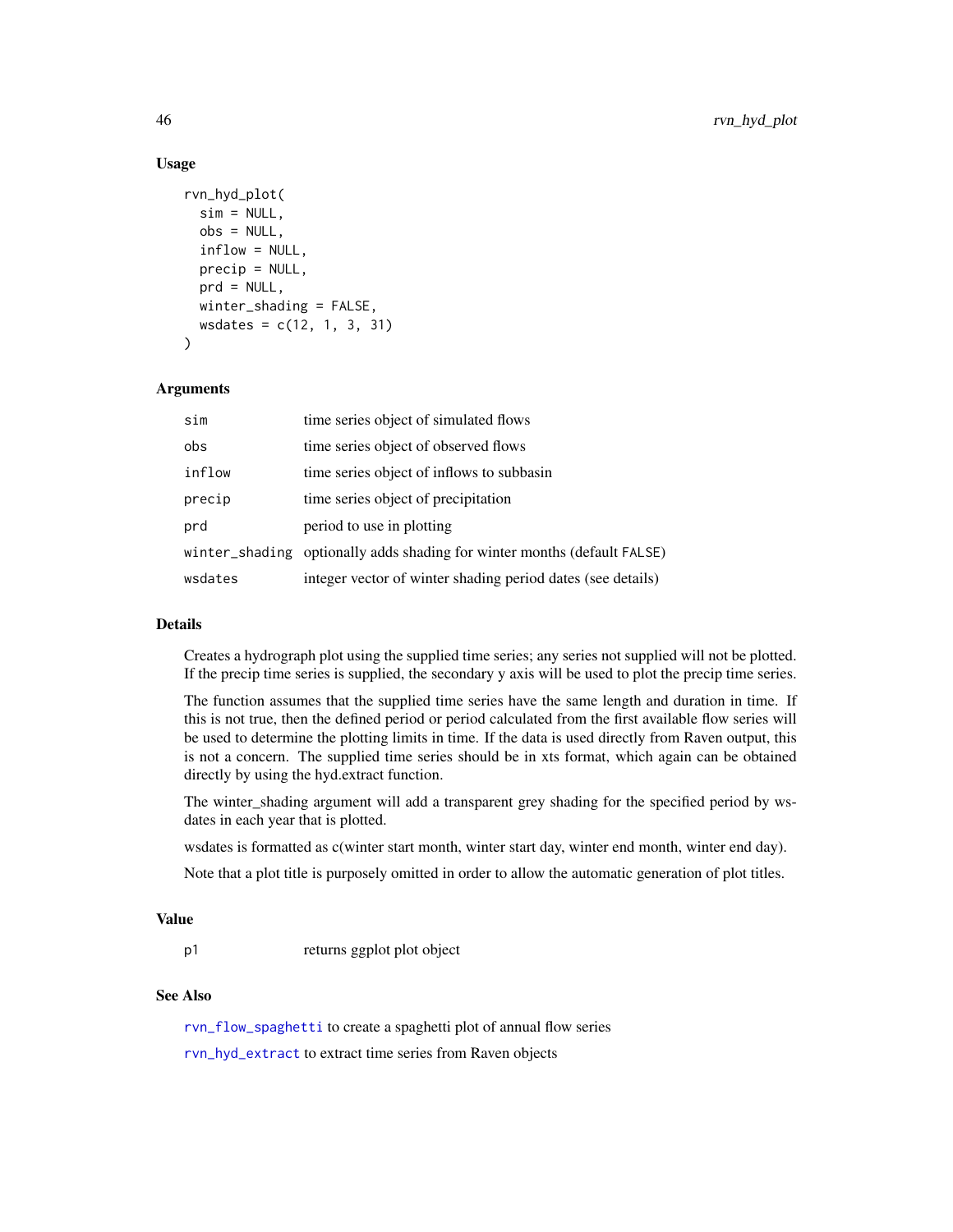### Usage

```
rvn_hyd_plot(
  sim = NULL,
  obs = NULL,
  inflow = NULL,
  precip = NULL,
  prd = NULL,
  winter_shading = FALSE,
  wsdates = c(12, 1, 3, 31)
)
```

### Arguments

| | |
|---|---|
| sim | time series object of simulated flows |
| obs | time series object of observed flows |
| inflow | time series object of inflows to subbasin |
| precip | time series object of precipitation |
| prd | period to use in plotting |
| winter_shading | optionally adds shading for winter months (default FALSE) |
| wsdates | integer vector of winter shading period dates (see details) |

### Details

Creates a hydrograph plot using the supplied time series; any series not supplied will not be plotted. If the precip time series is supplied, the secondary y axis will be used to plot the precip time series.

The function assumes that the supplied time series have the same length and duration in time. If this is not true, then the defined period or period calculated from the first available flow series will be used to determine the plotting limits in time. If the data is used directly from Raven output, this is not a concern. The supplied time series should be in xts format, which again can be obtained directly by using the hyd.extract function.

The winter_shading argument will add a transparent grey shading for the specified period by wsdates in each year that is plotted.

wsdates is formatted as c(winter start month, winter start day, winter end month, winter end day).

Note that a plot title is purposely omitted in order to allow the automatic generation of plot titles.

### Value

| | |
|---|---|
| p1 | returns ggplot plot object |

### See Also

rvn_flow_spaghetti to create a spaghetti plot of annual flow series

rvn_hyd_extract to extract time series from Raven objects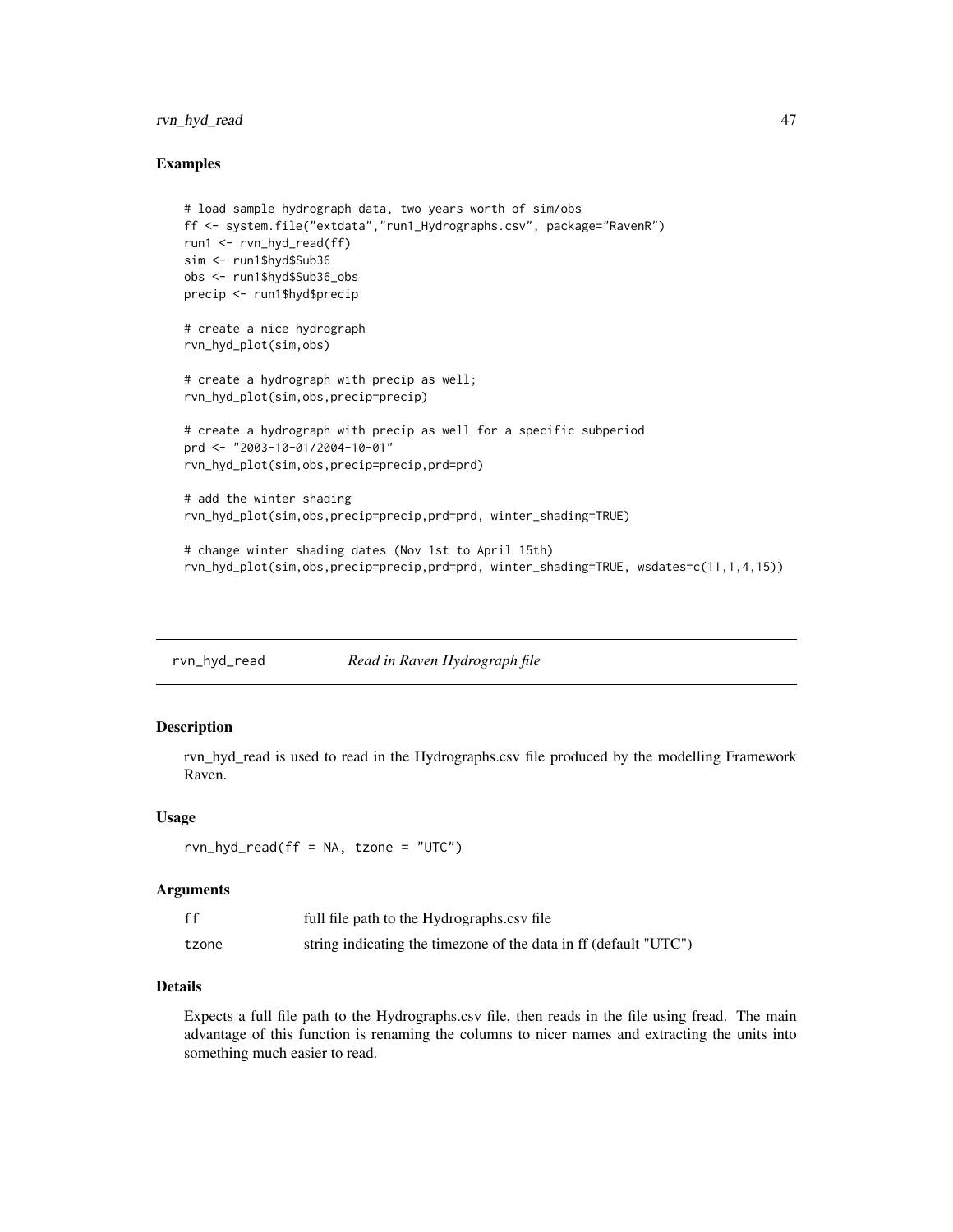## Examples

```
# load sample hydrograph data, two years worth of sim/obs
ff <- system.file("extdata","run1_Hydrographs.csv", package="RavenR")
run1 <- rvn_hyd_read(ff)
sim <- run1$hyd$Sub36
obs <- run1$hyd$Sub36_obs
precip <- run1$hyd$precip

# create a nice hydrograph
rvn_hyd_plot(sim,obs)

# create a hydrograph with precip as well;
rvn_hyd_plot(sim,obs,precip=precip)

# create a hydrograph with precip as well for a specific subperiod
prd <- "2003-10-01/2004-10-01"
rvn_hyd_plot(sim,obs,precip=precip,prd=prd)

# add the winter shading
rvn_hyd_plot(sim,obs,precip=precip,prd=prd, winter_shading=TRUE)

# change winter shading dates (Nov 1st to April 15th)
rvn_hyd_plot(sim,obs,precip=precip,prd=prd, winter_shading=TRUE, wsdates=c(11,1,4,15))
```

---

# rvn_hyd_read *Read in Raven Hydrograph file*

## Description

rvn_hyd_read is used to read in the Hydrographs.csv file produced by the modelling Framework Raven.

## Usage

```
rvn_hyd_read(ff = NA, tzone = "UTC")
```

## Arguments

| | |
|---|---|
| ff | full file path to the Hydrographs.csv file |
| tzone | string indicating the timezone of the data in ff (default "UTC") |

## Details

Expects a full file path to the Hydrographs.csv file, then reads in the file using fread. The main advantage of this function is renaming the columns to nicer names and extracting the units into something much easier to read.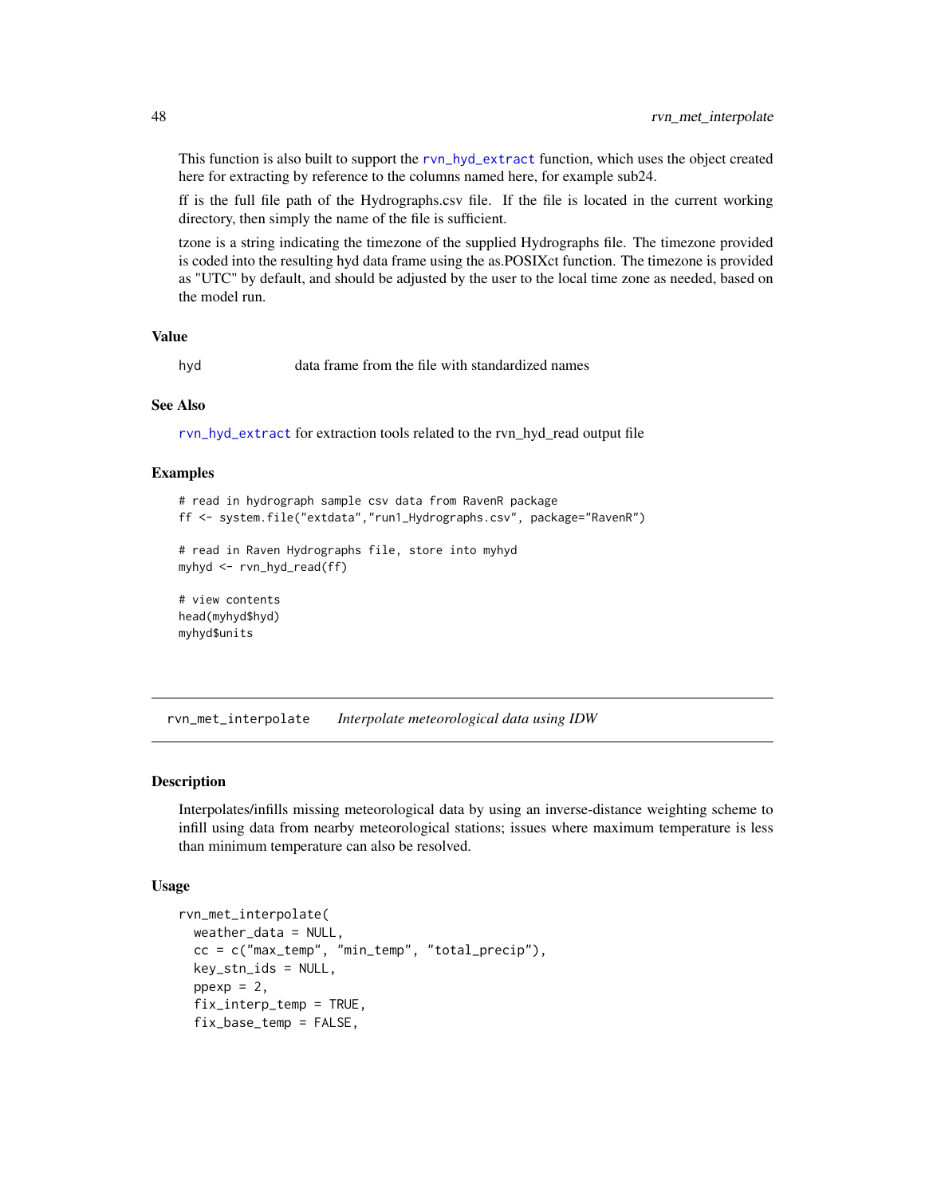This function is also built to support the rvn_hyd_extract function, which uses the object created here for extracting by reference to the columns named here, for example sub24.

ff is the full file path of the Hydrographs.csv file. If the file is located in the current working directory, then simply the name of the file is sufficient.

tzone is a string indicating the timezone of the supplied Hydrographs file. The timezone provided is coded into the resulting hyd data frame using the as.POSIXct function. The timezone is provided as "UTC" by default, and should be adjusted by the user to the local time zone as needed, based on the model run.

### Value

| | |
|---|---|
| hyd | data frame from the file with standardized names |

### See Also

rvn_hyd_extract for extraction tools related to the rvn_hyd_read output file

### Examples

```
# read in hydrograph sample csv data from RavenR package
ff <- system.file("extdata","run1_Hydrographs.csv", package="RavenR")

# read in Raven Hydrographs file, store into myhyd
myhyd <- rvn_hyd_read(ff)

# view contents
head(myhyd$hyd)
myhyd$units
```

---

## rvn_met_interpolate *Interpolate meteorological data using IDW*

### Description

Interpolates/infills missing meteorological data by using an inverse-distance weighting scheme to infill using data from nearby meteorological stations; issues where maximum temperature is less than minimum temperature can also be resolved.

### Usage

```
rvn_met_interpolate(
  weather_data = NULL,
  cc = c("max_temp", "min_temp", "total_precip"),
  key_stn_ids = NULL,
  ppexp = 2,
  fix_interp_temp = TRUE,
  fix_base_temp = FALSE,
```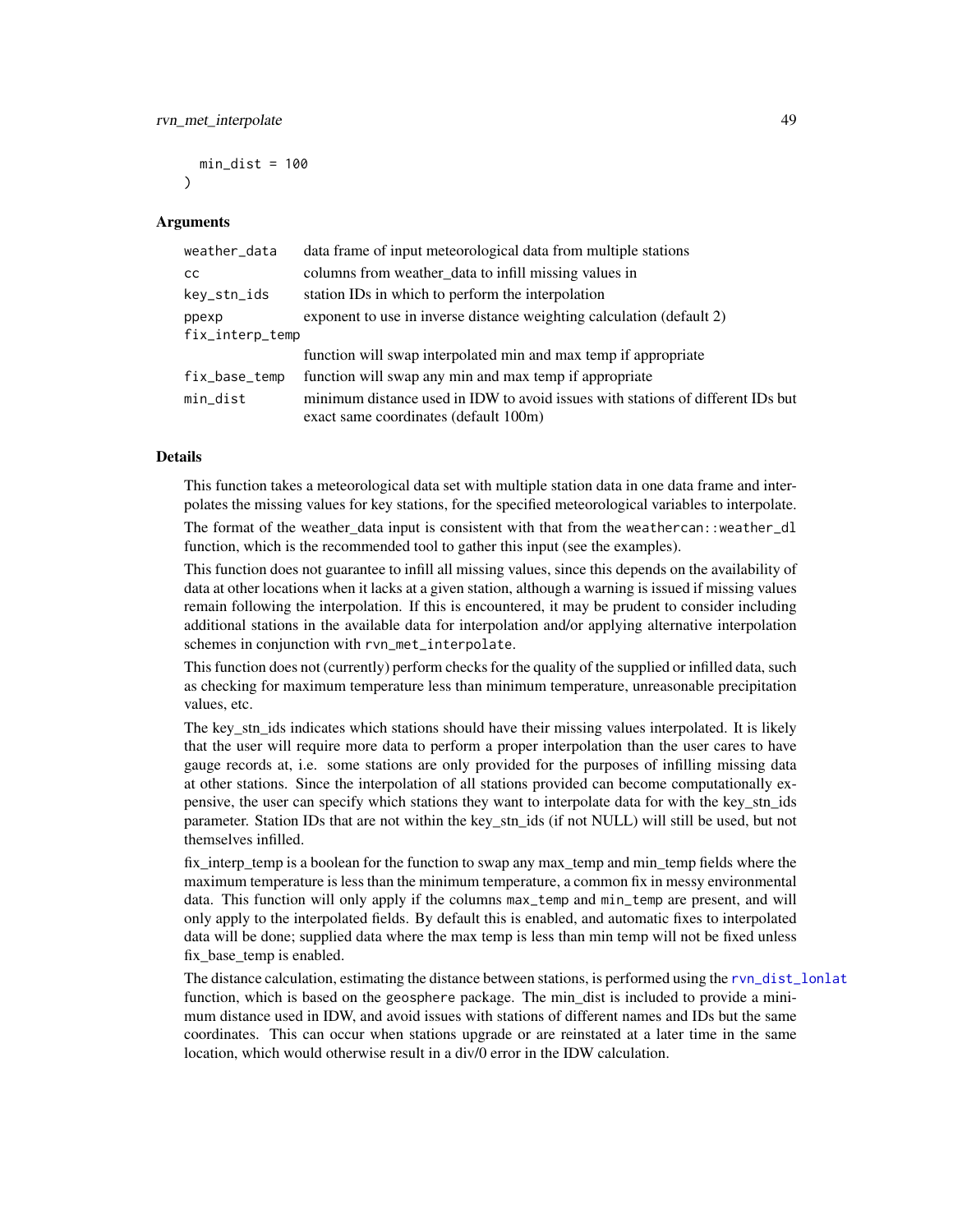```
  min_dist = 100
)
```

## Arguments

| | |
|---|---|
| weather_data | data frame of input meteorological data from multiple stations |
| cc | columns from weather_data to infill missing values in |
| key_stn_ids | station IDs in which to perform the interpolation |
| ppexp | exponent to use in inverse distance weighting calculation (default 2) |
| fix_interp_temp | function will swap interpolated min and max temp if appropriate |
| fix_base_temp | function will swap any min and max temp if appropriate |
| min_dist | minimum distance used in IDW to avoid issues with stations of different IDs but exact same coordinates (default 100m) |

## Details

This function takes a meteorological data set with multiple station data in one data frame and interpolates the missing values for key stations, for the specified meteorological variables to interpolate.

The format of the weather_data input is consistent with that from the `weathercan::weather_dl` function, which is the recommended tool to gather this input (see the examples).

This function does not guarantee to infill all missing values, since this depends on the availability of data at other locations when it lacks at a given station, although a warning is issued if missing values remain following the interpolation. If this is encountered, it may be prudent to consider including additional stations in the available data for interpolation and/or applying alternative interpolation schemes in conjunction with `rvn_met_interpolate`.

This function does not (currently) perform checks for the quality of the supplied or infilled data, such as checking for maximum temperature less than minimum temperature, unreasonable precipitation values, etc.

The key_stn_ids indicates which stations should have their missing values interpolated. It is likely that the user will require more data to perform a proper interpolation than the user cares to have gauge records at, i.e. some stations are only provided for the purposes of infilling missing data at other stations. Since the interpolation of all stations provided can become computationally expensive, the user can specify which stations they want to interpolate data for with the key_stn_ids parameter. Station IDs that are not within the key_stn_ids (if not NULL) will still be used, but not themselves infilled.

fix_interp_temp is a boolean for the function to swap any max_temp and min_temp fields where the maximum temperature is less than the minimum temperature, a common fix in messy environmental data. This function will only apply if the columns `max_temp` and `min_temp` are present, and will only apply to the interpolated fields. By default this is enabled, and automatic fixes to interpolated data will be done; supplied data where the max temp is less than min temp will not be fixed unless fix_base_temp is enabled.

The distance calculation, estimating the distance between stations, is performed using the `rvn_dist_lonlat` function, which is based on the `geosphere` package. The min_dist is included to provide a minimum distance used in IDW, and avoid issues with stations of different names and IDs but the same coordinates. This can occur when stations upgrade or are reinstated at a later time in the same location, which would otherwise result in a div/0 error in the IDW calculation.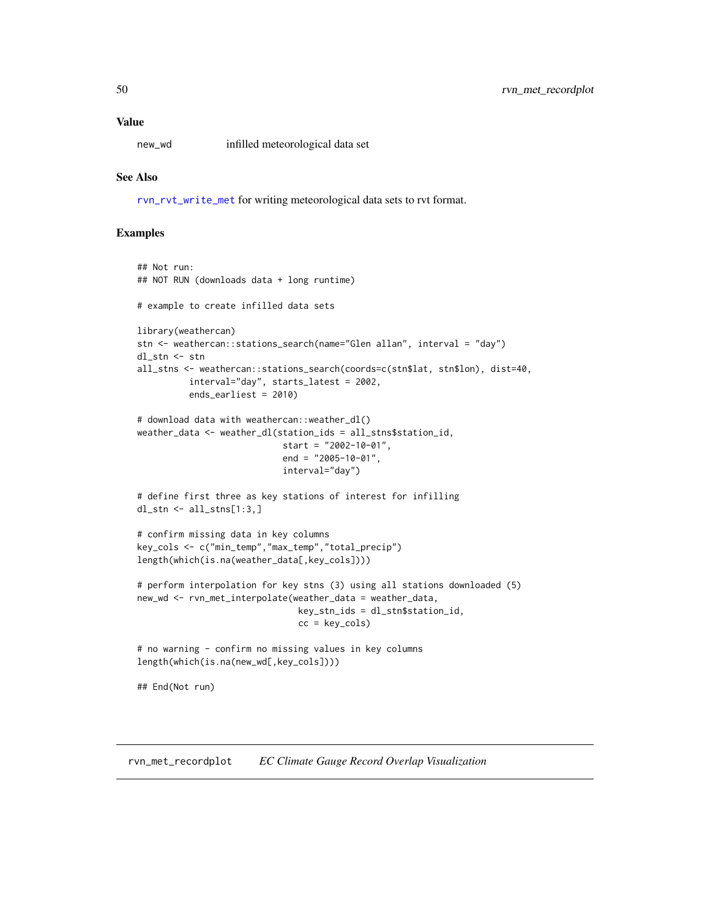## Value

new_wd          infilled meteorological data set

## See Also

rvn_rvt_write_met for writing meteorological data sets to rvt format.

## Examples

```
## Not run:
## NOT RUN (downloads data + long runtime)

# example to create infilled data sets

library(weathercan)
stn <- weathercan::stations_search(name="Glen allan", interval = "day")
dl_stn <- stn
all_stns <- weathercan::stations_search(coords=c(stn$lat, stn$lon), dist=40,
          interval="day", starts_latest = 2002,
          ends_earliest = 2010)

# download data with weathercan::weather_dl()
weather_data <- weather_dl(station_ids = all_stns$station_id,
                           start = "2002-10-01",
                           end = "2005-10-01",
                           interval="day")

# define first three as key stations of interest for infilling
dl_stn <- all_stns[1:3,]

# confirm missing data in key columns
key_cols <- c("min_temp","max_temp","total_precip")
length(which(is.na(weather_data[,key_cols])))

# perform interpolation for key stns (3) using all stations downloaded (5)
new_wd <- rvn_met_interpolate(weather_data = weather_data,
                              key_stn_ids = dl_stn$station_id,
                              cc = key_cols)

# no warning - confirm no missing values in key columns
length(which(is.na(new_wd[,key_cols])))

## End(Not run)
```

## rvn_met_recordplot    *EC Climate Gauge Record Overlap Visualization*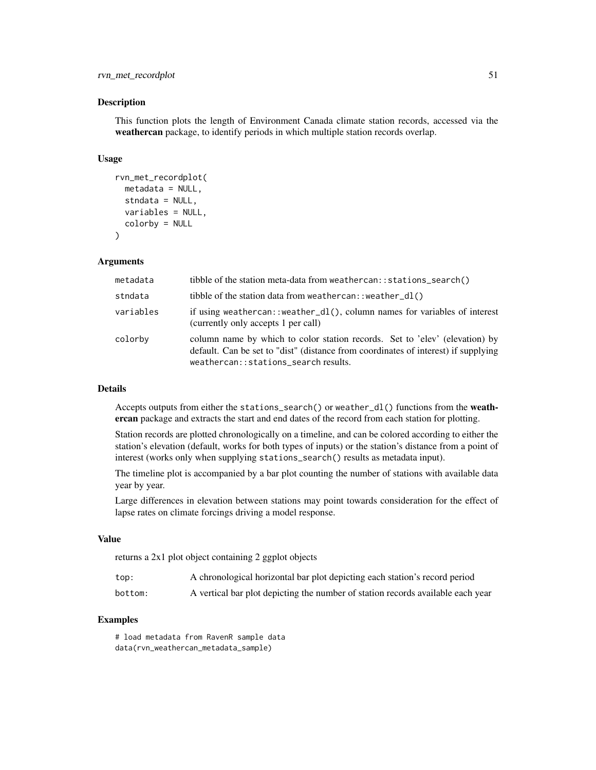## Description

This function plots the length of Environment Canada climate station records, accessed via the **weathercan** package, to identify periods in which multiple station records overlap.

## Usage

```
rvn_met_recordplot(
  metadata = NULL,
  stndata = NULL,
  variables = NULL,
  colorby = NULL
)
```

## Arguments

| | |
|---|---|
| metadata | tibble of the station meta-data from `weathercan::stations_search()` |
| stndata | tibble of the station data from `weathercan::weather_dl()` |
| variables | if using `weathercan::weather_dl()`, column names for variables of interest (currently only accepts 1 per call) |
| colorby | column name by which to color station records. Set to 'elev' (elevation) by default. Can be set to "dist" (distance from coordinates of interest) if supplying `weathercan::stations_search` results. |

## Details

Accepts outputs from either the `stations_search()` or `weather_dl()` functions from the **weathercan** package and extracts the start and end dates of the record from each station for plotting.

Station records are plotted chronologically on a timeline, and can be colored according to either the station's elevation (default, works for both types of inputs) or the station's distance from a point of interest (works only when supplying `stations_search()` results as metadata input).

The timeline plot is accompanied by a bar plot counting the number of stations with available data year by year.

Large differences in elevation between stations may point towards consideration for the effect of lapse rates on climate forcings driving a model response.

## Value

returns a 2x1 plot object containing 2 ggplot objects

| | |
|---|---|
| top: | A chronological horizontal bar plot depicting each station's record period |
| bottom: | A vertical bar plot depicting the number of station records available each year |

## Examples

```
# load metadata from RavenR sample data
data(rvn_weathercan_metadata_sample)
```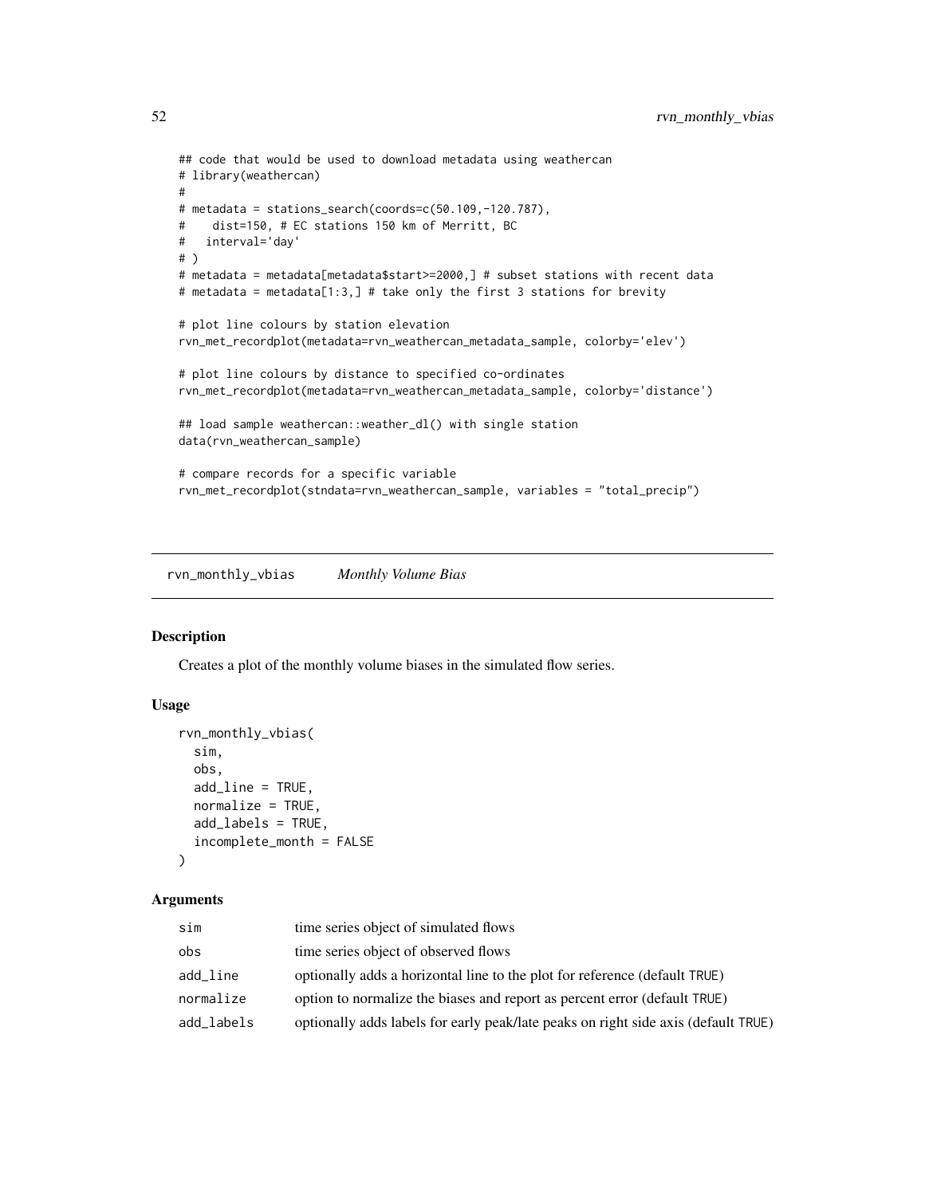```
## code that would be used to download metadata using weathercan
# library(weathercan)
#
# metadata = stations_search(coords=c(50.109,-120.787),
#    dist=150, # EC stations 150 km of Merritt, BC
#   interval='day'
# )
# metadata = metadata[metadata$start>=2000,] # subset stations with recent data
# metadata = metadata[1:3,] # take only the first 3 stations for brevity

# plot line colours by station elevation
rvn_met_recordplot(metadata=rvn_weathercan_metadata_sample, colorby='elev')

# plot line colours by distance to specified co-ordinates
rvn_met_recordplot(metadata=rvn_weathercan_metadata_sample, colorby='distance')

## load sample weathercan::weather_dl() with single station
data(rvn_weathercan_sample)

# compare records for a specific variable
rvn_met_recordplot(stndata=rvn_weathercan_sample, variables = "total_precip")
```

---

## rvn_monthly_vbias *Monthly Volume Bias*

### Description

Creates a plot of the monthly volume biases in the simulated flow series.

### Usage

```
rvn_monthly_vbias(
  sim,
  obs,
  add_line = TRUE,
  normalize = TRUE,
  add_labels = TRUE,
  incomplete_month = FALSE
)
```

### Arguments

| | |
|---|---|
| sim | time series object of simulated flows |
| obs | time series object of observed flows |
| add_line | optionally adds a horizontal line to the plot for reference (default TRUE) |
| normalize | option to normalize the biases and report as percent error (default TRUE) |
| add_labels | optionally adds labels for early peak/late peaks on right side axis (default TRUE) |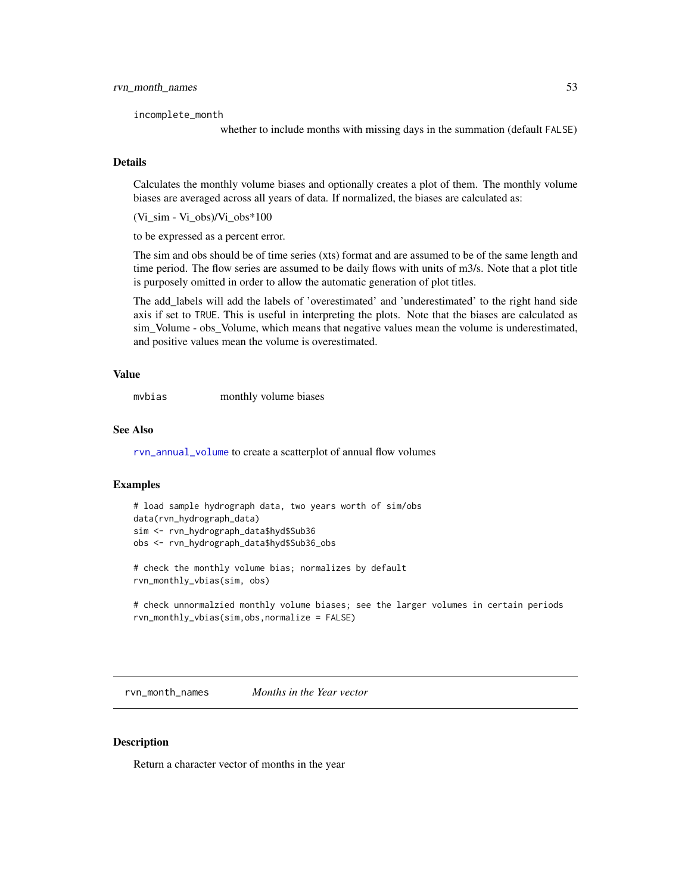incompleteMonth

incomplete_month
: whether to include months with missing days in the summation (default FALSE)

## Details

Calculates the monthly volume biases and optionally creates a plot of them. The monthly volume biases are averaged across all years of data. If normalized, the biases are calculated as:

(Vi_sim - Vi_obs)/Vi_obs*100

to be expressed as a percent error.

The sim and obs should be of time series (xts) format and are assumed to be of the same length and time period. The flow series are assumed to be daily flows with units of m3/s. Note that a plot title is purposely omitted in order to allow the automatic generation of plot titles.

The add_labels will add the labels of 'overestimated' and 'underestimated' to the right hand side axis if set to TRUE. This is useful in interpreting the plots. Note that the biases are calculated as sim_Volume - obs_Volume, which means that negative values mean the volume is underestimated, and positive values mean the volume is overestimated.

## Value

mvbias
: monthly volume biases

## See Also

rvn_annual_volume to create a scatterplot of annual flow volumes

## Examples

```
# load sample hydrograph data, two years worth of sim/obs
data(rvn_hydrograph_data)
sim <- rvn_hydrograph_data$hyd$Sub36
obs <- rvn_hydrograph_data$hyd$Sub36_obs

# check the monthly volume bias; normalizes by default
rvn_monthly_vbias(sim, obs)

# check unnormalzied monthly volume biases; see the larger volumes in certain periods
rvn_monthly_vbias(sim,obs,normalize = FALSE)
```

---

# rvn_month_names    *Months in the Year vector*

## Description

Return a character vector of months in the year

incomplete_month
: whether to include months with missing days in the summation (default FALSE)

## Details

Calculates the monthly volume biases and optionally creates a plot of them. The monthly volume biases are averaged across all years of data. If normalized, the biases are calculated as:

(Vi_sim - Vi_obs)/Vi_obs*100

to be expressed as a percent error.

The sim and obs should be of time series (xts) format and are assumed to be of the same length and time period. The flow series are assumed to be daily flows with units of m3/s. Note that a plot title is purposely omitted in order to allow the automatic generation of plot titles.

The add_labels will add the labels of 'overestimated' and 'underestimated' to the right hand side axis if set to TRUE. This is useful in interpreting the plots. Note that the biases are calculated as sim_Volume - obs_Volume, which means that negative values mean the volume is underestimated, and positive values mean the volume is overestimated.

## Value

mvbias
: monthly volume biases

## See Also

rvn_annual_volume to create a scatterplot of annual flow volumes

## Examples

```
# load sample hydrograph data, two years worth of sim/obs
data(rvn_hydrograph_data)
sim <- rvn_hydrograph_data$hyd$Sub36
obs <- rvn_hydrograph_data$hyd$Sub36_obs

# check the monthly volume bias; normalizes by default
rvn_monthly_vbias(sim, obs)

# check unnormalzied monthly volume biases; see the larger volumes in certain periods
rvn_monthly_vbias(sim,obs,normalize = FALSE)
```

---

# rvn_month_names    *Months in the Year vector*

## Description

Return a character vector of months in the year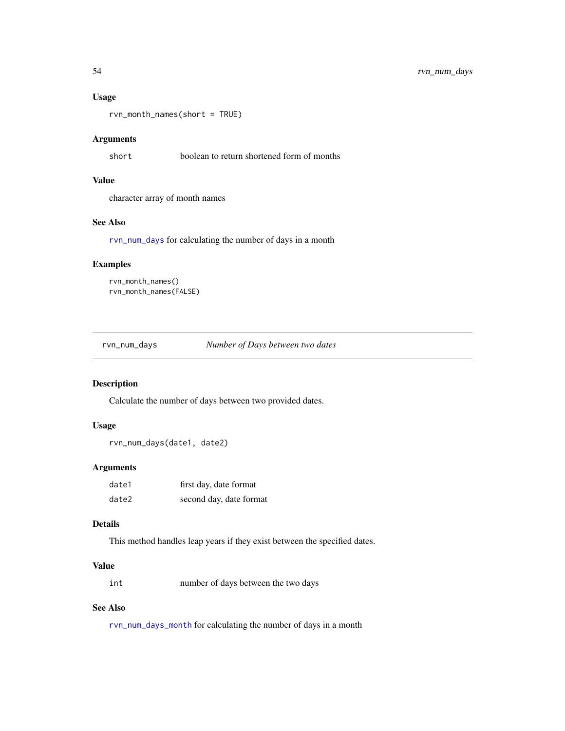### Usage

```
rvn_month_names(short = TRUE)
```

### Arguments

| | |
|---|---|
| short | boolean to return shortened form of months |

### Value

character array of month names

### See Also

rvn_num_days for calculating the number of days in a month

### Examples

```
rvn_month_names()
rvn_month_names(FALSE)
```

---

## rvn_num_days &nbsp;&nbsp;&nbsp; *Number of Days between two dates*

---

### Description

Calculate the number of days between two provided dates.

### Usage

```
rvn_num_days(date1, date2)
```

### Arguments

| | |
|---|---|
| date1 | first day, date format |
| date2 | second day, date format |

### Details

This method handles leap years if they exist between the specified dates.

### Value

| | |
|---|---|
| int | number of days between the two days |

### See Also

rvn_num_days_month for calculating the number of days in a month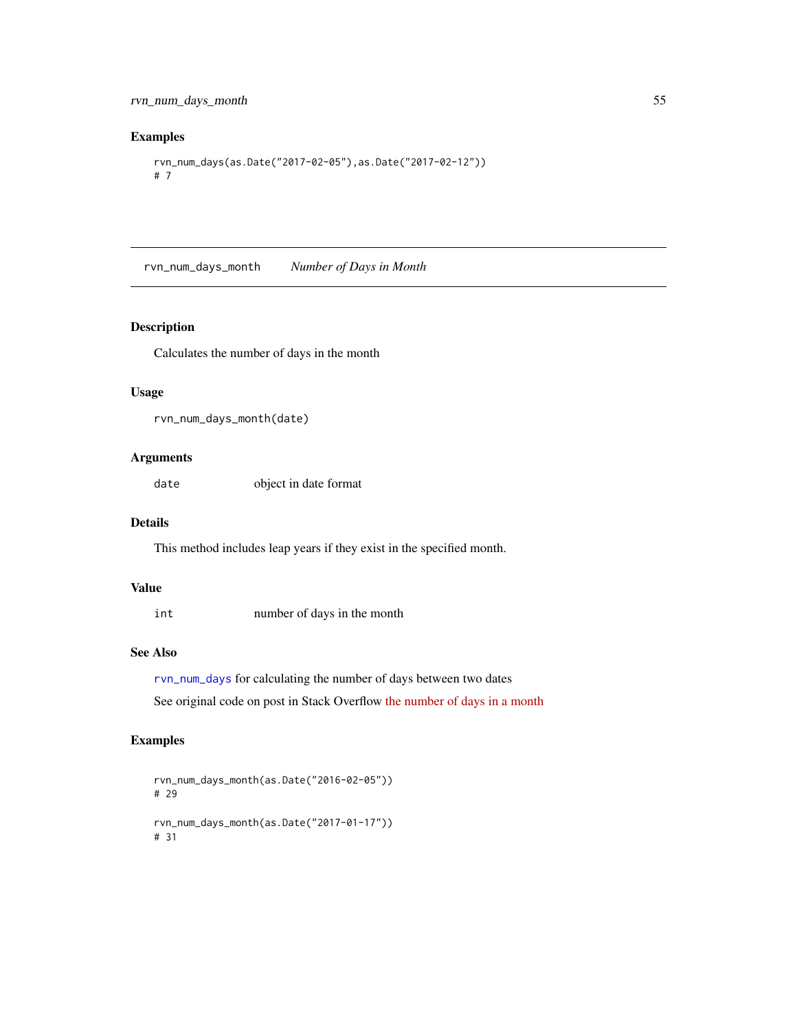## Examples

```
rvn_num_days(as.Date("2017-02-05"),as.Date("2017-02-12"))
# 7
```

---

rvn_num_days_month *Number of Days in Month*

---

### Description

Calculates the number of days in the month

### Usage

```
rvn_num_days_month(date)
```

### Arguments

| | |
|---|---|
| date | object in date format |

### Details

This method includes leap years if they exist in the specified month.

### Value

| | |
|---|---|
| int | number of days in the month |

### See Also

rvn_num_days for calculating the number of days between two dates

See original code on post in Stack Overflow the number of days in a month

### Examples

```
rvn_num_days_month(as.Date("2016-02-05"))
# 29

rvn_num_days_month(as.Date("2017-01-17"))
# 31
```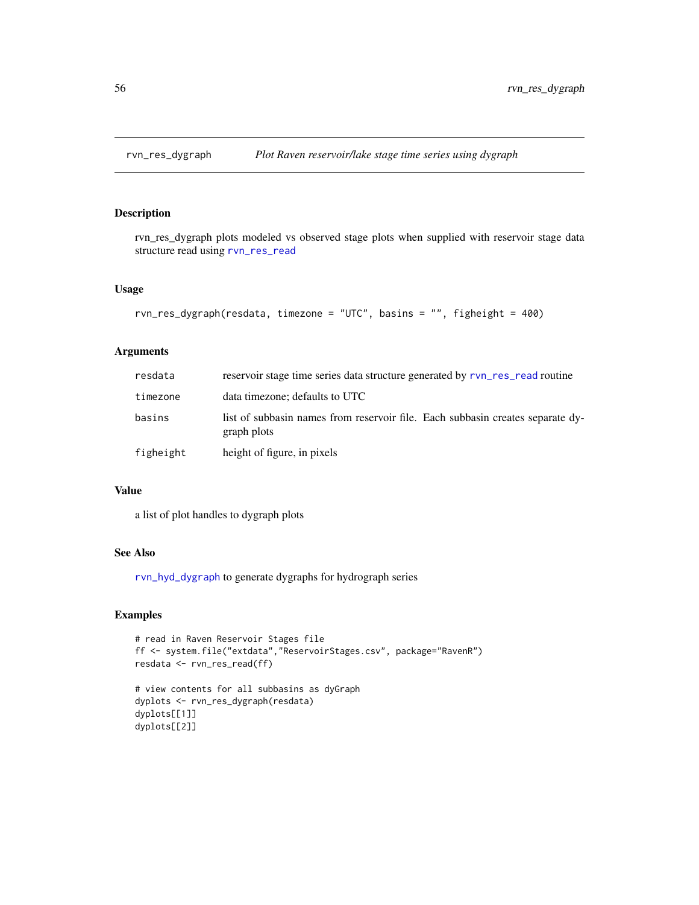# rvn_res_dygraph — *Plot Raven reservoir/lake stage time series using dygraph*

## Description

rvn_res_dygraph plots modeled vs observed stage plots when supplied with reservoir stage data structure read using rvn_res_read

## Usage

```
rvn_res_dygraph(resdata, timezone = "UTC", basins = "", figheight = 400)
```

## Arguments

| | |
|---|---|
| resdata | reservoir stage time series data structure generated by rvn_res_read routine |
| timezone | data timezone; defaults to UTC |
| basins | list of subbasin names from reservoir file. Each subbasin creates separate dygraph plots |
| figheight | height of figure, in pixels |

## Value

a list of plot handles to dygraph plots

## See Also

rvn_hyd_dygraph to generate dygraphs for hydrograph series

## Examples

```
# read in Raven Reservoir Stages file
ff <- system.file("extdata","ReservoirStages.csv", package="RavenR")
resdata <- rvn_res_read(ff)

# view contents for all subbasins as dyGraph
dyplots <- rvn_res_dygraph(resdata)
dyplots[[1]]
dyplots[[2]]
```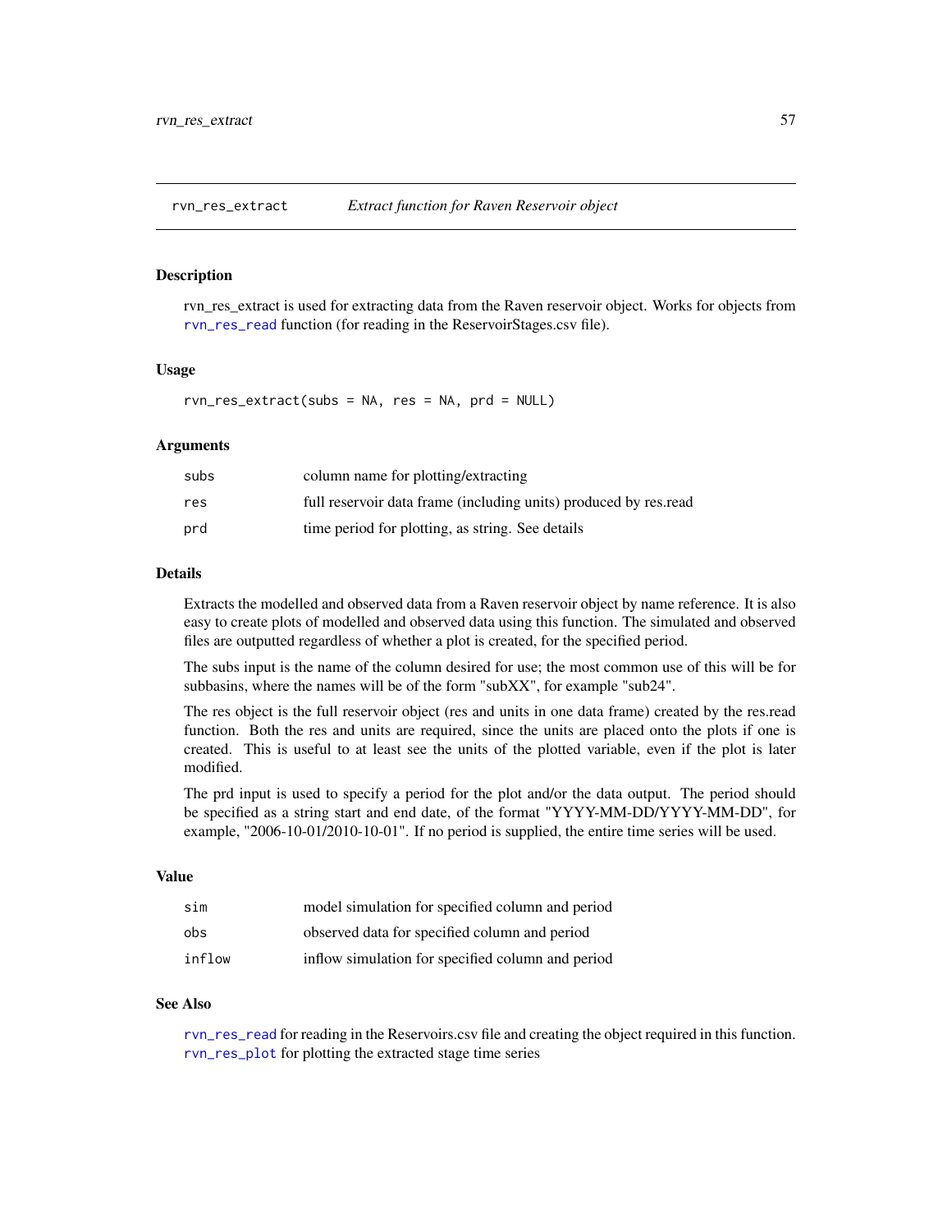## rvn_res_extract *Extract function for Raven Reservoir object*

### Description

rvn_res_extract is used for extracting data from the Raven reservoir object. Works for objects from rvn_res_read function (for reading in the ReservoirStages.csv file).

### Usage

```
rvn_res_extract(subs = NA, res = NA, prd = NULL)
```

### Arguments

| | |
|---|---|
| subs | column name for plotting/extracting |
| res | full reservoir data frame (including units) produced by res.read |
| prd | time period for plotting, as string. See details |

### Details

Extracts the modelled and observed data from a Raven reservoir object by name reference. It is also easy to create plots of modelled and observed data using this function. The simulated and observed files are outputted regardless of whether a plot is created, for the specified period.

The subs input is the name of the column desired for use; the most common use of this will be for subbasins, where the names will be of the form "subXX", for example "sub24".

The res object is the full reservoir object (res and units in one data frame) created by the res.read function. Both the res and units are required, since the units are placed onto the plots if one is created. This is useful to at least see the units of the plotted variable, even if the plot is later modified.

The prd input is used to specify a period for the plot and/or the data output. The period should be specified as a string start and end date, of the format "YYYY-MM-DD/YYYY-MM-DD", for example, "2006-10-01/2010-10-01". If no period is supplied, the entire time series will be used.

### Value

| | |
|---|---|
| sim | model simulation for specified column and period |
| obs | observed data for specified column and period |
| inflow | inflow simulation for specified column and period |

### See Also

rvn_res_read for reading in the Reservoirs.csv file and creating the object required in this function.
rvn_res_plot for plotting the extracted stage time series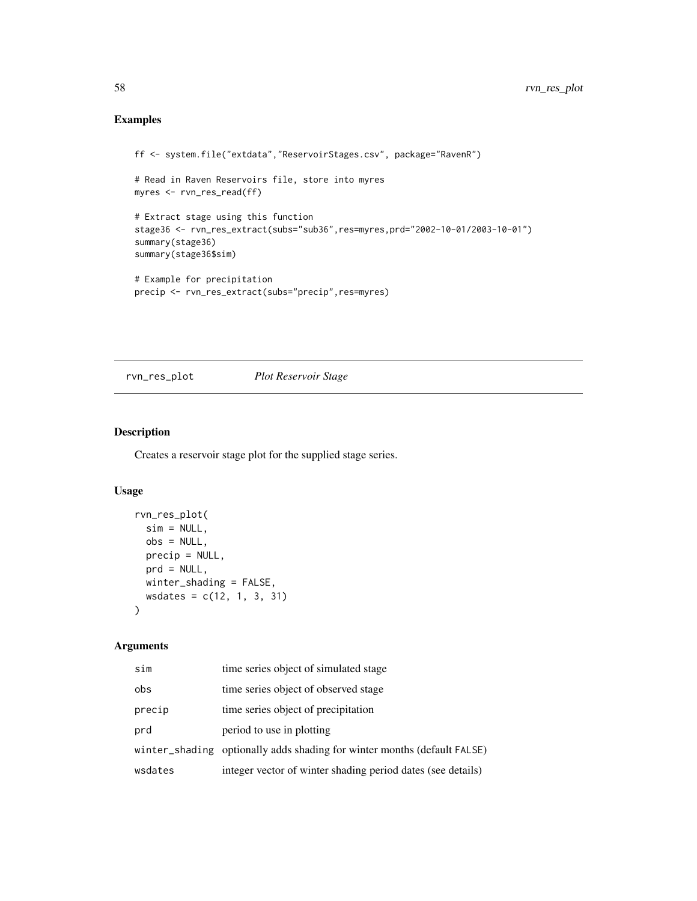## Examples

```
ff <- system.file("extdata","ReservoirStages.csv", package="RavenR")

# Read in Raven Reservoirs file, store into myres
myres <- rvn_res_read(ff)

# Extract stage using this function
stage36 <- rvn_res_extract(subs="sub36",res=myres,prd="2002-10-01/2003-10-01")
summary(stage36)
summary(stage36$sim)

# Example for precipitation
precip <- rvn_res_extract(subs="precip",res=myres)
```

---

# rvn_res_plot *Plot Reservoir Stage*

---

## Description

Creates a reservoir stage plot for the supplied stage series.

## Usage

```
rvn_res_plot(
  sim = NULL,
  obs = NULL,
  precip = NULL,
  prd = NULL,
  winter_shading = FALSE,
  wsdates = c(12, 1, 3, 31)
)
```

## Arguments

| | |
|---|---|
| sim | time series object of simulated stage |
| obs | time series object of observed stage |
| precip | time series object of precipitation |
| prd | period to use in plotting |
| winter_shading | optionally adds shading for winter months (default FALSE) |
| wsdates | integer vector of winter shading period dates (see details) |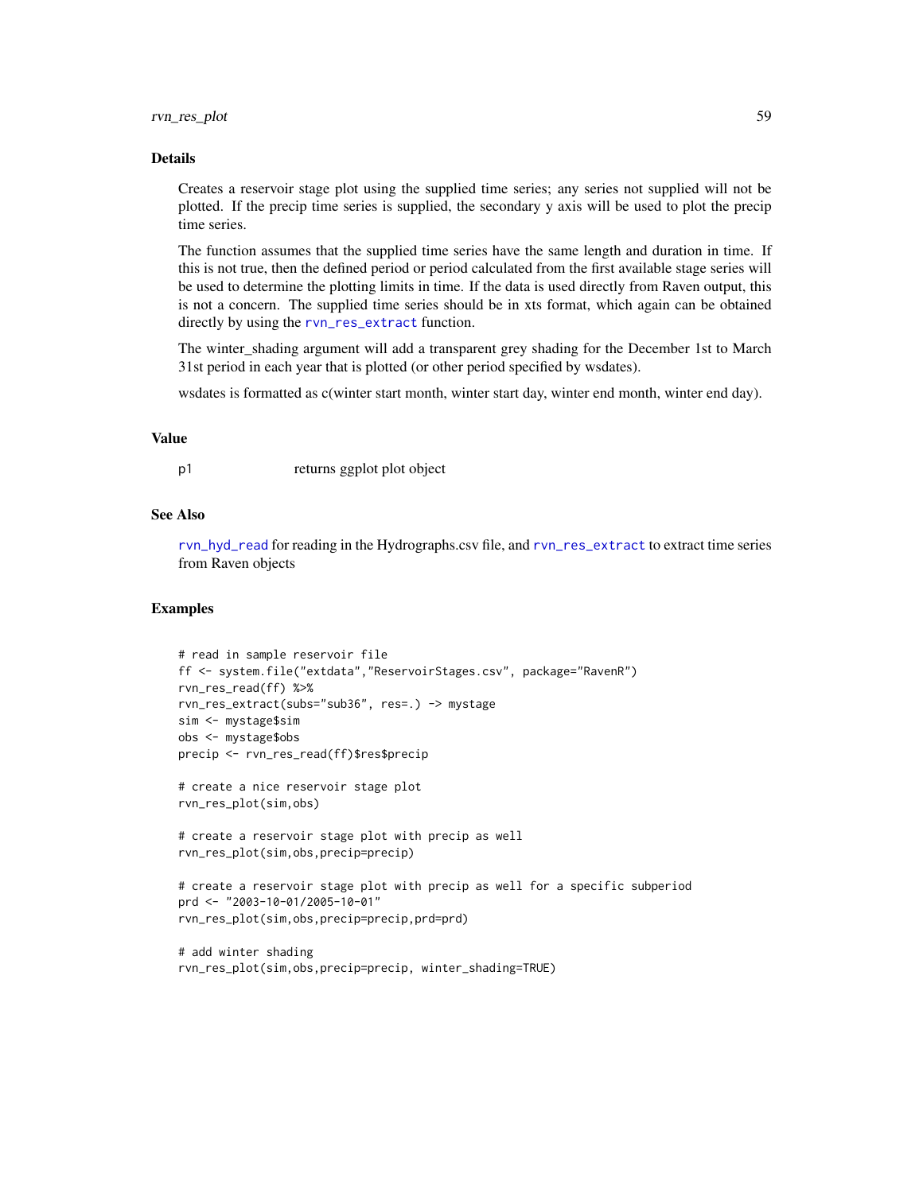## Details

Creates a reservoir stage plot using the supplied time series; any series not supplied will not be plotted. If the precip time series is supplied, the secondary y axis will be used to plot the precip time series.

The function assumes that the supplied time series have the same length and duration in time. If this is not true, then the defined period or period calculated from the first available stage series will be used to determine the plotting limits in time. If the data is used directly from Raven output, this is not a concern. The supplied time series should be in xts format, which again can be obtained directly by using the `rvn_res_extract` function.

The winter_shading argument will add a transparent grey shading for the December 1st to March 31st period in each year that is plotted (or other period specified by wsdates).

wsdates is formatted as c(winter start month, winter start day, winter end month, winter end day).

## Value

`p1` returns ggplot plot object

## See Also

`rvn_hyd_read` for reading in the Hydrographs.csv file, and `rvn_res_extract` to extract time series from Raven objects

## Examples

```
# read in sample reservoir file
ff <- system.file("extdata","ReservoirStages.csv", package="RavenR")
rvn_res_read(ff) %>%
rvn_res_extract(subs="sub36", res=.) -> mystage
sim <- mystage$sim
obs <- mystage$obs
precip <- rvn_res_read(ff)$res$precip

# create a nice reservoir stage plot
rvn_res_plot(sim,obs)

# create a reservoir stage plot with precip as well
rvn_res_plot(sim,obs,precip=precip)

# create a reservoir stage plot with precip as well for a specific subperiod
prd <- "2003-10-01/2005-10-01"
rvn_res_plot(sim,obs,precip=precip,prd=prd)

# add winter shading
rvn_res_plot(sim,obs,precip=precip, winter_shading=TRUE)
```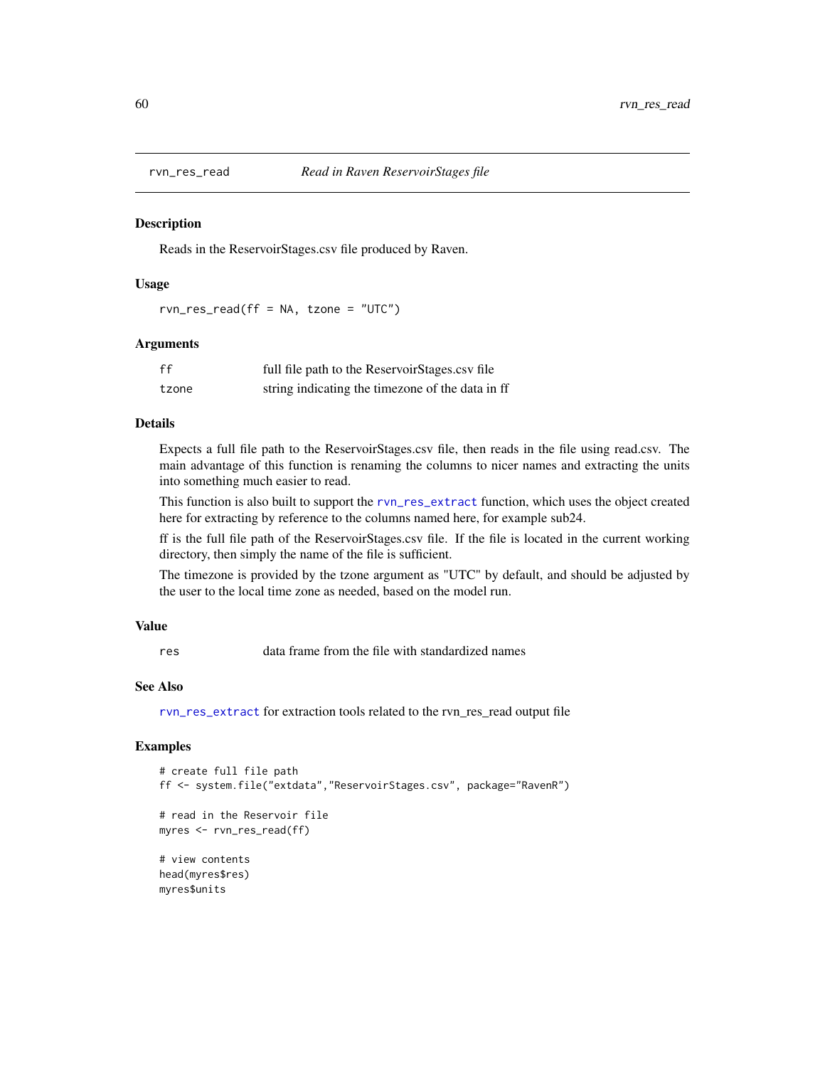## rvn_res_read — *Read in Raven ReservoirStages file*

### Description

Reads in the ReservoirStages.csv file produced by Raven.

### Usage

```
rvn_res_read(ff = NA, tzone = "UTC")
```

### Arguments

| | |
|---|---|
| ff | full file path to the ReservoirStages.csv file |
| tzone | string indicating the timezone of the data in ff |

### Details

Expects a full file path to the ReservoirStages.csv file, then reads in the file using read.csv. The main advantage of this function is renaming the columns to nicer names and extracting the units into something much easier to read.

This function is also built to support the `rvn_res_extract` function, which uses the object created here for extracting by reference to the columns named here, for example sub24.

ff is the full file path of the ReservoirStages.csv file. If the file is located in the current working directory, then simply the name of the file is sufficient.

The timezone is provided by the tzone argument as "UTC" by default, and should be adjusted by the user to the local time zone as needed, based on the model run.

### Value

| | |
|---|---|
| res | data frame from the file with standardized names |

### See Also

`rvn_res_extract` for extraction tools related to the rvn_res_read output file

### Examples

```
# create full file path
ff <- system.file("extdata","ReservoirStages.csv", package="RavenR")

# read in the Reservoir file
myres <- rvn_res_read(ff)

# view contents
head(myres$res)
myres$units
```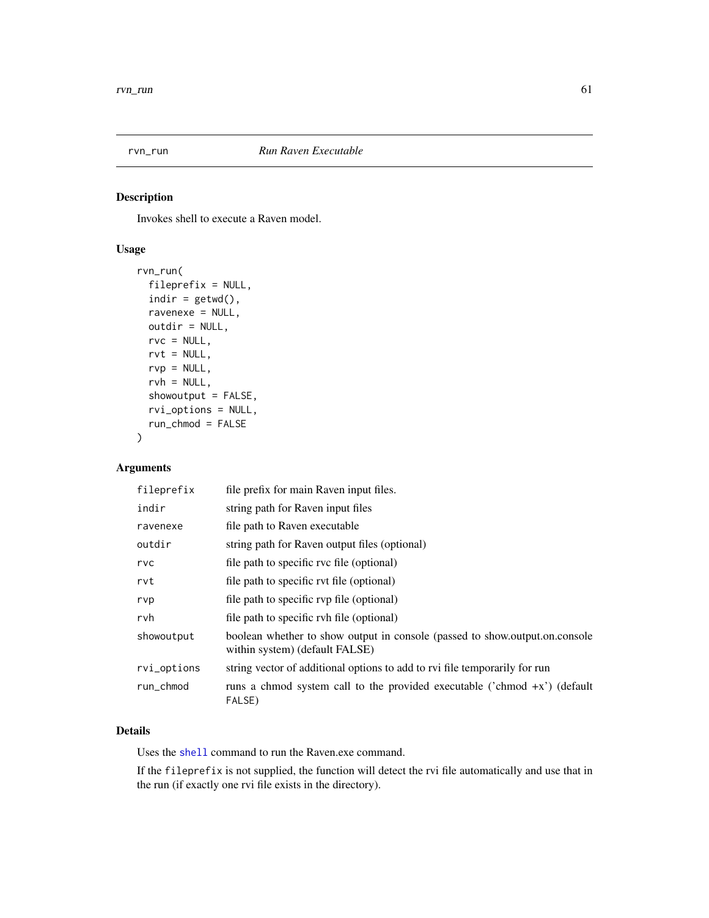## rvn_run — *Run Raven Executable*

### Description

Invokes shell to execute a Raven model.

### Usage

```
rvn_run(
  fileprefix = NULL,
  indir = getwd(),
  ravenexe = NULL,
  outdir = NULL,
  rvc = NULL,
  rvt = NULL,
  rvp = NULL,
  rvh = NULL,
  showoutput = FALSE,
  rvi_options = NULL,
  run_chmod = FALSE
)
```

### Arguments

| | |
|---|---|
| `fileprefix` | file prefix for main Raven input files. |
| `indir` | string path for Raven input files |
| `ravenexe` | file path to Raven executable |
| `outdir` | string path for Raven output files (optional) |
| `rvc` | file path to specific rvc file (optional) |
| `rvt` | file path to specific rvt file (optional) |
| `rvp` | file path to specific rvp file (optional) |
| `rvh` | file path to specific rvh file (optional) |
| `showoutput` | boolean whether to show output in console (passed to show.output.on.console within system) (default FALSE) |
| `rvi_options` | string vector of additional options to add to rvi file temporarily for run |
| `run_chmod` | runs a chmod system call to the provided executable ('chmod +x') (default `FALSE`) |

### Details

Uses the `shell` command to run the Raven.exe command.

If the `fileprefix` is not supplied, the function will detect the rvi file automatically and use that in the run (if exactly one rvi file exists in the directory).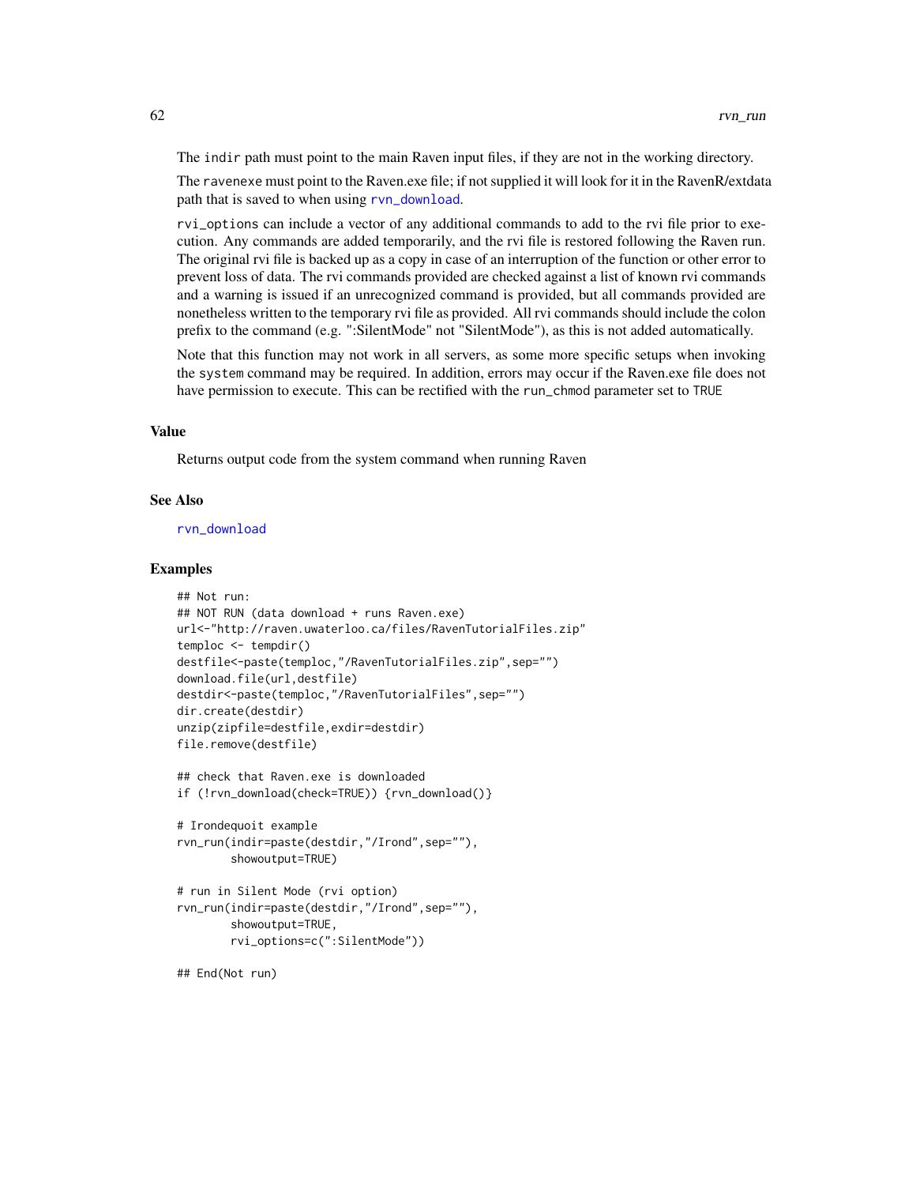The `indir` path must point to the main Raven input files, if they are not in the working directory.

The `ravenexe` must point to the Raven.exe file; if not supplied it will look for it in the RavenR/extdata path that is saved to when using `rvn_download`.

`rvi_options` can include a vector of any additional commands to add to the rvi file prior to execution. Any commands are added temporarily, and the rvi file is restored following the Raven run. The original rvi file is backed up as a copy in case of an interruption of the function or other error to prevent loss of data. The rvi commands provided are checked against a list of known rvi commands and a warning is issued if an unrecognized command is provided, but all commands provided are nonetheless written to the temporary rvi file as provided. All rvi commands should include the colon prefix to the command (e.g. ":SilentMode" not "SilentMode"), as this is not added automatically.

Note that this function may not work in all servers, as some more specific setups when invoking the `system` command may be required. In addition, errors may occur if the Raven.exe file does not have permission to execute. This can be rectified with the `run_chmod` parameter set to `TRUE`

## Value

Returns output code from the system command when running Raven

## See Also

`rvn_download`

## Examples

```
## Not run:
## NOT RUN (data download + runs Raven.exe)
url<-"http://raven.uwaterloo.ca/files/RavenTutorialFiles.zip"
temploc <- tempdir()
destfile<-paste(temploc,"/RavenTutorialFiles.zip",sep="")
download.file(url,destfile)
destdir<-paste(temploc,"/RavenTutorialFiles",sep="")
dir.create(destdir)
unzip(zipfile=destfile,exdir=destdir)
file.remove(destfile)

## check that Raven.exe is downloaded
if (!rvn_download(check=TRUE)) {rvn_download()}

# Irondequoit example
rvn_run(indir=paste(destdir,"/Irond",sep=""),
        showoutput=TRUE)

# run in Silent Mode (rvi option)
rvn_run(indir=paste(destdir,"/Irond",sep=""),
        showoutput=TRUE,
        rvi_options=c(":SilentMode"))

## End(Not run)
```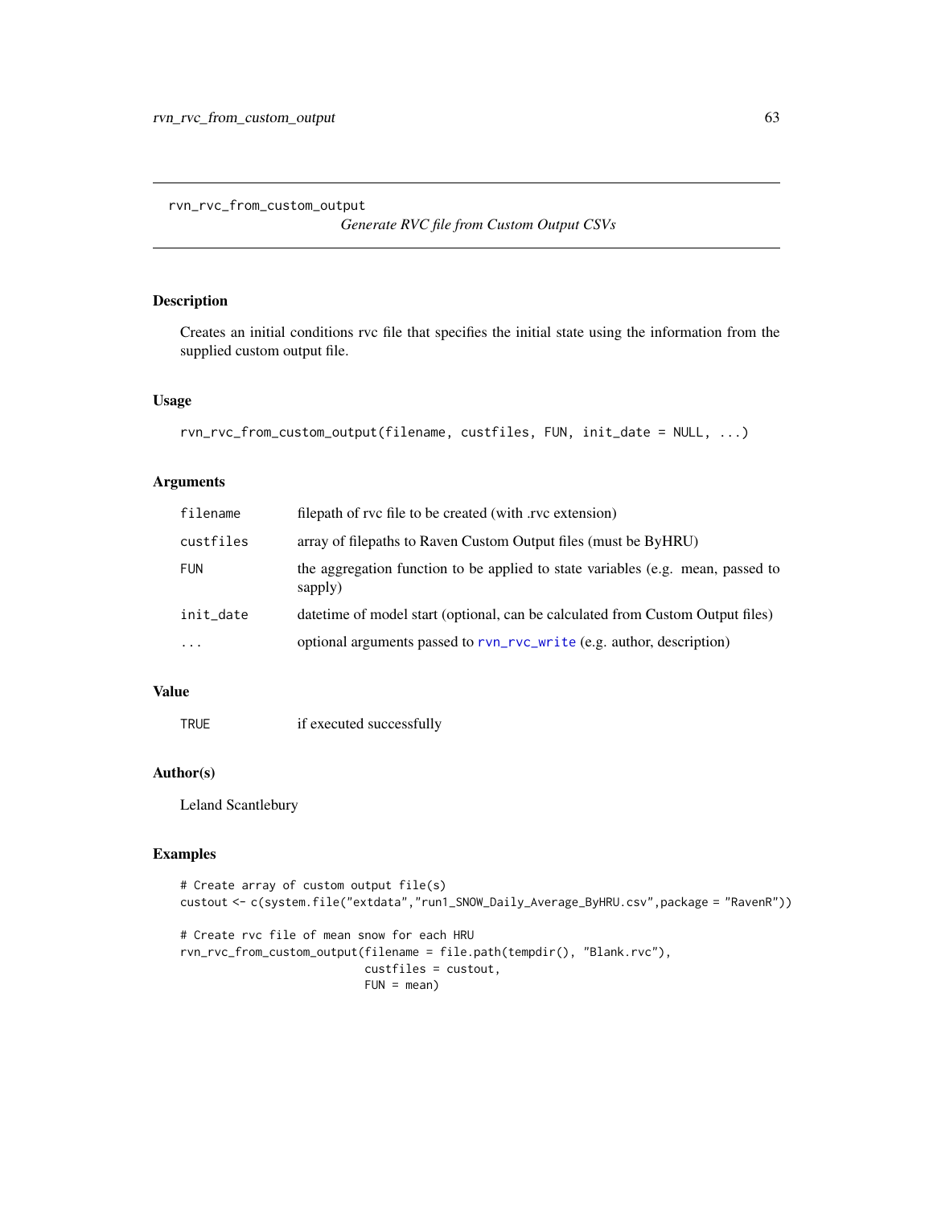## rvn_rvc_from_custom_output

*Generate RVC file from Custom Output CSVs*

### Description

Creates an initial conditions rvc file that specifies the initial state using the information from the supplied custom output file.

### Usage

```
rvn_rvc_from_custom_output(filename, custfiles, FUN, init_date = NULL, ...)
```

### Arguments

| | |
|---|---|
| filename | filepath of rvc file to be created (with .rvc extension) |
| custfiles | array of filepaths to Raven Custom Output files (must be ByHRU) |
| FUN | the aggregation function to be applied to state variables (e.g. mean, passed to sapply) |
| init_date | datetime of model start (optional, can be calculated from Custom Output files) |
| ... | optional arguments passed to rvn_rvc_write (e.g. author, description) |

### Value

| | |
|---|---|
| TRUE | if executed successfully |

### Author(s)

Leland Scantlebury

### Examples

```
# Create array of custom output file(s)
custout <- c(system.file("extdata","run1_SNOW_Daily_Average_ByHRU.csv",package = "RavenR"))

# Create rvc file of mean snow for each HRU
rvn_rvc_from_custom_output(filename = file.path(tempdir(), "Blank.rvc"),
                           custfiles = custout,
                           FUN = mean)
```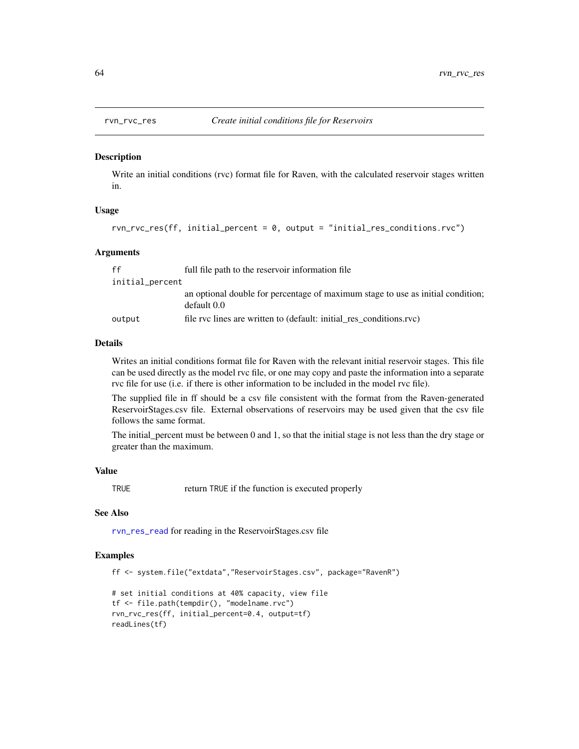# rvn_rvc_res &nbsp;&nbsp;&nbsp; *Create initial conditions file for Reservoirs*

## Description

Write an initial conditions (rvc) format file for Raven, with the calculated reservoir stages written in.

## Usage

```
rvn_rvc_res(ff, initial_percent = 0, output = "initial_res_conditions.rvc")
```

## Arguments

| | |
|---|---|
| `ff` | full file path to the reservoir information file |
| `initial_percent` | an optional double for percentage of maximum stage to use as initial condition; default 0.0 |
| `output` | file rvc lines are written to (default: initial_res_conditions.rvc) |

## Details

Writes an initial conditions format file for Raven with the relevant initial reservoir stages. This file can be used directly as the model rvc file, or one may copy and paste the information into a separate rvc file for use (i.e. if there is other information to be included in the model rvc file).

The supplied file in ff should be a csv file consistent with the format from the Raven-generated ReservoirStages.csv file. External observations of reservoirs may be used given that the csv file follows the same format.

The initial_percent must be between 0 and 1, so that the initial stage is not less than the dry stage or greater than the maximum.

## Value

| | |
|---|---|
| `TRUE` | return `TRUE` if the function is executed properly |

## See Also

`rvn_res_read` for reading in the ReservoirStages.csv file

## Examples

```
ff <- system.file("extdata","ReservoirStages.csv", package="RavenR")

# set initial conditions at 40% capacity, view file
tf <- file.path(tempdir(), "modelname.rvc")
rvn_rvc_res(ff, initial_percent=0.4, output=tf)
readLines(tf)
```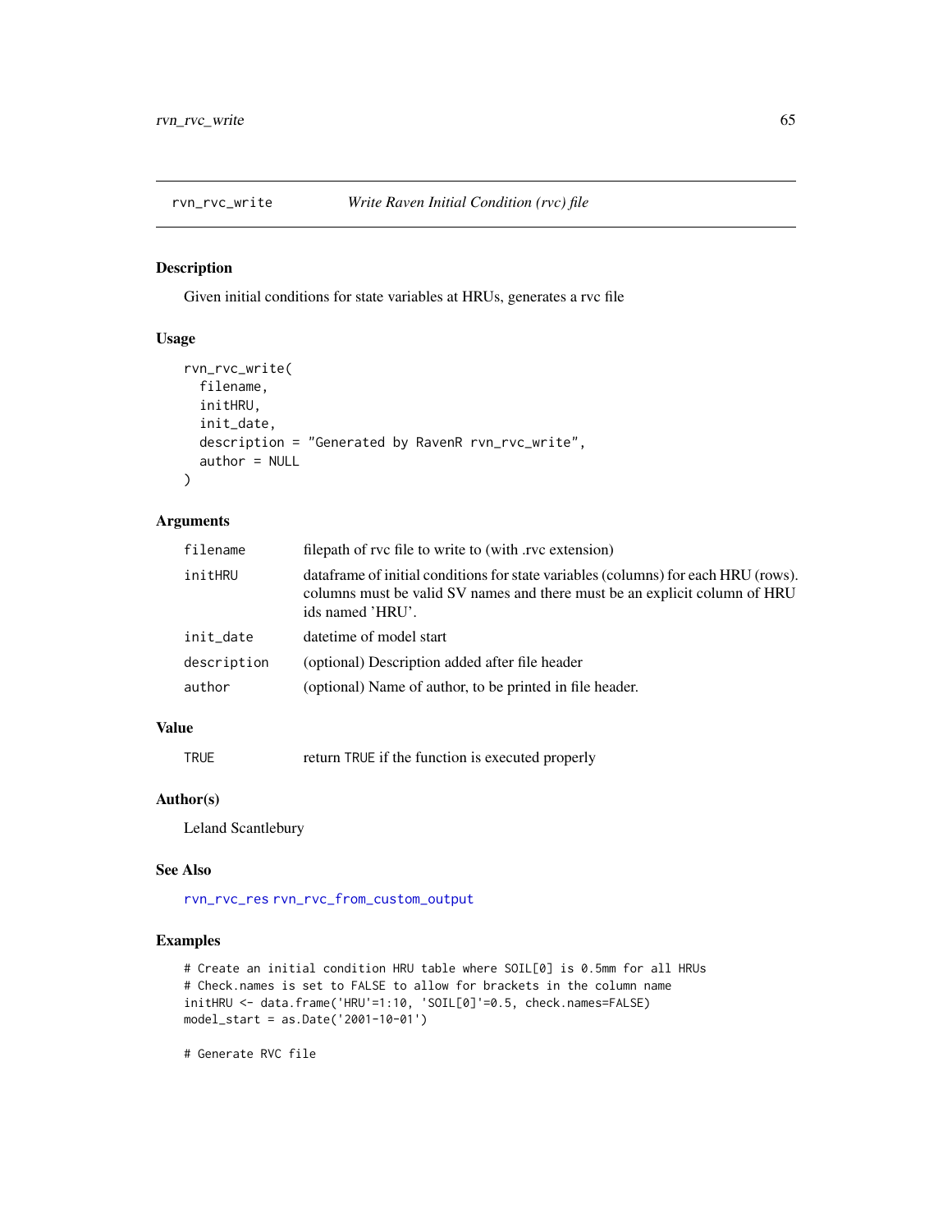# rvn_rvc_write *Write Raven Initial Condition (rvc) file*

## Description

Given initial conditions for state variables at HRUs, generates a rvc file

## Usage

```
rvn_rvc_write(
  filename,
  initHRU,
  init_date,
  description = "Generated by RavenR rvn_rvc_write",
  author = NULL
)
```

## Arguments

| | |
|---|---|
| filename | filepath of rvc file to write to (with .rvc extension) |
| initHRU | dataframe of initial conditions for state variables (columns) for each HRU (rows). columns must be valid SV names and there must be an explicit column of HRU ids named 'HRU'. |
| init_date | datetime of model start |
| description | (optional) Description added after file header |
| author | (optional) Name of author, to be printed in file header. |

## Value

| | |
|---|---|
| TRUE | return TRUE if the function is executed properly |

## Author(s)

Leland Scantlebury

## See Also

rvn_rvc_res rvn_rvc_from_custom_output

## Examples

```
# Create an initial condition HRU table where SOIL[0] is 0.5mm for all HRUs
# Check.names is set to FALSE to allow for brackets in the column name
initHRU <- data.frame('HRU'=1:10, 'SOIL[0]'=0.5, check.names=FALSE)
model_start = as.Date('2001-10-01')

# Generate RVC file
```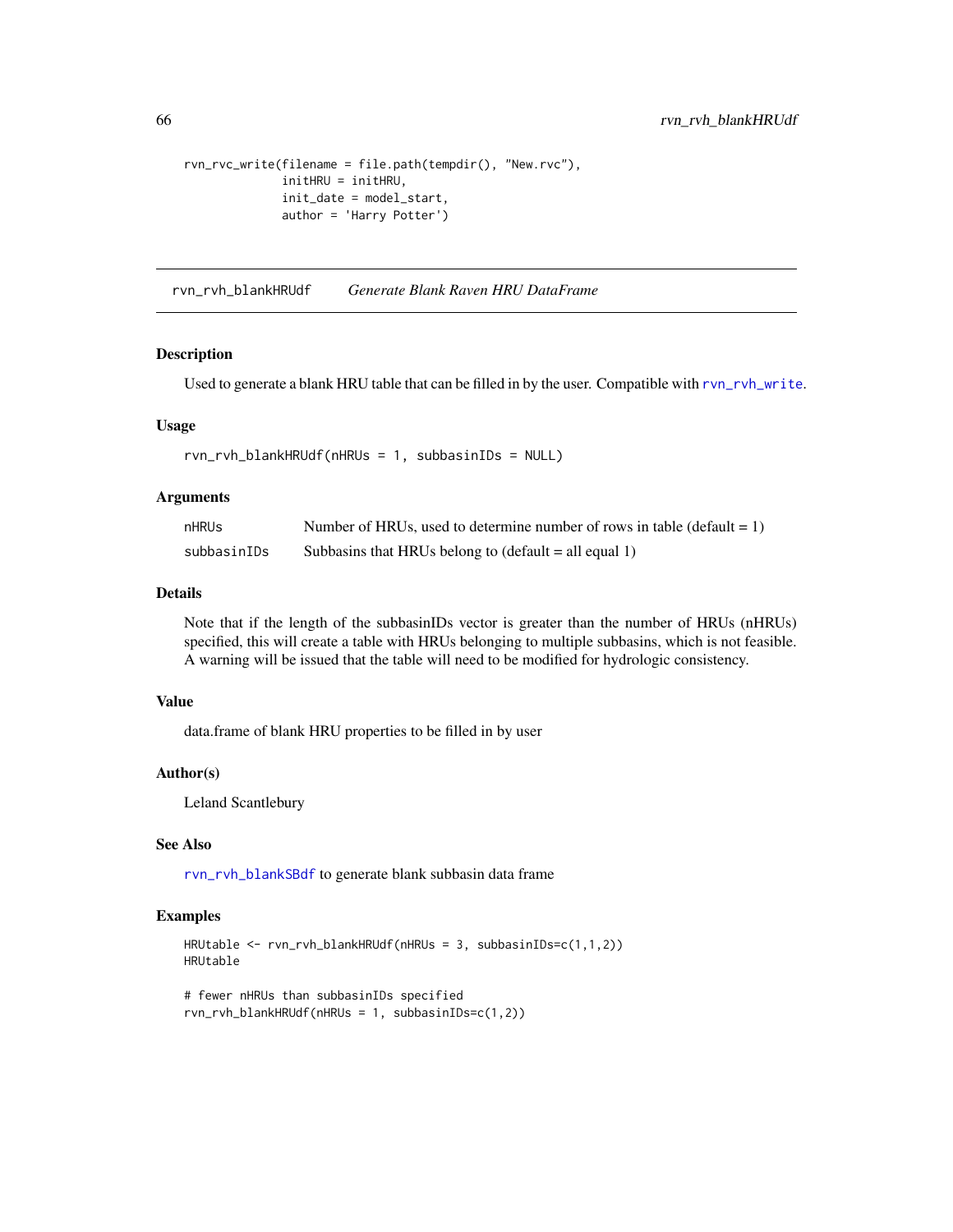```
rvn_rvc_write(filename = file.path(tempdir(), "New.rvc"),
              initHRU = initHRU,
              init_date = model_start,
              author = 'Harry Potter')
```

## rvn_rvh_blankHRUdf    *Generate Blank Raven HRU DataFrame*

### Description

Used to generate a blank HRU table that can be filled in by the user. Compatible with rvn_rvh_write.

### Usage

```
rvn_rvh_blankHRUdf(nHRUs = 1, subbasinIDs = NULL)
```

### Arguments

| | |
|---|---|
| nHRUs | Number of HRUs, used to determine number of rows in table (default = 1) |
| subbasinIDs | Subbasins that HRUs belong to (default = all equal 1) |

### Details

Note that if the length of the subbasinIDs vector is greater than the number of HRUs (nHRUs) specified, this will create a table with HRUs belonging to multiple subbasins, which is not feasible. A warning will be issued that the table will need to be modified for hydrologic consistency.

### Value

data.frame of blank HRU properties to be filled in by user

### Author(s)

Leland Scantlebury

### See Also

rvn_rvh_blankSBdf to generate blank subbasin data frame

### Examples

```
HRUtable <- rvn_rvh_blankHRUdf(nHRUs = 3, subbasinIDs=c(1,1,2))
HRUtable

# fewer nHRUs than subbasinIDs specified
rvn_rvh_blankHRUdf(nHRUs = 1, subbasinIDs=c(1,2))
```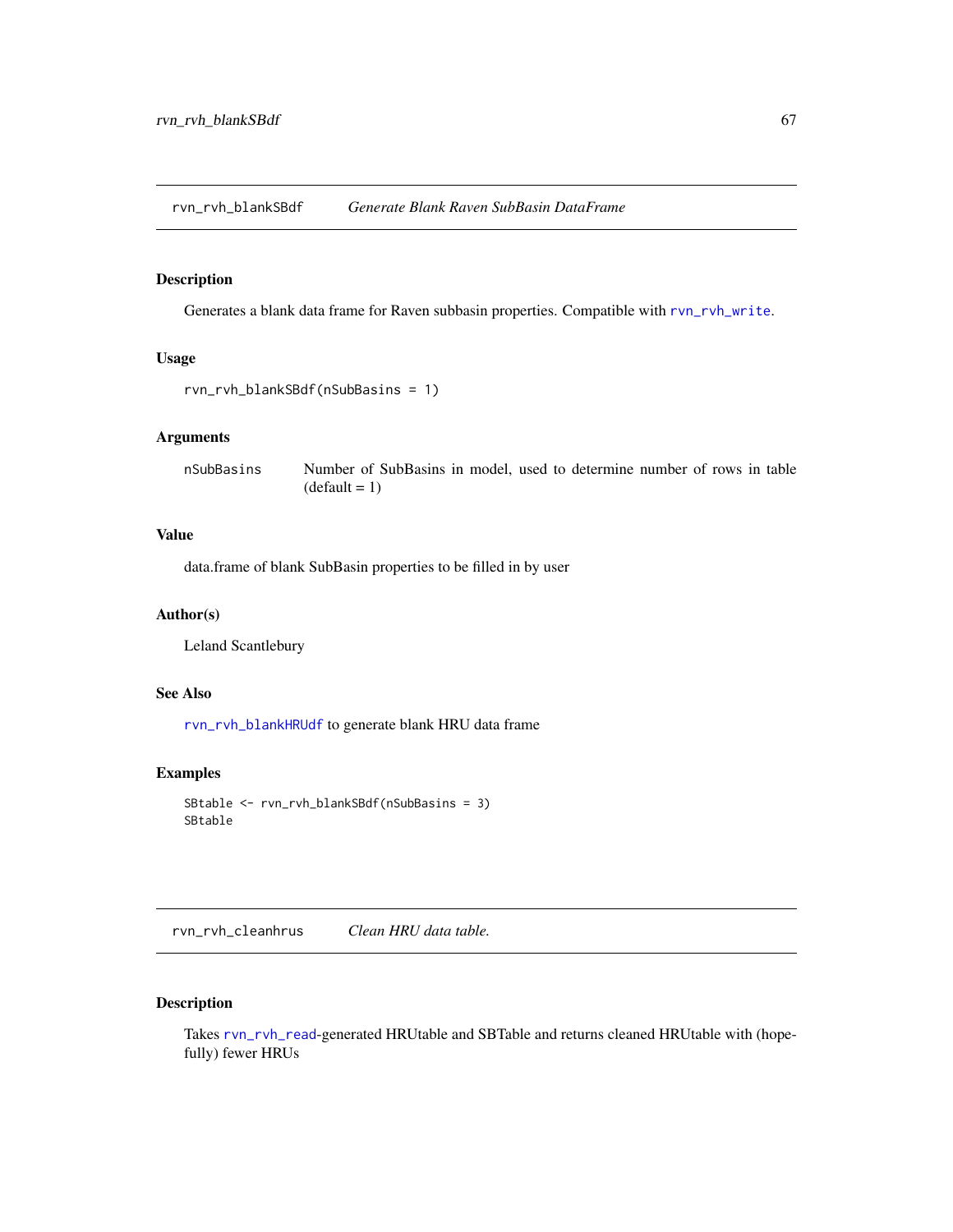## rvn_rvh_blankSBdf *Generate Blank Raven SubBasin DataFrame*

### Description

Generates a blank data frame for Raven subbasin properties. Compatible with rvn_rvh_write.

### Usage

```
rvn_rvh_blankSBdf(nSubBasins = 1)
```

### Arguments

| | |
|---|---|
| nSubBasins | Number of SubBasins in model, used to determine number of rows in table (default = 1) |

### Value

data.frame of blank SubBasin properties to be filled in by user

### Author(s)

Leland Scantlebury

### See Also

rvn_rvh_blankHRUdf to generate blank HRU data frame

### Examples

```
SBtable <- rvn_rvh_blankSBdf(nSubBasins = 3)
SBtable
```

## rvn_rvh_cleanhrus *Clean HRU data table.*

### Description

Takes rvn_rvh_read-generated HRUtable and SBTable and returns cleaned HRUtable with (hopefully) fewer HRUs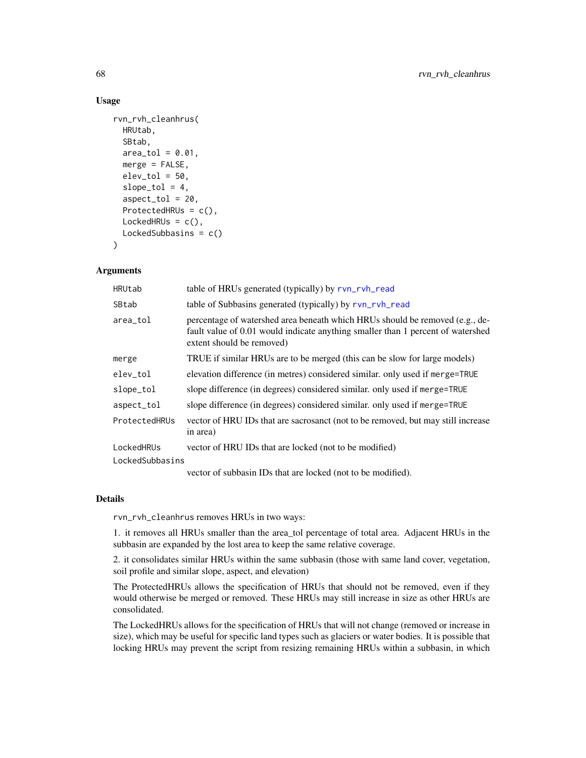## Usage

```
rvn_rvh_cleanhrus(
  HRUtab,
  SBtab,
  area_tol = 0.01,
  merge = FALSE,
  elev_tol = 50,
  slope_tol = 4,
  aspect_tol = 20,
  ProtectedHRUs = c(),
  LockedHRUs = c(),
  LockedSubbasins = c()
)
```

## Arguments

| | |
|---|---|
| HRUtab | table of HRUs generated (typically) by rvn_rvh_read |
| SBtab | table of Subbasins generated (typically) by rvn_rvh_read |
| area_tol | percentage of watershed area beneath which HRUs should be removed (e.g., default value of 0.01 would indicate anything smaller than 1 percent of watershed extent should be removed) |
| merge | TRUE if similar HRUs are to be merged (this can be slow for large models) |
| elev_tol | elevation difference (in metres) considered similar. only used if merge=TRUE |
| slope_tol | slope difference (in degrees) considered similar. only used if merge=TRUE |
| aspect_tol | slope difference (in degrees) considered similar. only used if merge=TRUE |
| ProtectedHRUs | vector of HRU IDs that are sacrosanct (not to be removed, but may still increase in area) |
| LockedHRUs | vector of HRU IDs that are locked (not to be modified) |
| LockedSubbasins | vector of subbasin IDs that are locked (not to be modified). |

## Details

rvn_rvh_cleanhrus removes HRUs in two ways:

1. it removes all HRUs smaller than the area_tol percentage of total area. Adjacent HRUs in the subbasin are expanded by the lost area to keep the same relative coverage.

2. it consolidates similar HRUs within the same subbasin (those with same land cover, vegetation, soil profile and similar slope, aspect, and elevation)

The ProtectedHRUs allows the specification of HRUs that should not be removed, even if they would otherwise be merged or removed. These HRUs may still increase in size as other HRUs are consolidated.

The LockedHRUs allows for the specification of HRUs that will not change (removed or increase in size), which may be useful for specific land types such as glaciers or water bodies. It is possible that locking HRUs may prevent the script from resizing remaining HRUs within a subbasin, in which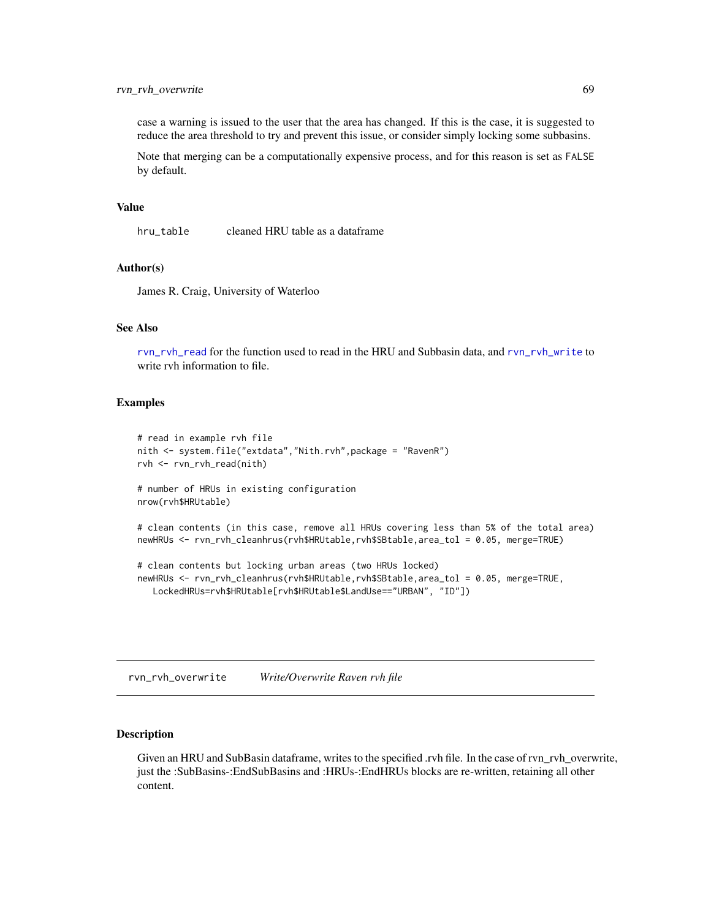case a warning is issued to the user that the area has changed. If this is the case, it is suggested to reduce the area threshold to try and prevent this issue, or consider simply locking some subbasins.

Note that merging can be a computationally expensive process, and for this reason is set as `FALSE` by default.

### Value

| | |
|---|---|
| `hru_table` | cleaned HRU table as a dataframe |

### Author(s)

James R. Craig, University of Waterloo

### See Also

`rvn_rvh_read` for the function used to read in the HRU and Subbasin data, and `rvn_rvh_write` to write rvh information to file.

### Examples

```
# read in example rvh file
nith <- system.file("extdata","Nith.rvh",package = "RavenR")
rvh <- rvn_rvh_read(nith)

# number of HRUs in existing configuration
nrow(rvh$HRUtable)

# clean contents (in this case, remove all HRUs covering less than 5% of the total area)
newHRUs <- rvn_rvh_cleanhrus(rvh$HRUtable,rvh$SBtable,area_tol = 0.05, merge=TRUE)

# clean contents but locking urban areas (two HRUs locked)
newHRUs <- rvn_rvh_cleanhrus(rvh$HRUtable,rvh$SBtable,area_tol = 0.05, merge=TRUE,
   LockedHRUs=rvh$HRUtable[rvh$HRUtable$LandUse=="URBAN", "ID"])
```

---

## rvn_rvh_overwrite    *Write/Overwrite Raven rvh file*

### Description

Given an HRU and SubBasin dataframe, writes to the specified .rvh file. In the case of rvn_rvh_overwrite, just the :SubBasins-:EndSubBasins and :HRUs-:EndHRUs blocks are re-written, retaining all other content.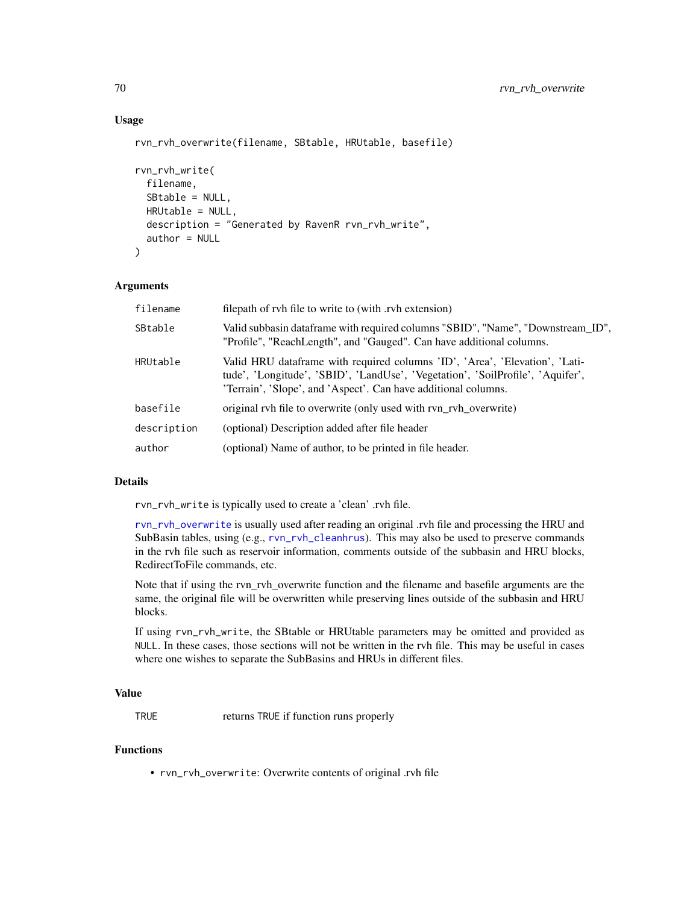### Usage

```
rvn_rvh_overwrite(filename, SBtable, HRUtable, basefile)

rvn_rvh_write(
  filename,
  SBtable = NULL,
  HRUtable = NULL,
  description = "Generated by RavenR rvn_rvh_write",
  author = NULL
)
```

### Arguments

| | |
|---|---|
| `filename` | filepath of rvh file to write to (with .rvh extension) |
| `SBtable` | Valid subbasin dataframe with required columns "SBID", "Name", "Downstream_ID", "Profile", "ReachLength", and "Gauged". Can have additional columns. |
| `HRUtable` | Valid HRU dataframe with required columns 'ID', 'Area', 'Elevation', 'Latitude', 'Longitude', 'SBID', 'LandUse', 'Vegetation', 'SoilProfile', 'Aquifer', 'Terrain', 'Slope', and 'Aspect'. Can have additional columns. |
| `basefile` | original rvh file to overwrite (only used with rvn_rvh_overwrite) |
| `description` | (optional) Description added after file header |
| `author` | (optional) Name of author, to be printed in file header. |

### Details

`rvn_rvh_write` is typically used to create a 'clean' .rvh file.

`rvn_rvh_overwrite` is usually used after reading an original .rvh file and processing the HRU and SubBasin tables, using (e.g., `rvn_rvh_cleanhrus`). This may also be used to preserve commands in the rvh file such as reservoir information, comments outside of the subbasin and HRU blocks, RedirectToFile commands, etc.

Note that if using the rvn_rvh_overwrite function and the filename and basefile arguments are the same, the original file will be overwritten while preserving lines outside of the subbasin and HRU blocks.

If using `rvn_rvh_write`, the SBtable or HRUtable parameters may be omitted and provided as `NULL`. In these cases, those sections will not be written in the rvh file. This may be useful in cases where one wishes to separate the SubBasins and HRUs in different files.

### Value

| | |
|---|---|
| `TRUE` | returns `TRUE` if function runs properly |

### Functions

- `rvn_rvh_overwrite`: Overwrite contents of original .rvh file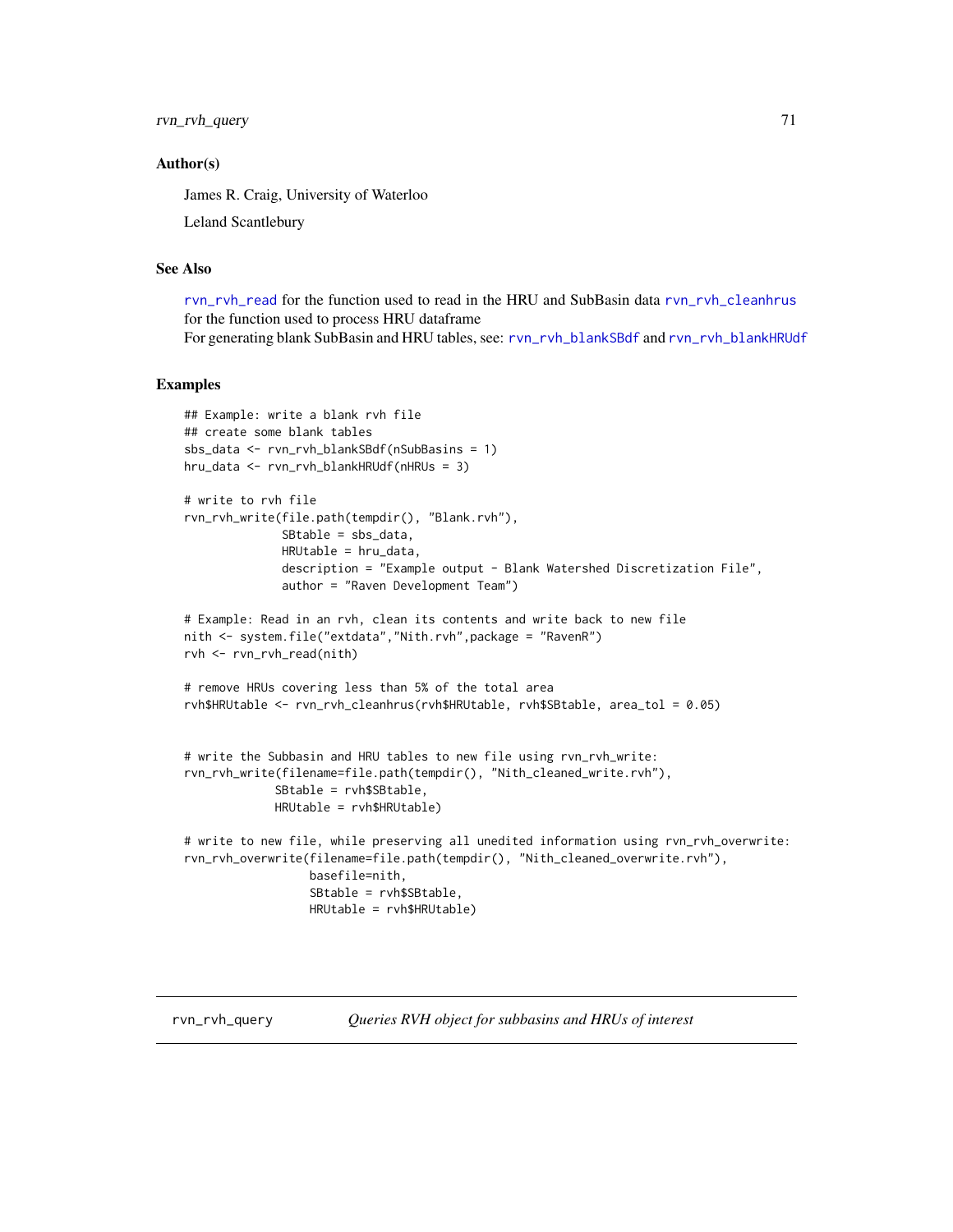### Author(s)

James R. Craig, University of Waterloo

Leland Scantlebury

### See Also

rvn_rvh_read for the function used to read in the HRU and SubBasin data rvn_rvh_cleanhrus for the function used to process HRU dataframe
For generating blank SubBasin and HRU tables, see: rvn_rvh_blankSBdf and rvn_rvh_blankHRUdf

### Examples

```
## Example: write a blank rvh file
## create some blank tables
sbs_data <- rvn_rvh_blankSBdf(nSubBasins = 1)
hru_data <- rvn_rvh_blankHRUdf(nHRUs = 3)

# write to rvh file
rvn_rvh_write(file.path(tempdir(), "Blank.rvh"),
              SBtable = sbs_data,
              HRUtable = hru_data,
              description = "Example output - Blank Watershed Discretization File",
              author = "Raven Development Team")

# Example: Read in an rvh, clean its contents and write back to new file
nith <- system.file("extdata","Nith.rvh",package = "RavenR")
rvh <- rvn_rvh_read(nith)

# remove HRUs covering less than 5% of the total area
rvh$HRUtable <- rvn_rvh_cleanhrus(rvh$HRUtable, rvh$SBtable, area_tol = 0.05)


# write the Subbasin and HRU tables to new file using rvn_rvh_write:
rvn_rvh_write(filename=file.path(tempdir(), "Nith_cleaned_write.rvh"),
             SBtable = rvh$SBtable,
             HRUtable = rvh$HRUtable)

# write to new file, while preserving all unedited information using rvn_rvh_overwrite:
rvn_rvh_overwrite(filename=file.path(tempdir(), "Nith_cleaned_overwrite.rvh"),
                  basefile=nith,
                  SBtable = rvh$SBtable,
                  HRUtable = rvh$HRUtable)
```

---

## rvn_rvh_query    *Queries RVH object for subbasins and HRUs of interest*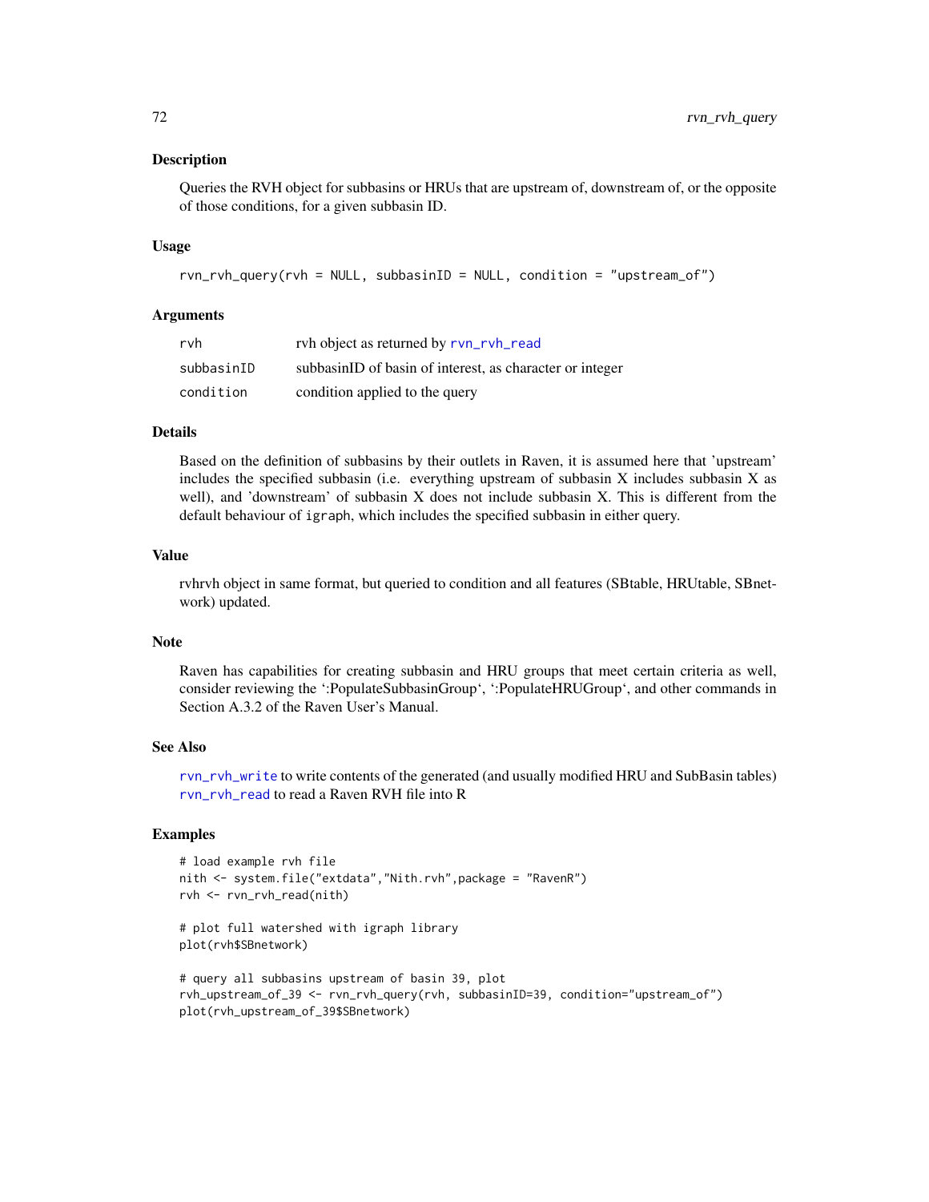## Description

Queries the RVH object for subbasins or HRUs that are upstream of, downstream of, or the opposite of those conditions, for a given subbasin ID.

## Usage

```
rvn_rvh_query(rvh = NULL, subbasinID = NULL, condition = "upstream_of")
```

## Arguments

| | |
|---|---|
| rvh | rvh object as returned by rvn_rvh_read |
| subbasinID | subbasinID of basin of interest, as character or integer |
| condition | condition applied to the query |

## Details

Based on the definition of subbasins by their outlets in Raven, it is assumed here that 'upstream' includes the specified subbasin (i.e. everything upstream of subbasin X includes subbasin X as well), and 'downstream' of subbasin X does not include subbasin X. This is different from the default behaviour of igraph, which includes the specified subbasin in either query.

## Value

rvhrvh object in same format, but queried to condition and all features (SBtable, HRUtable, SBnetwork) updated.

## Note

Raven has capabilities for creating subbasin and HRU groups that meet certain criteria as well, consider reviewing the ':PopulateSubbasinGroup', ':PopulateHRUGroup', and other commands in Section A.3.2 of the Raven User's Manual.

## See Also

rvn_rvh_write to write contents of the generated (and usually modified HRU and SubBasin tables)
rvn_rvh_read to read a Raven RVH file into R

## Examples

```
# load example rvh file
nith <- system.file("extdata","Nith.rvh",package = "RavenR")
rvh <- rvn_rvh_read(nith)

# plot full watershed with igraph library
plot(rvh$SBnetwork)

# query all subbasins upstream of basin 39, plot
rvh_upstream_of_39 <- rvn_rvh_query(rvh, subbasinID=39, condition="upstream_of")
plot(rvh_upstream_of_39$SBnetwork)
```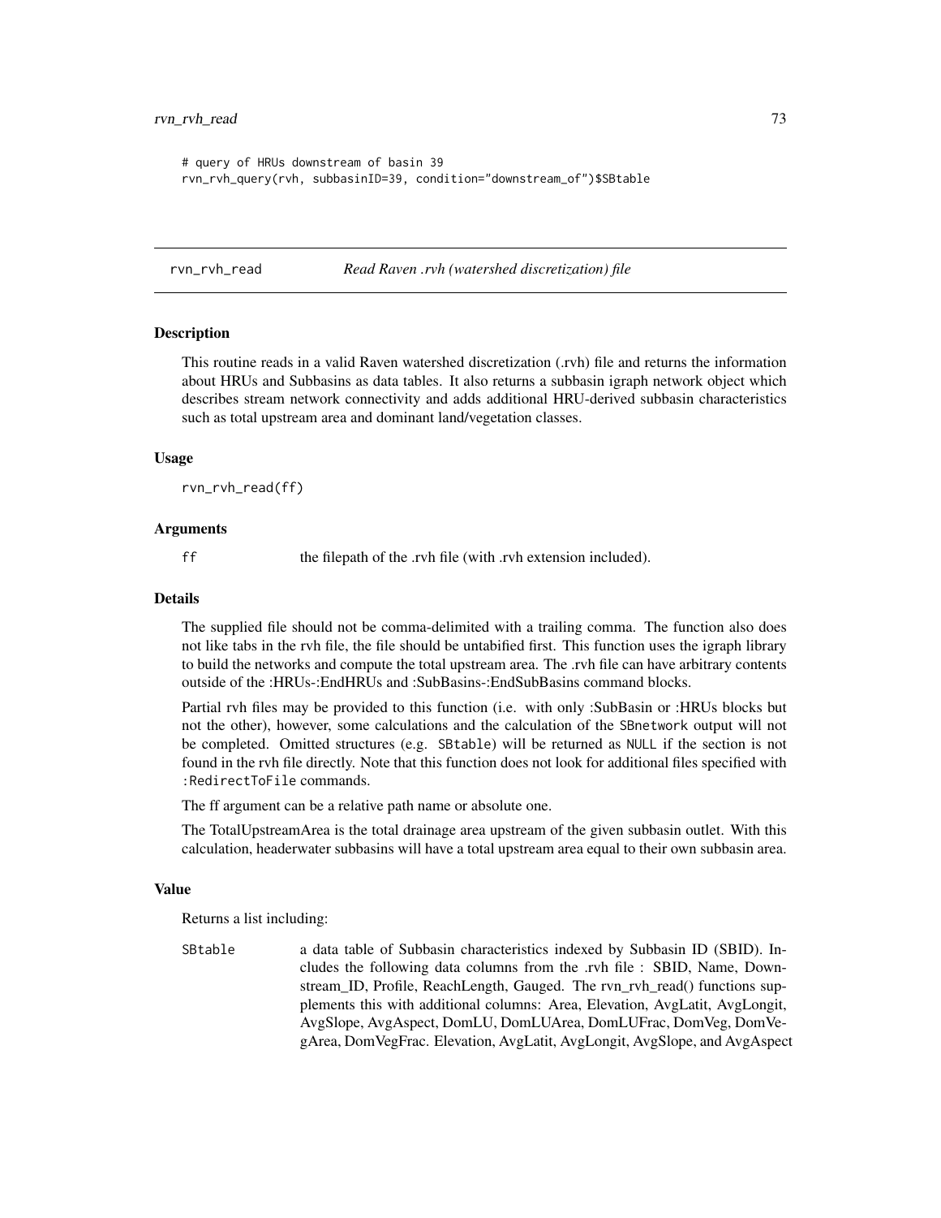```
# query of HRUs downstream of basin 39
rvn_rvh_query(rvh, subbasinID=39, condition="downstream_of")$SBtable
```

---

rvn_rvh_read    *Read Raven .rvh (watershed discretization) file*

---

## Description

This routine reads in a valid Raven watershed discretization (.rvh) file and returns the information about HRUs and Subbasins as data tables. It also returns a subbasin igraph network object which describes stream network connectivity and adds additional HRU-derived subbasin characteristics such as total upstream area and dominant land/vegetation classes.

## Usage

```
rvn_rvh_read(ff)
```

## Arguments

| | |
|---|---|
| ff | the filepath of the .rvh file (with .rvh extension included). |

## Details

The supplied file should not be comma-delimited with a trailing comma. The function also does not like tabs in the rvh file, the file should be untabified first. This function uses the igraph library to build the networks and compute the total upstream area. The .rvh file can have arbitrary contents outside of the :HRUs-:EndHRUs and :SubBasins-:EndSubBasins command blocks.

Partial rvh files may be provided to this function (i.e. with only :SubBasin or :HRUs blocks but not the other), however, some calculations and the calculation of the `SBnetwork` output will not be completed. Omitted structures (e.g. `SBtable`) will be returned as `NULL` if the section is not found in the rvh file directly. Note that this function does not look for additional files specified with `:RedirectToFile` commands.

The ff argument can be a relative path name or absolute one.

The TotalUpstreamArea is the total drainage area upstream of the given subbasin outlet. With this calculation, headerwater subbasins will have a total upstream area equal to their own subbasin area.

## Value

Returns a list including:

| | |
|---|---|
| SBtable | a data table of Subbasin characteristics indexed by Subbasin ID (SBID). Includes the following data columns from the .rvh file : SBID, Name, Downstream_ID, Profile, ReachLength, Gauged. The rvn_rvh_read() functions supplements this with additional columns: Area, Elevation, AvgLatit, AvgLongit, AvgSlope, AvgAspect, DomLU, DomLUArea, DomLUFrac, DomVeg, DomVegArea, DomVegFrac. Elevation, AvgLatit, AvgLongit, AvgSlope, and AvgAspect |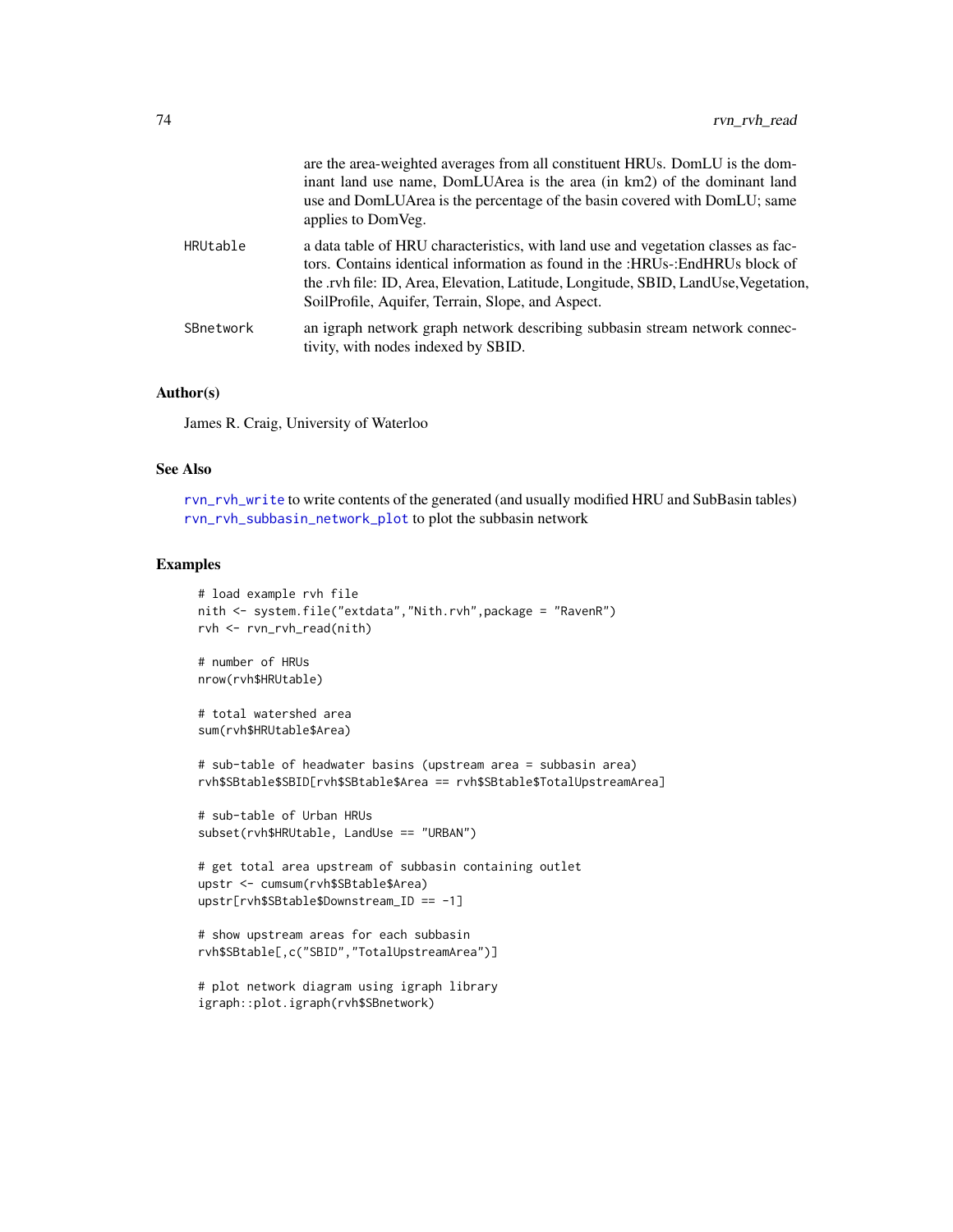are the area-weighted averages from all constituent HRUs. DomLU is the dominant land use name, DomLUArea is the area (in km2) of the dominant land use and DomLUArea is the percentage of the basin covered with DomLU; same applies to DomVeg.

| | |
|---|---|
| `HRUtable` | a data table of HRU characteristics, with land use and vegetation classes as factors. Contains identical information as found in the :HRUs-:EndHRUs block of the .rvh file: ID, Area, Elevation, Latitude, Longitude, SBID, LandUse,Vegetation, SoilProfile, Aquifer, Terrain, Slope, and Aspect. |
| `SBnetwork` | an igraph network graph network describing subbasin stream network connectivity, with nodes indexed by SBID. |

### Author(s)

James R. Craig, University of Waterloo

### See Also

`rvn_rvh_write` to write contents of the generated (and usually modified HRU and SubBasin tables) `rvn_rvh_subbasin_network_plot` to plot the subbasin network

### Examples

```
# load example rvh file
nith <- system.file("extdata","Nith.rvh",package = "RavenR")
rvh <- rvn_rvh_read(nith)

# number of HRUs
nrow(rvh$HRUtable)

# total watershed area
sum(rvh$HRUtable$Area)

# sub-table of headwater basins (upstream area = subbasin area)
rvh$SBtable$SBID[rvh$SBtable$Area == rvh$SBtable$TotalUpstreamArea]

# sub-table of Urban HRUs
subset(rvh$HRUtable, LandUse == "URBAN")

# get total area upstream of subbasin containing outlet
upstr <- cumsum(rvh$SBtable$Area)
upstr[rvh$SBtable$Downstream_ID == -1]

# show upstream areas for each subbasin
rvh$SBtable[,c("SBID","TotalUpstreamArea")]

# plot network diagram using igraph library
igraph::plot.igraph(rvh$SBnetwork)
```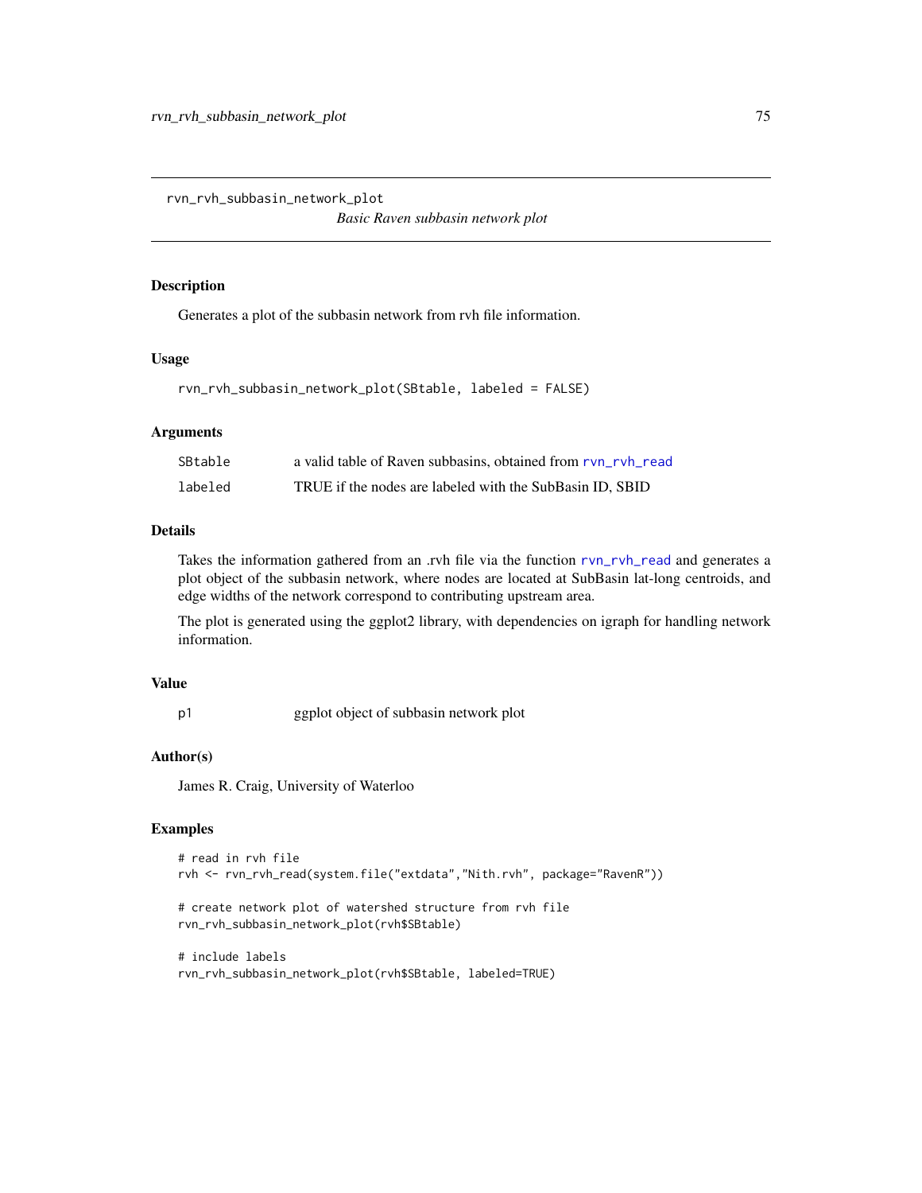## rvn_rvh_subbasin_network_plot

*Basic Raven subbasin network plot*

### Description

Generates a plot of the subbasin network from rvh file information.

### Usage

```
rvn_rvh_subbasin_network_plot(SBtable, labeled = FALSE)
```

### Arguments

| | |
|---|---|
| SBtable | a valid table of Raven subbasins, obtained from rvn_rvh_read |
| labeled | TRUE if the nodes are labeled with the SubBasin ID, SBID |

### Details

Takes the information gathered from an .rvh file via the function rvn_rvh_read and generates a plot object of the subbasin network, where nodes are located at SubBasin lat-long centroids, and edge widths of the network correspond to contributing upstream area.

The plot is generated using the ggplot2 library, with dependencies on igraph for handling network information.

### Value

| | |
|---|---|
| p1 | ggplot object of subbasin network plot |

### Author(s)

James R. Craig, University of Waterloo

### Examples

```
# read in rvh file
rvh <- rvn_rvh_read(system.file("extdata","Nith.rvh", package="RavenR"))

# create network plot of watershed structure from rvh file
rvn_rvh_subbasin_network_plot(rvh$SBtable)

# include labels
rvn_rvh_subbasin_network_plot(rvh$SBtable, labeled=TRUE)
```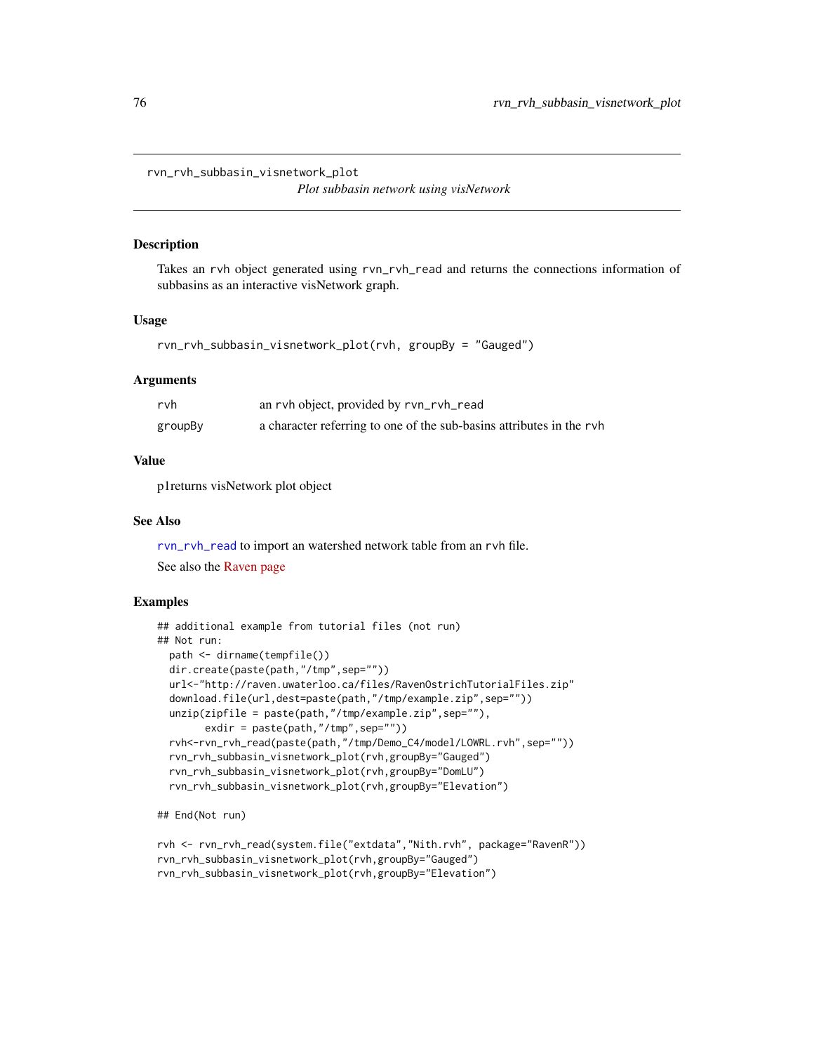# rvn_rvh_subbasin_visnetwork_plot

*Plot subbasin network using visNetwork*

## Description

Takes an rvh object generated using rvn_rvh_read and returns the connections information of subbasins as an interactive visNetwork graph.

## Usage

```
rvn_rvh_subbasin_visnetwork_plot(rvh, groupBy = "Gauged")
```

## Arguments

| | |
|---|---|
| rvh | an rvh object, provided by rvn_rvh_read |
| groupBy | a character referring to one of the sub-basins attributes in the rvh |

## Value

p1returns visNetwork plot object

## See Also

rvn_rvh_read to import an watershed network table from an rvh file.

See also the Raven page

## Examples

```
## additional example from tutorial files (not run)
## Not run:
  path <- dirname(tempfile())
  dir.create(paste(path,"/tmp",sep=""))
  url<-"http://raven.uwaterloo.ca/files/RavenOstrichTutorialFiles.zip"
  download.file(url,dest=paste(path,"/tmp/example.zip",sep=""))
  unzip(zipfile = paste(path,"/tmp/example.zip",sep=""),
        exdir = paste(path,"/tmp",sep=""))
  rvh<-rvn_rvh_read(paste(path,"/tmp/Demo_C4/model/LOWRL.rvh",sep=""))
  rvn_rvh_subbasin_visnetwork_plot(rvh,groupBy="Gauged")
  rvn_rvh_subbasin_visnetwork_plot(rvh,groupBy="DomLU")
  rvn_rvh_subbasin_visnetwork_plot(rvh,groupBy="Elevation")

## End(Not run)

rvh <- rvn_rvh_read(system.file("extdata","Nith.rvh", package="RavenR"))
rvn_rvh_subbasin_visnetwork_plot(rvh,groupBy="Gauged")
rvn_rvh_subbasin_visnetwork_plot(rvh,groupBy="Elevation")
```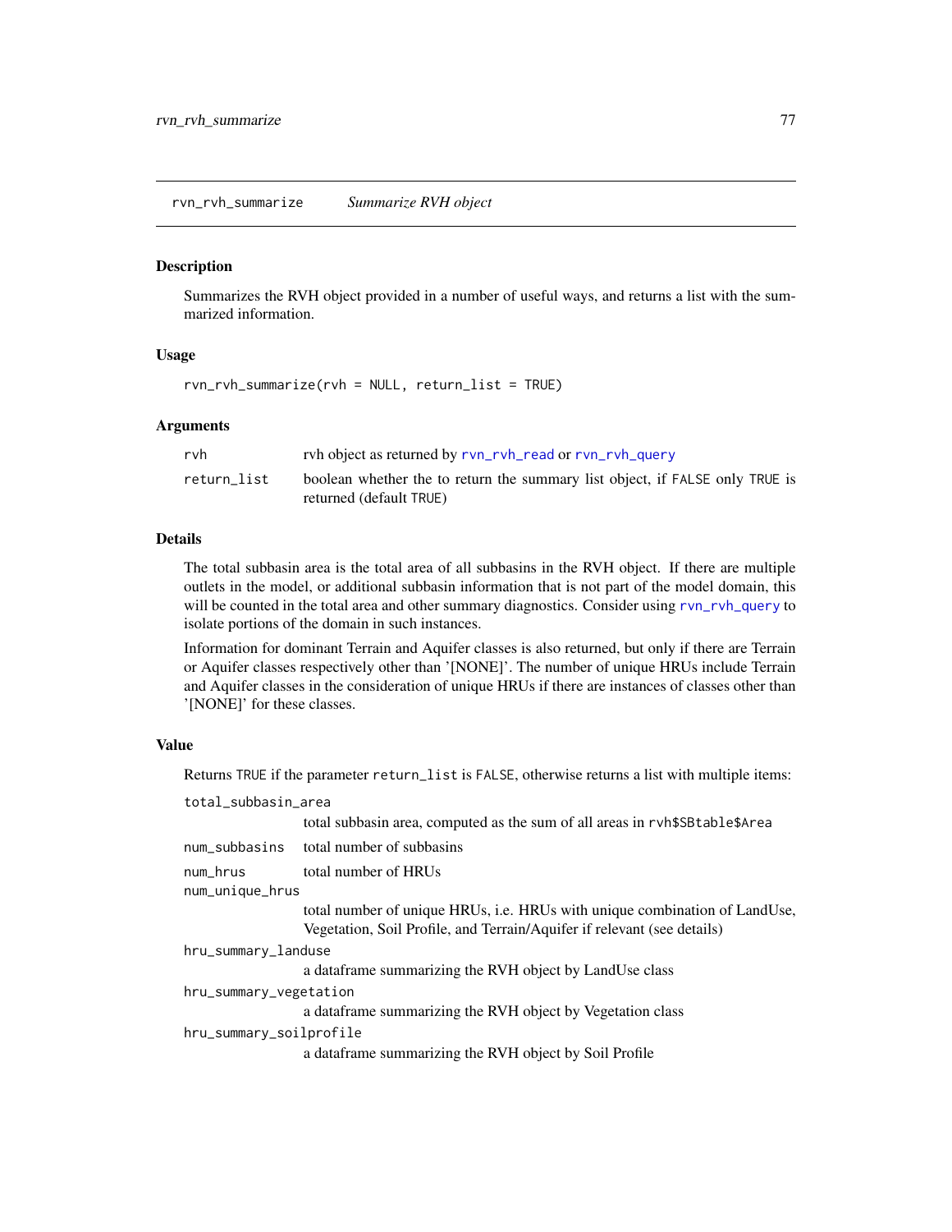## rvn_rvh_summarize — *Summarize RVH object*

### Description

Summarizes the RVH object provided in a number of useful ways, and returns a list with the summarized information.

### Usage

```
rvn_rvh_summarize(rvh = NULL, return_list = TRUE)
```

### Arguments

| | |
|---|---|
| `rvh` | rvh object as returned by `rvn_rvh_read` or `rvn_rvh_query` |
| `return_list` | boolean whether the to return the summary list object, if `FALSE` only `TRUE` is returned (default `TRUE`) |

### Details

The total subbasin area is the total area of all subbasins in the RVH object. If there are multiple outlets in the model, or additional subbasin information that is not part of the model domain, this will be counted in the total area and other summary diagnostics. Consider using `rvn_rvh_query` to isolate portions of the domain in such instances.

Information for dominant Terrain and Aquifer classes is also returned, but only if there are Terrain or Aquifer classes respectively other than '[NONE]'. The number of unique HRUs include Terrain and Aquifer classes in the consideration of unique HRUs if there are instances of classes other than '[NONE]' for these classes.

### Value

Returns `TRUE` if the parameter `return_list` is `FALSE`, otherwise returns a list with multiple items:

| | |
|---|---|
| `total_subbasin_area` | total subbasin area, computed as the sum of all areas in `rvh$SBtable$Area` |
| `num_subbasins` | total number of subbasins |
| `num_hrus` | total number of HRUs |
| `num_unique_hrus` | total number of unique HRUs, i.e. HRUs with unique combination of LandUse, Vegetation, Soil Profile, and Terrain/Aquifer if relevant (see details) |
| `hru_summary_landuse` | a dataframe summarizing the RVH object by LandUse class |
| `hru_summary_vegetation` | a dataframe summarizing the RVH object by Vegetation class |
| `hru_summary_soilprofile` | a dataframe summarizing the RVH object by Soil Profile |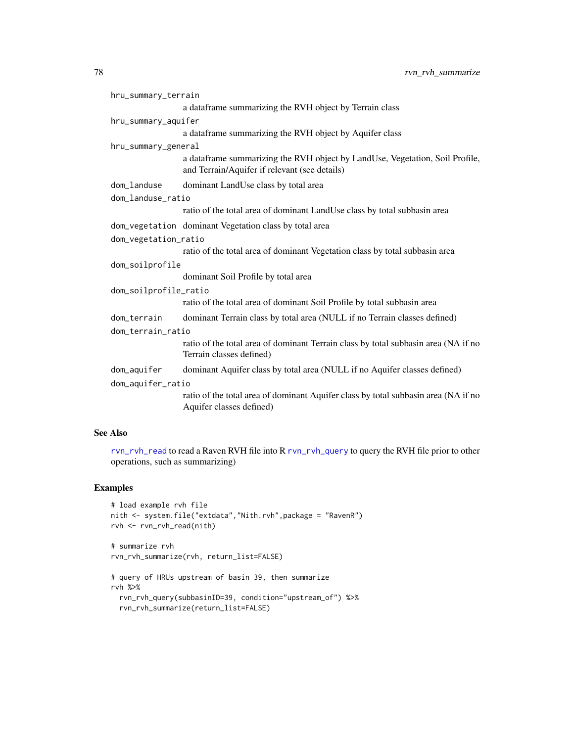`hru_summary_terrain`
: a dataframe summarizing the RVH object by Terrain class

`hru_summary_aquifer`
: a dataframe summarizing the RVH object by Aquifer class

`hru_summary_general`
: a dataframe summarizing the RVH object by LandUse, Vegetation, Soil Profile, and Terrain/Aquifer if relevant (see details)

`dom_landuse`
: dominant LandUse class by total area

`dom_landuse_ratio`
: ratio of the total area of dominant LandUse class by total subbasin area

`dom_vegetation`
: dominant Vegetation class by total area

`dom_vegetation_ratio`
: ratio of the total area of dominant Vegetation class by total subbasin area

`dom_soilprofile`
: dominant Soil Profile by total area

`dom_soilprofile_ratio`
: ratio of the total area of dominant Soil Profile by total subbasin area

`dom_terrain`
: dominant Terrain class by total area (NULL if no Terrain classes defined)

`dom_terrain_ratio`
: ratio of the total area of dominant Terrain class by total subbasin area (NA if no Terrain classes defined)

`dom_aquifer`
: dominant Aquifer class by total area (NULL if no Aquifer classes defined)

`dom_aquifer_ratio`
: ratio of the total area of dominant Aquifer class by total subbasin area (NA if no Aquifer classes defined)

## See Also

`rvn_rvh_read` to read a Raven RVH file into R `rvn_rvh_query` to query the RVH file prior to other operations, such as summarizing)

## Examples

```
# load example rvh file
nith <- system.file("extdata","Nith.rvh",package = "RavenR")
rvh <- rvn_rvh_read(nith)

# summarize rvh
rvn_rvh_summarize(rvh, return_list=FALSE)

# query of HRUs upstream of basin 39, then summarize
rvh %>%
  rvn_rvh_query(subbasinID=39, condition="upstream_of") %>%
  rvn_rvh_summarize(return_list=FALSE)
```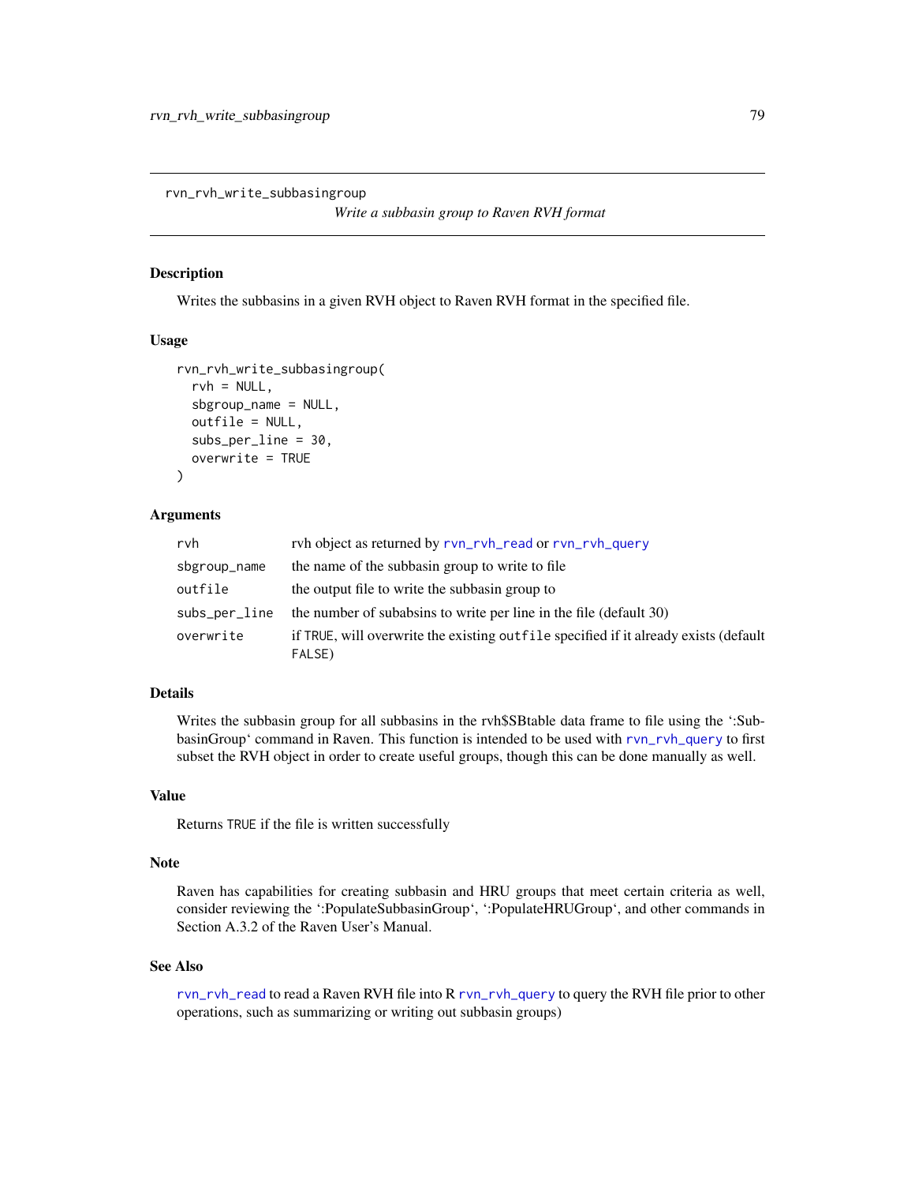## rvn_rvh_write_subbasingroup

*Write a subbasin group to Raven RVH format*

### Description

Writes the subbasins in a given RVH object to Raven RVH format in the specified file.

### Usage

```
rvn_rvh_write_subbasingroup(
  rvh = NULL,
  sbgroup_name = NULL,
  outfile = NULL,
  subs_per_line = 30,
  overwrite = TRUE
)
```

### Arguments

| | |
|---|---|
| rvh | rvh object as returned by rvn_rvh_read or rvn_rvh_query |
| sbgroup_name | the name of the subbasin group to write to file |
| outfile | the output file to write the subbasin group to |
| subs_per_line | the number of subabsins to write per line in the file (default 30) |
| overwrite | if TRUE, will overwrite the existing outfile specified if it already exists (default FALSE) |

### Details

Writes the subbasin group for all subbasins in the rvh$SBtable data frame to file using the ':SubbasinGroup' command in Raven. This function is intended to be used with rvn_rvh_query to first subset the RVH object in order to create useful groups, though this can be done manually as well.

### Value

Returns TRUE if the file is written successfully

### Note

Raven has capabilities for creating subbasin and HRU groups that meet certain criteria as well, consider reviewing the ':PopulateSubbasinGroup', ':PopulateHRUGroup', and other commands in Section A.3.2 of the Raven User's Manual.

### See Also

rvn_rvh_read to read a Raven RVH file into R rvn_rvh_query to query the RVH file prior to other operations, such as summarizing or writing out subbasin groups)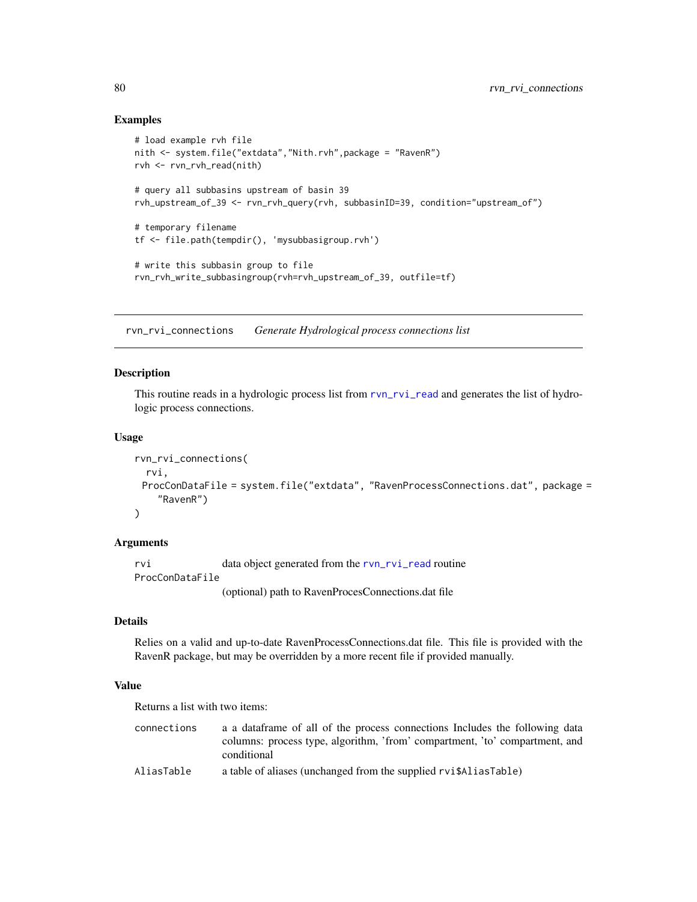## Examples

```
# load example rvh file
nith <- system.file("extdata","Nith.rvh",package = "RavenR")
rvh <- rvn_rvh_read(nith)

# query all subbasins upstream of basin 39
rvh_upstream_of_39 <- rvn_rvh_query(rvh, subbasinID=39, condition="upstream_of")

# temporary filename
tf <- file.path(tempdir(), 'mysubbasigroup.rvh')

# write this subbasin group to file
rvn_rvh_write_subbasingroup(rvh=rvh_upstream_of_39, outfile=tf)
```

---

# rvn_rvi_connections *Generate Hydrological process connections list*

## Description

This routine reads in a hydrologic process list from rvn_rvi_read and generates the list of hydrologic process connections.

## Usage

```
rvn_rvi_connections(
  rvi,
  ProcConDataFile = system.file("extdata", "RavenProcessConnections.dat", package =
    "RavenR")
)
```

## Arguments

| | |
|---|---|
| rvi | data object generated from the rvn_rvi_read routine |
| ProcConDataFile | (optional) path to RavenProcesConnections.dat file |

## Details

Relies on a valid and up-to-date RavenProcessConnections.dat file. This file is provided with the RavenR package, but may be overridden by a more recent file if provided manually.

## Value

Returns a list with two items:

| | |
|---|---|
| connections | a a dataframe of all of the process connections Includes the following data columns: process type, algorithm, 'from' compartment, 'to' compartment, and conditional |
| AliasTable | a table of aliases (unchanged from the supplied rvi$AliasTable) |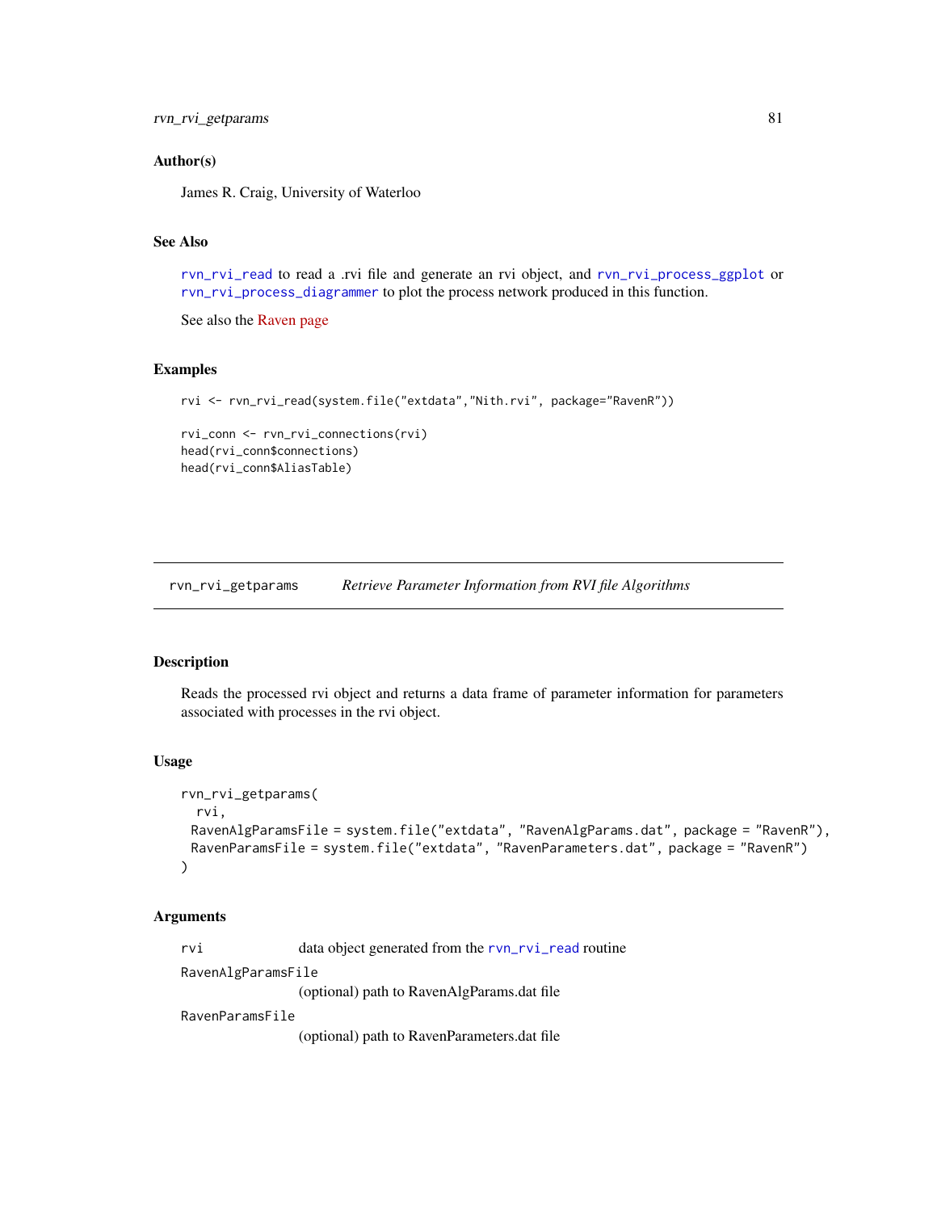## Author(s)

James R. Craig, University of Waterloo

## See Also

rvn_rvi_read to read a .rvi file and generate an rvi object, and rvn_rvi_process_ggplot or rvn_rvi_process_diagrammer to plot the process network produced in this function.

See also the Raven page

## Examples

```
rvi <- rvn_rvi_read(system.file("extdata","Nith.rvi", package="RavenR"))

rvi_conn <- rvn_rvi_connections(rvi)
head(rvi_conn$connections)
head(rvi_conn$AliasTable)
```

---

# rvn_rvi_getparams    *Retrieve Parameter Information from RVI file Algorithms*

---

## Description

Reads the processed rvi object and returns a data frame of parameter information for parameters associated with processes in the rvi object.

## Usage

```
rvn_rvi_getparams(
  rvi,
  RavenAlgParamsFile = system.file("extdata", "RavenAlgParams.dat", package = "RavenR"),
  RavenParamsFile = system.file("extdata", "RavenParameters.dat", package = "RavenR")
)
```

## Arguments

| | |
|---|---|
| rvi | data object generated from the rvn_rvi_read routine |
| RavenAlgParamsFile | (optional) path to RavenAlgParams.dat file |
| RavenParamsFile | (optional) path to RavenParameters.dat file |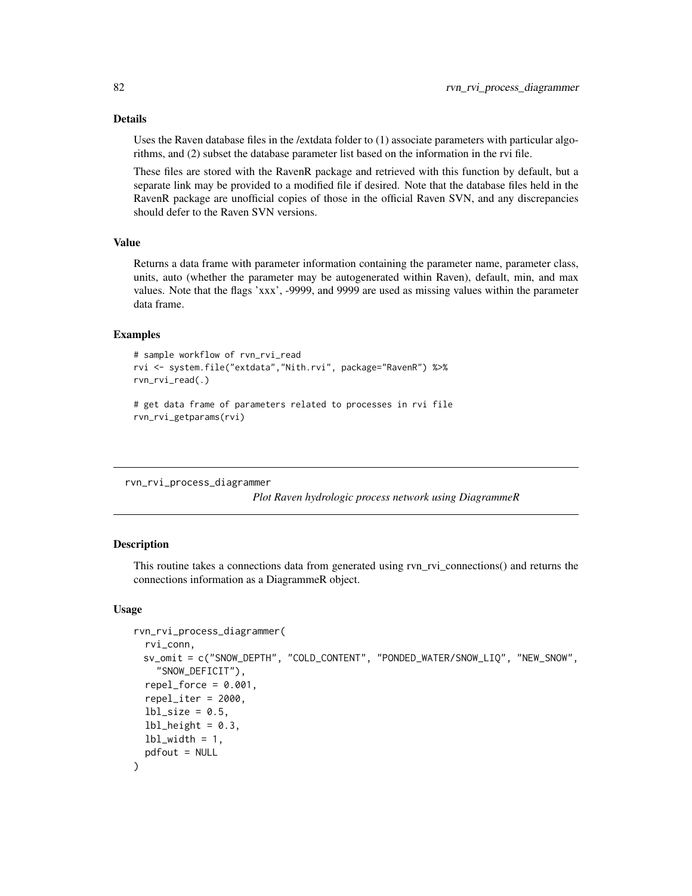### Details

Uses the Raven database files in the /extdata folder to (1) associate parameters with particular algorithms, and (2) subset the database parameter list based on the information in the rvi file.

These files are stored with the RavenR package and retrieved with this function by default, but a separate link may be provided to a modified file if desired. Note that the database files held in the RavenR package are unofficial copies of those in the official Raven SVN, and any discrepancies should defer to the Raven SVN versions.

### Value

Returns a data frame with parameter information containing the parameter name, parameter class, units, auto (whether the parameter may be autogenerated within Raven), default, min, and max values. Note that the flags 'xxx', -9999, and 9999 are used as missing values within the parameter data frame.

### Examples

```
# sample workflow of rvn_rvi_read
rvi <- system.file("extdata","Nith.rvi", package="RavenR") %>%
rvn_rvi_read(.)

# get data frame of parameters related to processes in rvi file
rvn_rvi_getparams(rvi)
```

---

## rvn_rvi_process_diagrammer

*Plot Raven hydrologic process network using DiagrammeR*

### Description

This routine takes a connections data from generated using rvn_rvi_connections() and returns the connections information as a DiagrammeR object.

### Usage

```
rvn_rvi_process_diagrammer(
  rvi_conn,
  sv_omit = c("SNOW_DEPTH", "COLD_CONTENT", "PONDED_WATER/SNOW_LIQ", "NEW_SNOW",
    "SNOW_DEFICIT"),
  repel_force = 0.001,
  repel_iter = 2000,
  lbl_size = 0.5,
  lbl_height = 0.3,
  lbl_width = 1,
  pdfout = NULL
)
```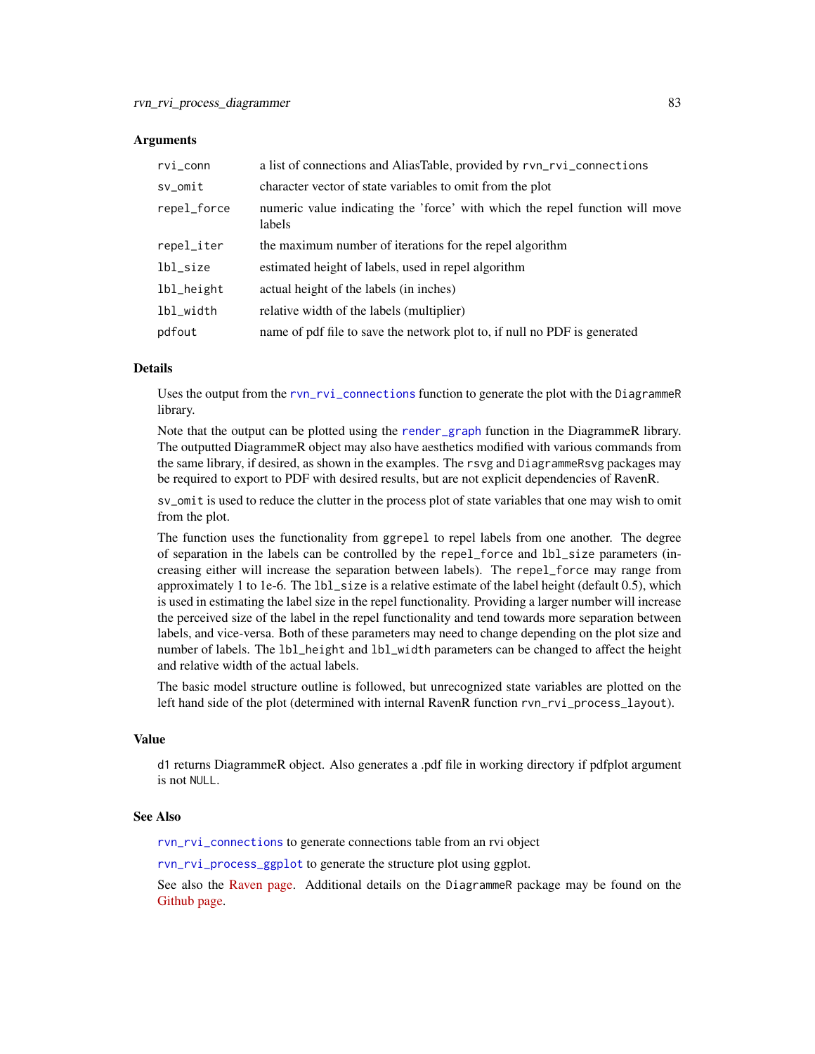### Arguments

| | |
|---|---|
| `rvi_conn` | a list of connections and AliasTable, provided by `rvn_rvi_connections` |
| `sv_omit` | character vector of state variables to omit from the plot |
| `repel_force` | numeric value indicating the 'force' with which the repel function will move labels |
| `repel_iter` | the maximum number of iterations for the repel algorithm |
| `lbl_size` | estimated height of labels, used in repel algorithm |
| `lbl_height` | actual height of the labels (in inches) |
| `lbl_width` | relative width of the labels (multiplier) |
| `pdfout` | name of pdf file to save the network plot to, if null no PDF is generated |

### Details

Uses the output from the `rvn_rvi_connections` function to generate the plot with the `DiagrammeR` library.

Note that the output can be plotted using the `render_graph` function in the DiagrammeR library. The outputted DiagrammeR object may also have aesthetics modified with various commands from the same library, if desired, as shown in the examples. The `rsvg` and `DiagrammeRsvg` packages may be required to export to PDF with desired results, but are not explicit dependencies of RavenR.

`sv_omit` is used to reduce the clutter in the process plot of state variables that one may wish to omit from the plot.

The function uses the functionality from `ggrepel` to repel labels from one another. The degree of separation in the labels can be controlled by the `repel_force` and `lbl_size` parameters (increasing either will increase the separation between labels). The `repel_force` may range from approximately 1 to 1e-6. The `lbl_size` is a relative estimate of the label height (default 0.5), which is used in estimating the label size in the repel functionality. Providing a larger number will increase the perceived size of the label in the repel functionality and tend towards more separation between labels, and vice-versa. Both of these parameters may need to change depending on the plot size and number of labels. The `lbl_height` and `lbl_width` parameters can be changed to affect the height and relative width of the actual labels.

The basic model structure outline is followed, but unrecognized state variables are plotted on the left hand side of the plot (determined with internal RavenR function `rvn_rvi_process_layout`).

### Value

`d1` returns DiagrammeR object. Also generates a .pdf file in working directory if pdfplot argument is not `NULL`.

### See Also

`rvn_rvi_connections` to generate connections table from an rvi object

`rvn_rvi_process_ggplot` to generate the structure plot using ggplot.

See also the Raven page. Additional details on the `DiagrammeR` package may be found on the Github page.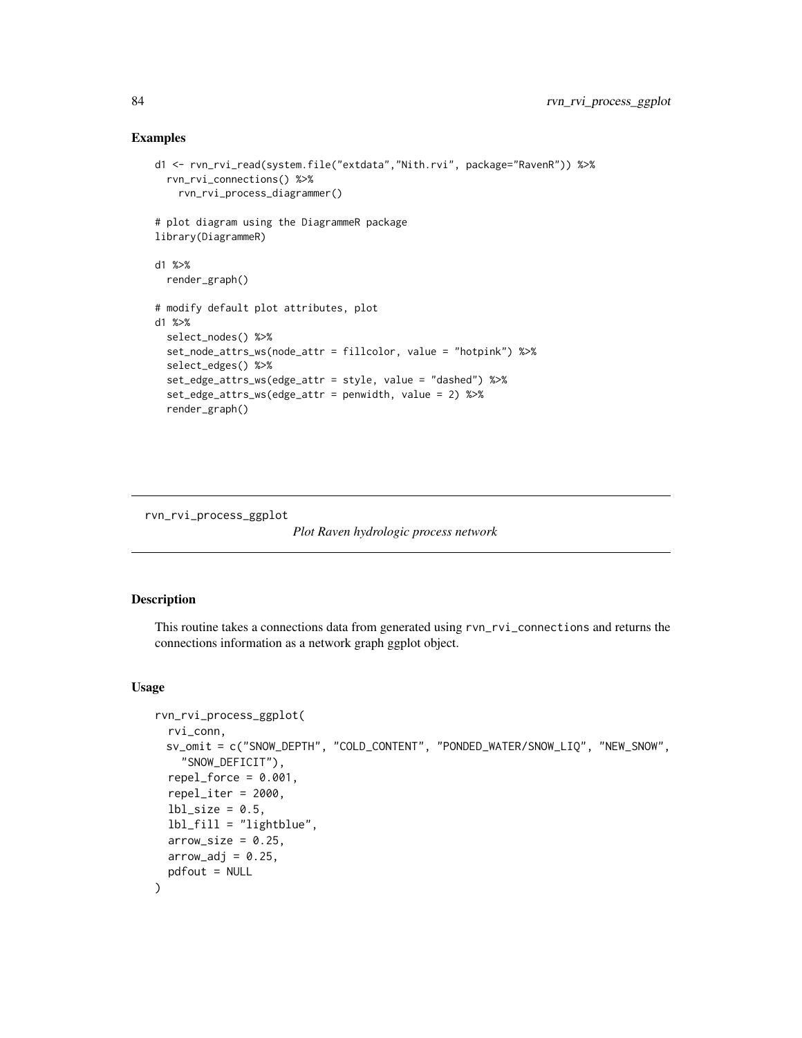## Examples

```
d1 <- rvn_rvi_read(system.file("extdata","Nith.rvi", package="RavenR")) %>%
  rvn_rvi_connections() %>%
    rvn_rvi_process_diagrammer()

# plot diagram using the DiagrammeR package
library(DiagrammeR)

d1 %>%
  render_graph()

# modify default plot attributes, plot
d1 %>%
  select_nodes() %>%
  set_node_attrs_ws(node_attr = fillcolor, value = "hotpink") %>%
  select_edges() %>%
  set_edge_attrs_ws(edge_attr = style, value = "dashed") %>%
  set_edge_attrs_ws(edge_attr = penwidth, value = 2) %>%
  render_graph()
```

---

# rvn_rvi_process_ggplot

*Plot Raven hydrologic process network*

---

## Description

This routine takes a connections data from generated using `rvn_rvi_connections` and returns the connections information as a network graph ggplot object.

## Usage

```
rvn_rvi_process_ggplot(
  rvi_conn,
  sv_omit = c("SNOW_DEPTH", "COLD_CONTENT", "PONDED_WATER/SNOW_LIQ", "NEW_SNOW",
    "SNOW_DEFICIT"),
  repel_force = 0.001,
  repel_iter = 2000,
  lbl_size = 0.5,
  lbl_fill = "lightblue",
  arrow_size = 0.25,
  arrow_adj = 0.25,
  pdfout = NULL
)
```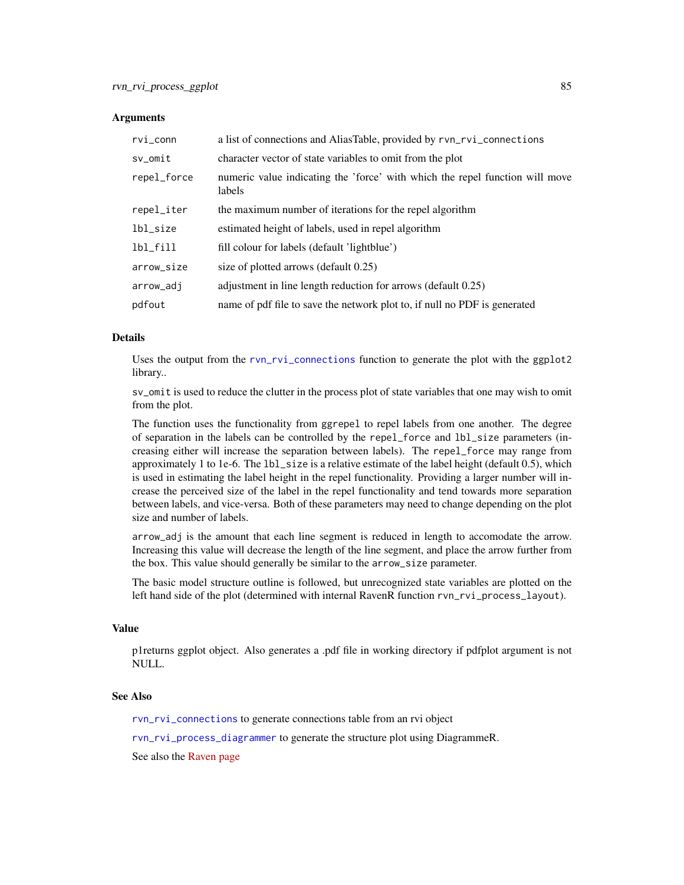## Arguments

| | |
|---|---|
| rvi_conn | a list of connections and AliasTable, provided by rvn_rvi_connections |
| sv_omit | character vector of state variables to omit from the plot |
| repel_force | numeric value indicating the 'force' with which the repel function will move labels |
| repel_iter | the maximum number of iterations for the repel algorithm |
| lbl_size | estimated height of labels, used in repel algorithm |
| lbl_fill | fill colour for labels (default 'lightblue') |
| arrow_size | size of plotted arrows (default 0.25) |
| arrow_adj | adjustment in line length reduction for arrows (default 0.25) |
| pdfout | name of pdf file to save the network plot to, if null no PDF is generated |

## Details

Uses the output from the `rvn_rvi_connections` function to generate the plot with the `ggplot2` library..

`sv_omit` is used to reduce the clutter in the process plot of state variables that one may wish to omit from the plot.

The function uses the functionality from `ggrepel` to repel labels from one another. The degree of separation in the labels can be controlled by the `repel_force` and `lbl_size` parameters (increasing either will increase the separation between labels). The `repel_force` may range from approximately 1 to 1e-6. The `lbl_size` is a relative estimate of the label height (default 0.5), which is used in estimating the label height in the repel functionality. Providing a larger number will increase the perceived size of the label in the repel functionality and tend towards more separation between labels, and vice-versa. Both of these parameters may need to change depending on the plot size and number of labels.

`arrow_adj` is the amount that each line segment is reduced in length to accomodate the arrow. Increasing this value will decrease the length of the line segment, and place the arrow further from the box. This value should generally be similar to the `arrow_size` parameter.

The basic model structure outline is followed, but unrecognized state variables are plotted on the left hand side of the plot (determined with internal RavenR function `rvn_rvi_process_layout`).

## Value

p1returns ggplot object. Also generates a .pdf file in working directory if pdfplot argument is not NULL.

## See Also

`rvn_rvi_connections` to generate connections table from an rvi object

`rvn_rvi_process_diagrammer` to generate the structure plot using DiagrammeR.

See also the Raven page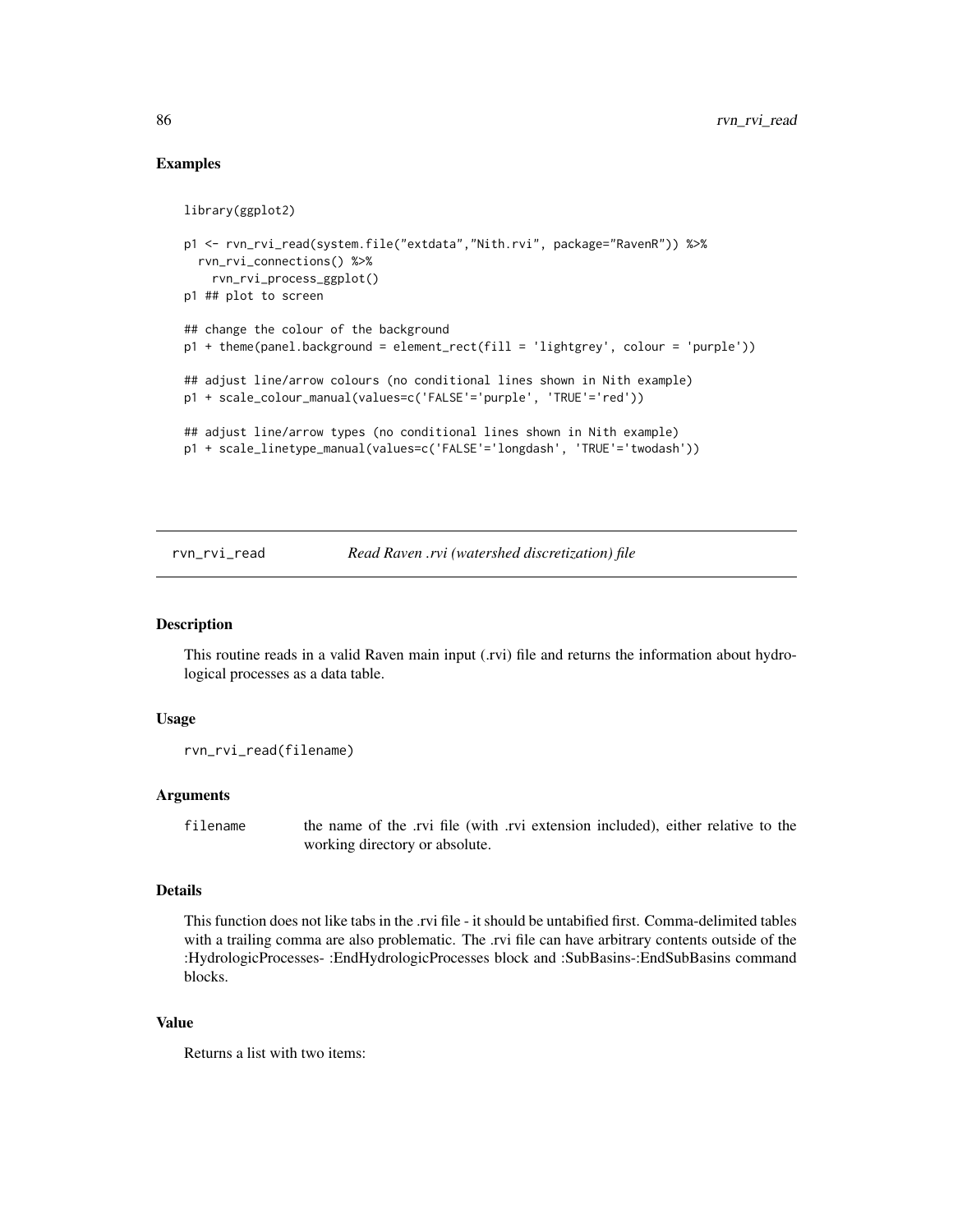## Examples

```
library(ggplot2)

p1 <- rvn_rvi_read(system.file("extdata","Nith.rvi", package="RavenR")) %>%
  rvn_rvi_connections() %>%
    rvn_rvi_process_ggplot()
p1 ## plot to screen

## change the colour of the background
p1 + theme(panel.background = element_rect(fill = 'lightgrey', colour = 'purple'))

## adjust line/arrow colours (no conditional lines shown in Nith example)
p1 + scale_colour_manual(values=c('FALSE'='purple', 'TRUE'='red'))

## adjust line/arrow types (no conditional lines shown in Nith example)
p1 + scale_linetype_manual(values=c('FALSE'='longdash', 'TRUE'='twodash'))
```

---

# rvn_rvi_read — *Read Raven .rvi (watershed discretization) file*

## Description

This routine reads in a valid Raven main input (.rvi) file and returns the information about hydrological processes as a data table.

## Usage

```
rvn_rvi_read(filename)
```

## Arguments

| | |
|---|---|
| filename | the name of the .rvi file (with .rvi extension included), either relative to the working directory or absolute. |

## Details

This function does not like tabs in the .rvi file - it should be untabified first. Comma-delimited tables with a trailing comma are also problematic. The .rvi file can have arbitrary contents outside of the :HydrologicProcesses- :EndHydrologicProcesses block and :SubBasins-:EndSubBasins command blocks.

## Value

Returns a list with two items: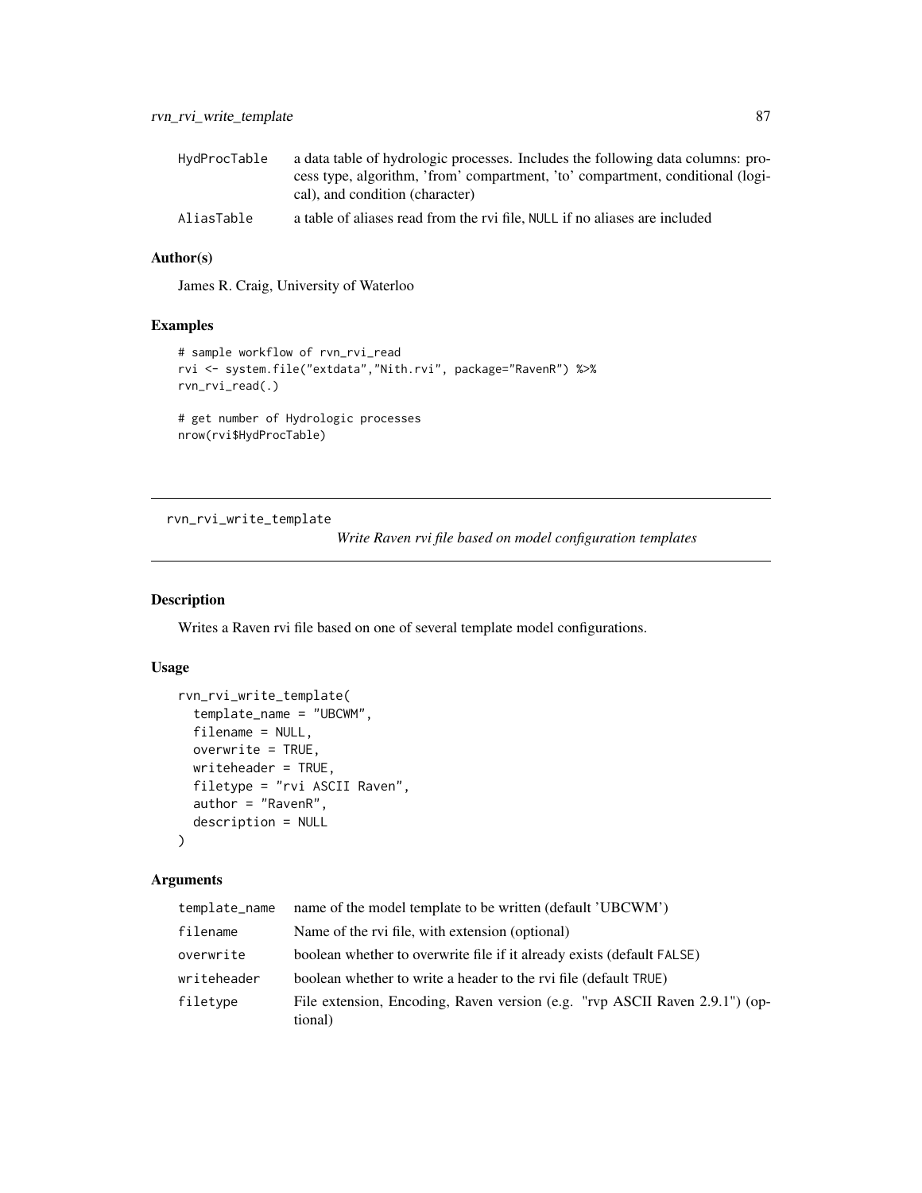| | |
|---|---|
| HydProcTable | a data table of hydrologic processes. Includes the following data columns: process type, algorithm, 'from' compartment, 'to' compartment, conditional (logical), and condition (character) |
| AliasTable | a table of aliases read from the rvi file, NULL if no aliases are included |

### Author(s)

James R. Craig, University of Waterloo

### Examples

```
# sample workflow of rvn_rvi_read
rvi <- system.file("extdata","Nith.rvi", package="RavenR") %>%
rvn_rvi_read(.)

# get number of Hydrologic processes
nrow(rvi$HydProcTable)
```

---

## rvn_rvi_write_template

*Write Raven rvi file based on model configuration templates*

---

### Description

Writes a Raven rvi file based on one of several template model configurations.

### Usage

```
rvn_rvi_write_template(
  template_name = "UBCWM",
  filename = NULL,
  overwrite = TRUE,
  writeheader = TRUE,
  filetype = "rvi ASCII Raven",
  author = "RavenR",
  description = NULL
)
```

### Arguments

| | |
|---|---|
| template_name | name of the model template to be written (default 'UBCWM') |
| filename | Name of the rvi file, with extension (optional) |
| overwrite | boolean whether to overwrite file if it already exists (default FALSE) |
| writeheader | boolean whether to write a header to the rvi file (default TRUE) |
| filetype | File extension, Encoding, Raven version (e.g. "rvp ASCII Raven 2.9.1") (optional) |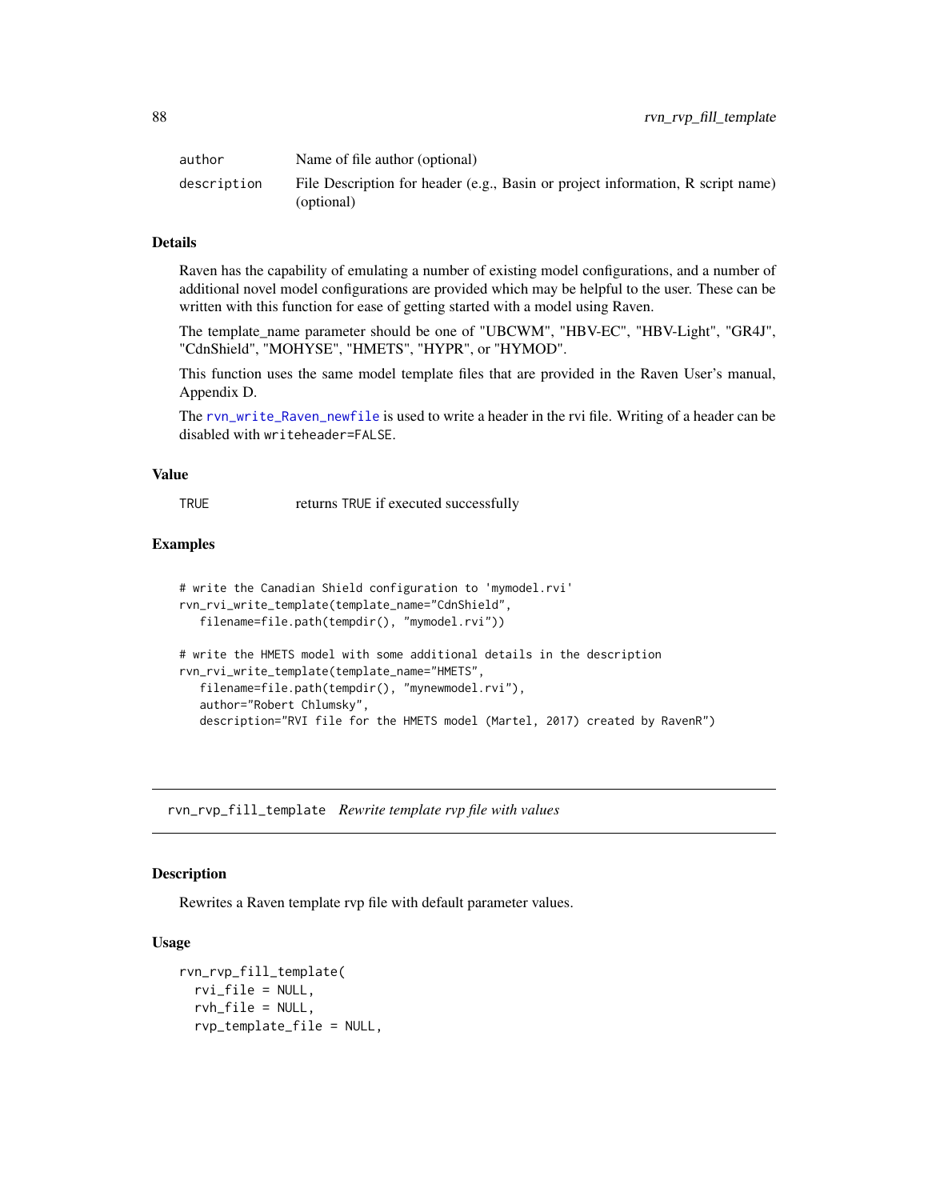| | |
|---|---|
| author | Name of file author (optional) |
| description | File Description for header (e.g., Basin or project information, R script name) (optional) |

### Details

Raven has the capability of emulating a number of existing model configurations, and a number of additional novel model configurations are provided which may be helpful to the user. These can be written with this function for ease of getting started with a model using Raven.

The template_name parameter should be one of "UBCWM", "HBV-EC", "HBV-Light", "GR4J", "CdnShield", "MOHYSE", "HMETS", "HYPR", or "HYMOD".

This function uses the same model template files that are provided in the Raven User's manual, Appendix D.

The rvn_write_Raven_newfile is used to write a header in the rvi file. Writing of a header can be disabled with writeheader=FALSE.

### Value

| | |
|---|---|
| TRUE | returns TRUE if executed successfully |

### Examples

```
# write the Canadian Shield configuration to 'mymodel.rvi'
rvn_rvi_write_template(template_name="CdnShield",
   filename=file.path(tempdir(), "mymodel.rvi"))

# write the HMETS model with some additional details in the description
rvn_rvi_write_template(template_name="HMETS",
   filename=file.path(tempdir(), "mynewmodel.rvi"),
   author="Robert Chlumsky",
   description="RVI file for the HMETS model (Martel, 2017) created by RavenR")
```

---

## rvn_rvp_fill_template *Rewrite template rvp file with values*

### Description

Rewrites a Raven template rvp file with default parameter values.

### Usage

```
rvn_rvp_fill_template(
  rvi_file = NULL,
  rvh_file = NULL,
  rvp_template_file = NULL,
```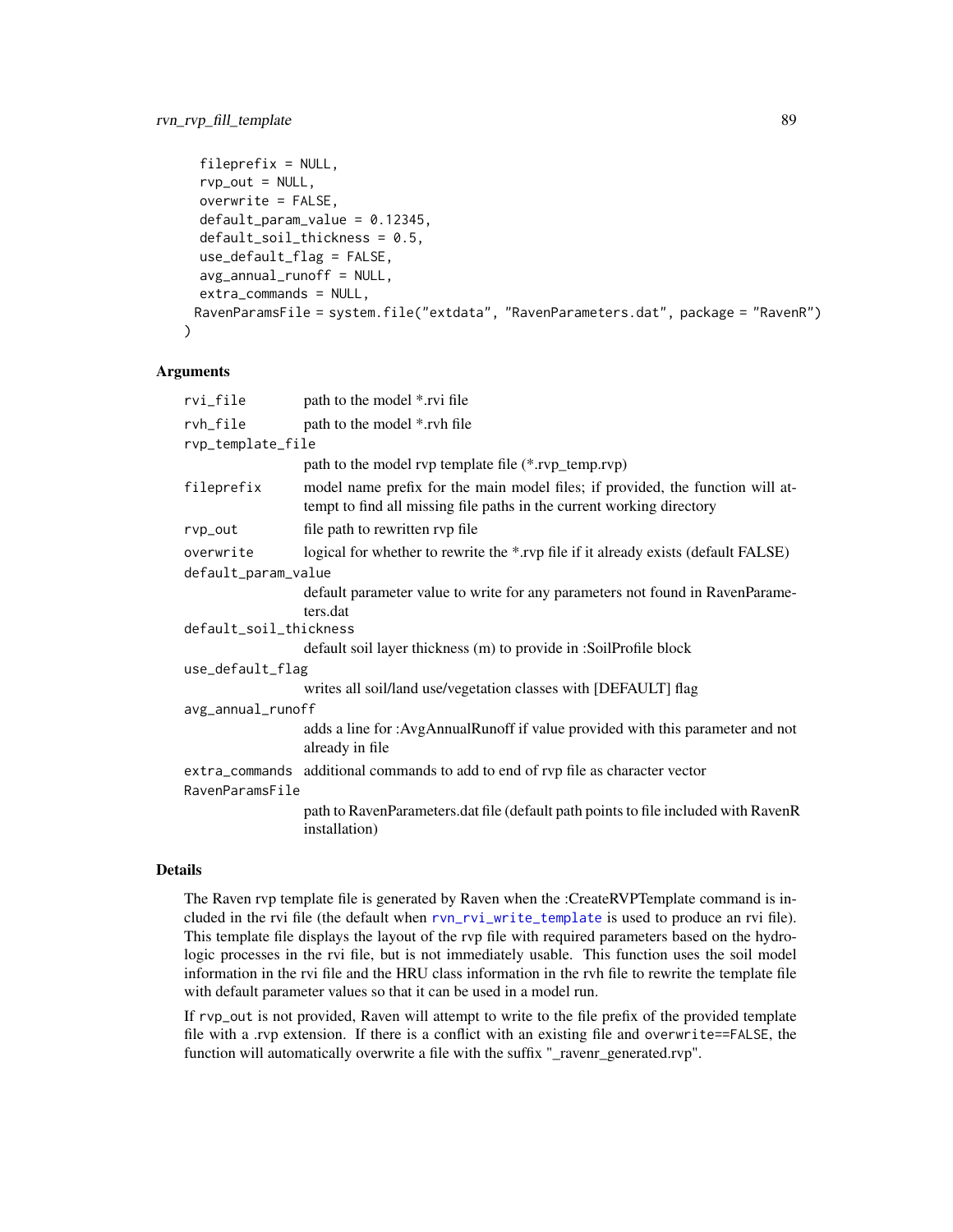```
  fileprefix = NULL,
  rvp_out = NULL,
  overwrite = FALSE,
  default_param_value = 0.12345,
  default_soil_thickness = 0.5,
  use_default_flag = FALSE,
  avg_annual_runoff = NULL,
  extra_commands = NULL,
 RavenParamsFile = system.file("extdata", "RavenParameters.dat", package = "RavenR")
)
```

## Arguments

| | |
|---|---|
| `rvi_file` | path to the model *.rvi file |
| `rvh_file` | path to the model *.rvh file |
| `rvp_template_file` | path to the model rvp template file (*.rvp_temp.rvp) |
| `fileprefix` | model name prefix for the main model files; if provided, the function will attempt to find all missing file paths in the current working directory |
| `rvp_out` | file path to rewritten rvp file |
| `overwrite` | logical for whether to rewrite the *.rvp file if it already exists (default FALSE) |
| `default_param_value` | default parameter value to write for any parameters not found in RavenParameters.dat |
| `default_soil_thickness` | default soil layer thickness (m) to provide in :SoilProfile block |
| `use_default_flag` | writes all soil/land use/vegetation classes with [DEFAULT] flag |
| `avg_annual_runoff` | adds a line for :AvgAnnualRunoff if value provided with this parameter and not already in file |
| `extra_commands` | additional commands to add to end of rvp file as character vector |
| `RavenParamsFile` | path to RavenParameters.dat file (default path points to file included with RavenR installation) |

## Details

The Raven rvp template file is generated by Raven when the :CreateRVPTemplate command is included in the rvi file (the default when `rvn_rvi_write_template` is used to produce an rvi file). This template file displays the layout of the rvp file with required parameters based on the hydrologic processes in the rvi file, but is not immediately usable. This function uses the soil model information in the rvi file and the HRU class information in the rvh file to rewrite the template file with default parameter values so that it can be used in a model run.

If `rvp_out` is not provided, Raven will attempt to write to the file prefix of the provided template file with a .rvp extension. If there is a conflict with an existing file and `overwrite==FALSE`, the function will automatically overwrite a file with the suffix "_ravenr_generated.rvp".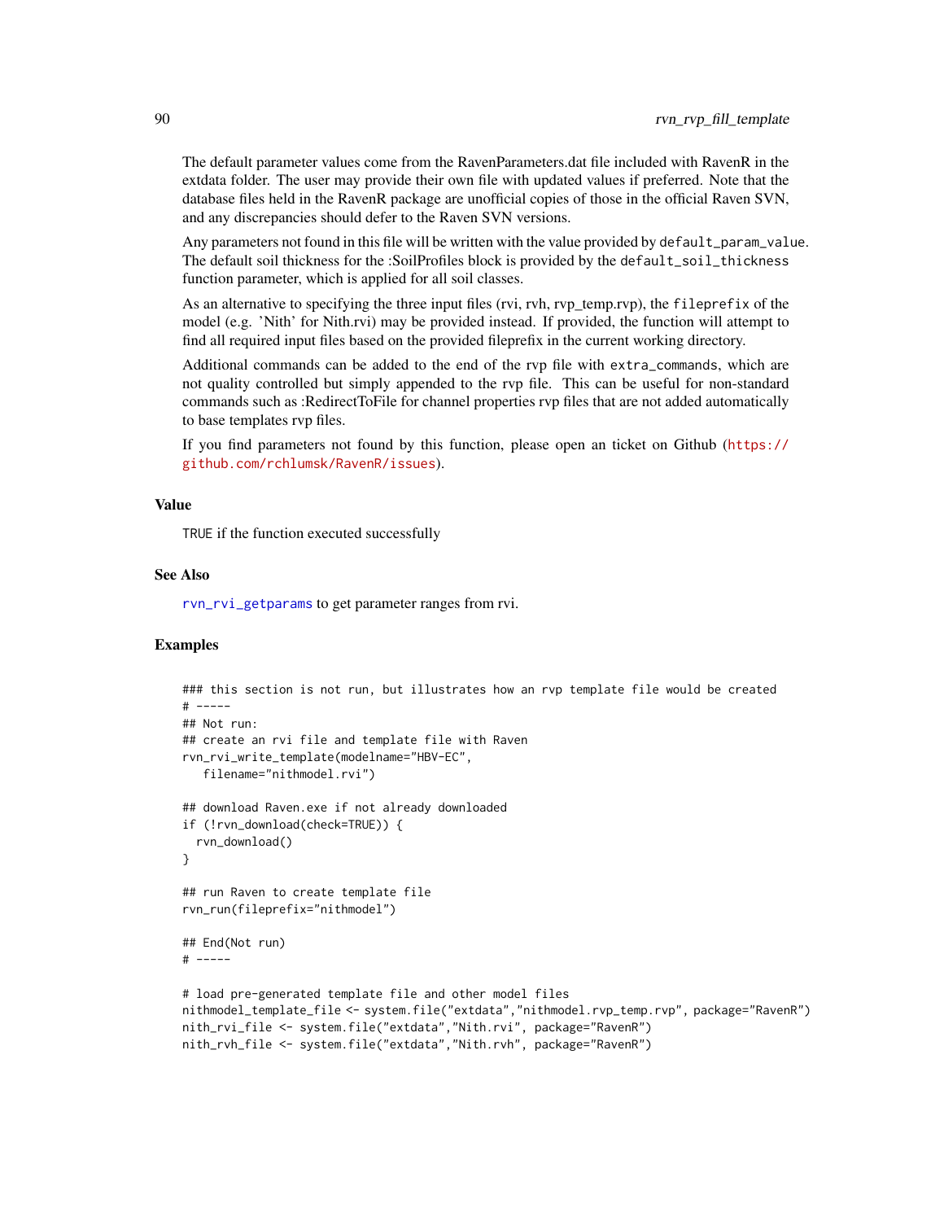The default parameter values come from the RavenParameters.dat file included with RavenR in the extdata folder. The user may provide their own file with updated values if preferred. Note that the database files held in the RavenR package are unofficial copies of those in the official Raven SVN, and any discrepancies should defer to the Raven SVN versions.

Any parameters not found in this file will be written with the value provided by `default_param_value`. The default soil thickness for the :SoilProfiles block is provided by the `default_soil_thickness` function parameter, which is applied for all soil classes.

As an alternative to specifying the three input files (rvi, rvh, rvp_temp.rvp), the `fileprefix` of the model (e.g. 'Nith' for Nith.rvi) may be provided instead. If provided, the function will attempt to find all required input files based on the provided fileprefix in the current working directory.

Additional commands can be added to the end of the rvp file with `extra_commands`, which are not quality controlled but simply appended to the rvp file. This can be useful for non-standard commands such as :RedirectToFile for channel properties rvp files that are not added automatically to base templates rvp files.

If you find parameters not found by this function, please open an ticket on Github (https://github.com/rchlumsk/RavenR/issues).

## Value

`TRUE` if the function executed successfully

## See Also

`rvn_rvi_getparams` to get parameter ranges from rvi.

## Examples

```
### this section is not run, but illustrates how an rvp template file would be created
# -----
## Not run:
## create an rvi file and template file with Raven
rvn_rvi_write_template(modelname="HBV-EC",
   filename="nithmodel.rvi")

## download Raven.exe if not already downloaded
if (!rvn_download(check=TRUE)) {
  rvn_download()
}

## run Raven to create template file
rvn_run(fileprefix="nithmodel")

## End(Not run)
# -----

# load pre-generated template file and other model files
nithmodel_template_file <- system.file("extdata","nithmodel.rvp_temp.rvp", package="RavenR")
nith_rvi_file <- system.file("extdata","Nith.rvi", package="RavenR")
nith_rvh_file <- system.file("extdata","Nith.rvh", package="RavenR")
```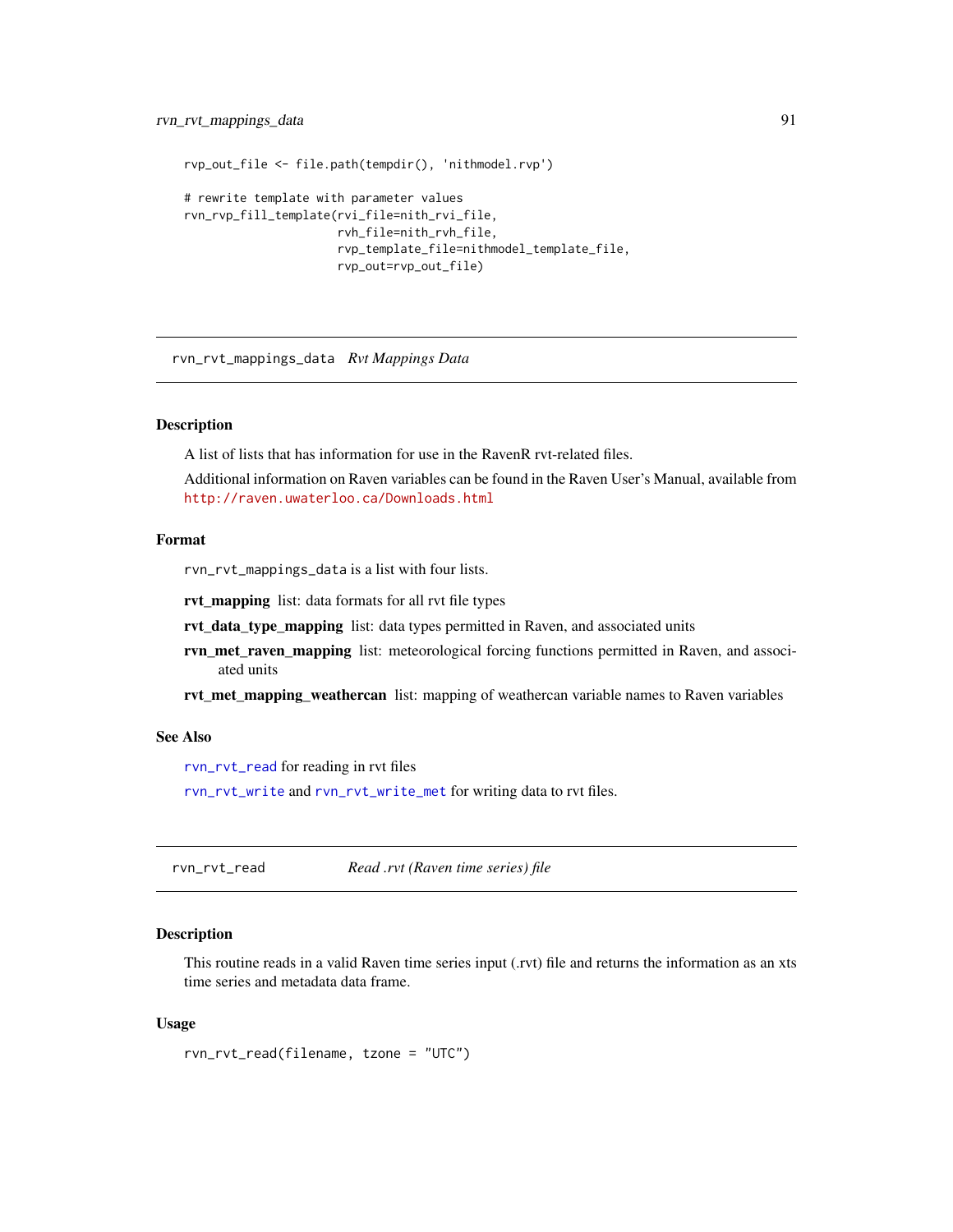```
rvp_out_file <- file.path(tempdir(), 'nithmodel.rvp')

# rewrite template with parameter values
rvn_rvp_fill_template(rvi_file=nith_rvi_file,
                      rvh_file=nith_rvh_file,
                      rvp_template_file=nithmodel_template_file,
                      rvp_out=rvp_out_file)
```

---

## rvn_rvt_mappings_data *Rvt Mappings Data*

### Description

A list of lists that has information for use in the RavenR rvt-related files.

Additional information on Raven variables can be found in the Raven User's Manual, available from http://raven.uwaterloo.ca/Downloads.html

### Format

`rvn_rvt_mappings_data` is a list with four lists.

**rvt_mapping** list: data formats for all rvt file types

**rvt_data_type_mapping** list: data types permitted in Raven, and associated units

**rvn_met_raven_mapping** list: meteorological forcing functions permitted in Raven, and associated units

**rvt_met_mapping_weathercan** list: mapping of weathercan variable names to Raven variables

### See Also

`rvn_rvt_read` for reading in rvt files

`rvn_rvt_write` and `rvn_rvt_write_met` for writing data to rvt files.

---

## rvn_rvt_read *Read .rvt (Raven time series) file*

### Description

This routine reads in a valid Raven time series input (.rvt) file and returns the information as an xts time series and metadata data frame.

### Usage

```
rvn_rvt_read(filename, tzone = "UTC")
```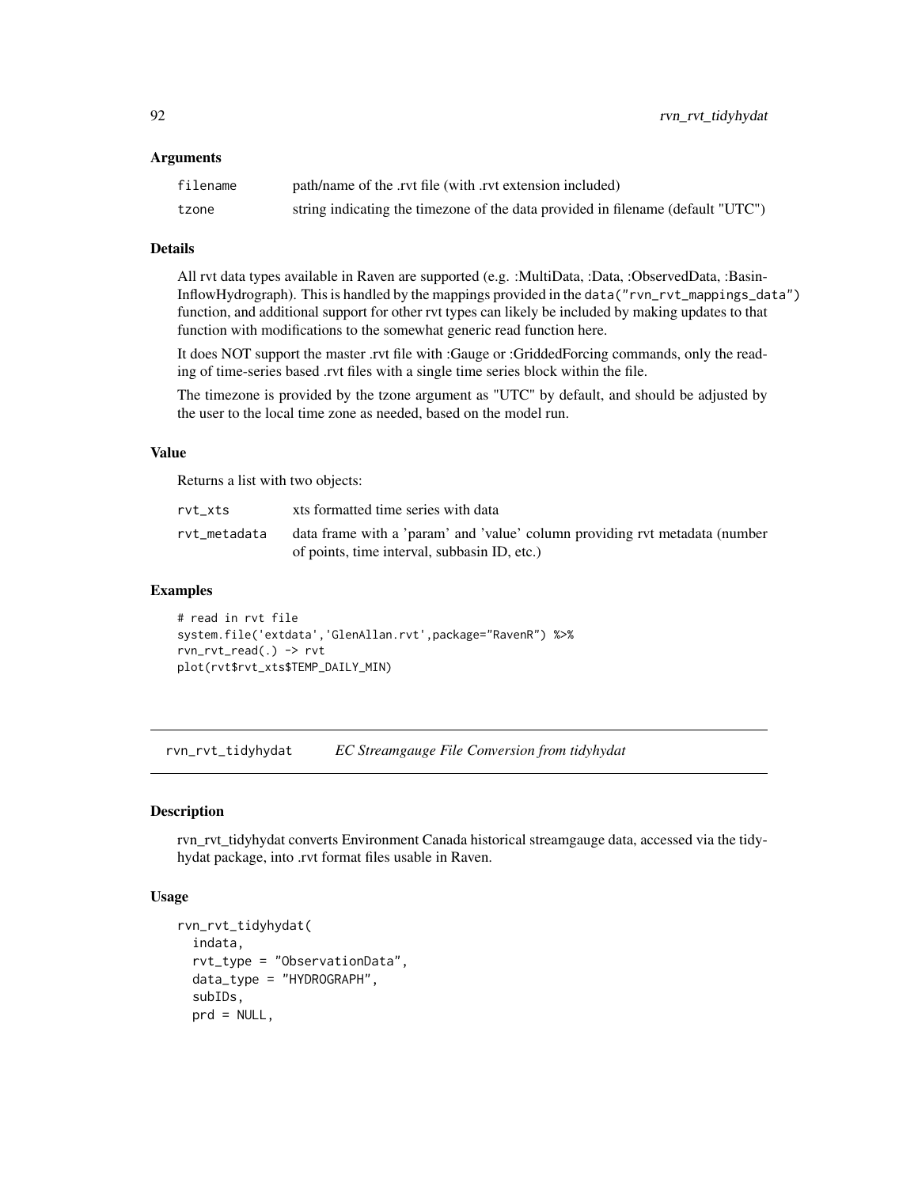### Arguments

| | |
|---|---|
| filename | path/name of the .rvt file (with .rvt extension included) |
| tzone | string indicating the timezone of the data provided in filename (default "UTC") |

### Details

All rvt data types available in Raven are supported (e.g. :MultiData, :Data, :ObservedData, :BasinInflowHydrograph). This is handled by the mappings provided in the `data("rvn_rvt_mappings_data")` function, and additional support for other rvt types can likely be included by making updates to that function with modifications to the somewhat generic read function here.

It does NOT support the master .rvt file with :Gauge or :GriddedForcing commands, only the reading of time-series based .rvt files with a single time series block within the file.

The timezone is provided by the tzone argument as "UTC" by default, and should be adjusted by the user to the local time zone as needed, based on the model run.

### Value

Returns a list with two objects:

| | |
|---|---|
| rvt_xts | xts formatted time series with data |
| rvt_metadata | data frame with a 'param' and 'value' column providing rvt metadata (number of points, time interval, subbasin ID, etc.) |

### Examples

```
# read in rvt file
system.file('extdata','GlenAllan.rvt',package="RavenR") %>%
rvn_rvt_read(.) -> rvt
plot(rvt$rvt_xts$TEMP_DAILY_MIN)
```

---

## rvn_rvt_tidyhydat *EC Streamgauge File Conversion from tidyhydat*

### Description

rvn_rvt_tidyhydat converts Environment Canada historical streamgauge data, accessed via the tidyhydat package, into .rvt format files usable in Raven.

### Usage

```
rvn_rvt_tidyhydat(
  indata,
  rvt_type = "ObservationData",
  data_type = "HYDROGRAPH",
  subIDs,
  prd = NULL,
```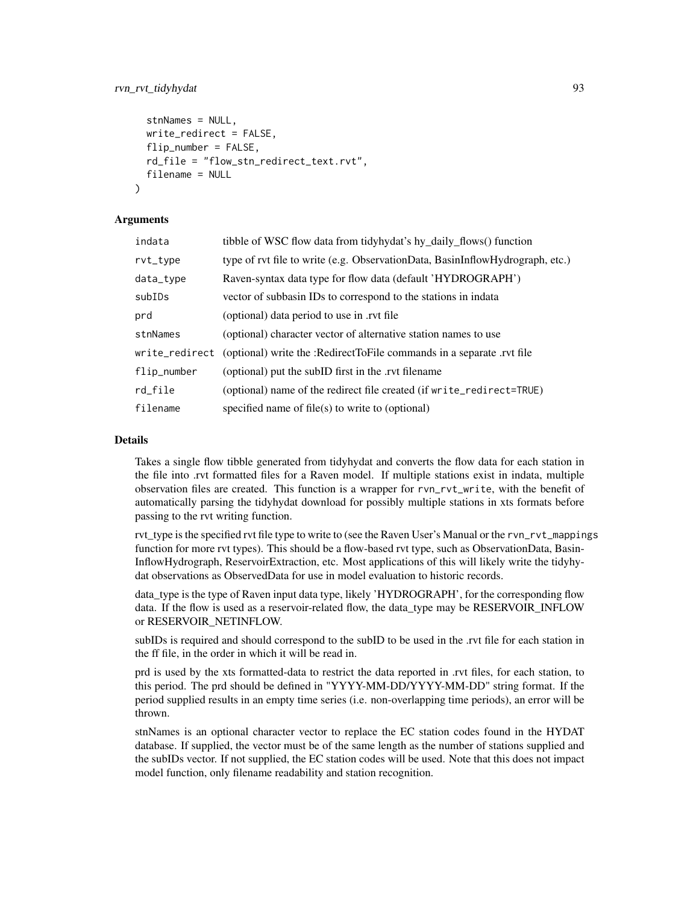```
  stnNames = NULL,
  write_redirect = FALSE,
  flip_number = FALSE,
  rd_file = "flow_stn_redirect_text.rvt",
  filename = NULL
)
```

### Arguments

| | |
|---|---|
| indata | tibble of WSC flow data from tidyhydat's hy_daily_flows() function |
| rvt_type | type of rvt file to write (e.g. ObservationData, BasinInflowHydrograph, etc.) |
| data_type | Raven-syntax data type for flow data (default 'HYDROGRAPH') |
| subIDs | vector of subbasin IDs to correspond to the stations in indata |
| prd | (optional) data period to use in .rvt file |
| stnNames | (optional) character vector of alternative station names to use |
| write_redirect | (optional) write the :RedirectToFile commands in a separate .rvt file |
| flip_number | (optional) put the subID first in the .rvt filename |
| rd_file | (optional) name of the redirect file created (if `write_redirect=TRUE`) |
| filename | specified name of file(s) to write to (optional) |

### Details

Takes a single flow tibble generated from tidyhydat and converts the flow data for each station in the file into .rvt formatted files for a Raven model. If multiple stations exist in indata, multiple observation files are created. This function is a wrapper for `rvn_rvt_write`, with the benefit of automatically parsing the tidyhydat download for possibly multiple stations in xts formats before passing to the rvt writing function.

rvt_type is the specified rvt file type to write to (see the Raven User's Manual or the `rvn_rvt_mappings` function for more rvt types). This should be a flow-based rvt type, such as ObservationData, BasinInflowHydrograph, ReservoirExtraction, etc. Most applications of this will likely write the tidyhydat observations as ObservedData for use in model evaluation to historic records.

data_type is the type of Raven input data type, likely 'HYDROGRAPH', for the corresponding flow data. If the flow is used as a reservoir-related flow, the data_type may be RESERVOIR_INFLOW or RESERVOIR_NETINFLOW.

subIDs is required and should correspond to the subID to be used in the .rvt file for each station in the ff file, in the order in which it will be read in.

prd is used by the xts formatted-data to restrict the data reported in .rvt files, for each station, to this period. The prd should be defined in "YYYY-MM-DD/YYYY-MM-DD" string format. If the period supplied results in an empty time series (i.e. non-overlapping time periods), an error will be thrown.

stnNames is an optional character vector to replace the EC station codes found in the HYDAT database. If supplied, the vector must be of the same length as the number of stations supplied and the subIDs vector. If not supplied, the EC station codes will be used. Note that this does not impact model function, only filename readability and station recognition.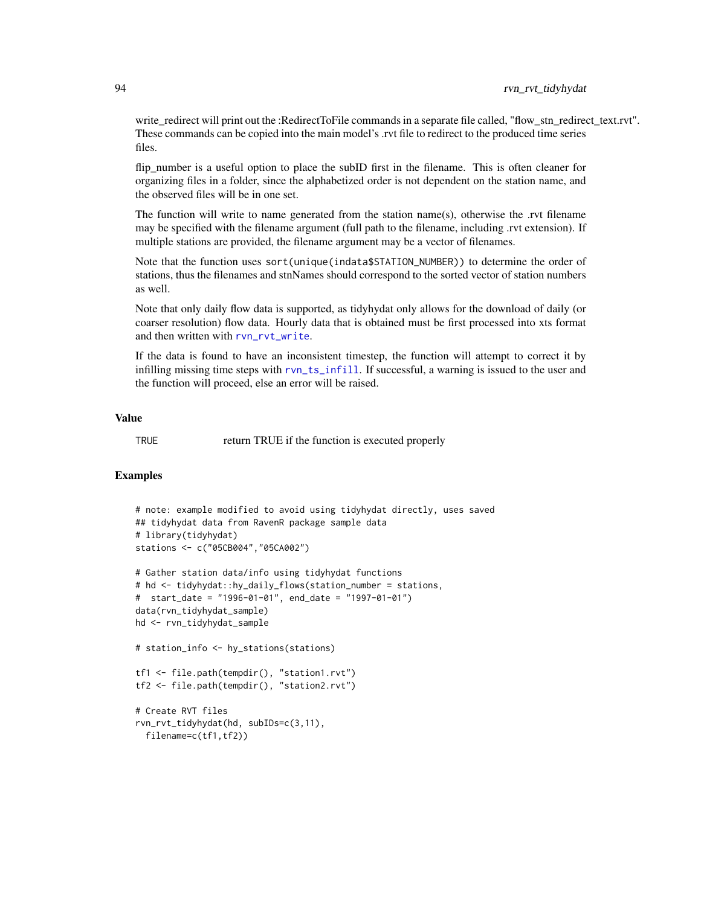write_redirect will print out the :RedirectToFile commands in a separate file called, "flow_stn_redirect_text.rvt". These commands can be copied into the main model's .rvt file to redirect to the produced time series files.

flip_number is a useful option to place the subID first in the filename. This is often cleaner for organizing files in a folder, since the alphabetized order is not dependent on the station name, and the observed files will be in one set.

The function will write to name generated from the station name(s), otherwise the .rvt filename may be specified with the filename argument (full path to the filename, including .rvt extension). If multiple stations are provided, the filename argument may be a vector of filenames.

Note that the function uses `sort(unique(indata$STATION_NUMBER))` to determine the order of stations, thus the filenames and stnNames should correspond to the sorted vector of station numbers as well.

Note that only daily flow data is supported, as tidyhydat only allows for the download of daily (or coarser resolution) flow data. Hourly data that is obtained must be first processed into xts format and then written with `rvn_rvt_write`.

If the data is found to have an inconsistent timestep, the function will attempt to correct it by infilling missing time steps with `rvn_ts_infill`. If successful, a warning is issued to the user and the function will proceed, else an error will be raised.

## Value

| | |
|---|---|
| TRUE | return TRUE if the function is executed properly |

## Examples

```
# note: example modified to avoid using tidyhydat directly, uses saved
## tidyhydat data from RavenR package sample data
# library(tidyhydat)
stations <- c("05CB004","05CA002")

# Gather station data/info using tidyhydat functions
# hd <- tidyhydat::hy_daily_flows(station_number = stations,
#  start_date = "1996-01-01", end_date = "1997-01-01")
data(rvn_tidyhydat_sample)
hd <- rvn_tidyhydat_sample

# station_info <- hy_stations(stations)

tf1 <- file.path(tempdir(), "station1.rvt")
tf2 <- file.path(tempdir(), "station2.rvt")

# Create RVT files
rvn_rvt_tidyhydat(hd, subIDs=c(3,11),
  filename=c(tf1,tf2))
```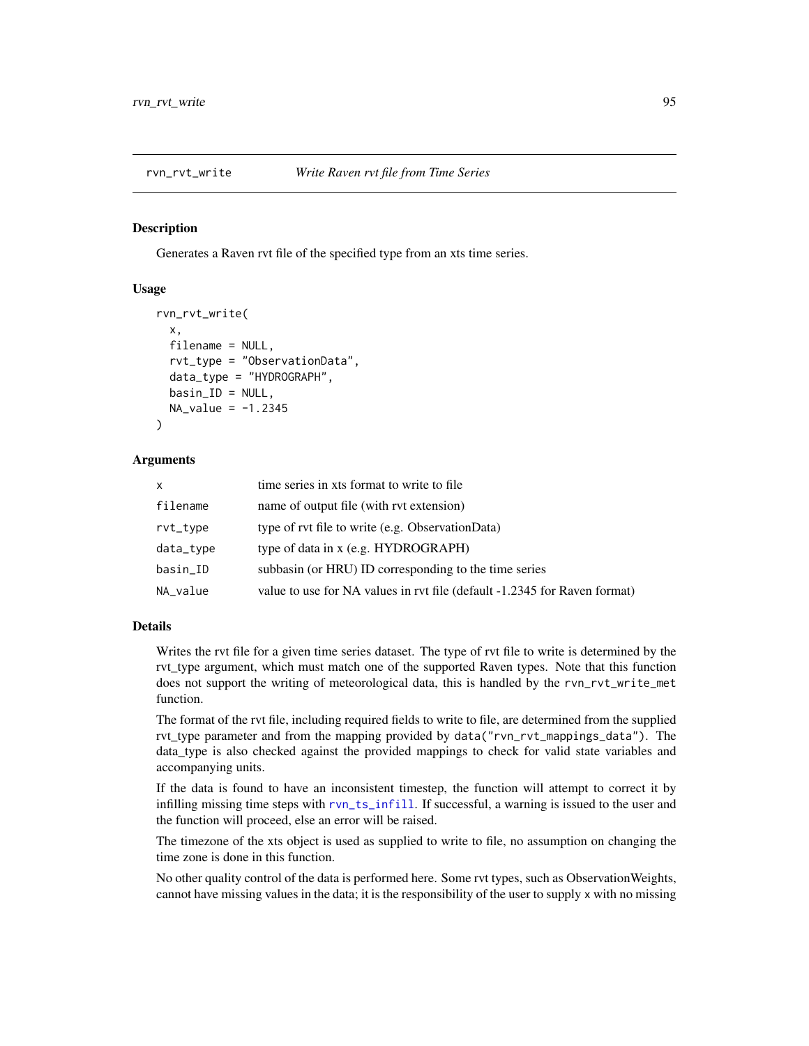## rvn_rvt_write *Write Raven rvt file from Time Series*

### Description

Generates a Raven rvt file of the specified type from an xts time series.

### Usage

```
rvn_rvt_write(
  x,
  filename = NULL,
  rvt_type = "ObservationData",
  data_type = "HYDROGRAPH",
  basin_ID = NULL,
  NA_value = -1.2345
)
```

### Arguments

| | |
|---|---|
| x | time series in xts format to write to file |
| filename | name of output file (with rvt extension) |
| rvt_type | type of rvt file to write (e.g. ObservationData) |
| data_type | type of data in x (e.g. HYDROGRAPH) |
| basin_ID | subbasin (or HRU) ID corresponding to the time series |
| NA_value | value to use for NA values in rvt file (default -1.2345 for Raven format) |

### Details

Writes the rvt file for a given time series dataset. The type of rvt file to write is determined by the rvt_type argument, which must match one of the supported Raven types. Note that this function does not support the writing of meteorological data, this is handled by the `rvn_rvt_write_met` function.

The format of the rvt file, including required fields to write to file, are determined from the supplied rvt_type parameter and from the mapping provided by `data("rvn_rvt_mappings_data")`. The data_type is also checked against the provided mappings to check for valid state variables and accompanying units.

If the data is found to have an inconsistent timestep, the function will attempt to correct it by infilling missing time steps with `rvn_ts_infill`. If successful, a warning is issued to the user and the function will proceed, else an error will be raised.

The timezone of the xts object is used as supplied to write to file, no assumption on changing the time zone is done in this function.

No other quality control of the data is performed here. Some rvt types, such as ObservationWeights, cannot have missing values in the data; it is the responsibility of the user to supply x with no missing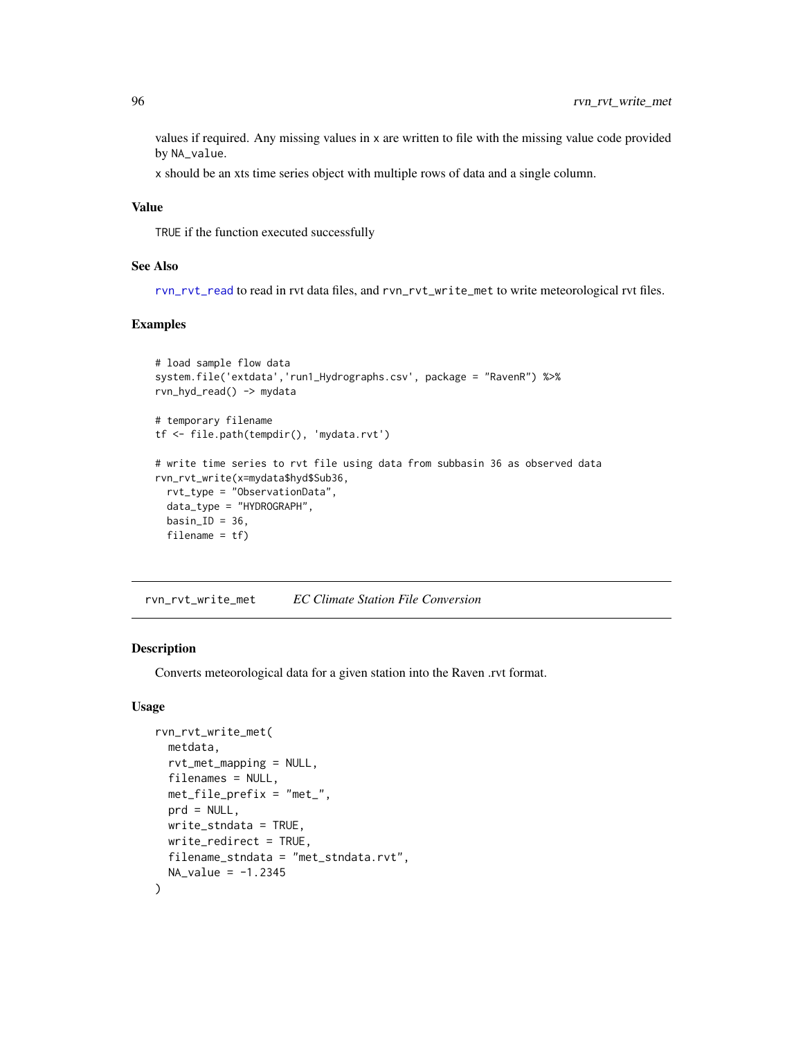values if required. Any missing values in x are written to file with the missing value code provided by NA_value.

x should be an xts time series object with multiple rows of data and a single column.

### Value

TRUE if the function executed successfully

### See Also

rvn_rvt_read to read in rvt data files, and rvn_rvt_write_met to write meteorological rvt files.

### Examples

```
# load sample flow data
system.file('extdata','run1_Hydrographs.csv', package = "RavenR") %>%
rvn_hyd_read() -> mydata

# temporary filename
tf <- file.path(tempdir(), 'mydata.rvt')

# write time series to rvt file using data from subbasin 36 as observed data
rvn_rvt_write(x=mydata$hyd$Sub36,
  rvt_type = "ObservationData",
  data_type = "HYDROGRAPH",
  basin_ID = 36,
  filename = tf)
```

---

## rvn_rvt_write_met *EC Climate Station File Conversion*

### Description

Converts meteorological data for a given station into the Raven .rvt format.

### Usage

```
rvn_rvt_write_met(
  metdata,
  rvt_met_mapping = NULL,
  filenames = NULL,
  met_file_prefix = "met_",
  prd = NULL,
  write_stndata = TRUE,
  write_redirect = TRUE,
  filename_stndata = "met_stndata.rvt",
  NA_value = -1.2345
)
```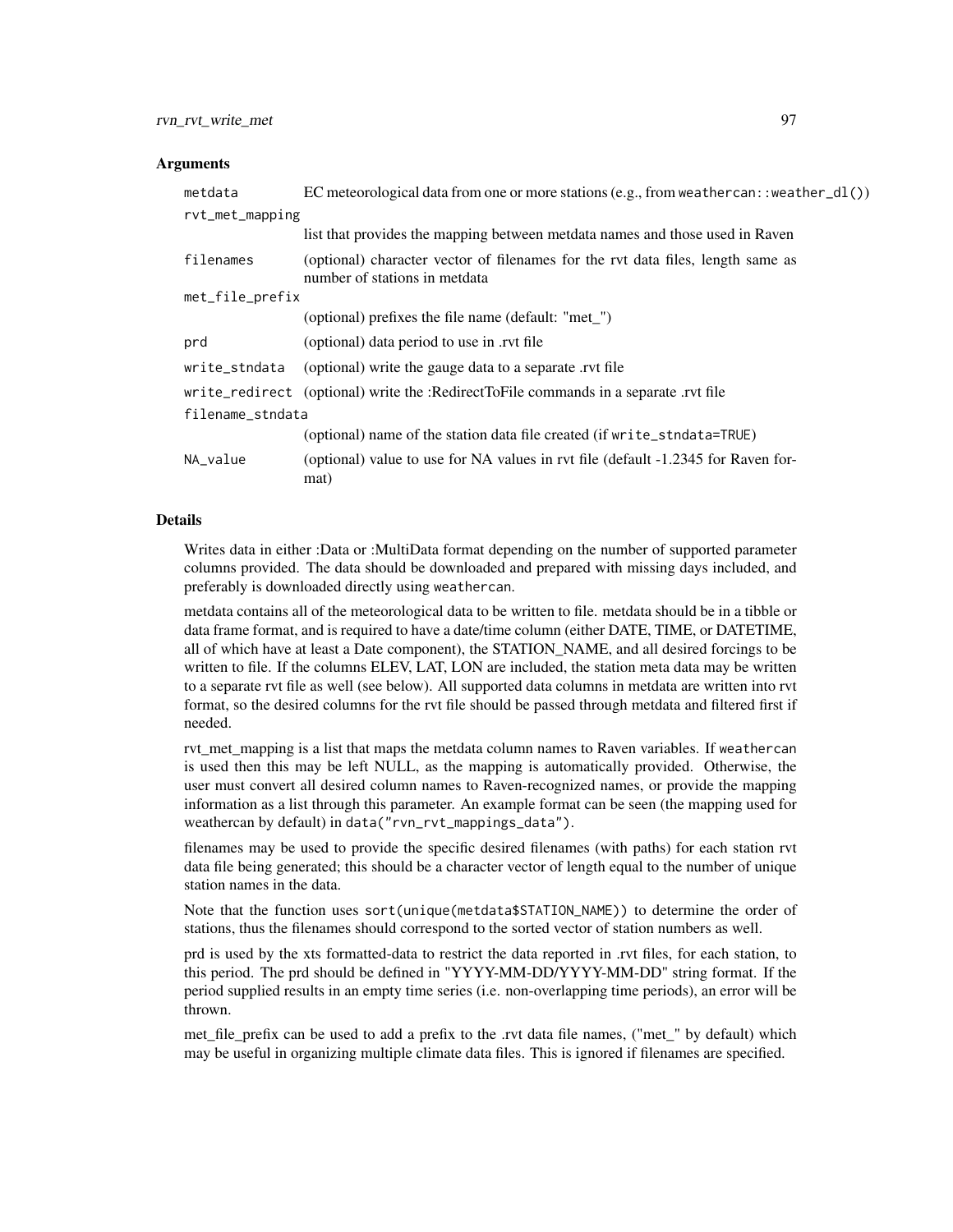## Arguments

| | |
|---|---|
| `metdata` | EC meteorological data from one or more stations (e.g., from `weathercan::weather_dl()`) |
| `rvt_met_mapping` | list that provides the mapping between metdata names and those used in Raven |
| `filenames` | (optional) character vector of filenames for the rvt data files, length same as number of stations in metdata |
| `met_file_prefix` | (optional) prefixes the file name (default: "met_") |
| `prd` | (optional) data period to use in .rvt file |
| `write_stndata` | (optional) write the gauge data to a separate .rvt file |
| `write_redirect` | (optional) write the :RedirectToFile commands in a separate .rvt file |
| `filename_stndata` | (optional) name of the station data file created (if `write_stndata=TRUE`) |
| `NA_value` | (optional) value to use for NA values in rvt file (default -1.2345 for Raven format) |

## Details

Writes data in either :Data or :MultiData format depending on the number of supported parameter columns provided. The data should be downloaded and prepared with missing days included, and preferably is downloaded directly using `weathercan`.

metdata contains all of the meteorological data to be written to file. metdata should be in a tibble or data frame format, and is required to have a date/time column (either DATE, TIME, or DATETIME, all of which have at least a Date component), the STATION_NAME, and all desired forcings to be written to file. If the columns ELEV, LAT, LON are included, the station meta data may be written to a separate rvt file as well (see below). All supported data columns in metdata are written into rvt format, so the desired columns for the rvt file should be passed through metdata and filtered first if needed.

rvt_met_mapping is a list that maps the metdata column names to Raven variables. If `weathercan` is used then this may be left NULL, as the mapping is automatically provided. Otherwise, the user must convert all desired column names to Raven-recognized names, or provide the mapping information as a list through this parameter. An example format can be seen (the mapping used for weathercan by default) in `data("rvn_rvt_mappings_data")`.

filenames may be used to provide the specific desired filenames (with paths) for each station rvt data file being generated; this should be a character vector of length equal to the number of unique station names in the data.

Note that the function uses `sort(unique(metdata$STATION_NAME))` to determine the order of stations, thus the filenames should correspond to the sorted vector of station numbers as well.

prd is used by the xts formatted-data to restrict the data reported in .rvt files, for each station, to this period. The prd should be defined in "YYYY-MM-DD/YYYY-MM-DD" string format. If the period supplied results in an empty time series (i.e. non-overlapping time periods), an error will be thrown.

met_file_prefix can be used to add a prefix to the .rvt data file names, ("met_" by default) which may be useful in organizing multiple climate data files. This is ignored if filenames are specified.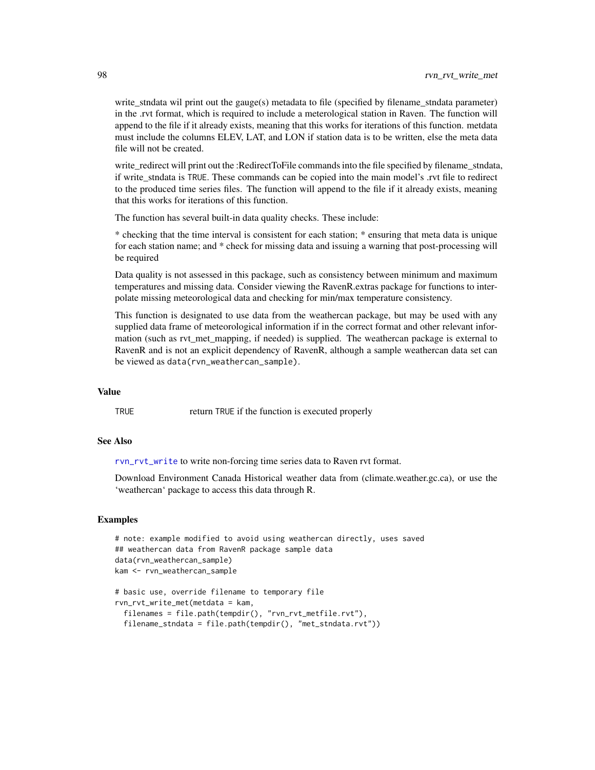write_stndata wil print out the gauge(s) metadata to file (specified by filename_stndata parameter) in the .rvt format, which is required to include a meterological station in Raven. The function will append to the file if it already exists, meaning that this works for iterations of this function. metdata must include the columns ELEV, LAT, and LON if station data is to be written, else the meta data file will not be created.

write_redirect will print out the :RedirectToFile commands into the file specified by filename_stndata, if write_stndata is `TRUE`. These commands can be copied into the main model's .rvt file to redirect to the produced time series files. The function will append to the file if it already exists, meaning that this works for iterations of this function.

The function has several built-in data quality checks. These include:

* checking that the time interval is consistent for each station; * ensuring that meta data is unique for each station name; and * check for missing data and issuing a warning that post-processing will be required

Data quality is not assessed in this package, such as consistency between minimum and maximum temperatures and missing data. Consider viewing the RavenR.extras package for functions to interpolate missing meteorological data and checking for min/max temperature consistency.

This function is designated to use data from the weathercan package, but may be used with any supplied data frame of meteorological information if in the correct format and other relevant information (such as rvt_met_mapping, if needed) is supplied. The weathercan package is external to RavenR and is not an explicit dependency of RavenR, although a sample weathercan data set can be viewed as `data(rvn_weathercan_sample)`.

### Value

`TRUE` return `TRUE` if the function is executed properly

### See Also

`rvn_rvt_write` to write non-forcing time series data to Raven rvt format.

Download Environment Canada Historical weather data from (climate.weather.gc.ca), or use the 'weathercan' package to access this data through R.

### Examples

```
# note: example modified to avoid using weathercan directly, uses saved
## weathercan data from RavenR package sample data
data(rvn_weathercan_sample)
kam <- rvn_weathercan_sample

# basic use, override filename to temporary file
rvn_rvt_write_met(metdata = kam,
  filenames = file.path(tempdir(), "rvn_rvt_metfile.rvt"),
  filename_stndata = file.path(tempdir(), "met_stndata.rvt"))
```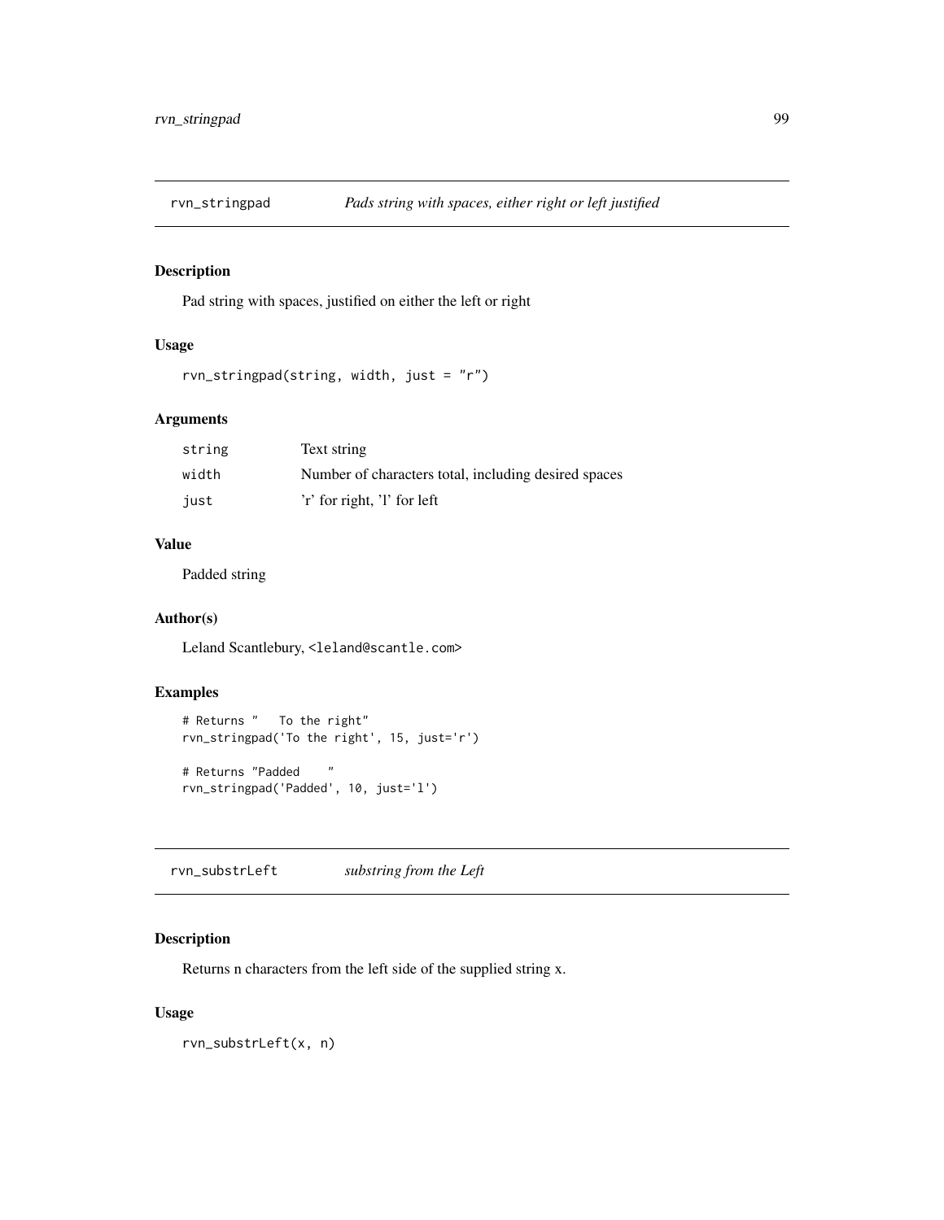## rvn_stringpad — *Pads string with spaces, either right or left justified*

### Description

Pad string with spaces, justified on either the left or right

### Usage

```
rvn_stringpad(string, width, just = "r")
```

### Arguments

| | |
|---|---|
| `string` | Text string |
| `width` | Number of characters total, including desired spaces |
| `just` | 'r' for right, 'l' for left |

### Value

Padded string

### Author(s)

Leland Scantlebury, <leland@scantle.com>

### Examples

```
# Returns "   To the right"
rvn_stringpad('To the right', 15, just='r')

# Returns "Padded    "
rvn_stringpad('Padded', 10, just='l')
```

## rvn_substrLeft — *substring from the Left*

### Description

Returns n characters from the left side of the supplied string x.

### Usage

```
rvn_substrLeft(x, n)
```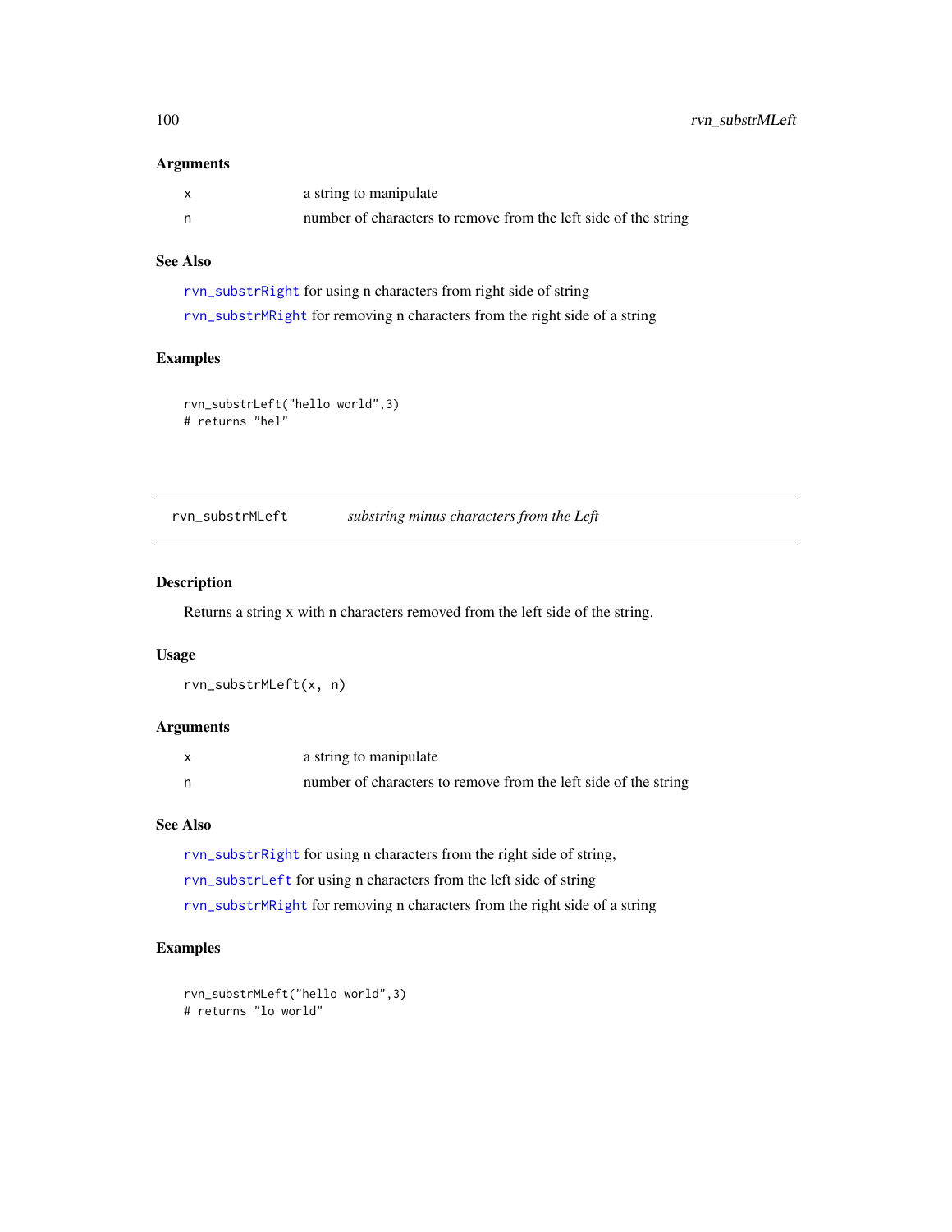### Arguments

| | |
|---|---|
| x | a string to manipulate |
| n | number of characters to remove from the left side of the string |

### See Also

`rvn_substrRight` for using n characters from right side of string

`rvn_substrMRight` for removing n characters from the right side of a string

### Examples

```
rvn_substrLeft("hello world",3)
# returns "hel"
```

---

## rvn_substrMLeft *substring minus characters from the Left*

---

### Description

Returns a string x with n characters removed from the left side of the string.

### Usage

```
rvn_substrMLeft(x, n)
```

### Arguments

| | |
|---|---|
| x | a string to manipulate |
| n | number of characters to remove from the left side of the string |

### See Also

`rvn_substrRight` for using n characters from the right side of string,

`rvn_substrLeft` for using n characters from the left side of string

`rvn_substrMRight` for removing n characters from the right side of a string

### Examples

```
rvn_substrMLeft("hello world",3)
# returns "lo world"
```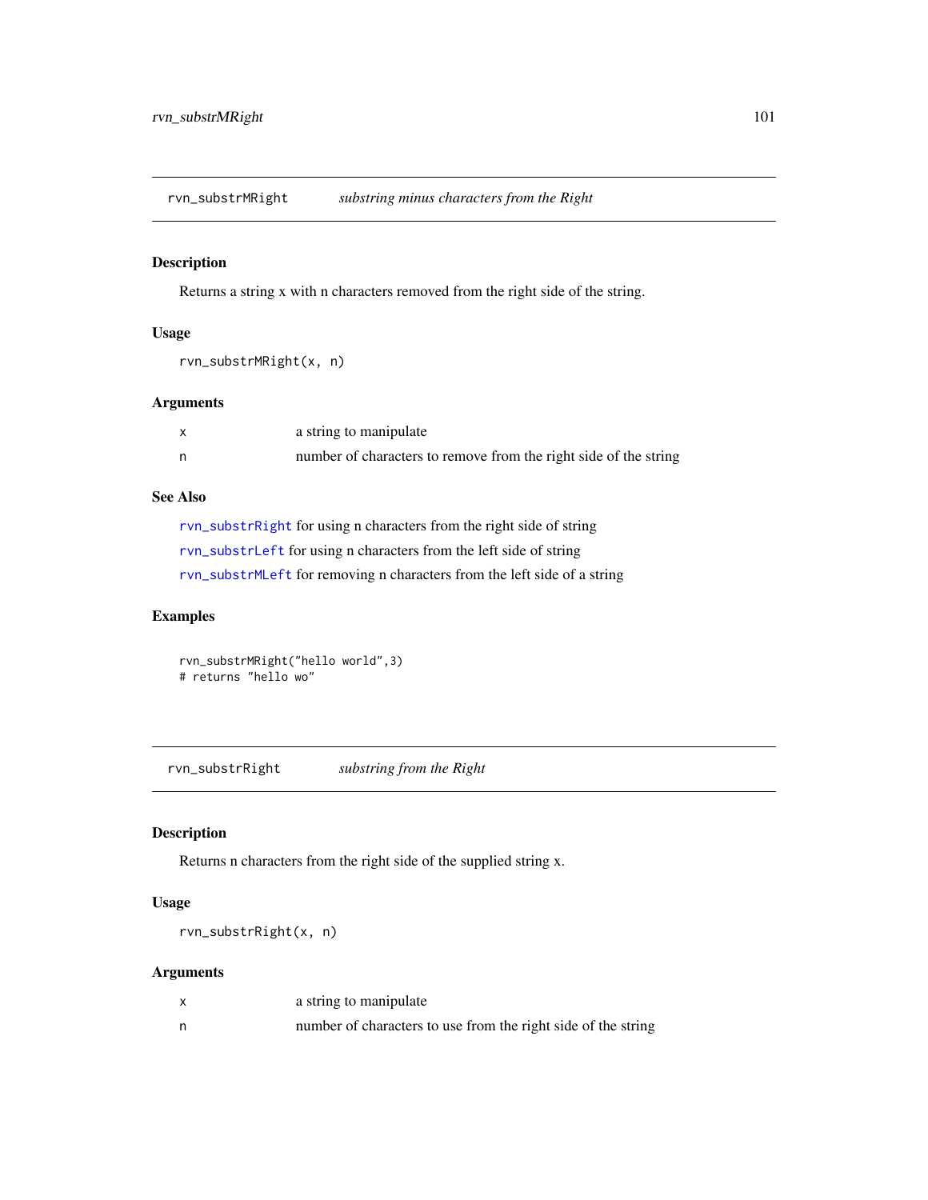## rvn_substrMRight — *substring minus characters from the Right*

### Description

Returns a string x with n characters removed from the right side of the string.

### Usage

```
rvn_substrMRight(x, n)
```

### Arguments

| | |
|---|---|
| x | a string to manipulate |
| n | number of characters to remove from the right side of the string |

### See Also

rvn_substrRight for using n characters from the right side of string

rvn_substrLeft for using n characters from the left side of string

rvn_substrMLeft for removing n characters from the left side of a string

### Examples

```
rvn_substrMRight("hello world",3)
# returns "hello wo"
```

## rvn_substrRight — *substring from the Right*

### Description

Returns n characters from the right side of the supplied string x.

### Usage

```
rvn_substrRight(x, n)
```

### Arguments

| | |
|---|---|
| x | a string to manipulate |
| n | number of characters to use from the right side of the string |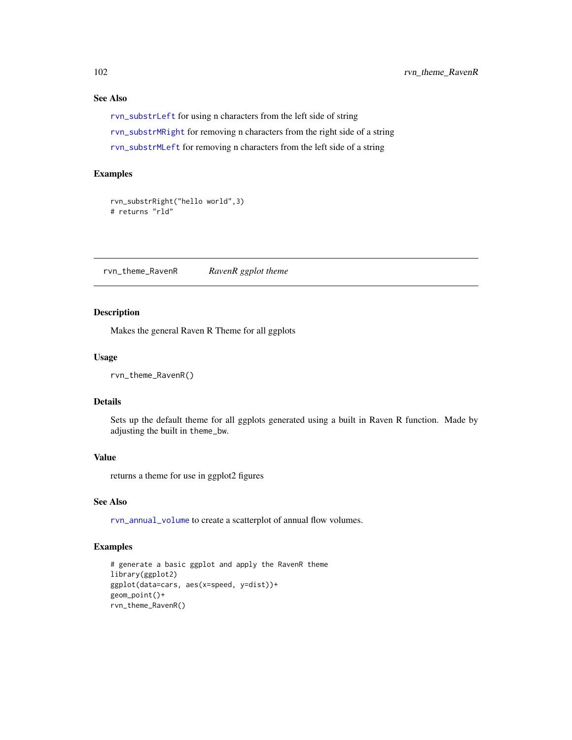### See Also

`rvn_substrLeft` for using n characters from the left side of string

`rvn_substrMRight` for removing n characters from the right side of a string

`rvn_substrMLeft` for removing n characters from the left side of a string

### Examples

```
rvn_substrRight("hello world",3)
# returns "rld"
```

---

## rvn_theme_RavenR    *RavenR ggplot theme*

---

### Description

Makes the general Raven R Theme for all ggplots

### Usage

```
rvn_theme_RavenR()
```

### Details

Sets up the default theme for all ggplots generated using a built in Raven R function. Made by adjusting the built in `theme_bw`.

### Value

returns a theme for use in ggplot2 figures

### See Also

`rvn_annual_volume` to create a scatterplot of annual flow volumes.

### Examples

```
# generate a basic ggplot and apply the RavenR theme
library(ggplot2)
ggplot(data=cars, aes(x=speed, y=dist))+
geom_point()+
rvn_theme_RavenR()
```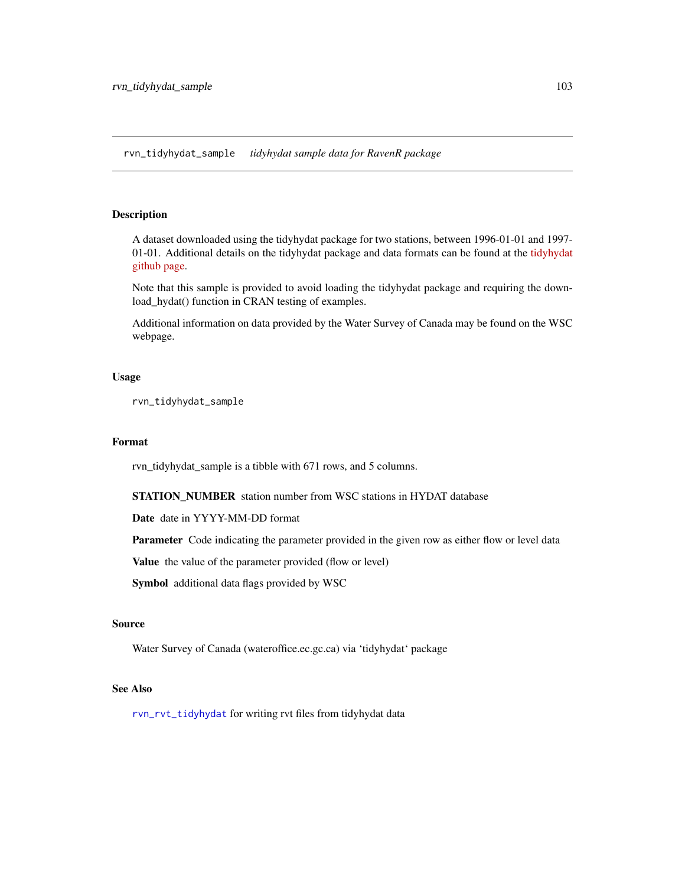rvn_tidyhydat_sample    *tidyhydat sample data for RavenR package*

## Description

A dataset downloaded using the tidyhydat package for two stations, between 1996-01-01 and 1997-01-01. Additional details on the tidyhydat package and data formats can be found at the tidyhydat github page.

Note that this sample is provided to avoid loading the tidyhydat package and requiring the download_hydat() function in CRAN testing of examples.

Additional information on data provided by the Water Survey of Canada may be found on the WSC webpage.

## Usage

```
rvn_tidyhydat_sample
```

## Format

rvn_tidyhydat_sample is a tibble with 671 rows, and 5 columns.

**STATION_NUMBER** station number from WSC stations in HYDAT database

**Date** date in YYYY-MM-DD format

**Parameter** Code indicating the parameter provided in the given row as either flow or level data

**Value** the value of the parameter provided (flow or level)

**Symbol** additional data flags provided by WSC

## Source

Water Survey of Canada (wateroffice.ec.gc.ca) via 'tidyhydat' package

## See Also

`rvn_rvt_tidyhydat` for writing rvt files from tidyhydat data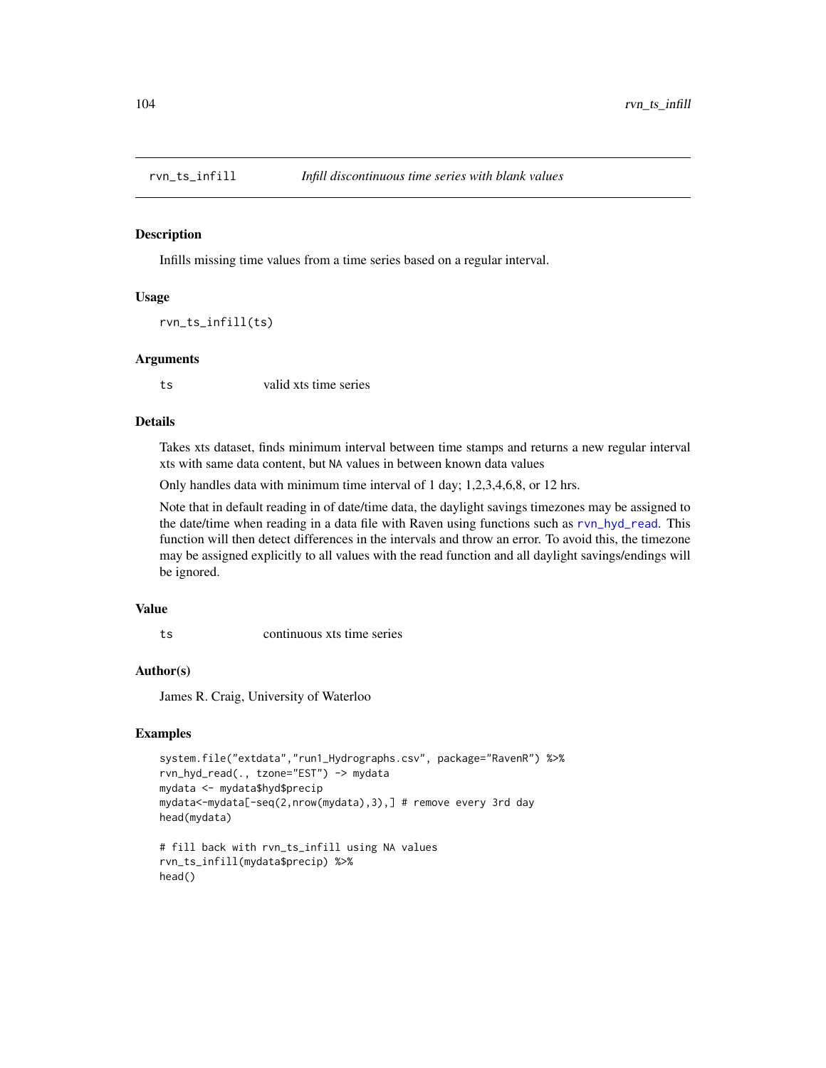## rvn_ts_infill — *Infill discontinuous time series with blank values*

### Description

Infills missing time values from a time series based on a regular interval.

### Usage

```
rvn_ts_infill(ts)
```

### Arguments

`ts` valid xts time series

### Details

Takes xts dataset, finds minimum interval between time stamps and returns a new regular interval xts with same data content, but NA values in between known data values

Only handles data with minimum time interval of 1 day; 1,2,3,4,6,8, or 12 hrs.

Note that in default reading in of date/time data, the daylight savings timezones may be assigned to the date/time when reading in a data file with Raven using functions such as `rvn_hyd_read`. This function will then detect differences in the intervals and throw an error. To avoid this, the timezone may be assigned explicitly to all values with the read function and all daylight savings/endings will be ignored.

### Value

`ts` continuous xts time series

### Author(s)

James R. Craig, University of Waterloo

### Examples

```
system.file("extdata","run1_Hydrographs.csv", package="RavenR") %>%
rvn_hyd_read(., tzone="EST") -> mydata
mydata <- mydata$hyd$precip
mydata<-mydata[-seq(2,nrow(mydata),3),] # remove every 3rd day
head(mydata)

# fill back with rvn_ts_infill using NA values
rvn_ts_infill(mydata$precip) %>%
head()
```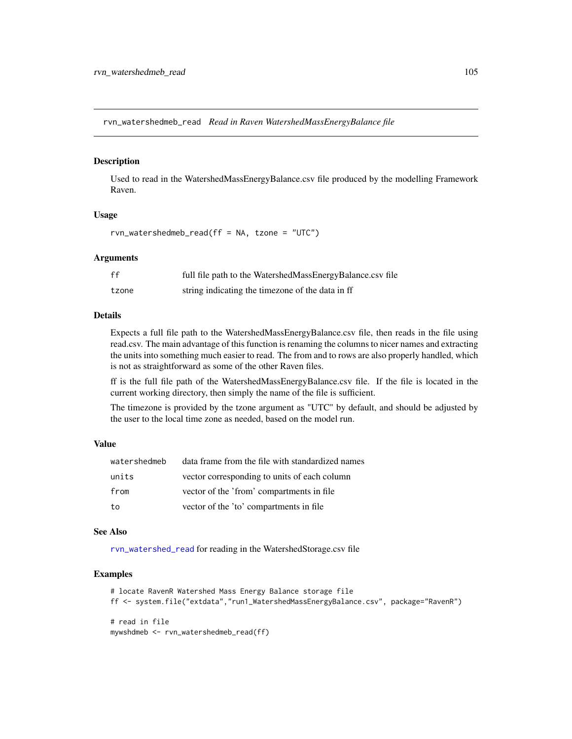rvn_watershedmeb_read    *Read in Raven WatershedMassEnergyBalance file*

### Description

Used to read in the WatershedMassEnergyBalance.csv file produced by the modelling Framework Raven.

### Usage

```
rvn_watershedmeb_read(ff = NA, tzone = "UTC")
```

### Arguments

| | |
|---|---|
| ff | full file path to the WatershedMassEnergyBalance.csv file |
| tzone | string indicating the timezone of the data in ff |

### Details

Expects a full file path to the WatershedMassEnergyBalance.csv file, then reads in the file using read.csv. The main advantage of this function is renaming the columns to nicer names and extracting the units into something much easier to read. The from and to rows are also properly handled, which is not as straightforward as some of the other Raven files.

ff is the full file path of the WatershedMassEnergyBalance.csv file. If the file is located in the current working directory, then simply the name of the file is sufficient.

The timezone is provided by the tzone argument as "UTC" by default, and should be adjusted by the user to the local time zone as needed, based on the model run.

### Value

| | |
|---|---|
| watershedmeb | data frame from the file with standardized names |
| units | vector corresponding to units of each column |
| from | vector of the 'from' compartments in file |
| to | vector of the 'to' compartments in file |

### See Also

rvn_watershed_read for reading in the WatershedStorage.csv file

### Examples

```
# locate RavenR Watershed Mass Energy Balance storage file
ff <- system.file("extdata","run1_WatershedMassEnergyBalance.csv", package="RavenR")

# read in file
mywshdmeb <- rvn_watershedmeb_read(ff)
```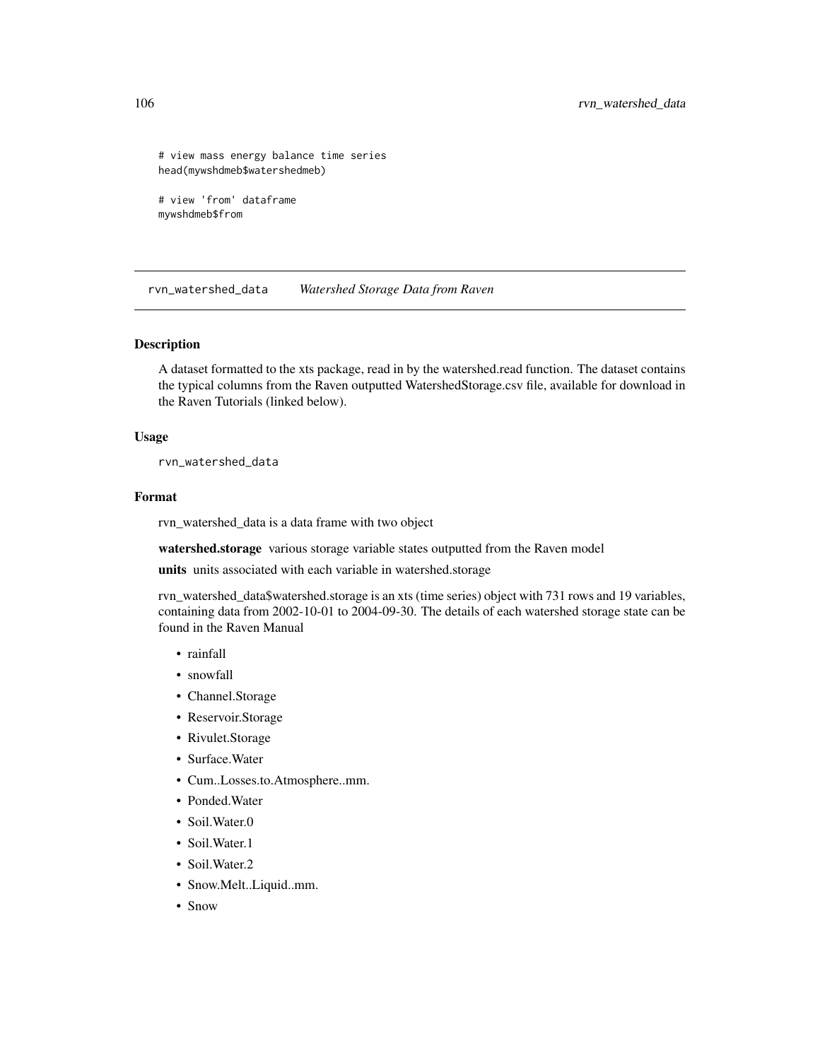```
# view mass energy balance time series
head(mywshdmeb$watershedmeb)

# view 'from' dataframe
mywshdmeb$from
```

## rvn_watershed_data *Watershed Storage Data from Raven*

### Description

A dataset formatted to the xts package, read in by the watershed.read function. The dataset contains the typical columns from the Raven outputted WatershedStorage.csv file, available for download in the Raven Tutorials (linked below).

### Usage

```
rvn_watershed_data
```

### Format

rvn_watershed_data is a data frame with two object

**watershed.storage** various storage variable states outputted from the Raven model

**units** units associated with each variable in watershed.storage

rvn_watershed_data$watershed.storage is an xts (time series) object with 731 rows and 19 variables, containing data from 2002-10-01 to 2004-09-30. The details of each watershed storage state can be found in the Raven Manual

- rainfall
- snowfall
- Channel.Storage
- Reservoir.Storage
- Rivulet.Storage
- Surface.Water
- Cum..Losses.to.Atmosphere..mm.
- Ponded.Water
- Soil.Water.0
- Soil.Water.1
- Soil.Water.2
- Snow.Melt..Liquid..mm.
- Snow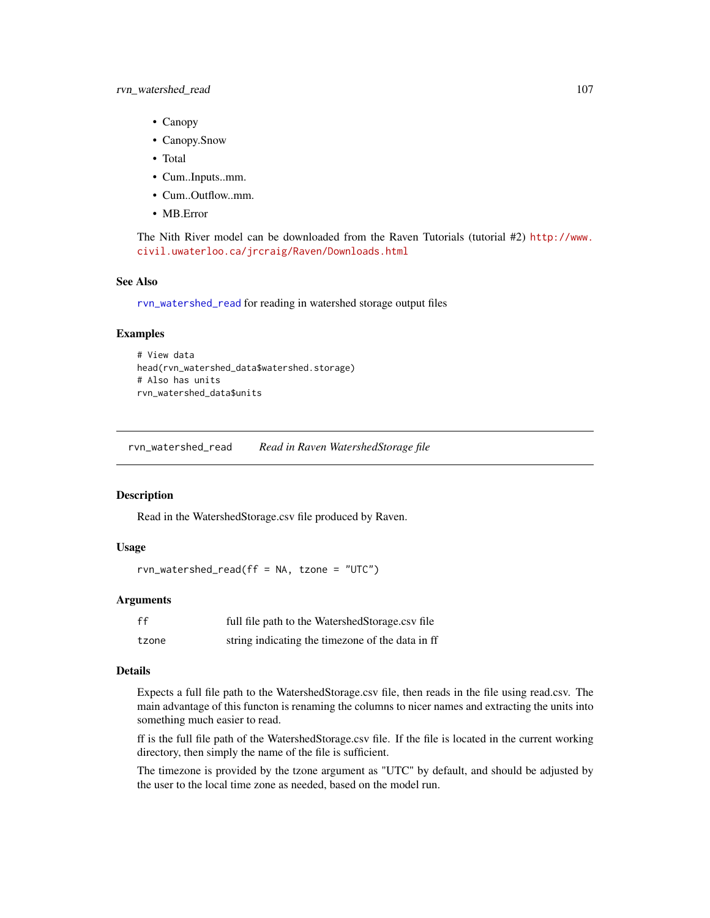- Canopy
- Canopy.Snow
- Total
- Cum..Inputs..mm.
- Cum..Outflow..mm.
- MB.Error

The Nith River model can be downloaded from the Raven Tutorials (tutorial #2) http://www.civil.uwaterloo.ca/jrcraig/Raven/Downloads.html

### See Also

rvn_watershed_read for reading in watershed storage output files

### Examples

```
# View data
head(rvn_watershed_data$watershed.storage)
# Also has units
rvn_watershed_data$units
```

---

## rvn_watershed_read — *Read in Raven WatershedStorage file*

---

### Description

Read in the WatershedStorage.csv file produced by Raven.

### Usage

```
rvn_watershed_read(ff = NA, tzone = "UTC")
```

### Arguments

| | |
|---|---|
| ff | full file path to the WatershedStorage.csv file |
| tzone | string indicating the timezone of the data in ff |

### Details

Expects a full file path to the WatershedStorage.csv file, then reads in the file using read.csv. The main advantage of this functon is renaming the columns to nicer names and extracting the units into something much easier to read.

ff is the full file path of the WatershedStorage.csv file. If the file is located in the current working directory, then simply the name of the file is sufficient.

The timezone is provided by the tzone argument as "UTC" by default, and should be adjusted by the user to the local time zone as needed, based on the model run.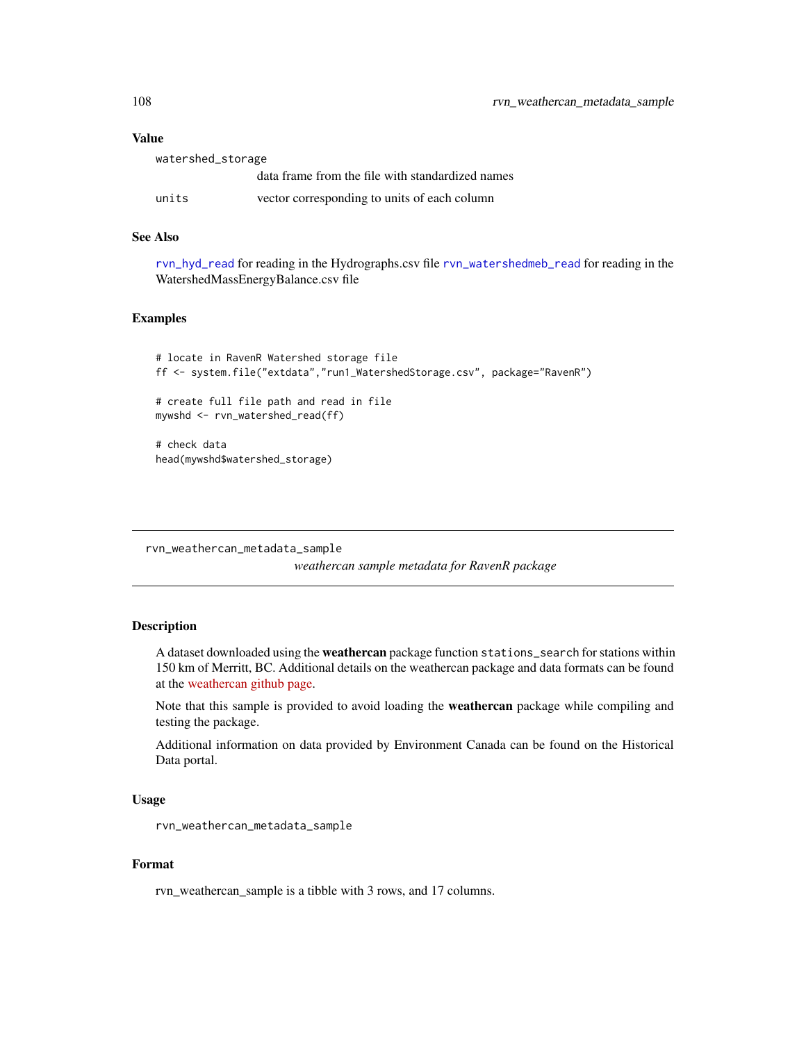### Value

`watershed_storage`
: data frame from the file with standardized names

`units`
: vector corresponding to units of each column

### See Also

`rvn_hyd_read` for reading in the Hydrographs.csv file `rvn_watershedmeb_read` for reading in the WatershedMassEnergyBalance.csv file

### Examples

```
# locate in RavenR Watershed storage file
ff <- system.file("extdata","run1_WatershedStorage.csv", package="RavenR")

# create full file path and read in file
mywshd <- rvn_watershed_read(ff)

# check data
head(mywshd$watershed_storage)
```

---

## rvn_weathercan_metadata_sample

*weathercan sample metadata for RavenR package*

---

### Description

A dataset downloaded using the **weathercan** package function `stations_search` for stations within 150 km of Merritt, BC. Additional details on the weathercan package and data formats can be found at the weathercan github page.

Note that this sample is provided to avoid loading the **weathercan** package while compiling and testing the package.

Additional information on data provided by Environment Canada can be found on the Historical Data portal.

### Usage

```
rvn_weathercan_metadata_sample
```

### Format

rvn_weathercan_sample is a tibble with 3 rows, and 17 columns.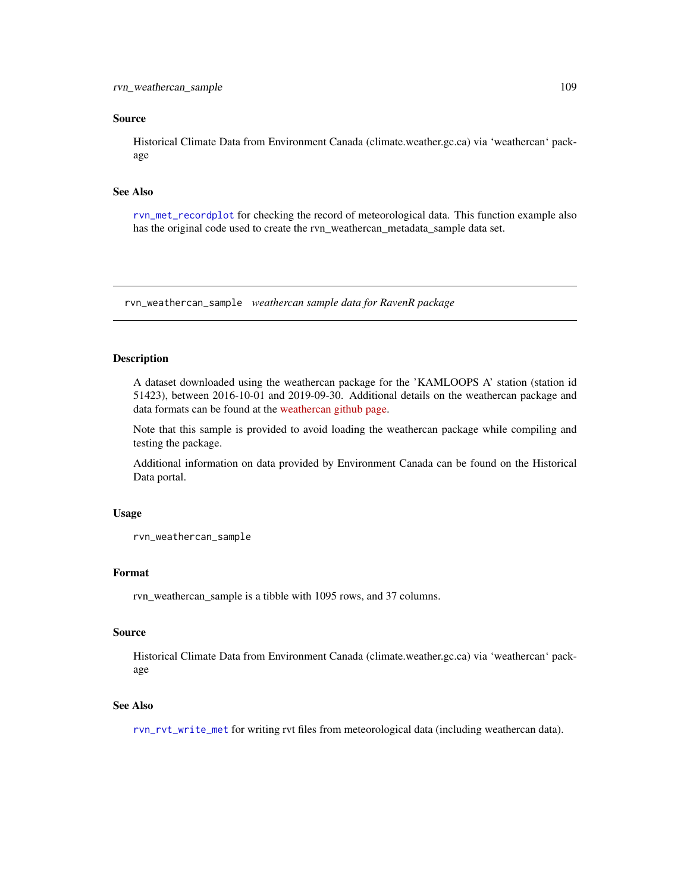## Source

Historical Climate Data from Environment Canada (climate.weather.gc.ca) via 'weathercan' package

## See Also

`rvn_met_recordplot` for checking the record of meteorological data. This function example also has the original code used to create the rvn_weathercan_metadata_sample data set.

---

# rvn_weathercan_sample *weathercan sample data for RavenR package*

---

## Description

A dataset downloaded using the weathercan package for the 'KAMLOOPS A' station (station id 51423), between 2016-10-01 and 2019-09-30. Additional details on the weathercan package and data formats can be found at the weathercan github page.

Note that this sample is provided to avoid loading the weathercan package while compiling and testing the package.

Additional information on data provided by Environment Canada can be found on the Historical Data portal.

## Usage

```
rvn_weathercan_sample
```

## Format

rvn_weathercan_sample is a tibble with 1095 rows, and 37 columns.

## Source

Historical Climate Data from Environment Canada (climate.weather.gc.ca) via 'weathercan' package

## See Also

`rvn_rvt_write_met` for writing rvt files from meteorological data (including weathercan data).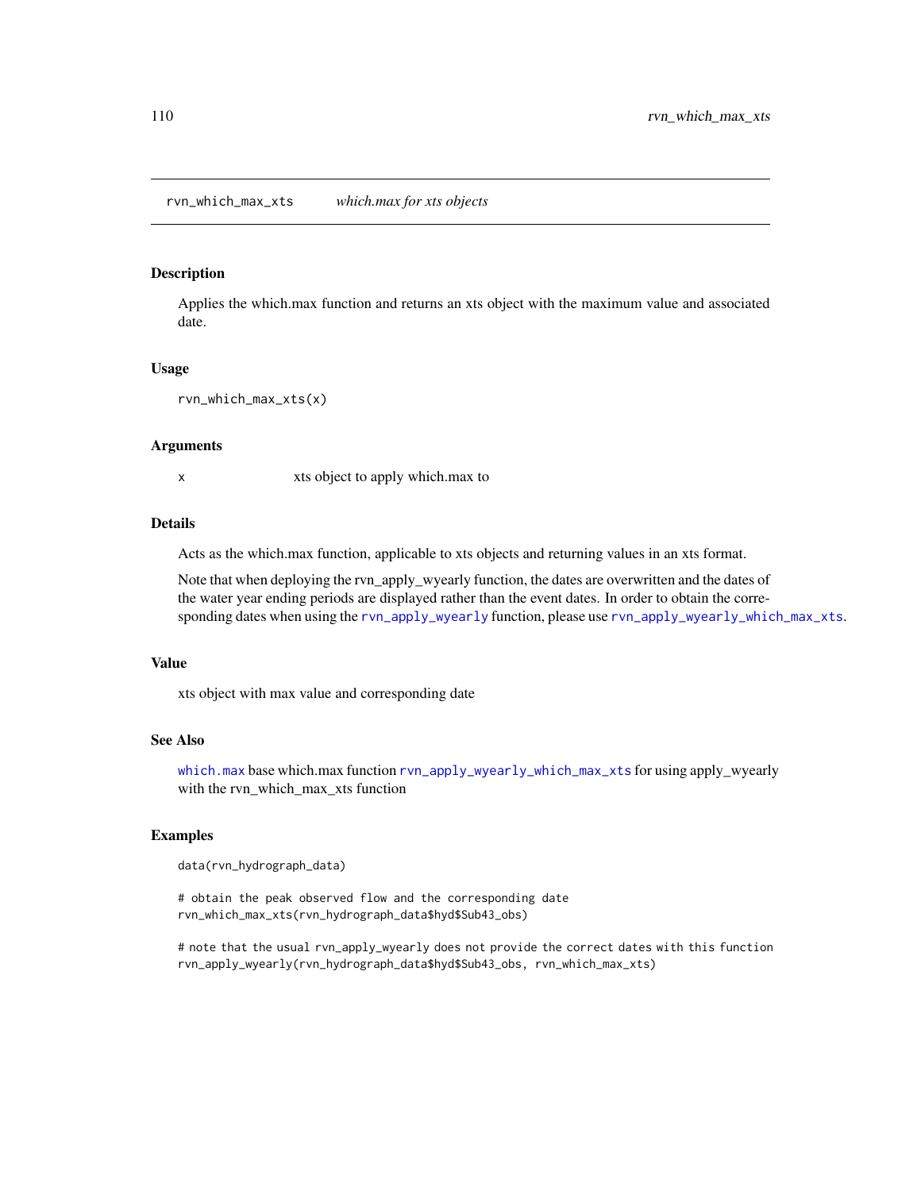## rvn_which_max_xts *which.max for xts objects*

### Description

Applies the which.max function and returns an xts object with the maximum value and associated date.

### Usage

```
rvn_which_max_xts(x)
```

### Arguments

| | |
|---|---|
| x | xts object to apply which.max to |

### Details

Acts as the which.max function, applicable to xts objects and returning values in an xts format.

Note that when deploying the rvn_apply_wyearly function, the dates are overwritten and the dates of the water year ending periods are displayed rather than the event dates. In order to obtain the corresponding dates when using the `rvn_apply_wyearly` function, please use `rvn_apply_wyearly_which_max_xts`.

### Value

xts object with max value and corresponding date

### See Also

`which.max` base which.max function `rvn_apply_wyearly_which_max_xts` for using apply_wyearly with the rvn_which_max_xts function

### Examples

```
data(rvn_hydrograph_data)

# obtain the peak observed flow and the corresponding date
rvn_which_max_xts(rvn_hydrograph_data$hyd$Sub43_obs)

# note that the usual rvn_apply_wyearly does not provide the correct dates with this function
rvn_apply_wyearly(rvn_hydrograph_data$hyd$Sub43_obs, rvn_which_max_xts)
```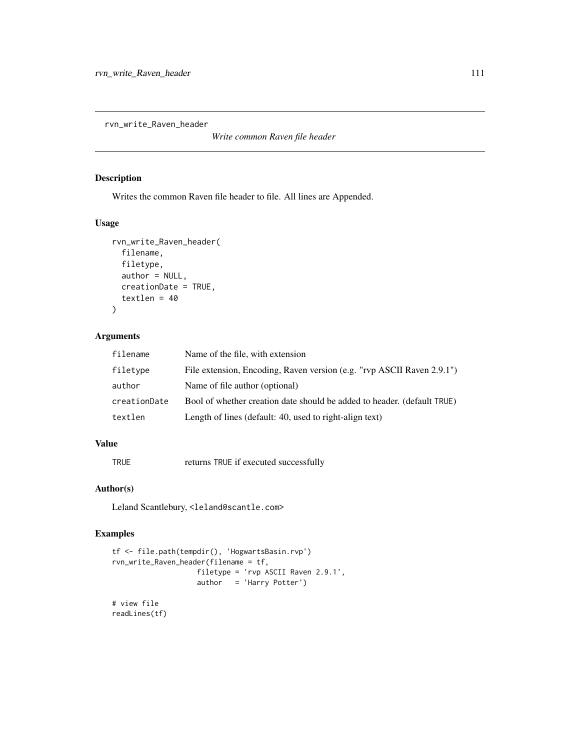# rvn_write_Raven_header

*Write common Raven file header*

## Description

Writes the common Raven file header to file. All lines are Appended.

## Usage

```
rvn_write_Raven_header(
  filename,
  filetype,
  author = NULL,
  creationDate = TRUE,
  textlen = 40
)
```

## Arguments

| | |
|---|---|
| filename | Name of the file, with extension |
| filetype | File extension, Encoding, Raven version (e.g. "rvp ASCII Raven 2.9.1") |
| author | Name of file author (optional) |
| creationDate | Bool of whether creation date should be added to header. (default TRUE) |
| textlen | Length of lines (default: 40, used to right-align text) |

## Value

| | |
|---|---|
| TRUE | returns TRUE if executed successfully |

## Author(s)

Leland Scantlebury, <leland@scantle.com>

## Examples

```
tf <- file.path(tempdir(), 'HogwartsBasin.rvp')
rvn_write_Raven_header(filename = tf,
                    filetype = 'rvp ASCII Raven 2.9.1',
                    author   = 'Harry Potter')

# view file
readLines(tf)
```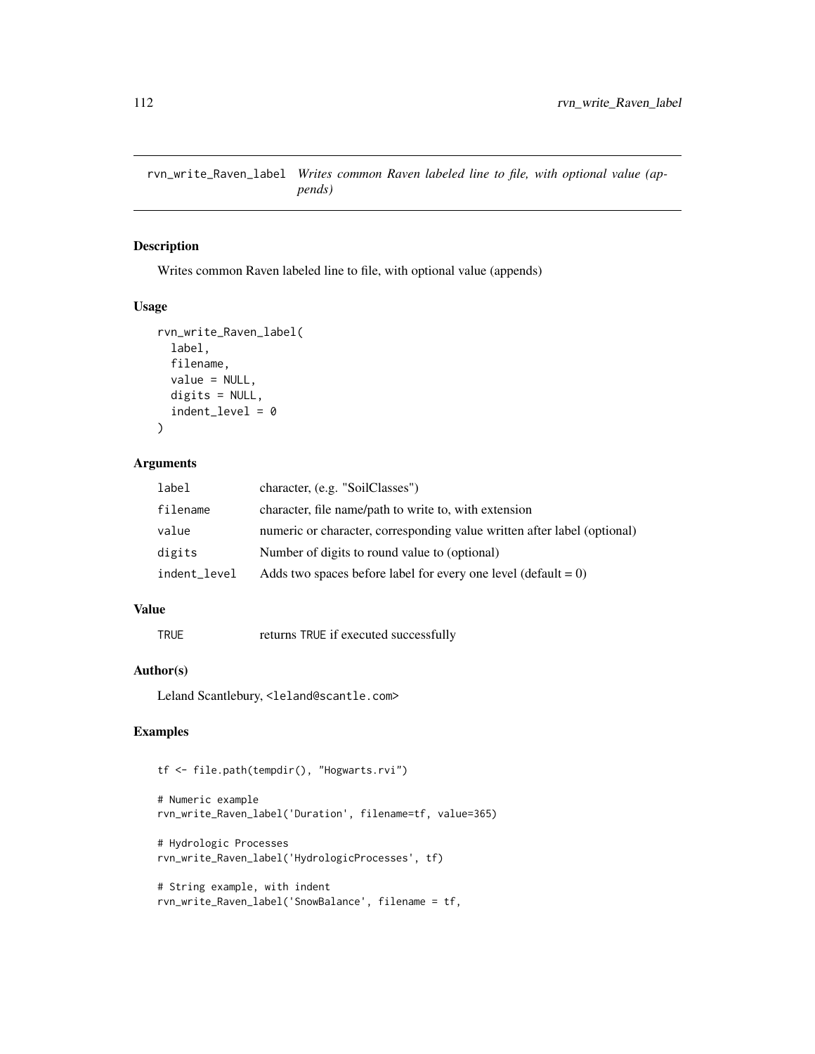# rvn_write_Raven_label *Writes common Raven labeled line to file, with optional value (appends)*

## Description

Writes common Raven labeled line to file, with optional value (appends)

## Usage

```
rvn_write_Raven_label(
  label,
  filename,
  value = NULL,
  digits = NULL,
  indent_level = 0
)
```

## Arguments

| | |
|---|---|
| label | character, (e.g. "SoilClasses") |
| filename | character, file name/path to write to, with extension |
| value | numeric or character, corresponding value written after label (optional) |
| digits | Number of digits to round value to (optional) |
| indent_level | Adds two spaces before label for every one level (default = 0) |

## Value

| | |
|---|---|
| TRUE | returns TRUE if executed successfully |

## Author(s)

Leland Scantlebury, <leland@scantle.com>

## Examples

```
tf <- file.path(tempdir(), "Hogwarts.rvi")

# Numeric example
rvn_write_Raven_label('Duration', filename=tf, value=365)

# Hydrologic Processes
rvn_write_Raven_label('HydrologicProcesses', tf)

# String example, with indent
rvn_write_Raven_label('SnowBalance', filename = tf,
```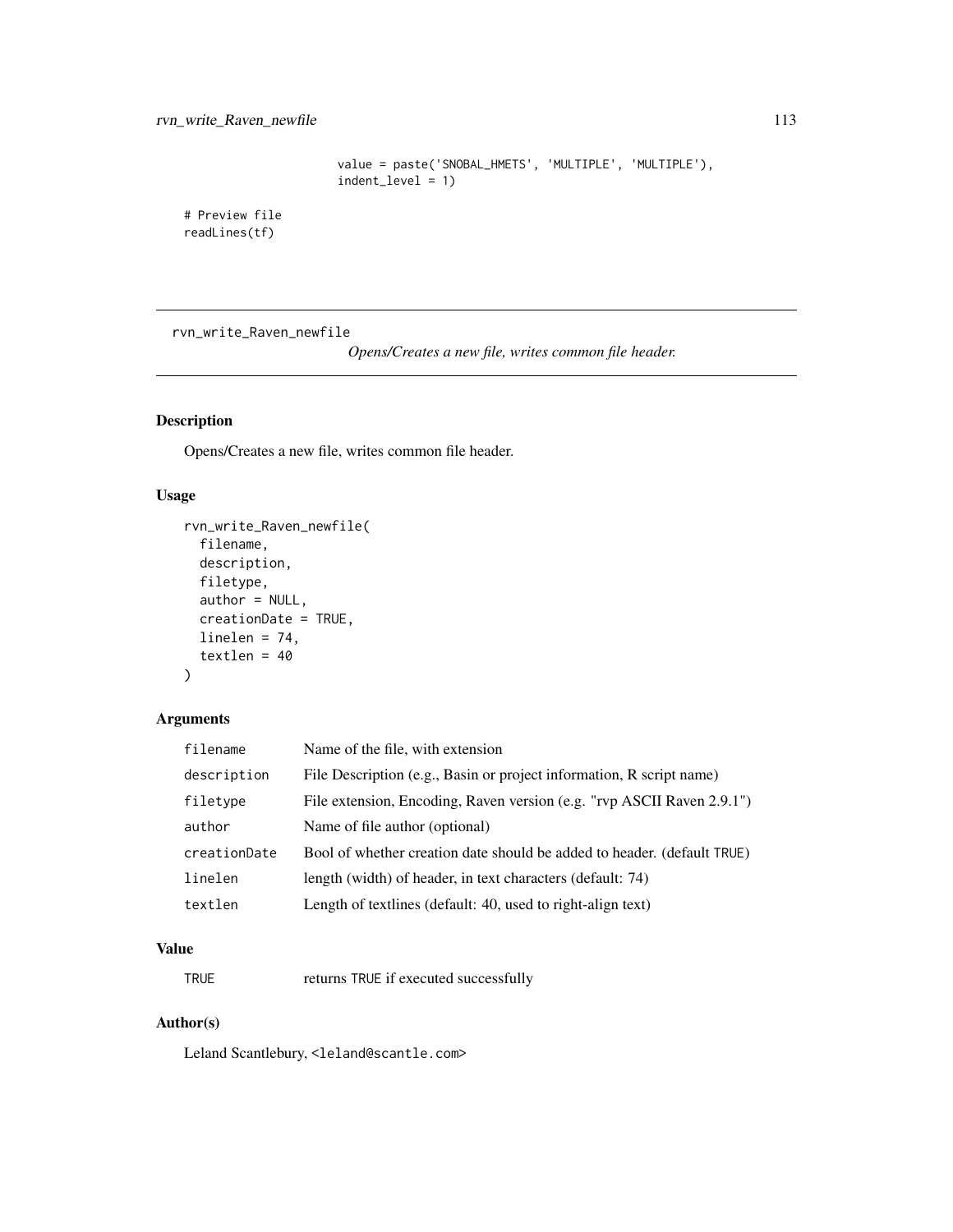```
                      value = paste('SNOBAL_HMETS', 'MULTIPLE', 'MULTIPLE'),
                      indent_level = 1)

# Preview file
readLines(tf)
```

---

## rvn_write_Raven_newfile

*Opens/Creates a new file, writes common file header.*

---

### Description

Opens/Creates a new file, writes common file header.

### Usage

```
rvn_write_Raven_newfile(
  filename,
  description,
  filetype,
  author = NULL,
  creationDate = TRUE,
  linelen = 74,
  textlen = 40
)
```

### Arguments

| | |
|---|---|
| `filename` | Name of the file, with extension |
| `description` | File Description (e.g., Basin or project information, R script name) |
| `filetype` | File extension, Encoding, Raven version (e.g. "rvp ASCII Raven 2.9.1") |
| `author` | Name of file author (optional) |
| `creationDate` | Bool of whether creation date should be added to header. (default `TRUE`) |
| `linelen` | length (width) of header, in text characters (default: 74) |
| `textlen` | Length of textlines (default: 40, used to right-align text) |

### Value

| | |
|---|---|
| `TRUE` | returns `TRUE` if executed successfully |

### Author(s)

Leland Scantlebury, `<leland@scantle.com>`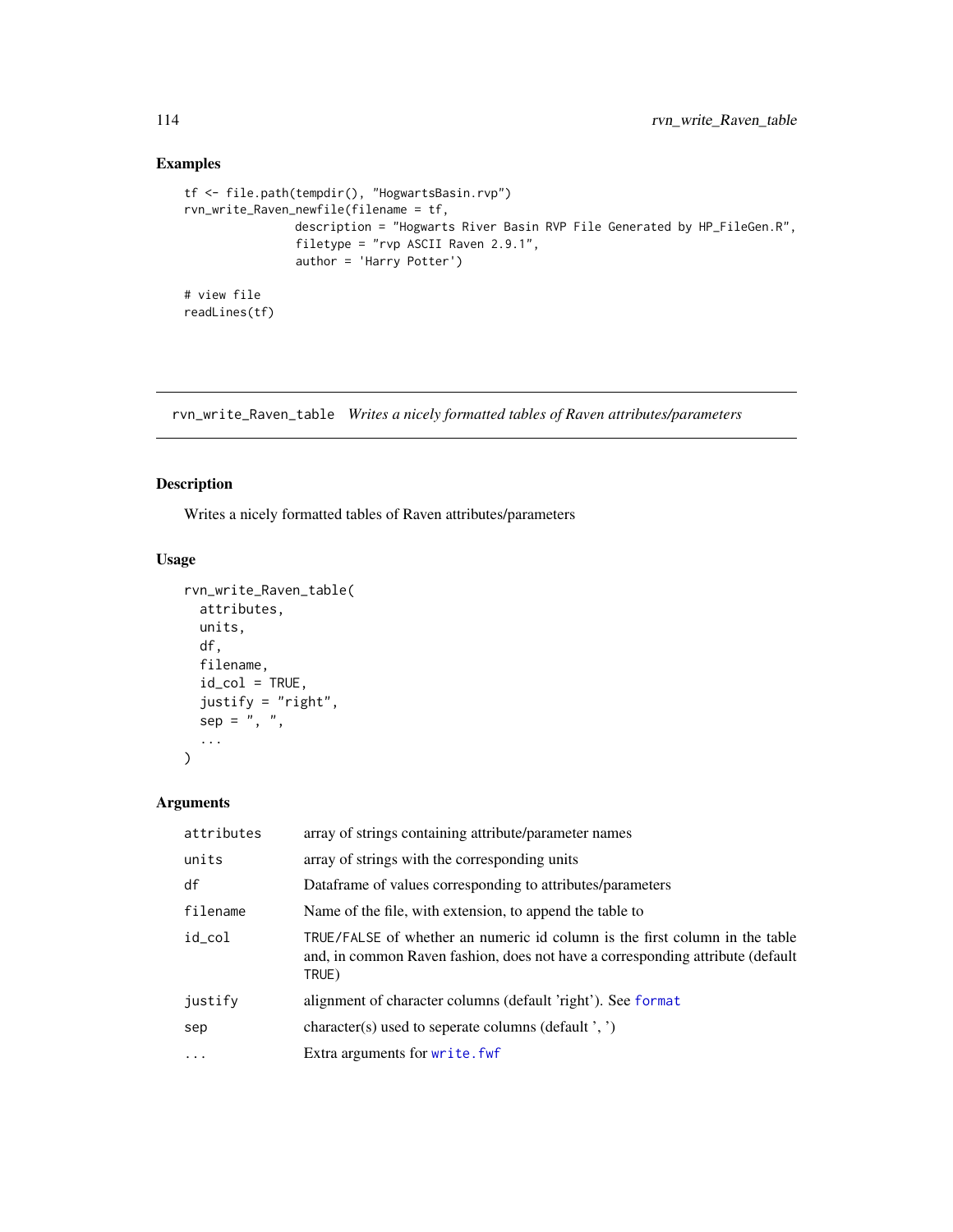## Examples

```
tf <- file.path(tempdir(), "HogwartsBasin.rvp")
rvn_write_Raven_newfile(filename = tf,
              description = "Hogwarts River Basin RVP File Generated by HP_FileGen.R",
              filetype = "rvp ASCII Raven 2.9.1",
              author = 'Harry Potter')

# view file
readLines(tf)
```

---

# rvn_write_Raven_table *Writes a nicely formatted tables of Raven attributes/parameters*

---

## Description

Writes a nicely formatted tables of Raven attributes/parameters

## Usage

```
rvn_write_Raven_table(
  attributes,
  units,
  df,
  filename,
  id_col = TRUE,
  justify = "right",
  sep = ", ",
  ...
)
```

## Arguments

| | |
|---|---|
| attributes | array of strings containing attribute/parameter names |
| units | array of strings with the corresponding units |
| df | Dataframe of values corresponding to attributes/parameters |
| filename | Name of the file, with extension, to append the table to |
| id_col | TRUE/FALSE of whether an numeric id column is the first column in the table and, in common Raven fashion, does not have a corresponding attribute (default TRUE) |
| justify | alignment of character columns (default 'right'). See format |
| sep | character(s) used to seperate columns (default ', ') |
| ... | Extra arguments for write.fwf |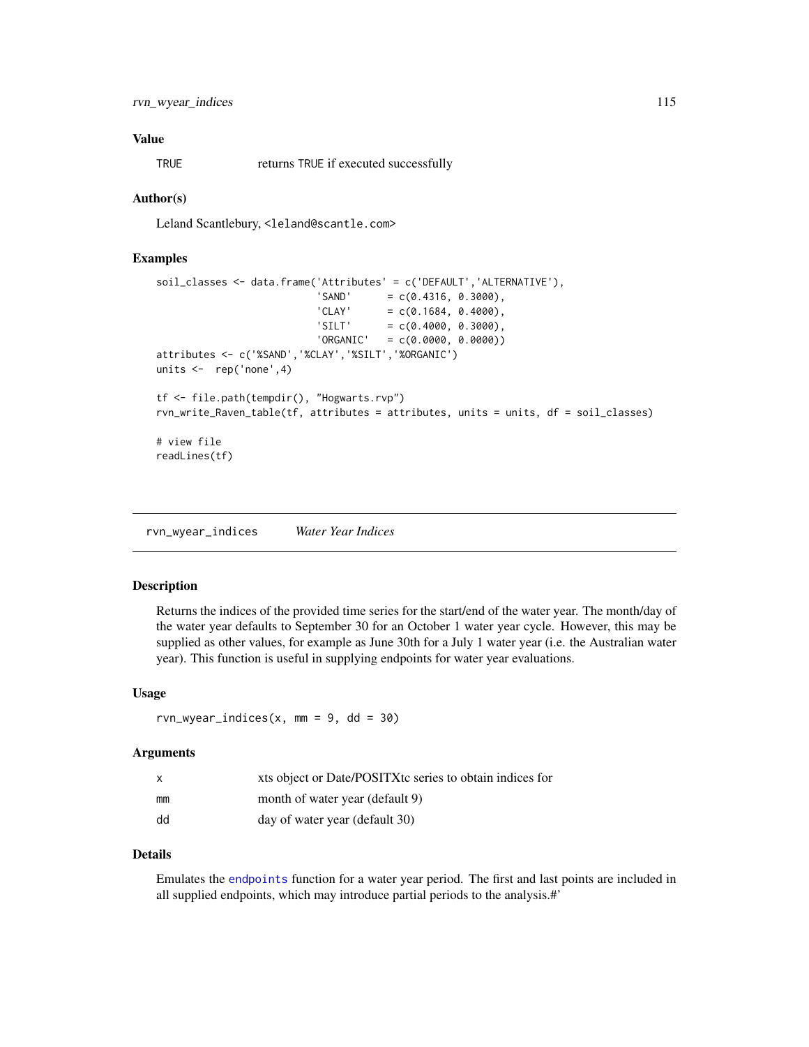### Value

| | |
|---|---|
| TRUE | returns TRUE if executed successfully |

### Author(s)

Leland Scantlebury, <leland@scantle.com>

### Examples

```
soil_classes <- data.frame('Attributes' = c('DEFAULT','ALTERNATIVE'),
                           'SAND'      = c(0.4316, 0.3000),
                           'CLAY'      = c(0.1684, 0.4000),
                           'SILT'      = c(0.4000, 0.3000),
                           'ORGANIC'   = c(0.0000, 0.0000))
attributes <- c('%SAND','%CLAY','%SILT','%ORGANIC')
units <-  rep('none',4)

tf <- file.path(tempdir(), "Hogwarts.rvp")
rvn_write_Raven_table(tf, attributes = attributes, units = units, df = soil_classes)

# view file
readLines(tf)
```

---

## rvn_wyear_indices — *Water Year Indices*

### Description

Returns the indices of the provided time series for the start/end of the water year. The month/day of the water year defaults to September 30 for an October 1 water year cycle. However, this may be supplied as other values, for example as June 30th for a July 1 water year (i.e. the Australian water year). This function is useful in supplying endpoints for water year evaluations.

### Usage

```
rvn_wyear_indices(x, mm = 9, dd = 30)
```

### Arguments

| | |
|---|---|
| x | xts object or Date/POSITXtc series to obtain indices for |
| mm | month of water year (default 9) |
| dd | day of water year (default 30) |

### Details

Emulates the endpoints function for a water year period. The first and last points are included in all supplied endpoints, which may introduce partial periods to the analysis.#'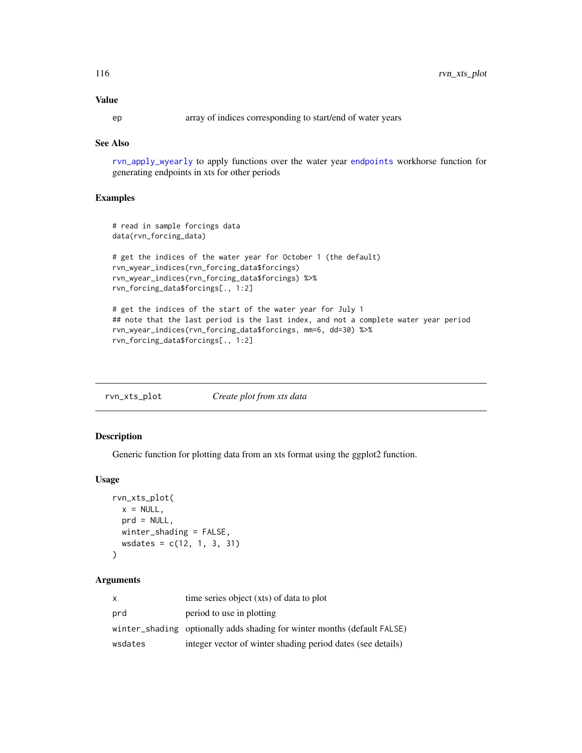### Value

| | |
|---|---|
| ep | array of indices corresponding to start/end of water years |

### See Also

rvn_apply_wyearly to apply functions over the water year endpoints workhorse function for generating endpoints in xts for other periods

### Examples

```
# read in sample forcings data
data(rvn_forcing_data)

# get the indices of the water year for October 1 (the default)
rvn_wyear_indices(rvn_forcing_data$forcings)
rvn_wyear_indices(rvn_forcing_data$forcings) %>%
rvn_forcing_data$forcings[., 1:2]

# get the indices of the start of the water year for July 1
## note that the last period is the last index, and not a complete water year period
rvn_wyear_indices(rvn_forcing_data$forcings, mm=6, dd=30) %>%
rvn_forcing_data$forcings[., 1:2]
```

---

## rvn_xts_plot — *Create plot from xts data*

### Description

Generic function for plotting data from an xts format using the ggplot2 function.

### Usage

```
rvn_xts_plot(
  x = NULL,
  prd = NULL,
  winter_shading = FALSE,
  wsdates = c(12, 1, 3, 31)
)
```

### Arguments

| | |
|---|---|
| x | time series object (xts) of data to plot |
| prd | period to use in plotting |
| winter_shading | optionally adds shading for winter months (default FALSE) |
| wsdates | integer vector of winter shading period dates (see details) |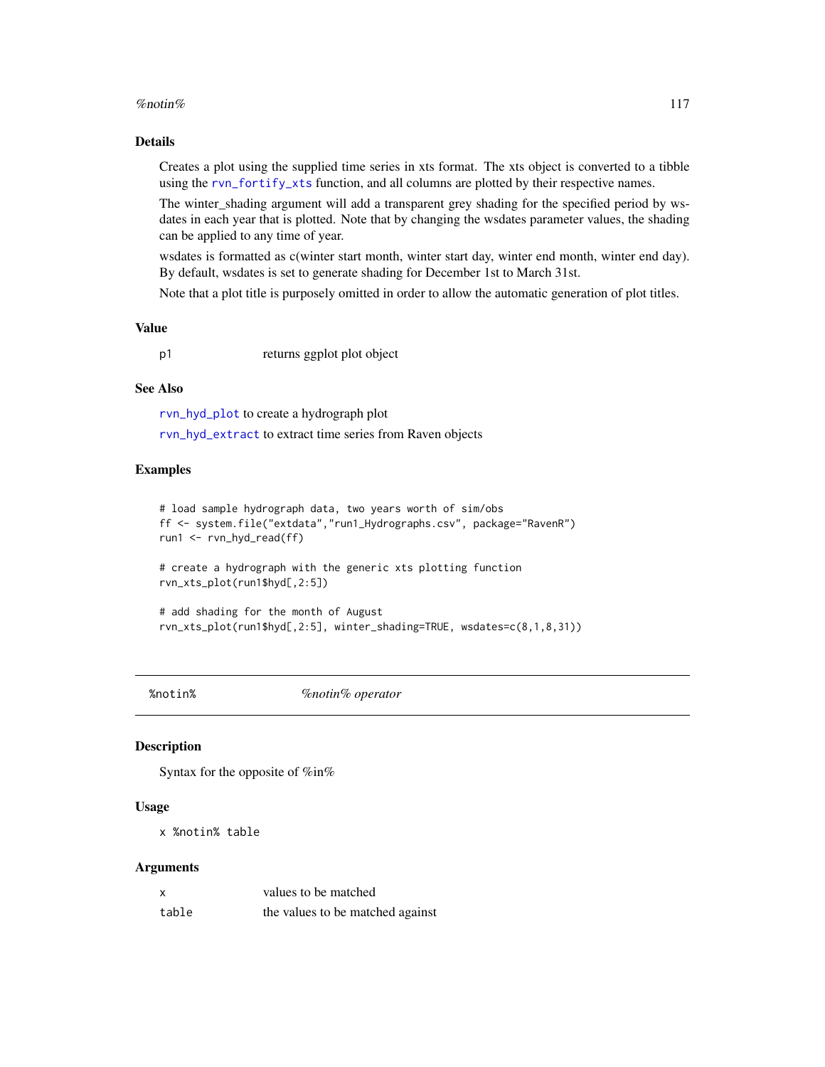### Details

Creates a plot using the supplied time series in xts format. The xts object is converted to a tibble using the rvn_fortify_xts function, and all columns are plotted by their respective names.

The winter_shading argument will add a transparent grey shading for the specified period by wsdates in each year that is plotted. Note that by changing the wsdates parameter values, the shading can be applied to any time of year.

wsdates is formatted as c(winter start month, winter start day, winter end month, winter end day). By default, wsdates is set to generate shading for December 1st to March 31st.

Note that a plot title is purposely omitted in order to allow the automatic generation of plot titles.

### Value

| | |
|---|---|
| p1 | returns ggplot plot object |

### See Also

rvn_hyd_plot to create a hydrograph plot

rvn_hyd_extract to extract time series from Raven objects

### Examples

```
# load sample hydrograph data, two years worth of sim/obs
ff <- system.file("extdata","run1_Hydrographs.csv", package="RavenR")
run1 <- rvn_hyd_read(ff)

# create a hydrograph with the generic xts plotting function
rvn_xts_plot(run1$hyd[,2:5])

# add shading for the month of August
rvn_xts_plot(run1$hyd[,2:5], winter_shading=TRUE, wsdates=c(8,1,8,31))
```

---

## %notin% &nbsp;&nbsp;&nbsp;&nbsp; *%notin% operator*

### Description

Syntax for the opposite of %in%

### Usage

```
x %notin% table
```

### Arguments

| | |
|---|---|
| x | values to be matched |
| table | the values to be matched against |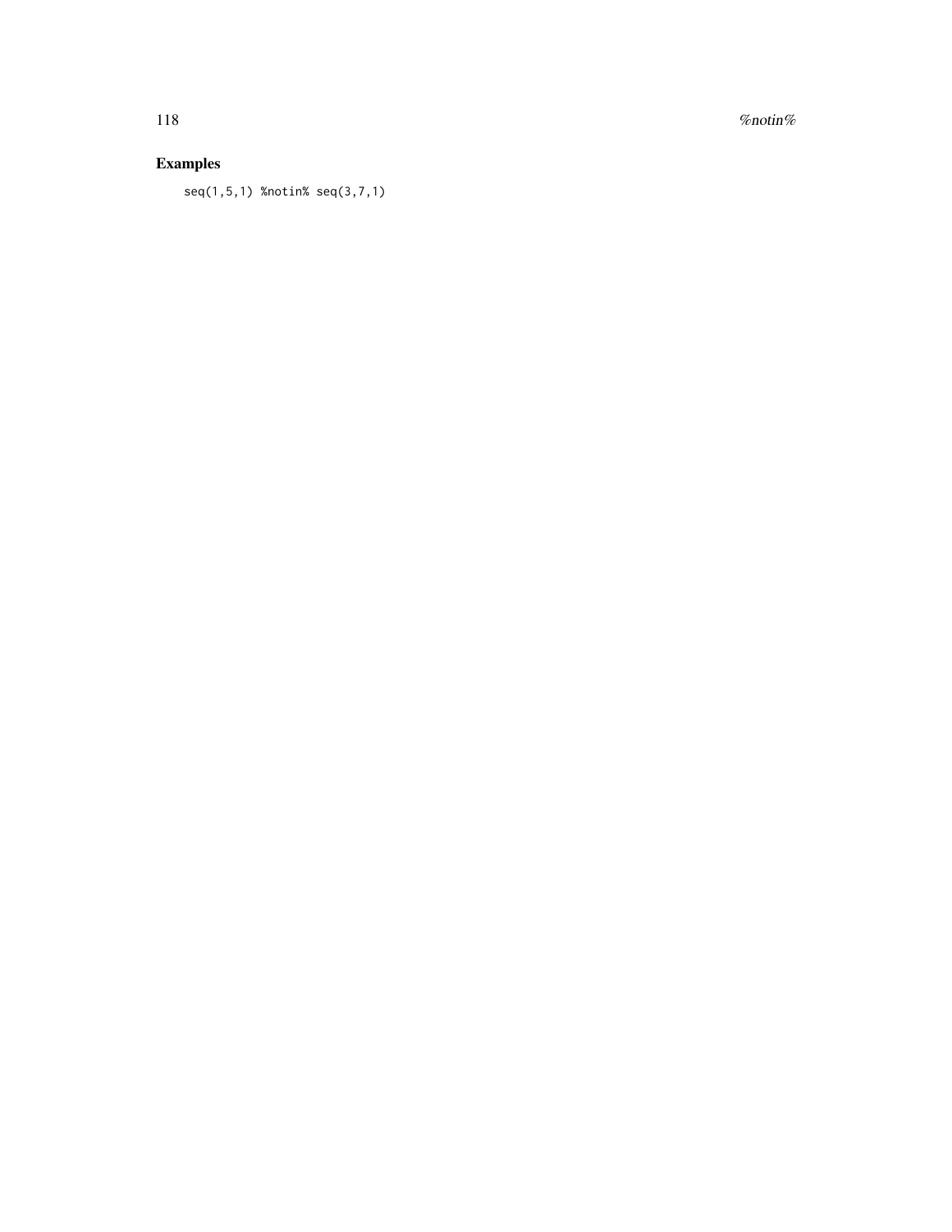## Examples

```
seq(1,5,1) %notin% seq(3,7,1)
```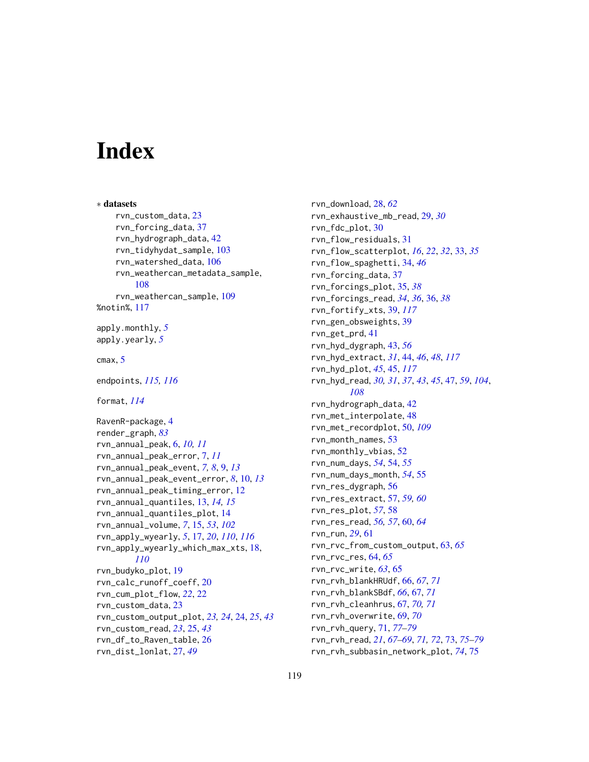# Index

∗ **datasets**

- rvn_custom_data, 23
- rvn_forcing_data, 37
- rvn_hydrograph_data, 42
- rvn_tidyhydat_sample, 103
- rvn_watershed_data, 106
- rvn_weathercan_metadata_sample, 108
- rvn_weathercan_sample, 109

%notin%, 117

apply.monthly, *5*
apply.yearly, *5*

cmax, 5

endpoints, *115, 116*

format, *114*

RavenR-package, 4
render_graph, *83*
rvn_annual_peak, 6, *10, 11*
rvn_annual_peak_error, 7, *11*
rvn_annual_peak_event, *7, 8*, 9, *13*
rvn_annual_peak_event_error, *8*, 10, *13*
rvn_annual_peak_timing_error, 12
rvn_annual_quantiles, 13, *14, 15*
rvn_annual_quantiles_plot, 14
rvn_annual_volume, *7*, 15, *53*, *102*
rvn_apply_wyearly, *5*, 17, *20*, *110*, *116*
rvn_apply_wyearly_which_max_xts, 18, *110*
rvn_budyko_plot, 19
rvn_calc_runoff_coeff, 20
rvn_cum_plot_flow, *22*, 22
rvn_custom_data, 23
rvn_custom_output_plot, *23, 24*, 24, *25*, *43*
rvn_custom_read, *23*, 25, *43*
rvn_df_to_Raven_table, 26
rvn_dist_lonlat, 27, *49*
rvn_download, 28, *62*
rvn_exhaustive_mb_read, 29, *30*
rvn_fdc_plot, 30
rvn_flow_residuals, 31
rvn_flow_scatterplot, *16*, *22*, *32*, 33, *35*
rvn_flow_spaghetti, 34, *46*
rvn_forcing_data, 37
rvn_forcings_plot, 35, *38*
rvn_forcings_read, *34*, *36*, 36, *38*
rvn_fortify_xts, 39, *117*
rvn_gen_obsweights, 39
rvn_get_prd, 41
rvn_hyd_dygraph, 43, *56*
rvn_hyd_extract, *31*, 44, *46*, *48*, *117*
rvn_hyd_plot, *45*, 45, *117*
rvn_hyd_read, *30, 31*, *37*, *43*, *45*, 47, *59*, *104*, *108*
rvn_hydrograph_data, 42
rvn_met_interpolate, 48
rvn_met_recordplot, 50, *109*
rvn_month_names, 53
rvn_monthly_vbias, 52
rvn_num_days, *54*, 54, *55*
rvn_num_days_month, *54*, 55
rvn_res_dygraph, 56
rvn_res_extract, 57, *59, 60*
rvn_res_plot, *57*, 58
rvn_res_read, *56, 57*, 60, *64*
rvn_run, *29*, 61
rvn_rvc_from_custom_output, 63, *65*
rvn_rvc_res, 64, *65*
rvn_rvc_write, *63*, 65
rvn_rvh_blankHRUdf, 66, *67*, *71*
rvn_rvh_blankSBdf, *66*, 67, *71*
rvn_rvh_cleanhrus, 67, *70, 71*
rvn_rvh_overwrite, 69, *70*
rvn_rvh_query, 71, *77–79*
rvn_rvh_read, *21*, *67–69*, *71, 72*, 73, *75–79*
rvn_rvh_subbasin_network_plot, *74*, 75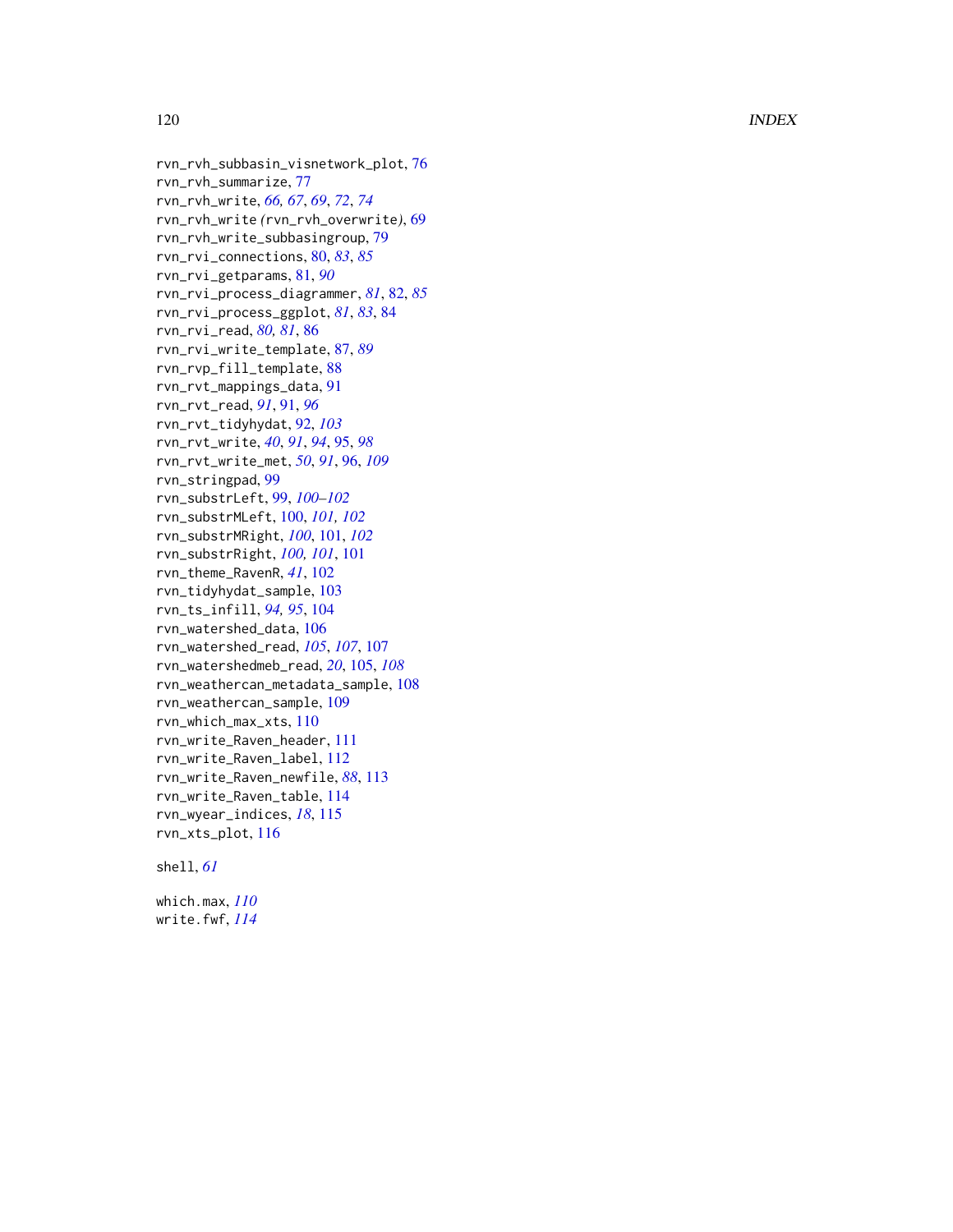rvn_rvh_subbasin_visnetwork_plot, 76
rvn_rvh_summarize, 77
rvn_rvh_write, *66, 67*, *69*, *72*, *74*
rvn_rvh_write (rvn_rvh_overwrite), 69
rvn_rvh_write_subbasingroup, 79
rvn_rvi_connections, 80, *83*, *85*
rvn_rvi_getparams, 81, *90*
rvn_rvi_process_diagrammer, *81*, 82, *85*
rvn_rvi_process_ggplot, *81*, *83*, 84
rvn_rvi_read, *80, 81*, 86
rvn_rvi_write_template, 87, *89*
rvn_rvp_fill_template, 88
rvn_rvt_mappings_data, 91
rvn_rvt_read, *91*, 91, *96*
rvn_rvt_tidyhydat, 92, *103*
rvn_rvt_write, *40*, *91*, *94*, 95, *98*
rvn_rvt_write_met, *50*, *91*, 96, *109*
rvn_stringpad, 99
rvn_substrLeft, 99, *100–102*
rvn_substrMLeft, 100, *101, 102*
rvn_substrMRight, *100*, 101, *102*
rvn_substrRight, *100, 101*, 101
rvn_theme_RavenR, *41*, 102
rvn_tidyhydat_sample, 103
rvn_ts_infill, *94, 95*, 104
rvn_watershed_data, 106
rvn_watershed_read, *105*, *107*, 107
rvn_watershedmeb_read, *20*, 105, *108*
rvn_weathercan_metadata_sample, 108
rvn_weathercan_sample, 109
rvn_which_max_xts, 110
rvn_write_Raven_header, 111
rvn_write_Raven_label, 112
rvn_write_Raven_newfile, *88*, 113
rvn_write_Raven_table, 114
rvn_wyear_indices, *18*, 115
rvn_xts_plot, 116

shell, *61*

which.max, *110*
write.fwf, *114*